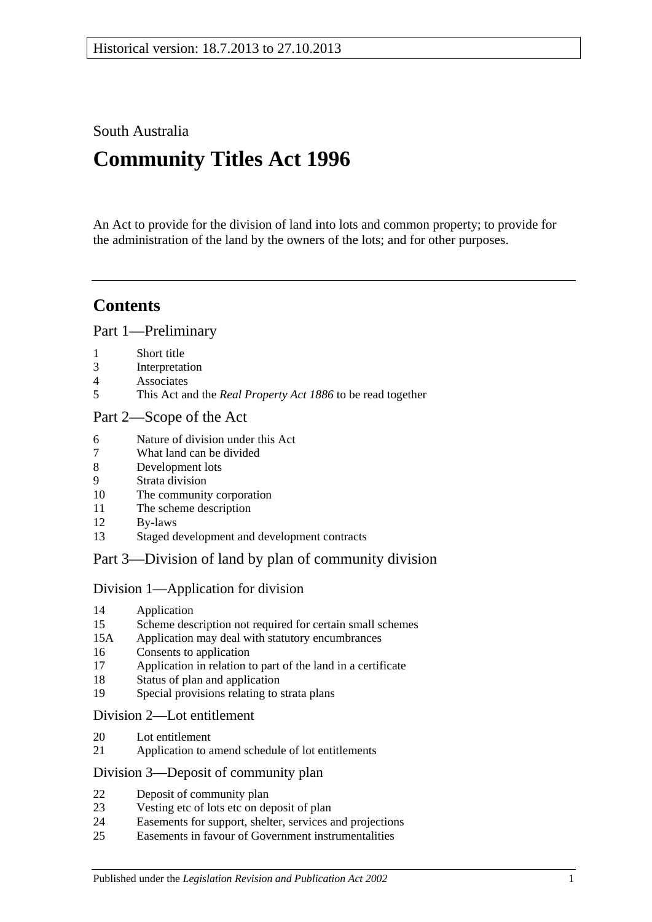Historical version: 18.7.2013 to 27.10.2013

South Australia

# Community Titles Act 1996

An Act to provide for the division of land into lots and common property; to provide for the administration of the land by the owners of the lots; and for other purposes.

## Contents

### Part 1—Preliminary

1 Short title
3 Interpretation
4 Associates
5 This Act and the *Real Property Act 1886* to be read together

### Part 2—Scope of the Act

6 Nature of division under this Act
7 What land can be divided
8 Development lots
9 Strata division
10 The community corporation
11 The scheme description
12 By-laws
13 Staged development and development contracts

### Part 3—Division of land by plan of community division

#### Division 1—Application for division

14 Application
15 Scheme description not required for certain small schemes
15A Application may deal with statutory encumbrances
16 Consents to application
17 Application in relation to part of the land in a certificate
18 Status of plan and application
19 Special provisions relating to strata plans

#### Division 2—Lot entitlement

20 Lot entitlement
21 Application to amend schedule of lot entitlements

#### Division 3—Deposit of community plan

22 Deposit of community plan
23 Vesting etc of lots etc on deposit of plan
24 Easements for support, shelter, services and projections
25 Easements in favour of Government instrumentalities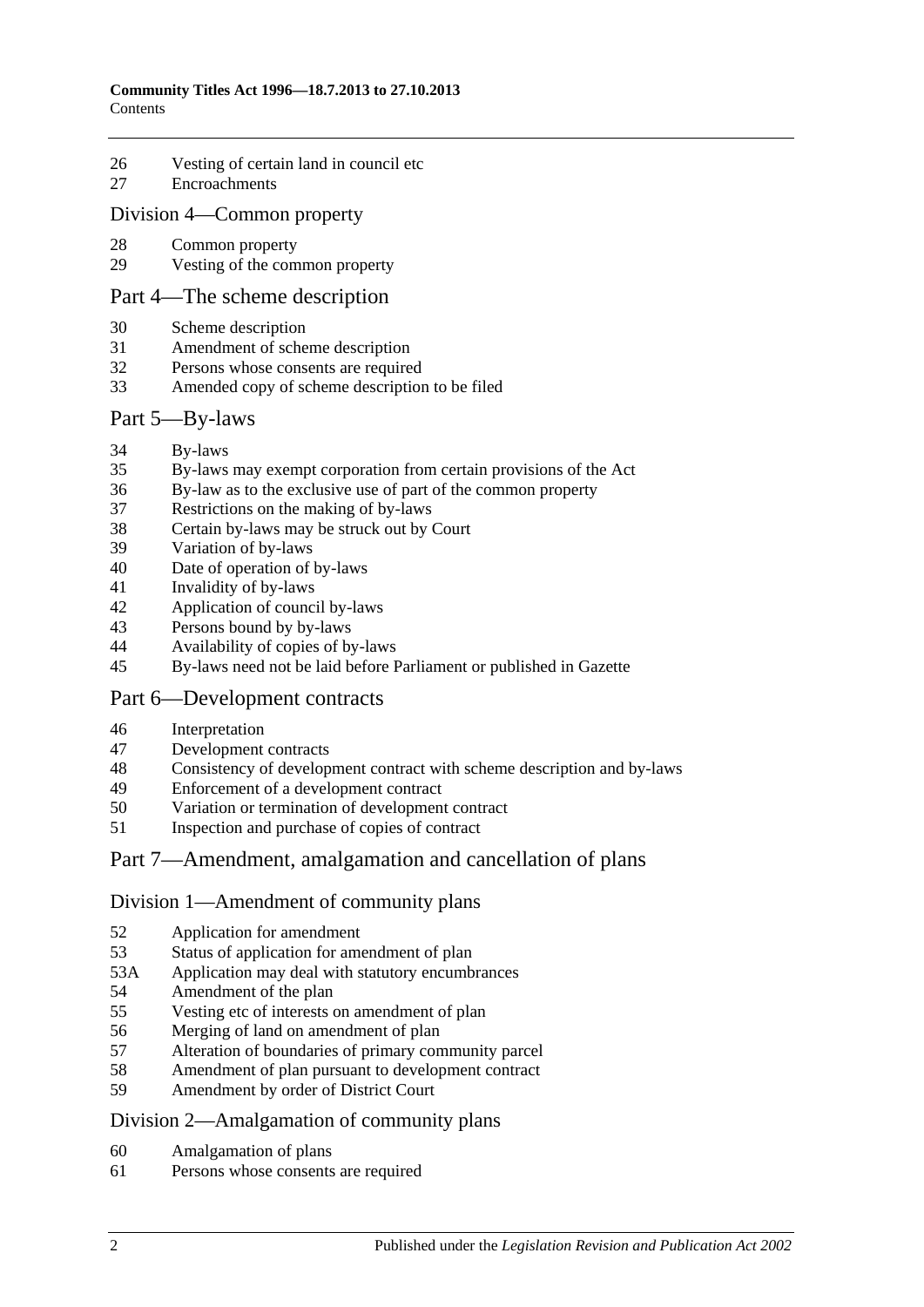26 Vesting of certain land in council etc
27 Encroachments

## Division 4—Common property

28 Common property
29 Vesting of the common property

## Part 4—The scheme description

30 Scheme description
31 Amendment of scheme description
32 Persons whose consents are required
33 Amended copy of scheme description to be filed

## Part 5—By-laws

34 By-laws
35 By-laws may exempt corporation from certain provisions of the Act
36 By-law as to the exclusive use of part of the common property
37 Restrictions on the making of by-laws
38 Certain by-laws may be struck out by Court
39 Variation of by-laws
40 Date of operation of by-laws
41 Invalidity of by-laws
42 Application of council by-laws
43 Persons bound by by-laws
44 Availability of copies of by-laws
45 By-laws need not be laid before Parliament or published in Gazette

## Part 6—Development contracts

46 Interpretation
47 Development contracts
48 Consistency of development contract with scheme description and by-laws
49 Enforcement of a development contract
50 Variation or termination of development contract
51 Inspection and purchase of copies of contract

## Part 7—Amendment, amalgamation and cancellation of plans

## Division 1—Amendment of community plans

52 Application for amendment
53 Status of application for amendment of plan
53A Application may deal with statutory encumbrances
54 Amendment of the plan
55 Vesting etc of interests on amendment of plan
56 Merging of land on amendment of plan
57 Alteration of boundaries of primary community parcel
58 Amendment of plan pursuant to development contract
59 Amendment by order of District Court

## Division 2—Amalgamation of community plans

60 Amalgamation of plans
61 Persons whose consents are required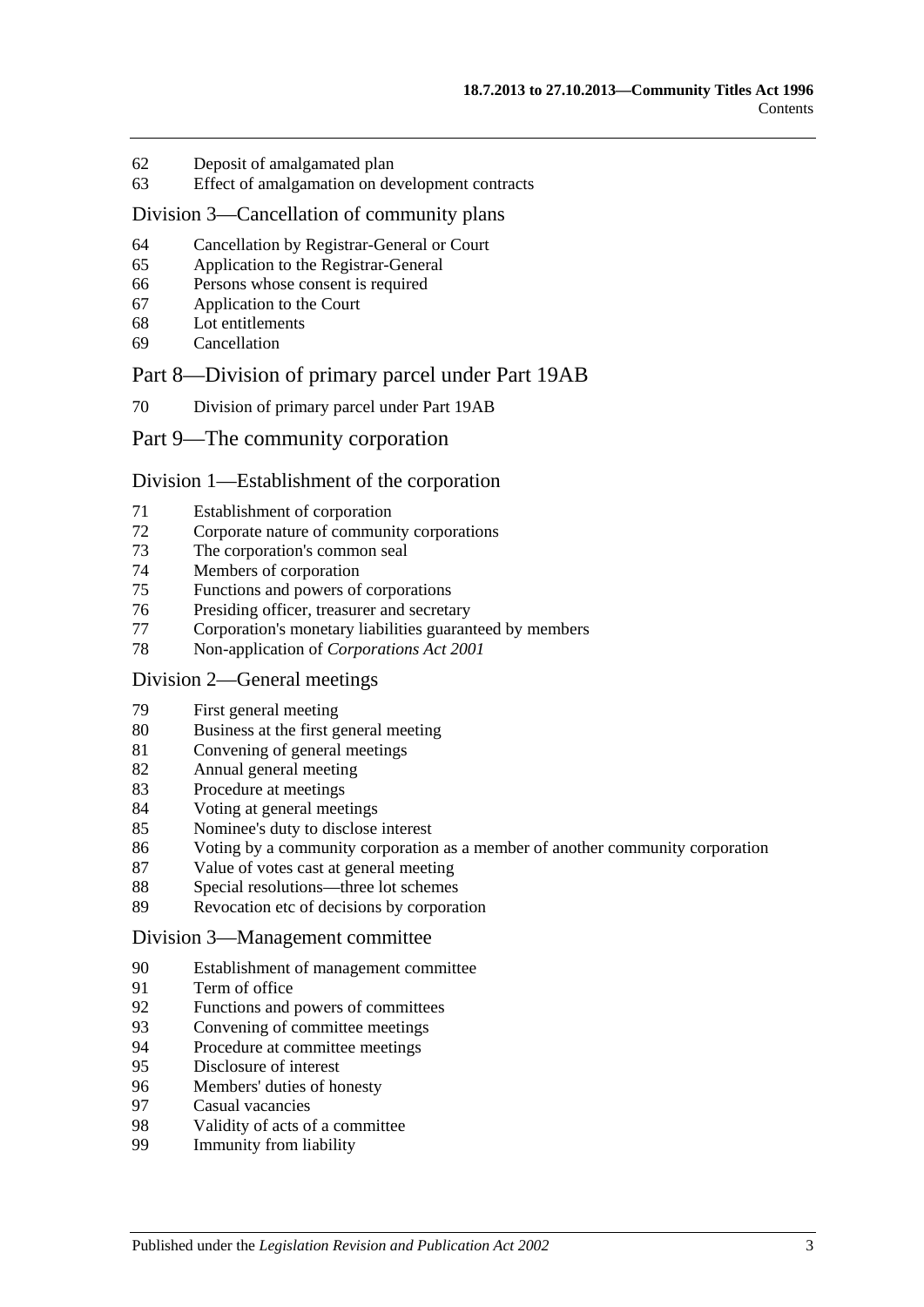62 Deposit of amalgamated plan
63 Effect of amalgamation on development contracts

## Division 3—Cancellation of community plans

64 Cancellation by Registrar-General or Court
65 Application to the Registrar-General
66 Persons whose consent is required
67 Application to the Court
68 Lot entitlements
69 Cancellation

# Part 8—Division of primary parcel under Part 19AB

70 Division of primary parcel under Part 19AB

# Part 9—The community corporation

## Division 1—Establishment of the corporation

71 Establishment of corporation
72 Corporate nature of community corporations
73 The corporation's common seal
74 Members of corporation
75 Functions and powers of corporations
76 Presiding officer, treasurer and secretary
77 Corporation's monetary liabilities guaranteed by members
78 Non-application of *Corporations Act 2001*

## Division 2—General meetings

79 First general meeting
80 Business at the first general meeting
81 Convening of general meetings
82 Annual general meeting
83 Procedure at meetings
84 Voting at general meetings
85 Nominee's duty to disclose interest
86 Voting by a community corporation as a member of another community corporation
87 Value of votes cast at general meeting
88 Special resolutions—three lot schemes
89 Revocation etc of decisions by corporation

## Division 3—Management committee

90 Establishment of management committee
91 Term of office
92 Functions and powers of committees
93 Convening of committee meetings
94 Procedure at committee meetings
95 Disclosure of interest
96 Members' duties of honesty
97 Casual vacancies
98 Validity of acts of a committee
99 Immunity from liability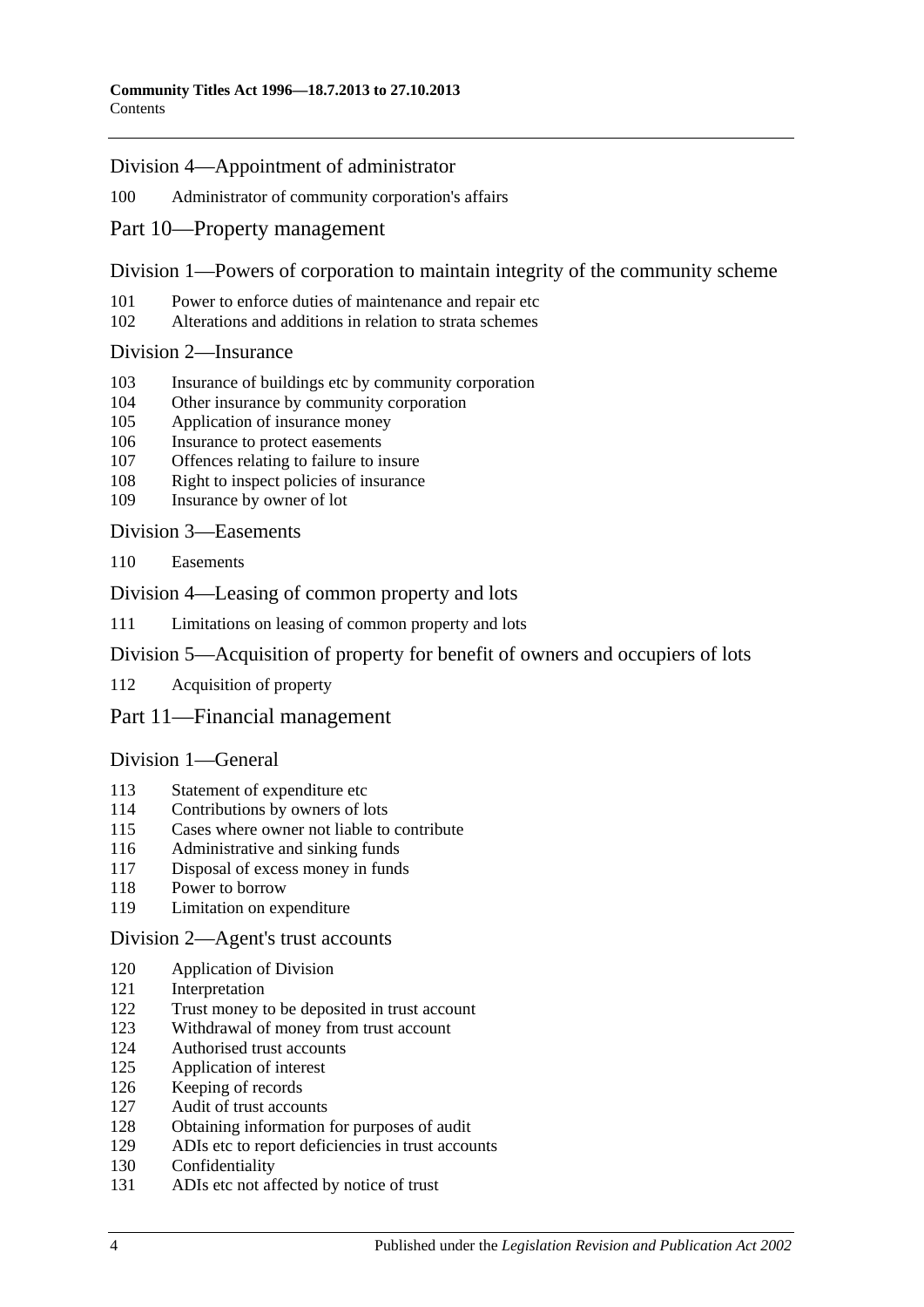## Division 4—Appointment of administrator

100 Administrator of community corporation's affairs

# Part 10—Property management

## Division 1—Powers of corporation to maintain integrity of the community scheme

101 Power to enforce duties of maintenance and repair etc
102 Alterations and additions in relation to strata schemes

## Division 2—Insurance

103 Insurance of buildings etc by community corporation
104 Other insurance by community corporation
105 Application of insurance money
106 Insurance to protect easements
107 Offences relating to failure to insure
108 Right to inspect policies of insurance
109 Insurance by owner of lot

## Division 3—Easements

110 Easements

## Division 4—Leasing of common property and lots

111 Limitations on leasing of common property and lots

## Division 5—Acquisition of property for benefit of owners and occupiers of lots

112 Acquisition of property

# Part 11—Financial management

## Division 1—General

113 Statement of expenditure etc
114 Contributions by owners of lots
115 Cases where owner not liable to contribute
116 Administrative and sinking funds
117 Disposal of excess money in funds
118 Power to borrow
119 Limitation on expenditure

## Division 2—Agent's trust accounts

120 Application of Division
121 Interpretation
122 Trust money to be deposited in trust account
123 Withdrawal of money from trust account
124 Authorised trust accounts
125 Application of interest
126 Keeping of records
127 Audit of trust accounts
128 Obtaining information for purposes of audit
129 ADIs etc to report deficiencies in trust accounts
130 Confidentiality
131 ADIs etc not affected by notice of trust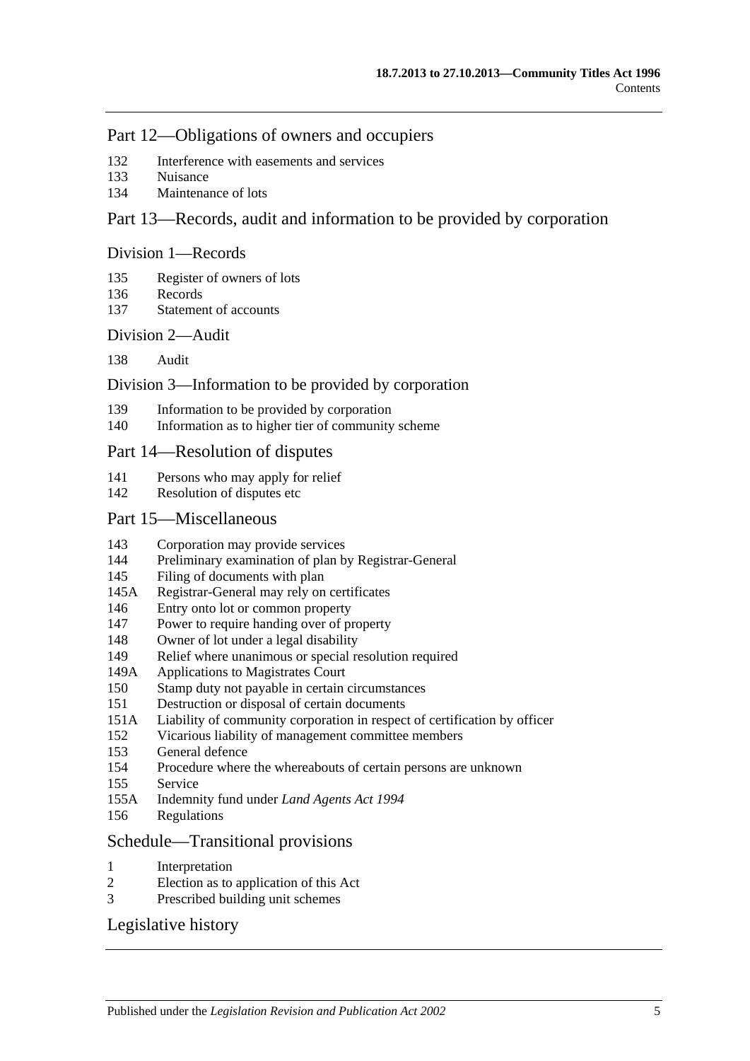## Part 12—Obligations of owners and occupiers

132 Interference with easements and services
133 Nuisance
134 Maintenance of lots

## Part 13—Records, audit and information to be provided by corporation

### Division 1—Records

135 Register of owners of lots
136 Records
137 Statement of accounts

### Division 2—Audit

138 Audit

### Division 3—Information to be provided by corporation

139 Information to be provided by corporation
140 Information as to higher tier of community scheme

## Part 14—Resolution of disputes

141 Persons who may apply for relief
142 Resolution of disputes etc

## Part 15—Miscellaneous

143 Corporation may provide services
144 Preliminary examination of plan by Registrar-General
145 Filing of documents with plan
145A Registrar-General may rely on certificates
146 Entry onto lot or common property
147 Power to require handing over of property
148 Owner of lot under a legal disability
149 Relief where unanimous or special resolution required
149A Applications to Magistrates Court
150 Stamp duty not payable in certain circumstances
151 Destruction or disposal of certain documents
151A Liability of community corporation in respect of certification by officer
152 Vicarious liability of management committee members
153 General defence
154 Procedure where the whereabouts of certain persons are unknown
155 Service
155A Indemnity fund under *Land Agents Act 1994*
156 Regulations

## Schedule—Transitional provisions

1 Interpretation
2 Election as to application of this Act
3 Prescribed building unit schemes

## Legislative history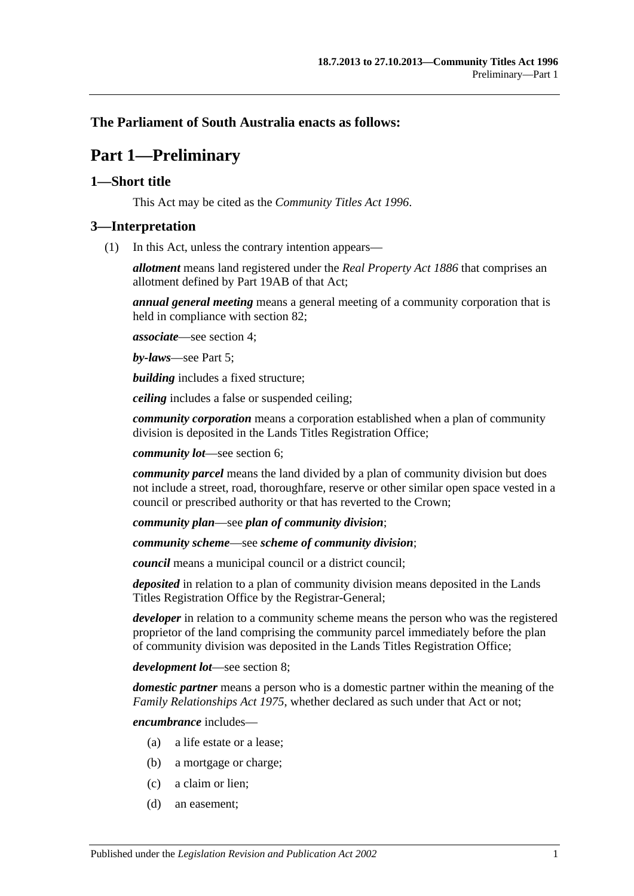## The Parliament of South Australia enacts as follows:

# Part 1—Preliminary

### 1—Short title

This Act may be cited as the *Community Titles Act 1996*.

### 3—Interpretation

(1) In this Act, unless the contrary intention appears—

***allotment*** means land registered under the *Real Property Act 1886* that comprises an allotment defined by Part 19AB of that Act;

***annual general meeting*** means a general meeting of a community corporation that is held in compliance with section 82;

***associate***—see section 4;

***by-laws***—see Part 5;

***building*** includes a fixed structure;

***ceiling*** includes a false or suspended ceiling;

***community corporation*** means a corporation established when a plan of community division is deposited in the Lands Titles Registration Office;

***community lot***—see section 6;

***community parcel*** means the land divided by a plan of community division but does not include a street, road, thoroughfare, reserve or other similar open space vested in a council or prescribed authority or that has reverted to the Crown;

***community plan***—see ***plan of community division***;

***community scheme***—see ***scheme of community division***;

***council*** means a municipal council or a district council;

***deposited*** in relation to a plan of community division means deposited in the Lands Titles Registration Office by the Registrar-General;

***developer*** in relation to a community scheme means the person who was the registered proprietor of the land comprising the community parcel immediately before the plan of community division was deposited in the Lands Titles Registration Office;

***development lot***—see section 8;

***domestic partner*** means a person who is a domestic partner within the meaning of the *Family Relationships Act 1975*, whether declared as such under that Act or not;

***encumbrance*** includes—

(a) a life estate or a lease;

(b) a mortgage or charge;

(c) a claim or lien;

(d) an easement;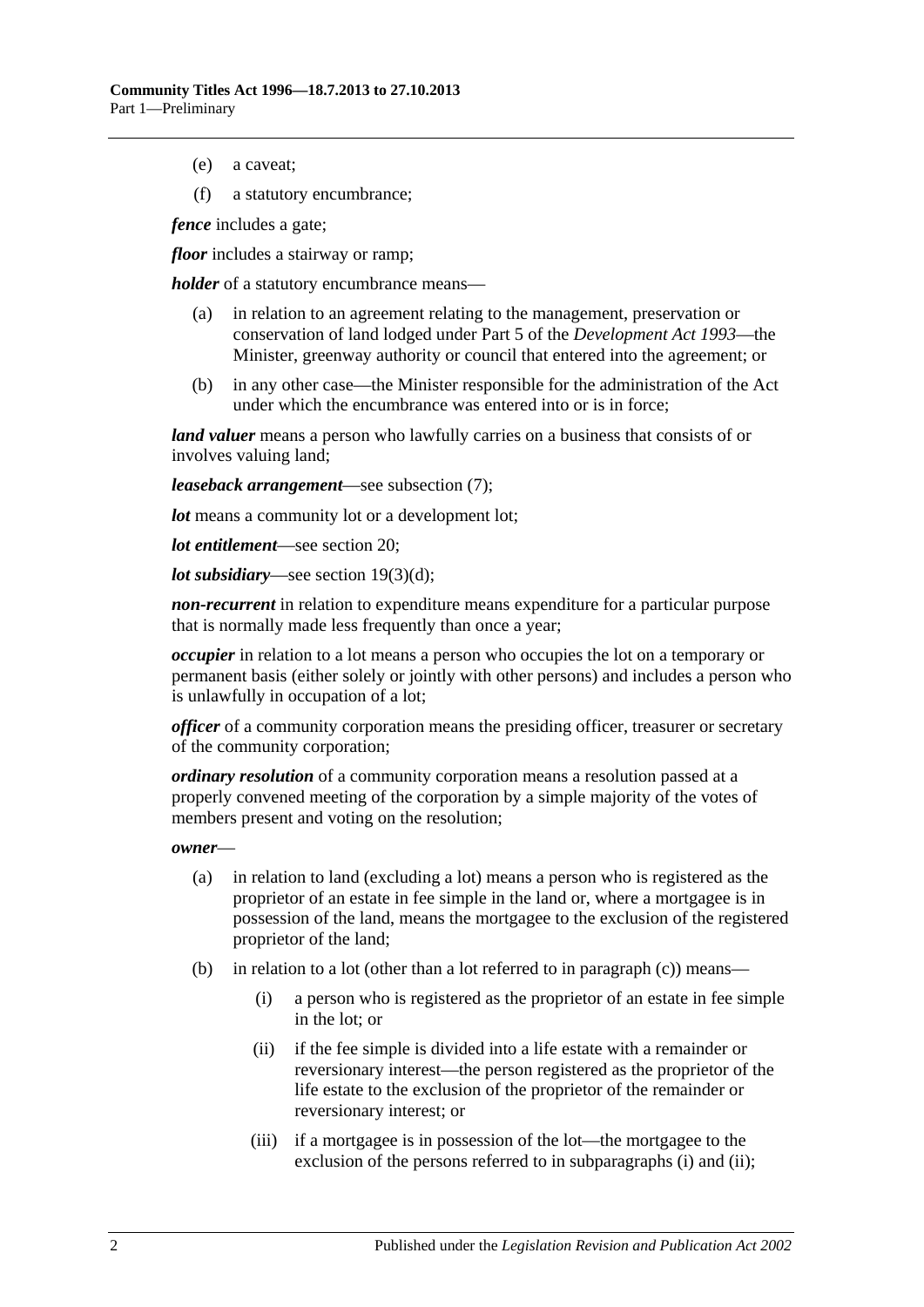(e) a caveat;

(f) a statutory encumbrance;

***fence*** includes a gate;

***floor*** includes a stairway or ramp;

***holder*** of a statutory encumbrance means—

(a) in relation to an agreement relating to the management, preservation or conservation of land lodged under Part 5 of the *Development Act 1993*—the Minister, greenway authority or council that entered into the agreement; or

(b) in any other case—the Minister responsible for the administration of the Act under which the encumbrance was entered into or is in force;

***land valuer*** means a person who lawfully carries on a business that consists of or involves valuing land;

***leaseback arrangement***—see subsection (7);

***lot*** means a community lot or a development lot;

***lot entitlement***—see section 20;

***lot subsidiary***—see section 19(3)(d);

***non-recurrent*** in relation to expenditure means expenditure for a particular purpose that is normally made less frequently than once a year;

***occupier*** in relation to a lot means a person who occupies the lot on a temporary or permanent basis (either solely or jointly with other persons) and includes a person who is unlawfully in occupation of a lot;

***officer*** of a community corporation means the presiding officer, treasurer or secretary of the community corporation;

***ordinary resolution*** of a community corporation means a resolution passed at a properly convened meeting of the corporation by a simple majority of the votes of members present and voting on the resolution;

***owner***—

(a) in relation to land (excluding a lot) means a person who is registered as the proprietor of an estate in fee simple in the land or, where a mortgagee is in possession of the land, means the mortgagee to the exclusion of the registered proprietor of the land;

(b) in relation to a lot (other than a lot referred to in paragraph (c)) means—

(i) a person who is registered as the proprietor of an estate in fee simple in the lot; or

(ii) if the fee simple is divided into a life estate with a remainder or reversionary interest—the person registered as the proprietor of the life estate to the exclusion of the proprietor of the remainder or reversionary interest; or

(iii) if a mortgagee is in possession of the lot—the mortgagee to the exclusion of the persons referred to in subparagraphs (i) and (ii);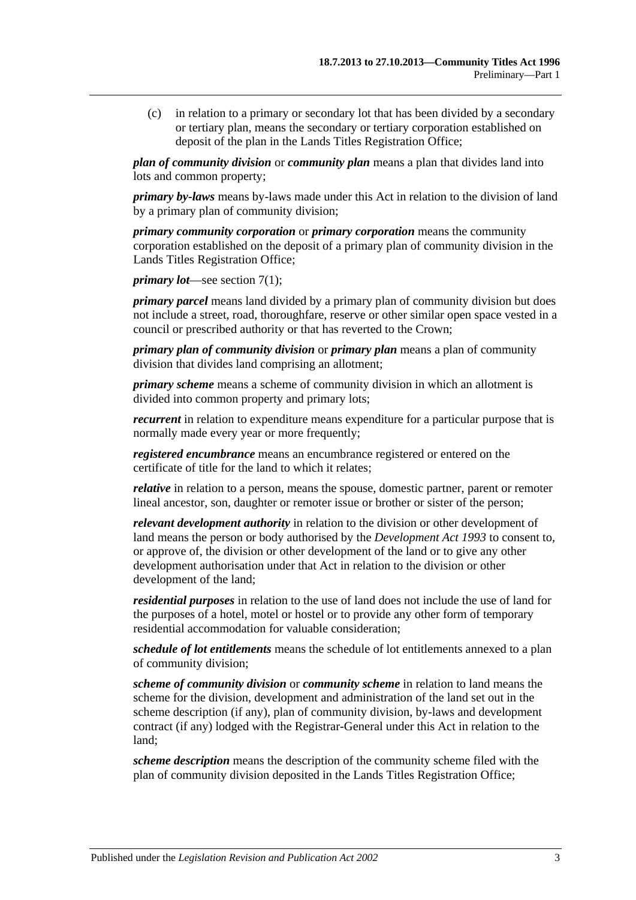(c) in relation to a primary or secondary lot that has been divided by a secondary or tertiary plan, means the secondary or tertiary corporation established on deposit of the plan in the Lands Titles Registration Office;

***plan of community division*** or ***community plan*** means a plan that divides land into lots and common property;

***primary by-laws*** means by-laws made under this Act in relation to the division of land by a primary plan of community division;

***primary community corporation*** or ***primary corporation*** means the community corporation established on the deposit of a primary plan of community division in the Lands Titles Registration Office;

***primary lot***—see section 7(1);

***primary parcel*** means land divided by a primary plan of community division but does not include a street, road, thoroughfare, reserve or other similar open space vested in a council or prescribed authority or that has reverted to the Crown;

***primary plan of community division*** or ***primary plan*** means a plan of community division that divides land comprising an allotment;

***primary scheme*** means a scheme of community division in which an allotment is divided into common property and primary lots;

***recurrent*** in relation to expenditure means expenditure for a particular purpose that is normally made every year or more frequently;

***registered encumbrance*** means an encumbrance registered or entered on the certificate of title for the land to which it relates;

***relative*** in relation to a person, means the spouse, domestic partner, parent or remoter lineal ancestor, son, daughter or remoter issue or brother or sister of the person;

***relevant development authority*** in relation to the division or other development of land means the person or body authorised by the *Development Act 1993* to consent to, or approve of, the division or other development of the land or to give any other development authorisation under that Act in relation to the division or other development of the land;

***residential purposes*** in relation to the use of land does not include the use of land for the purposes of a hotel, motel or hostel or to provide any other form of temporary residential accommodation for valuable consideration;

***schedule of lot entitlements*** means the schedule of lot entitlements annexed to a plan of community division;

***scheme of community division*** or ***community scheme*** in relation to land means the scheme for the division, development and administration of the land set out in the scheme description (if any), plan of community division, by-laws and development contract (if any) lodged with the Registrar-General under this Act in relation to the land;

***scheme description*** means the description of the community scheme filed with the plan of community division deposited in the Lands Titles Registration Office;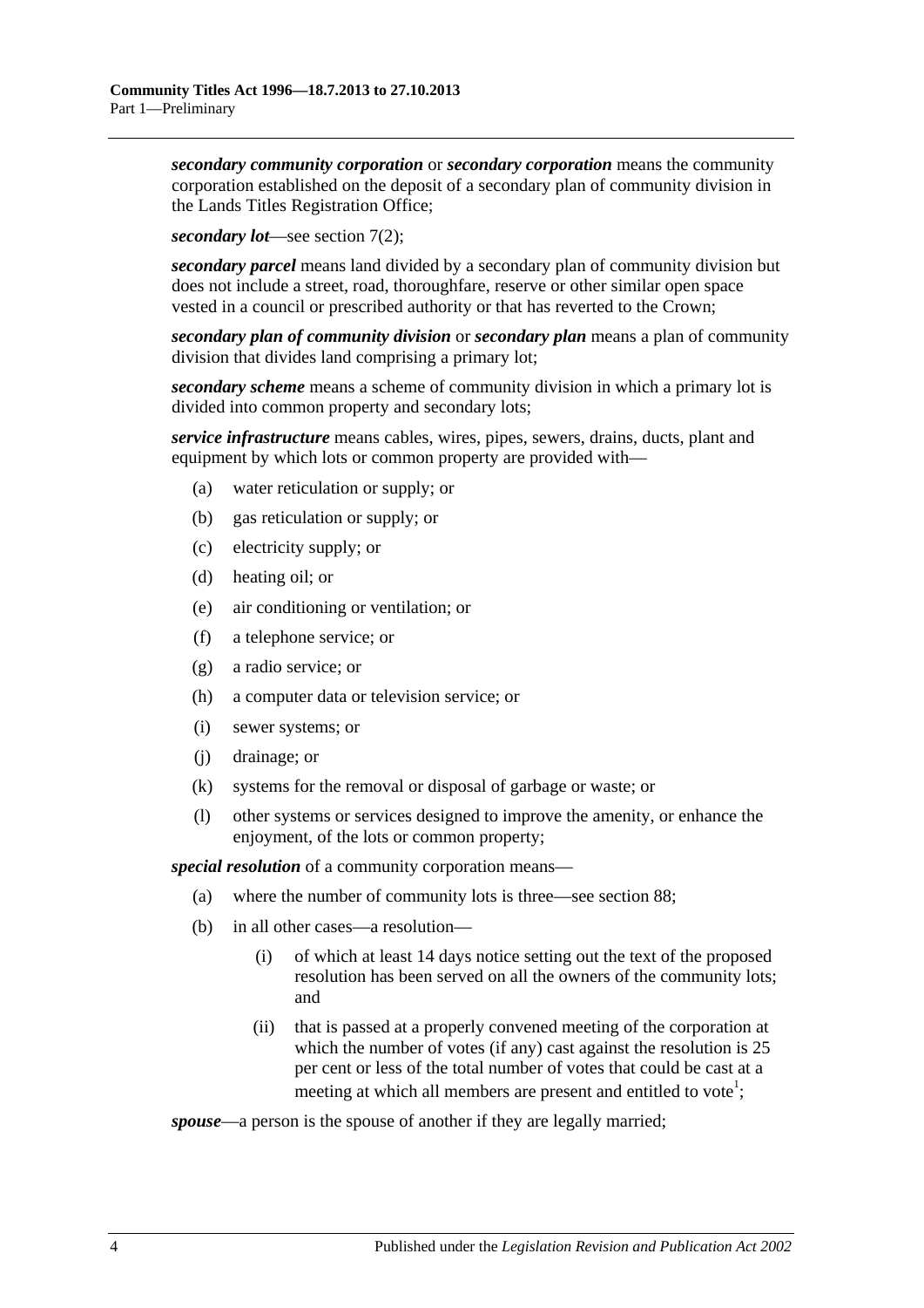***secondary community corporation*** or ***secondary corporation*** means the community corporation established on the deposit of a secondary plan of community division in the Lands Titles Registration Office;

***secondary lot***—see section 7(2);

***secondary parcel*** means land divided by a secondary plan of community division but does not include a street, road, thoroughfare, reserve or other similar open space vested in a council or prescribed authority or that has reverted to the Crown;

***secondary plan of community division*** or ***secondary plan*** means a plan of community division that divides land comprising a primary lot;

***secondary scheme*** means a scheme of community division in which a primary lot is divided into common property and secondary lots;

***service infrastructure*** means cables, wires, pipes, sewers, drains, ducts, plant and equipment by which lots or common property are provided with—

(a) water reticulation or supply; or

(b) gas reticulation or supply; or

(c) electricity supply; or

(d) heating oil; or

(e) air conditioning or ventilation; or

(f) a telephone service; or

(g) a radio service; or

(h) a computer data or television service; or

(i) sewer systems; or

(j) drainage; or

(k) systems for the removal or disposal of garbage or waste; or

(l) other systems or services designed to improve the amenity, or enhance the enjoyment, of the lots or common property;

***special resolution*** of a community corporation means—

(a) where the number of community lots is three—see section 88;

(b) in all other cases—a resolution—

(i) of which at least 14 days notice setting out the text of the proposed resolution has been served on all the owners of the community lots; and

(ii) that is passed at a properly convened meeting of the corporation at which the number of votes (if any) cast against the resolution is 25 per cent or less of the total number of votes that could be cast at a meeting at which all members are present and entitled to vote[1];

***spouse***—a person is the spouse of another if they are legally married;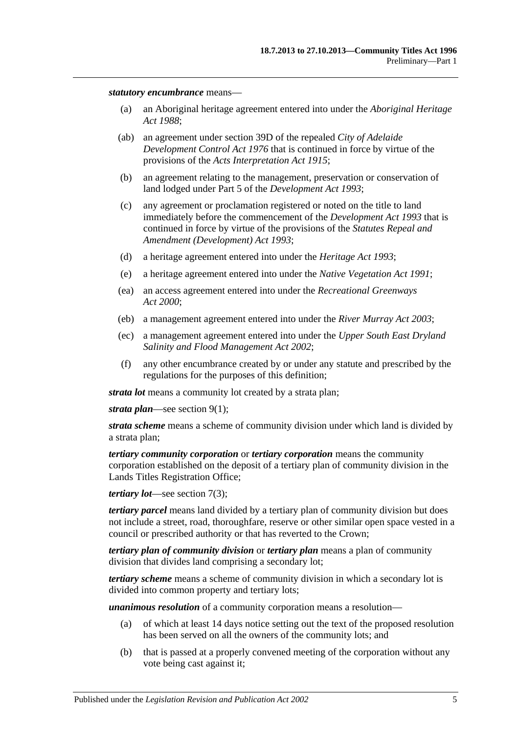***statutory encumbrance*** means—

(a) an Aboriginal heritage agreement entered into under the *Aboriginal Heritage Act 1988*;

(ab) an agreement under section 39D of the repealed *City of Adelaide Development Control Act 1976* that is continued in force by virtue of the provisions of the *Acts Interpretation Act 1915*;

(b) an agreement relating to the management, preservation or conservation of land lodged under Part 5 of the *Development Act 1993*;

(c) any agreement or proclamation registered or noted on the title to land immediately before the commencement of the *Development Act 1993* that is continued in force by virtue of the provisions of the *Statutes Repeal and Amendment (Development) Act 1993*;

(d) a heritage agreement entered into under the *Heritage Act 1993*;

(e) a heritage agreement entered into under the *Native Vegetation Act 1991*;

(ea) an access agreement entered into under the *Recreational Greenways Act 2000*;

(eb) a management agreement entered into under the *River Murray Act 2003*;

(ec) a management agreement entered into under the *Upper South East Dryland Salinity and Flood Management Act 2002*;

(f) any other encumbrance created by or under any statute and prescribed by the regulations for the purposes of this definition;

***strata lot*** means a community lot created by a strata plan;

***strata plan***—see section 9(1);

***strata scheme*** means a scheme of community division under which land is divided by a strata plan;

***tertiary community corporation*** or ***tertiary corporation*** means the community corporation established on the deposit of a tertiary plan of community division in the Lands Titles Registration Office;

***tertiary lot***—see section 7(3);

***tertiary parcel*** means land divided by a tertiary plan of community division but does not include a street, road, thoroughfare, reserve or other similar open space vested in a council or prescribed authority or that has reverted to the Crown;

***tertiary plan of community division*** or ***tertiary plan*** means a plan of community division that divides land comprising a secondary lot;

***tertiary scheme*** means a scheme of community division in which a secondary lot is divided into common property and tertiary lots;

***unanimous resolution*** of a community corporation means a resolution—

(a) of which at least 14 days notice setting out the text of the proposed resolution has been served on all the owners of the community lots; and

(b) that is passed at a properly convened meeting of the corporation without any vote being cast against it;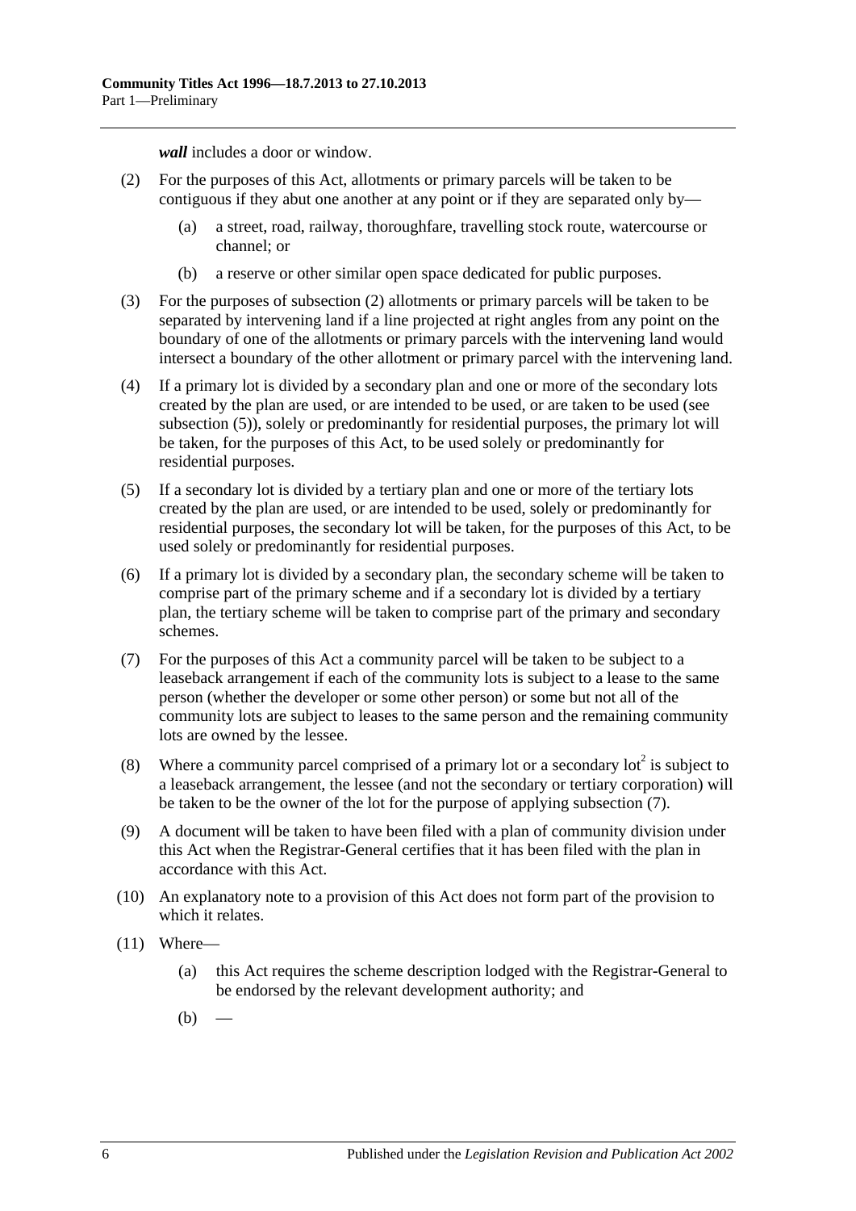***wall*** includes a door or window.

(2) For the purposes of this Act, allotments or primary parcels will be taken to be contiguous if they abut one another at any point or if they are separated only by—

(a) a street, road, railway, thoroughfare, travelling stock route, watercourse or channel; or

(b) a reserve or other similar open space dedicated for public purposes.

(3) For the purposes of subsection (2) allotments or primary parcels will be taken to be separated by intervening land if a line projected at right angles from any point on the boundary of one of the allotments or primary parcels with the intervening land would intersect a boundary of the other allotment or primary parcel with the intervening land.

(4) If a primary lot is divided by a secondary plan and one or more of the secondary lots created by the plan are used, or are intended to be used, or are taken to be used (see subsection (5)), solely or predominantly for residential purposes, the primary lot will be taken, for the purposes of this Act, to be used solely or predominantly for residential purposes.

(5) If a secondary lot is divided by a tertiary plan and one or more of the tertiary lots created by the plan are used, or are intended to be used, solely or predominantly for residential purposes, the secondary lot will be taken, for the purposes of this Act, to be used solely or predominantly for residential purposes.

(6) If a primary lot is divided by a secondary plan, the secondary scheme will be taken to comprise part of the primary scheme and if a secondary lot is divided by a tertiary plan, the tertiary scheme will be taken to comprise part of the primary and secondary schemes.

(7) For the purposes of this Act a community parcel will be taken to be subject to a leaseback arrangement if each of the community lots is subject to a lease to the same person (whether the developer or some other person) or some but not all of the community lots are subject to leases to the same person and the remaining community lots are owned by the lessee.

(8) Where a community parcel comprised of a primary lot or a secondary lot[2] is subject to a leaseback arrangement, the lessee (and not the secondary or tertiary corporation) will be taken to be the owner of the lot for the purpose of applying subsection (7).

(9) A document will be taken to have been filed with a plan of community division under this Act when the Registrar-General certifies that it has been filed with the plan in accordance with this Act.

(10) An explanatory note to a provision of this Act does not form part of the provision to which it relates.

(11) Where—

(a) this Act requires the scheme description lodged with the Registrar-General to be endorsed by the relevant development authority; and

(b) —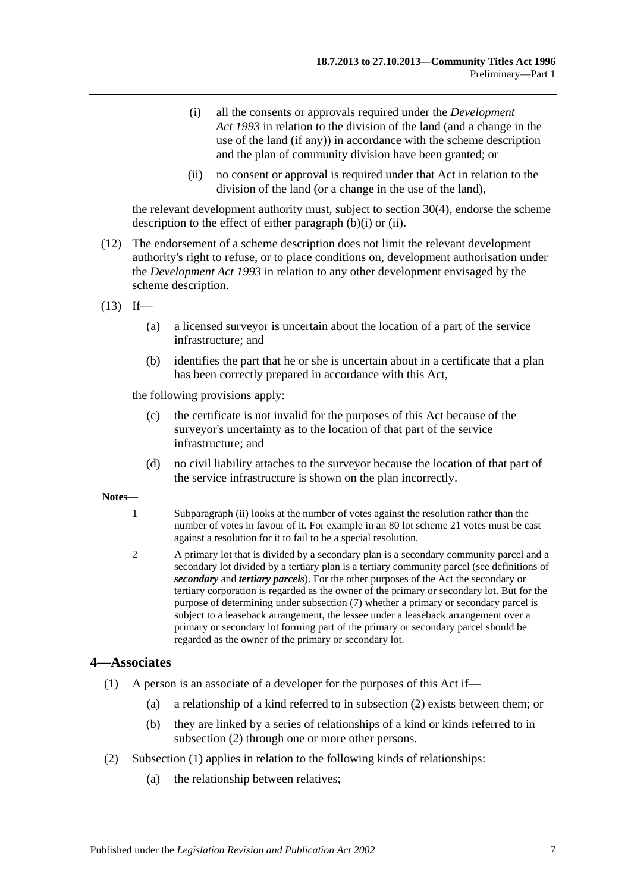(i) all the consents or approvals required under the *Development Act 1993* in relation to the division of the land (and a change in the use of the land (if any)) in accordance with the scheme description and the plan of community division have been granted; or

(ii) no consent or approval is required under that Act in relation to the division of the land (or a change in the use of the land),

the relevant development authority must, subject to section 30(4), endorse the scheme description to the effect of either paragraph (b)(i) or (ii).

(12) The endorsement of a scheme description does not limit the relevant development authority's right to refuse, or to place conditions on, development authorisation under the *Development Act 1993* in relation to any other development envisaged by the scheme description.

(13) If—

(a) a licensed surveyor is uncertain about the location of a part of the service infrastructure; and

(b) identifies the part that he or she is uncertain about in a certificate that a plan has been correctly prepared in accordance with this Act,

the following provisions apply:

(c) the certificate is not invalid for the purposes of this Act because of the surveyor's uncertainty as to the location of that part of the service infrastructure; and

(d) no civil liability attaches to the surveyor because the location of that part of the service infrastructure is shown on the plan incorrectly.

**Notes—**

1 Subparagraph (ii) looks at the number of votes against the resolution rather than the number of votes in favour of it. For example in an 80 lot scheme 21 votes must be cast against a resolution for it to fail to be a special resolution.

2 A primary lot that is divided by a secondary plan is a secondary community parcel and a secondary lot divided by a tertiary plan is a tertiary community parcel (see definitions of ***secondary*** and ***tertiary parcels***). For the other purposes of the Act the secondary or tertiary corporation is regarded as the owner of the primary or secondary lot. But for the purpose of determining under subsection (7) whether a primary or secondary parcel is subject to a leaseback arrangement, the lessee under a leaseback arrangement over a primary or secondary lot forming part of the primary or secondary parcel should be regarded as the owner of the primary or secondary lot.

## 4—Associates

(1) A person is an associate of a developer for the purposes of this Act if—

(a) a relationship of a kind referred to in subsection (2) exists between them; or

(b) they are linked by a series of relationships of a kind or kinds referred to in subsection (2) through one or more other persons.

(2) Subsection (1) applies in relation to the following kinds of relationships:

(a) the relationship between relatives;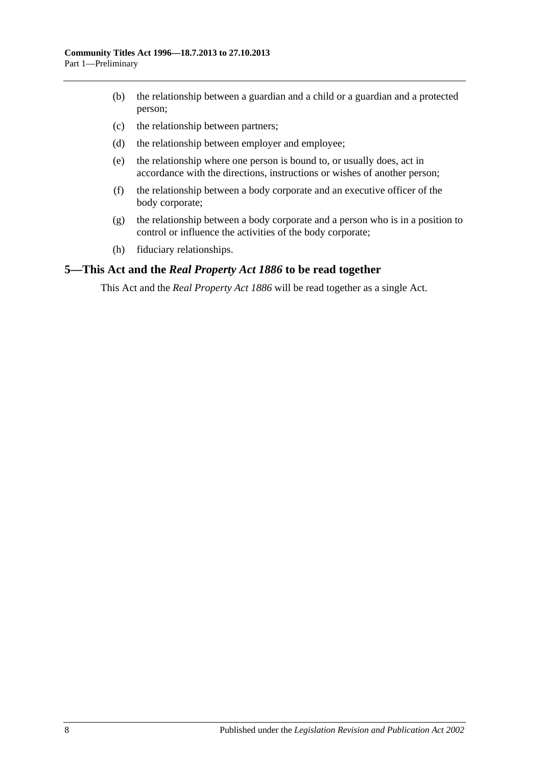(b) the relationship between a guardian and a child or a guardian and a protected person;

(c) the relationship between partners;

(d) the relationship between employer and employee;

(e) the relationship where one person is bound to, or usually does, act in accordance with the directions, instructions or wishes of another person;

(f) the relationship between a body corporate and an executive officer of the body corporate;

(g) the relationship between a body corporate and a person who is in a position to control or influence the activities of the body corporate;

(h) fiduciary relationships.

## 5—This Act and the *Real Property Act 1886* to be read together

This Act and the *Real Property Act 1886* will be read together as a single Act.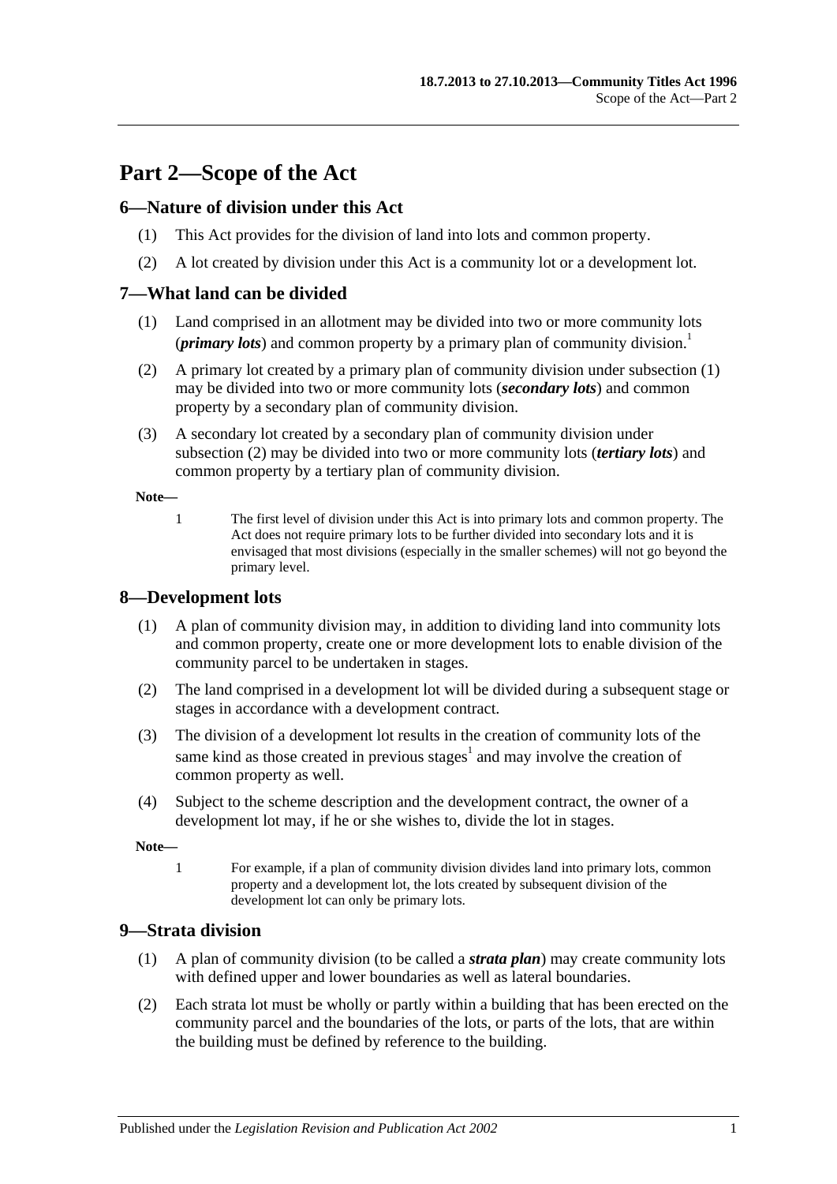# Part 2—Scope of the Act

## 6—Nature of division under this Act

(1) This Act provides for the division of land into lots and common property.

(2) A lot created by division under this Act is a community lot or a development lot.

## 7—What land can be divided

(1) Land comprised in an allotment may be divided into two or more community lots (***primary lots***) and common property by a primary plan of community division.[1]

(2) A primary lot created by a primary plan of community division under subsection (1) may be divided into two or more community lots (***secondary lots***) and common property by a secondary plan of community division.

(3) A secondary lot created by a secondary plan of community division under subsection (2) may be divided into two or more community lots (***tertiary lots***) and common property by a tertiary plan of community division.

**Note—**

1 The first level of division under this Act is into primary lots and common property. The Act does not require primary lots to be further divided into secondary lots and it is envisaged that most divisions (especially in the smaller schemes) will not go beyond the primary level.

## 8—Development lots

(1) A plan of community division may, in addition to dividing land into community lots and common property, create one or more development lots to enable division of the community parcel to be undertaken in stages.

(2) The land comprised in a development lot will be divided during a subsequent stage or stages in accordance with a development contract.

(3) The division of a development lot results in the creation of community lots of the same kind as those created in previous stages[1] and may involve the creation of common property as well.

(4) Subject to the scheme description and the development contract, the owner of a development lot may, if he or she wishes to, divide the lot in stages.

**Note—**

1 For example, if a plan of community division divides land into primary lots, common property and a development lot, the lots created by subsequent division of the development lot can only be primary lots.

## 9—Strata division

(1) A plan of community division (to be called a ***strata plan***) may create community lots with defined upper and lower boundaries as well as lateral boundaries.

(2) Each strata lot must be wholly or partly within a building that has been erected on the community parcel and the boundaries of the lots, or parts of the lots, that are within the building must be defined by reference to the building.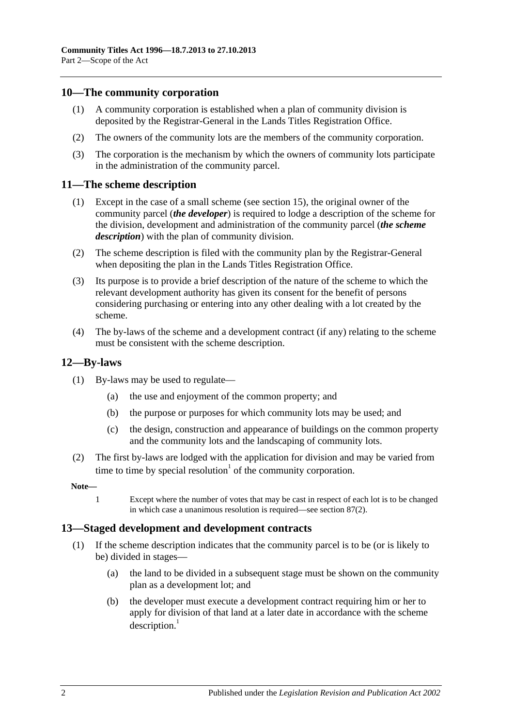## 10—The community corporation

(1) A community corporation is established when a plan of community division is deposited by the Registrar-General in the Lands Titles Registration Office.

(2) The owners of the community lots are the members of the community corporation.

(3) The corporation is the mechanism by which the owners of community lots participate in the administration of the community parcel.

## 11—The scheme description

(1) Except in the case of a small scheme (see section 15), the original owner of the community parcel (***the developer***) is required to lodge a description of the scheme for the division, development and administration of the community parcel (***the scheme description***) with the plan of community division.

(2) The scheme description is filed with the community plan by the Registrar-General when depositing the plan in the Lands Titles Registration Office.

(3) Its purpose is to provide a brief description of the nature of the scheme to which the relevant development authority has given its consent for the benefit of persons considering purchasing or entering into any other dealing with a lot created by the scheme.

(4) The by-laws of the scheme and a development contract (if any) relating to the scheme must be consistent with the scheme description.

## 12—By-laws

(1) By-laws may be used to regulate—

(a) the use and enjoyment of the common property; and

(b) the purpose or purposes for which community lots may be used; and

(c) the design, construction and appearance of buildings on the common property and the community lots and the landscaping of community lots.

(2) The first by-laws are lodged with the application for division and may be varied from time to time by special resolution[1] of the community corporation.

**Note—**

1 Except where the number of votes that may be cast in respect of each lot is to be changed in which case a unanimous resolution is required—see section 87(2).

## 13—Staged development and development contracts

(1) If the scheme description indicates that the community parcel is to be (or is likely to be) divided in stages—

(a) the land to be divided in a subsequent stage must be shown on the community plan as a development lot; and

(b) the developer must execute a development contract requiring him or her to apply for division of that land at a later date in accordance with the scheme description.[1]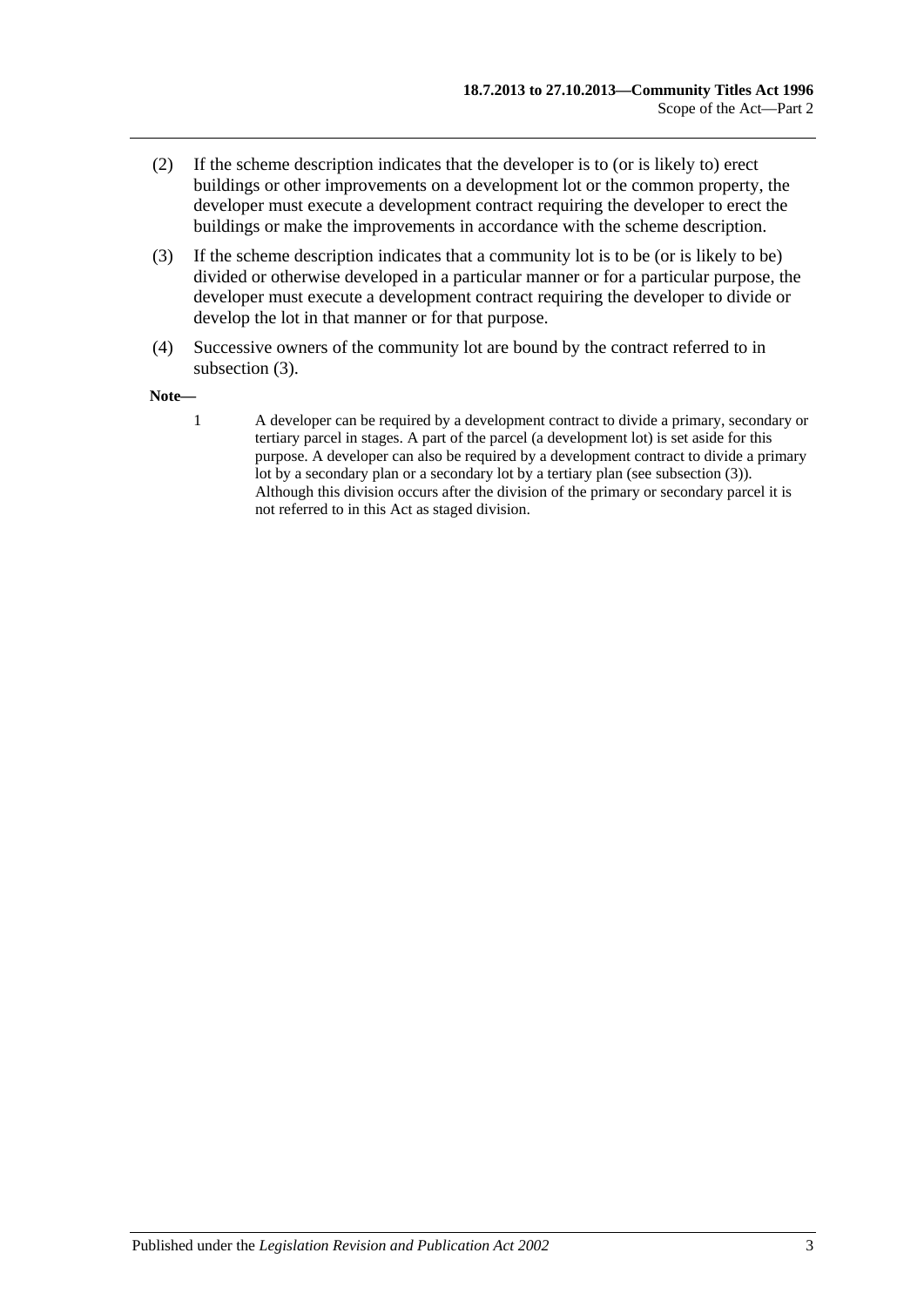(2) If the scheme description indicates that the developer is to (or is likely to) erect buildings or other improvements on a development lot or the common property, the developer must execute a development contract requiring the developer to erect the buildings or make the improvements in accordance with the scheme description.

(3) If the scheme description indicates that a community lot is to be (or is likely to be) divided or otherwise developed in a particular manner or for a particular purpose, the developer must execute a development contract requiring the developer to divide or develop the lot in that manner or for that purpose.

(4) Successive owners of the community lot are bound by the contract referred to in subsection (3).

**Note—**

1 A developer can be required by a development contract to divide a primary, secondary or tertiary parcel in stages. A part of the parcel (a development lot) is set aside for this purpose. A developer can also be required by a development contract to divide a primary lot by a secondary plan or a secondary lot by a tertiary plan (see subsection (3)). Although this division occurs after the division of the primary or secondary parcel it is not referred to in this Act as staged division.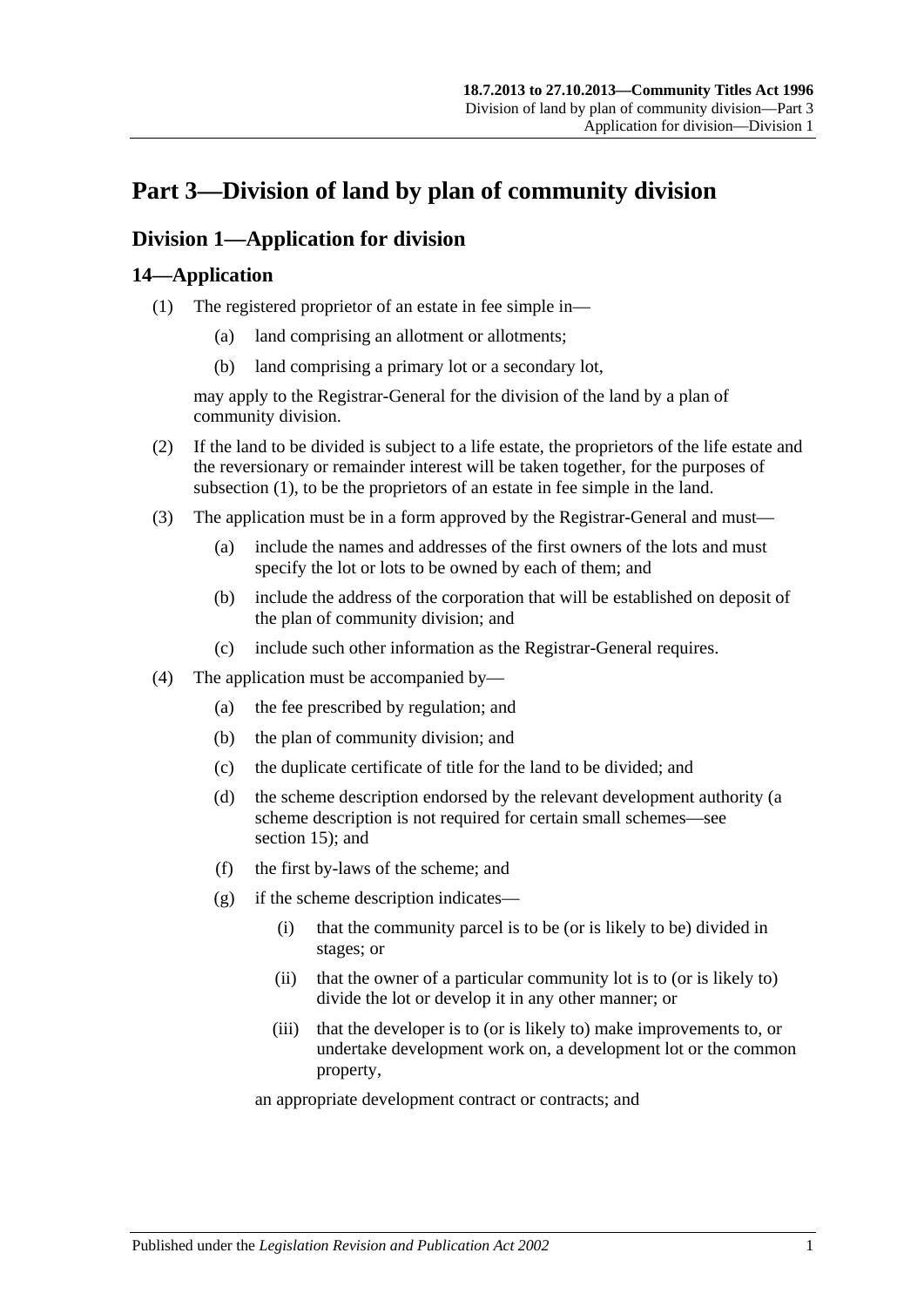# Part 3—Division of land by plan of community division

## Division 1—Application for division

### 14—Application

(1) The registered proprietor of an estate in fee simple in—

- (a) land comprising an allotment or allotments;
- (b) land comprising a primary lot or a secondary lot,

may apply to the Registrar-General for the division of the land by a plan of community division.

(2) If the land to be divided is subject to a life estate, the proprietors of the life estate and the reversionary or remainder interest will be taken together, for the purposes of subsection (1), to be the proprietors of an estate in fee simple in the land.

(3) The application must be in a form approved by the Registrar-General and must—

- (a) include the names and addresses of the first owners of the lots and must specify the lot or lots to be owned by each of them; and
- (b) include the address of the corporation that will be established on deposit of the plan of community division; and
- (c) include such other information as the Registrar-General requires.

(4) The application must be accompanied by—

- (a) the fee prescribed by regulation; and
- (b) the plan of community division; and
- (c) the duplicate certificate of title for the land to be divided; and
- (d) the scheme description endorsed by the relevant development authority (a scheme description is not required for certain small schemes—see section 15); and
- (f) the first by-laws of the scheme; and
- (g) if the scheme description indicates—
  - (i) that the community parcel is to be (or is likely to be) divided in stages; or
  - (ii) that the owner of a particular community lot is to (or is likely to) divide the lot or develop it in any other manner; or
  - (iii) that the developer is to (or is likely to) make improvements to, or undertake development work on, a development lot or the common property,

  an appropriate development contract or contracts; and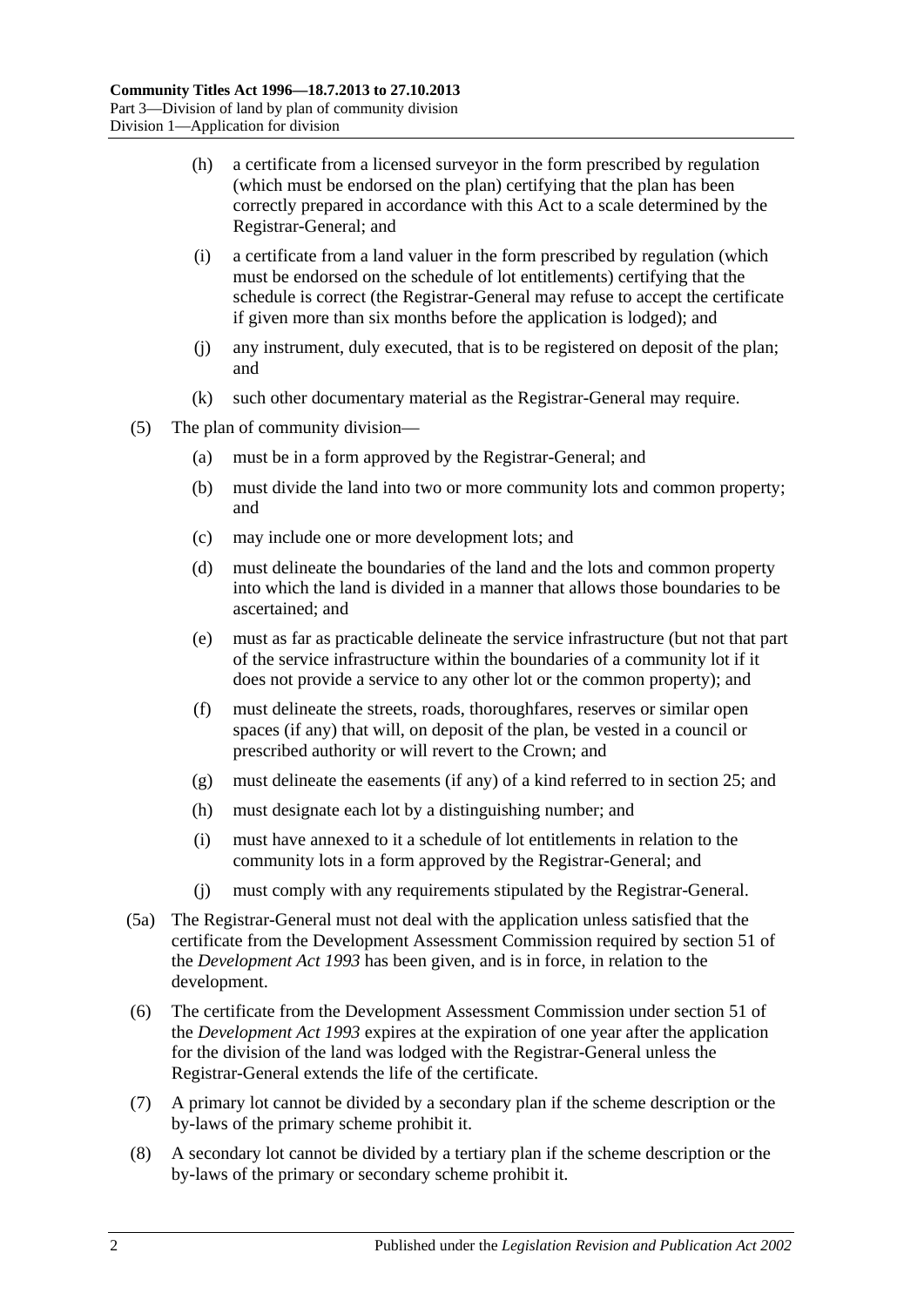(h) a certificate from a licensed surveyor in the form prescribed by regulation (which must be endorsed on the plan) certifying that the plan has been correctly prepared in accordance with this Act to a scale determined by the Registrar-General; and

(i) a certificate from a land valuer in the form prescribed by regulation (which must be endorsed on the schedule of lot entitlements) certifying that the schedule is correct (the Registrar-General may refuse to accept the certificate if given more than six months before the application is lodged); and

(j) any instrument, duly executed, that is to be registered on deposit of the plan; and

(k) such other documentary material as the Registrar-General may require.

(5) The plan of community division—

(a) must be in a form approved by the Registrar-General; and

(b) must divide the land into two or more community lots and common property; and

(c) may include one or more development lots; and

(d) must delineate the boundaries of the land and the lots and common property into which the land is divided in a manner that allows those boundaries to be ascertained; and

(e) must as far as practicable delineate the service infrastructure (but not that part of the service infrastructure within the boundaries of a community lot if it does not provide a service to any other lot or the common property); and

(f) must delineate the streets, roads, thoroughfares, reserves or similar open spaces (if any) that will, on deposit of the plan, be vested in a council or prescribed authority or will revert to the Crown; and

(g) must delineate the easements (if any) of a kind referred to in section 25; and

(h) must designate each lot by a distinguishing number; and

(i) must have annexed to it a schedule of lot entitlements in relation to the community lots in a form approved by the Registrar-General; and

(j) must comply with any requirements stipulated by the Registrar-General.

(5a) The Registrar-General must not deal with the application unless satisfied that the certificate from the Development Assessment Commission required by section 51 of the *Development Act 1993* has been given, and is in force, in relation to the development.

(6) The certificate from the Development Assessment Commission under section 51 of the *Development Act 1993* expires at the expiration of one year after the application for the division of the land was lodged with the Registrar-General unless the Registrar-General extends the life of the certificate.

(7) A primary lot cannot be divided by a secondary plan if the scheme description or the by-laws of the primary scheme prohibit it.

(8) A secondary lot cannot be divided by a tertiary plan if the scheme description or the by-laws of the primary or secondary scheme prohibit it.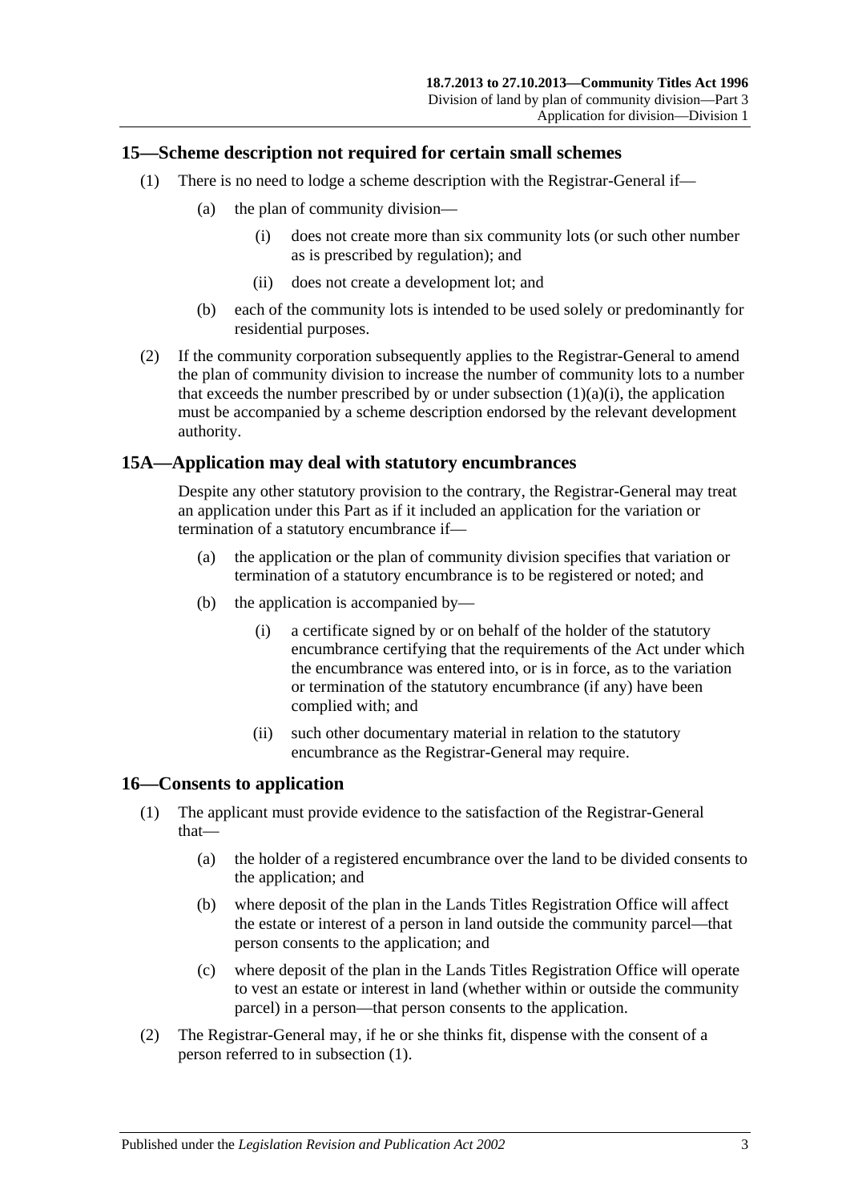## 15—Scheme description not required for certain small schemes

(1) There is no need to lodge a scheme description with the Registrar-General if—

(a) the plan of community division—

(i) does not create more than six community lots (or such other number as is prescribed by regulation); and

(ii) does not create a development lot; and

(b) each of the community lots is intended to be used solely or predominantly for residential purposes.

(2) If the community corporation subsequently applies to the Registrar-General to amend the plan of community division to increase the number of community lots to a number that exceeds the number prescribed by or under subsection (1)(a)(i), the application must be accompanied by a scheme description endorsed by the relevant development authority.

## 15A—Application may deal with statutory encumbrances

Despite any other statutory provision to the contrary, the Registrar-General may treat an application under this Part as if it included an application for the variation or termination of a statutory encumbrance if—

(a) the application or the plan of community division specifies that variation or termination of a statutory encumbrance is to be registered or noted; and

(b) the application is accompanied by—

(i) a certificate signed by or on behalf of the holder of the statutory encumbrance certifying that the requirements of the Act under which the encumbrance was entered into, or is in force, as to the variation or termination of the statutory encumbrance (if any) have been complied with; and

(ii) such other documentary material in relation to the statutory encumbrance as the Registrar-General may require.

## 16—Consents to application

(1) The applicant must provide evidence to the satisfaction of the Registrar-General that—

(a) the holder of a registered encumbrance over the land to be divided consents to the application; and

(b) where deposit of the plan in the Lands Titles Registration Office will affect the estate or interest of a person in land outside the community parcel—that person consents to the application; and

(c) where deposit of the plan in the Lands Titles Registration Office will operate to vest an estate or interest in land (whether within or outside the community parcel) in a person—that person consents to the application.

(2) The Registrar-General may, if he or she thinks fit, dispense with the consent of a person referred to in subsection (1).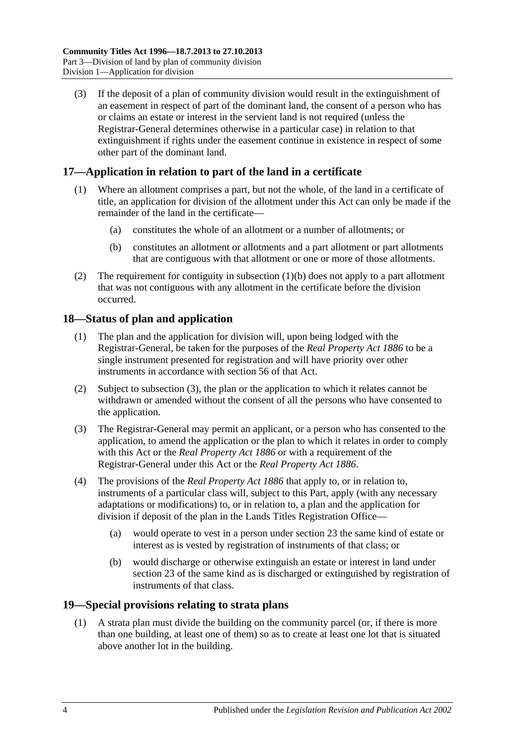(3) If the deposit of a plan of community division would result in the extinguishment of an easement in respect of part of the dominant land, the consent of a person who has or claims an estate or interest in the servient land is not required (unless the Registrar-General determines otherwise in a particular case) in relation to that extinguishment if rights under the easement continue in existence in respect of some other part of the dominant land.

## 17—Application in relation to part of the land in a certificate

(1) Where an allotment comprises a part, but not the whole, of the land in a certificate of title, an application for division of the allotment under this Act can only be made if the remainder of the land in the certificate—

(a) constitutes the whole of an allotment or a number of allotments; or

(b) constitutes an allotment or allotments and a part allotment or part allotments that are contiguous with that allotment or one or more of those allotments.

(2) The requirement for contiguity in subsection (1)(b) does not apply to a part allotment that was not contiguous with any allotment in the certificate before the division occurred.

## 18—Status of plan and application

(1) The plan and the application for division will, upon being lodged with the Registrar-General, be taken for the purposes of the *Real Property Act 1886* to be a single instrument presented for registration and will have priority over other instruments in accordance with section 56 of that Act.

(2) Subject to subsection (3), the plan or the application to which it relates cannot be withdrawn or amended without the consent of all the persons who have consented to the application.

(3) The Registrar-General may permit an applicant, or a person who has consented to the application, to amend the application or the plan to which it relates in order to comply with this Act or the *Real Property Act 1886* or with a requirement of the Registrar-General under this Act or the *Real Property Act 1886*.

(4) The provisions of the *Real Property Act 1886* that apply to, or in relation to, instruments of a particular class will, subject to this Part, apply (with any necessary adaptations or modifications) to, or in relation to, a plan and the application for division if deposit of the plan in the Lands Titles Registration Office—

(a) would operate to vest in a person under section 23 the same kind of estate or interest as is vested by registration of instruments of that class; or

(b) would discharge or otherwise extinguish an estate or interest in land under section 23 of the same kind as is discharged or extinguished by registration of instruments of that class.

## 19—Special provisions relating to strata plans

(1) A strata plan must divide the building on the community parcel (or, if there is more than one building, at least one of them) so as to create at least one lot that is situated above another lot in the building.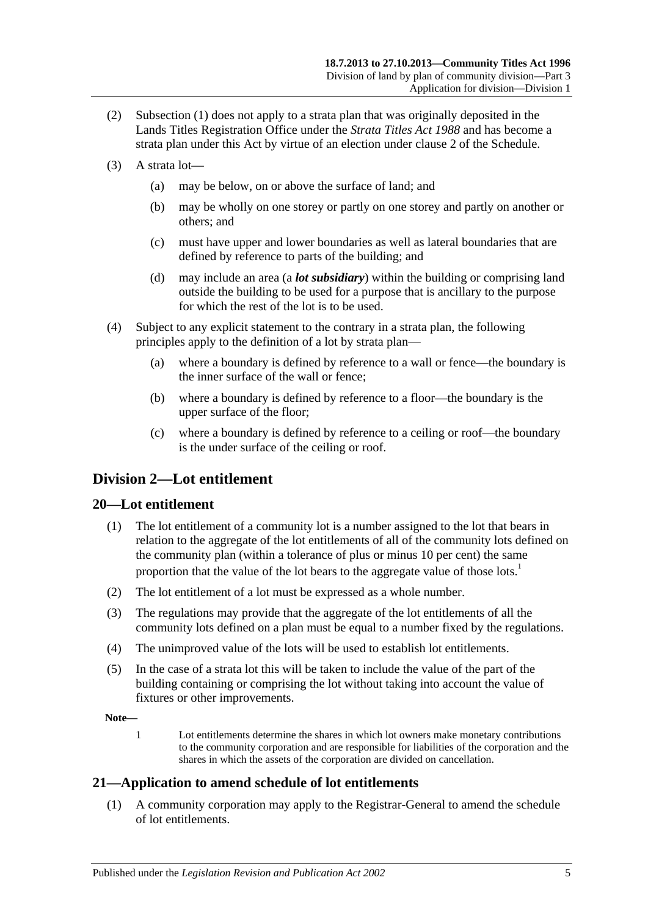(2) Subsection (1) does not apply to a strata plan that was originally deposited in the Lands Titles Registration Office under the *Strata Titles Act 1988* and has become a strata plan under this Act by virtue of an election under clause 2 of the Schedule.

(3) A strata lot—

(a) may be below, on or above the surface of land; and

(b) may be wholly on one storey or partly on one storey and partly on another or others; and

(c) must have upper and lower boundaries as well as lateral boundaries that are defined by reference to parts of the building; and

(d) may include an area (a ***lot subsidiary***) within the building or comprising land outside the building to be used for a purpose that is ancillary to the purpose for which the rest of the lot is to be used.

(4) Subject to any explicit statement to the contrary in a strata plan, the following principles apply to the definition of a lot by strata plan—

(a) where a boundary is defined by reference to a wall or fence—the boundary is the inner surface of the wall or fence;

(b) where a boundary is defined by reference to a floor—the boundary is the upper surface of the floor;

(c) where a boundary is defined by reference to a ceiling or roof—the boundary is the under surface of the ceiling or roof.

## Division 2—Lot entitlement

### 20—Lot entitlement

(1) The lot entitlement of a community lot is a number assigned to the lot that bears in relation to the aggregate of the lot entitlements of all of the community lots defined on the community plan (within a tolerance of plus or minus 10 per cent) the same proportion that the value of the lot bears to the aggregate value of those lots.[1]

(2) The lot entitlement of a lot must be expressed as a whole number.

(3) The regulations may provide that the aggregate of the lot entitlements of all the community lots defined on a plan must be equal to a number fixed by the regulations.

(4) The unimproved value of the lots will be used to establish lot entitlements.

(5) In the case of a strata lot this will be taken to include the value of the part of the building containing or comprising the lot without taking into account the value of fixtures or other improvements.

**Note—**

1 Lot entitlements determine the shares in which lot owners make monetary contributions to the community corporation and are responsible for liabilities of the corporation and the shares in which the assets of the corporation are divided on cancellation.

### 21—Application to amend schedule of lot entitlements

(1) A community corporation may apply to the Registrar-General to amend the schedule of lot entitlements.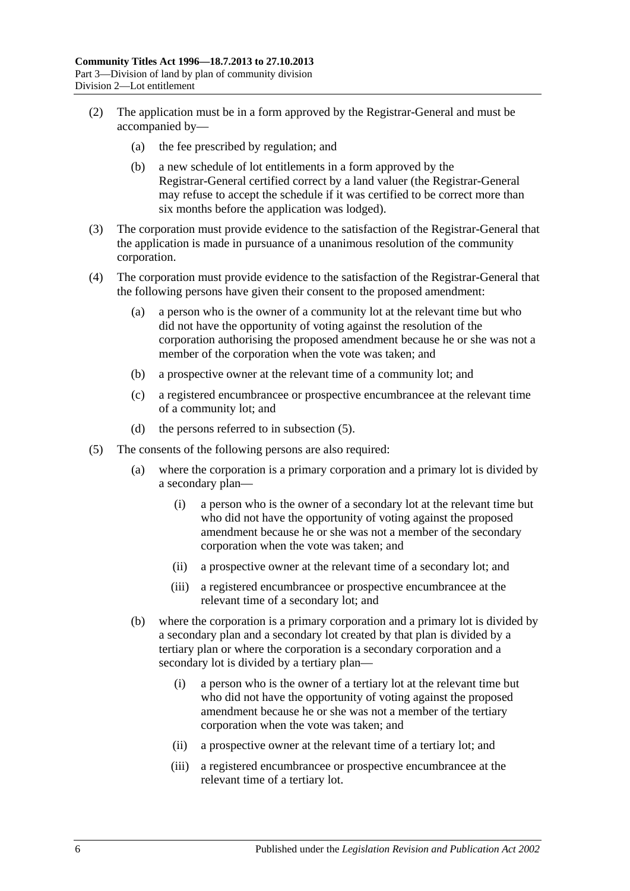(2) The application must be in a form approved by the Registrar-General and must be accompanied by—

  (a) the fee prescribed by regulation; and

  (b) a new schedule of lot entitlements in a form approved by the Registrar-General certified correct by a land valuer (the Registrar-General may refuse to accept the schedule if it was certified to be correct more than six months before the application was lodged).

(3) The corporation must provide evidence to the satisfaction of the Registrar-General that the application is made in pursuance of a unanimous resolution of the community corporation.

(4) The corporation must provide evidence to the satisfaction of the Registrar-General that the following persons have given their consent to the proposed amendment:

  (a) a person who is the owner of a community lot at the relevant time but who did not have the opportunity of voting against the resolution of the corporation authorising the proposed amendment because he or she was not a member of the corporation when the vote was taken; and

  (b) a prospective owner at the relevant time of a community lot; and

  (c) a registered encumbrancee or prospective encumbrancee at the relevant time of a community lot; and

  (d) the persons referred to in subsection (5).

(5) The consents of the following persons are also required:

  (a) where the corporation is a primary corporation and a primary lot is divided by a secondary plan—

    (i) a person who is the owner of a secondary lot at the relevant time but who did not have the opportunity of voting against the proposed amendment because he or she was not a member of the secondary corporation when the vote was taken; and

    (ii) a prospective owner at the relevant time of a secondary lot; and

    (iii) a registered encumbrancee or prospective encumbrancee at the relevant time of a secondary lot; and

  (b) where the corporation is a primary corporation and a primary lot is divided by a secondary plan and a secondary lot created by that plan is divided by a tertiary plan or where the corporation is a secondary corporation and a secondary lot is divided by a tertiary plan—

    (i) a person who is the owner of a tertiary lot at the relevant time but who did not have the opportunity of voting against the proposed amendment because he or she was not a member of the tertiary corporation when the vote was taken; and

    (ii) a prospective owner at the relevant time of a tertiary lot; and

    (iii) a registered encumbrancee or prospective encumbrancee at the relevant time of a tertiary lot.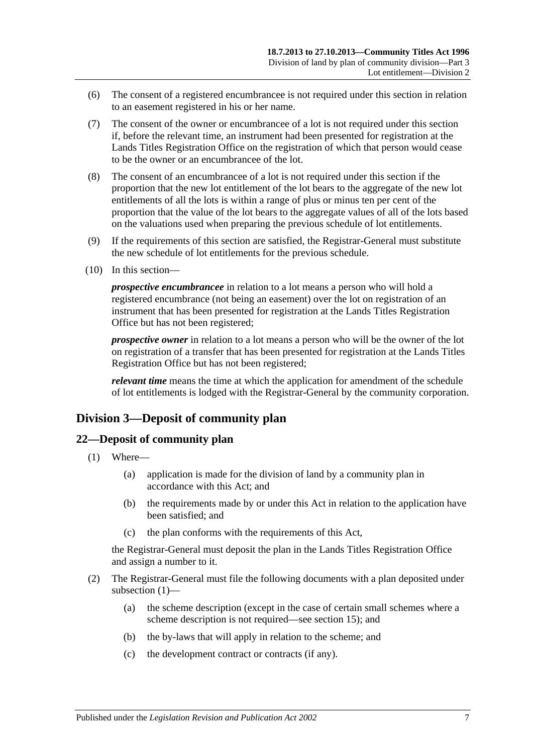(6) The consent of a registered encumbrancee is not required under this section in relation to an easement registered in his or her name.

(7) The consent of the owner or encumbrancee of a lot is not required under this section if, before the relevant time, an instrument had been presented for registration at the Lands Titles Registration Office on the registration of which that person would cease to be the owner or an encumbrancee of the lot.

(8) The consent of an encumbrancee of a lot is not required under this section if the proportion that the new lot entitlement of the lot bears to the aggregate of the new lot entitlements of all the lots is within a range of plus or minus ten per cent of the proportion that the value of the lot bears to the aggregate values of all of the lots based on the valuations used when preparing the previous schedule of lot entitlements.

(9) If the requirements of this section are satisfied, the Registrar-General must substitute the new schedule of lot entitlements for the previous schedule.

(10) In this section—

***prospective encumbrancee*** in relation to a lot means a person who will hold a registered encumbrance (not being an easement) over the lot on registration of an instrument that has been presented for registration at the Lands Titles Registration Office but has not been registered;

***prospective owner*** in relation to a lot means a person who will be the owner of the lot on registration of a transfer that has been presented for registration at the Lands Titles Registration Office but has not been registered;

***relevant time*** means the time at which the application for amendment of the schedule of lot entitlements is lodged with the Registrar-General by the community corporation.

## Division 3—Deposit of community plan

### 22—Deposit of community plan

(1) Where—

(a) application is made for the division of land by a community plan in accordance with this Act; and

(b) the requirements made by or under this Act in relation to the application have been satisfied; and

(c) the plan conforms with the requirements of this Act,

the Registrar-General must deposit the plan in the Lands Titles Registration Office and assign a number to it.

(2) The Registrar-General must file the following documents with a plan deposited under subsection (1)—

(a) the scheme description (except in the case of certain small schemes where a scheme description is not required—see section 15); and

(b) the by-laws that will apply in relation to the scheme; and

(c) the development contract or contracts (if any).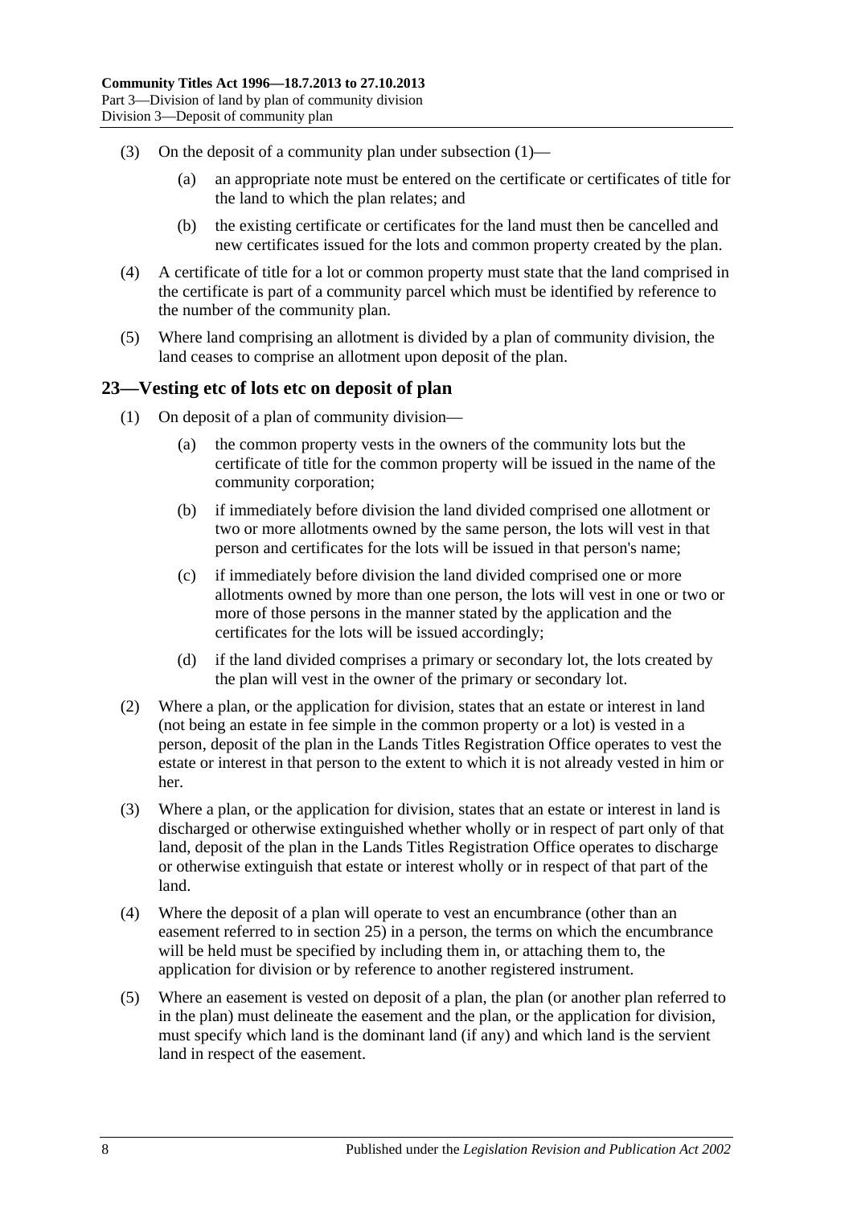(3) On the deposit of a community plan under subsection (1)—

(a) an appropriate note must be entered on the certificate or certificates of title for the land to which the plan relates; and

(b) the existing certificate or certificates for the land must then be cancelled and new certificates issued for the lots and common property created by the plan.

(4) A certificate of title for a lot or common property must state that the land comprised in the certificate is part of a community parcel which must be identified by reference to the number of the community plan.

(5) Where land comprising an allotment is divided by a plan of community division, the land ceases to comprise an allotment upon deposit of the plan.

## 23—Vesting etc of lots etc on deposit of plan

(1) On deposit of a plan of community division—

(a) the common property vests in the owners of the community lots but the certificate of title for the common property will be issued in the name of the community corporation;

(b) if immediately before division the land divided comprised one allotment or two or more allotments owned by the same person, the lots will vest in that person and certificates for the lots will be issued in that person's name;

(c) if immediately before division the land divided comprised one or more allotments owned by more than one person, the lots will vest in one or two or more of those persons in the manner stated by the application and the certificates for the lots will be issued accordingly;

(d) if the land divided comprises a primary or secondary lot, the lots created by the plan will vest in the owner of the primary or secondary lot.

(2) Where a plan, or the application for division, states that an estate or interest in land (not being an estate in fee simple in the common property or a lot) is vested in a person, deposit of the plan in the Lands Titles Registration Office operates to vest the estate or interest in that person to the extent to which it is not already vested in him or her.

(3) Where a plan, or the application for division, states that an estate or interest in land is discharged or otherwise extinguished whether wholly or in respect of part only of that land, deposit of the plan in the Lands Titles Registration Office operates to discharge or otherwise extinguish that estate or interest wholly or in respect of that part of the land.

(4) Where the deposit of a plan will operate to vest an encumbrance (other than an easement referred to in section 25) in a person, the terms on which the encumbrance will be held must be specified by including them in, or attaching them to, the application for division or by reference to another registered instrument.

(5) Where an easement is vested on deposit of a plan, the plan (or another plan referred to in the plan) must delineate the easement and the plan, or the application for division, must specify which land is the dominant land (if any) and which land is the servient land in respect of the easement.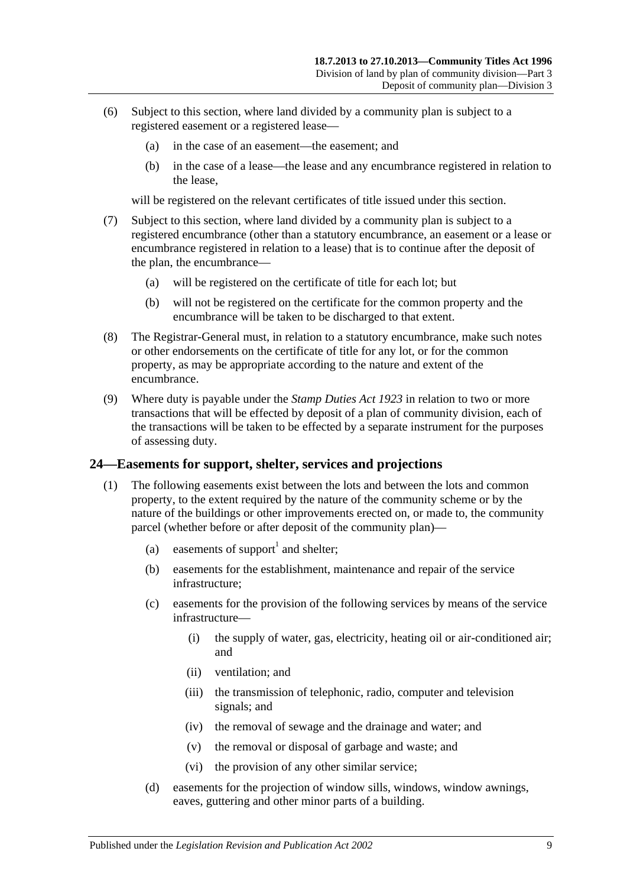(6) Subject to this section, where land divided by a community plan is subject to a registered easement or a registered lease—

   (a) in the case of an easement—the easement; and

   (b) in the case of a lease—the lease and any encumbrance registered in relation to the lease,

will be registered on the relevant certificates of title issued under this section.

(7) Subject to this section, where land divided by a community plan is subject to a registered encumbrance (other than a statutory encumbrance, an easement or a lease or encumbrance registered in relation to a lease) that is to continue after the deposit of the plan, the encumbrance—

   (a) will be registered on the certificate of title for each lot; but

   (b) will not be registered on the certificate for the common property and the encumbrance will be taken to be discharged to that extent.

(8) The Registrar-General must, in relation to a statutory encumbrance, make such notes or other endorsements on the certificate of title for any lot, or for the common property, as may be appropriate according to the nature and extent of the encumbrance.

(9) Where duty is payable under the *Stamp Duties Act 1923* in relation to two or more transactions that will be effected by deposit of a plan of community division, each of the transactions will be taken to be effected by a separate instrument for the purposes of assessing duty.

## 24—Easements for support, shelter, services and projections

(1) The following easements exist between the lots and between the lots and common property, to the extent required by the nature of the community scheme or by the nature of the buildings or other improvements erected on, or made to, the community parcel (whether before or after deposit of the community plan)—

   (a) easements of support[1] and shelter;

   (b) easements for the establishment, maintenance and repair of the service infrastructure;

   (c) easements for the provision of the following services by means of the service infrastructure—

      (i) the supply of water, gas, electricity, heating oil or air-conditioned air; and

      (ii) ventilation; and

      (iii) the transmission of telephonic, radio, computer and television signals; and

      (iv) the removal of sewage and the drainage and water; and

      (v) the removal or disposal of garbage and waste; and

      (vi) the provision of any other similar service;

   (d) easements for the projection of window sills, windows, window awnings, eaves, guttering and other minor parts of a building.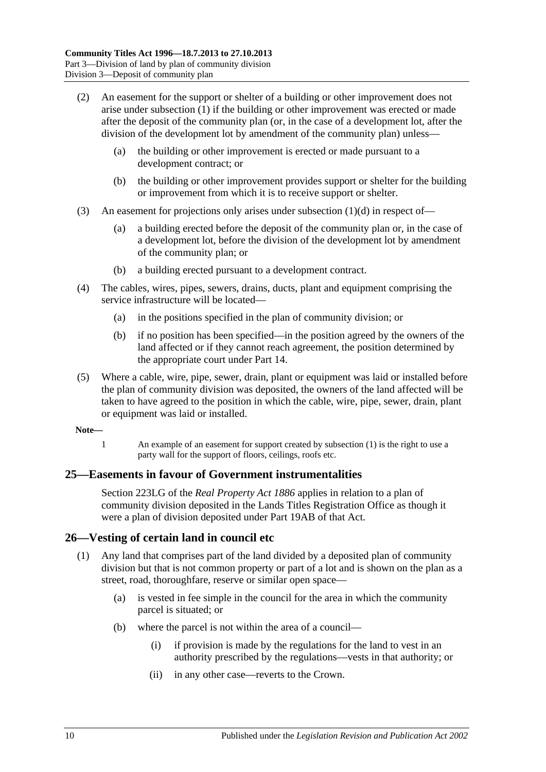(2) An easement for the support or shelter of a building or other improvement does not arise under subsection (1) if the building or other improvement was erected or made after the deposit of the community plan (or, in the case of a development lot, after the division of the development lot by amendment of the community plan) unless—

(a) the building or other improvement is erected or made pursuant to a development contract; or

(b) the building or other improvement provides support or shelter for the building or improvement from which it is to receive support or shelter.

(3) An easement for projections only arises under subsection (1)(d) in respect of—

(a) a building erected before the deposit of the community plan or, in the case of a development lot, before the division of the development lot by amendment of the community plan; or

(b) a building erected pursuant to a development contract.

(4) The cables, wires, pipes, sewers, drains, ducts, plant and equipment comprising the service infrastructure will be located—

(a) in the positions specified in the plan of community division; or

(b) if no position has been specified—in the position agreed by the owners of the land affected or if they cannot reach agreement, the position determined by the appropriate court under Part 14.

(5) Where a cable, wire, pipe, sewer, drain, plant or equipment was laid or installed before the plan of community division was deposited, the owners of the land affected will be taken to have agreed to the position in which the cable, wire, pipe, sewer, drain, plant or equipment was laid or installed.

**Note—**

1 An example of an easement for support created by subsection (1) is the right to use a party wall for the support of floors, ceilings, roofs etc.

## 25—Easements in favour of Government instrumentalities

Section 223LG of the *Real Property Act 1886* applies in relation to a plan of community division deposited in the Lands Titles Registration Office as though it were a plan of division deposited under Part 19AB of that Act.

## 26—Vesting of certain land in council etc

(1) Any land that comprises part of the land divided by a deposited plan of community division but that is not common property or part of a lot and is shown on the plan as a street, road, thoroughfare, reserve or similar open space—

(a) is vested in fee simple in the council for the area in which the community parcel is situated; or

(b) where the parcel is not within the area of a council—

(i) if provision is made by the regulations for the land to vest in an authority prescribed by the regulations—vests in that authority; or

(ii) in any other case—reverts to the Crown.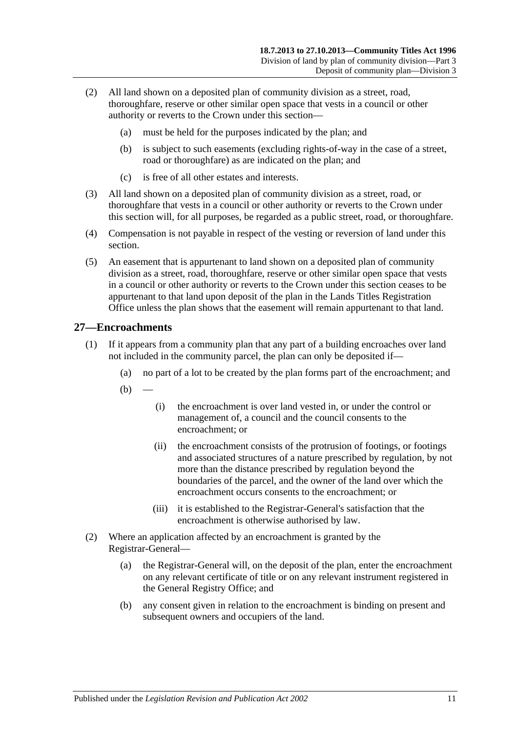(2) All land shown on a deposited plan of community division as a street, road, thoroughfare, reserve or other similar open space that vests in a council or other authority or reverts to the Crown under this section—

(a) must be held for the purposes indicated by the plan; and

(b) is subject to such easements (excluding rights-of-way in the case of a street, road or thoroughfare) as are indicated on the plan; and

(c) is free of all other estates and interests.

(3) All land shown on a deposited plan of community division as a street, road, or thoroughfare that vests in a council or other authority or reverts to the Crown under this section will, for all purposes, be regarded as a public street, road, or thoroughfare.

(4) Compensation is not payable in respect of the vesting or reversion of land under this section.

(5) An easement that is appurtenant to land shown on a deposited plan of community division as a street, road, thoroughfare, reserve or other similar open space that vests in a council or other authority or reverts to the Crown under this section ceases to be appurtenant to that land upon deposit of the plan in the Lands Titles Registration Office unless the plan shows that the easement will remain appurtenant to that land.

## 27—Encroachments

(1) If it appears from a community plan that any part of a building encroaches over land not included in the community parcel, the plan can only be deposited if—

(a) no part of a lot to be created by the plan forms part of the encroachment; and

(b) —

(i) the encroachment is over land vested in, or under the control or management of, a council and the council consents to the encroachment; or

(ii) the encroachment consists of the protrusion of footings, or footings and associated structures of a nature prescribed by regulation, by not more than the distance prescribed by regulation beyond the boundaries of the parcel, and the owner of the land over which the encroachment occurs consents to the encroachment; or

(iii) it is established to the Registrar-General's satisfaction that the encroachment is otherwise authorised by law.

(2) Where an application affected by an encroachment is granted by the Registrar-General—

(a) the Registrar-General will, on the deposit of the plan, enter the encroachment on any relevant certificate of title or on any relevant instrument registered in the General Registry Office; and

(b) any consent given in relation to the encroachment is binding on present and subsequent owners and occupiers of the land.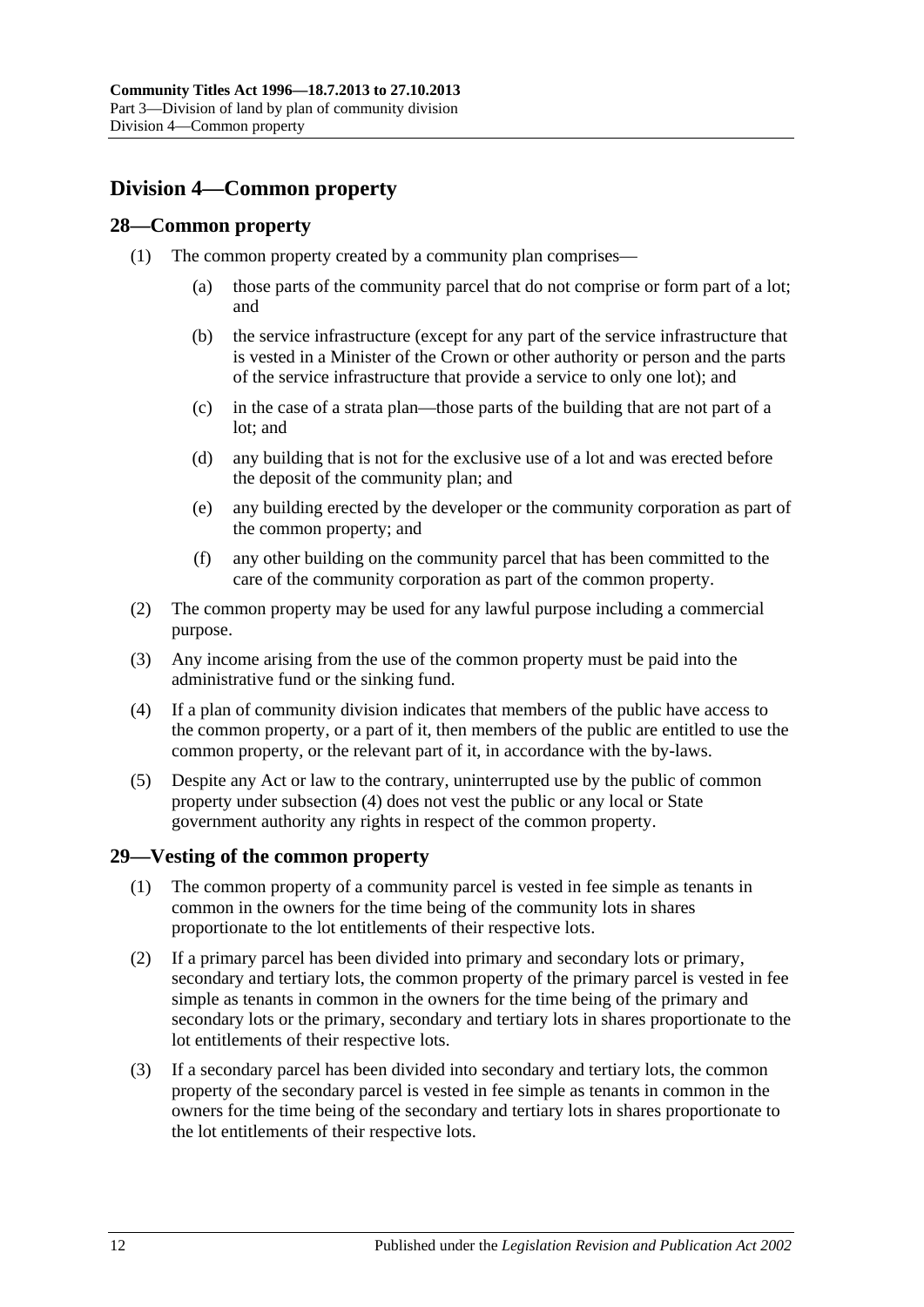## Division 4—Common property

### 28—Common property

(1) The common property created by a community plan comprises—

(a) those parts of the community parcel that do not comprise or form part of a lot; and

(b) the service infrastructure (except for any part of the service infrastructure that is vested in a Minister of the Crown or other authority or person and the parts of the service infrastructure that provide a service to only one lot); and

(c) in the case of a strata plan—those parts of the building that are not part of a lot; and

(d) any building that is not for the exclusive use of a lot and was erected before the deposit of the community plan; and

(e) any building erected by the developer or the community corporation as part of the common property; and

(f) any other building on the community parcel that has been committed to the care of the community corporation as part of the common property.

(2) The common property may be used for any lawful purpose including a commercial purpose.

(3) Any income arising from the use of the common property must be paid into the administrative fund or the sinking fund.

(4) If a plan of community division indicates that members of the public have access to the common property, or a part of it, then members of the public are entitled to use the common property, or the relevant part of it, in accordance with the by-laws.

(5) Despite any Act or law to the contrary, uninterrupted use by the public of common property under subsection (4) does not vest the public or any local or State government authority any rights in respect of the common property.

### 29—Vesting of the common property

(1) The common property of a community parcel is vested in fee simple as tenants in common in the owners for the time being of the community lots in shares proportionate to the lot entitlements of their respective lots.

(2) If a primary parcel has been divided into primary and secondary lots or primary, secondary and tertiary lots, the common property of the primary parcel is vested in fee simple as tenants in common in the owners for the time being of the primary and secondary lots or the primary, secondary and tertiary lots in shares proportionate to the lot entitlements of their respective lots.

(3) If a secondary parcel has been divided into secondary and tertiary lots, the common property of the secondary parcel is vested in fee simple as tenants in common in the owners for the time being of the secondary and tertiary lots in shares proportionate to the lot entitlements of their respective lots.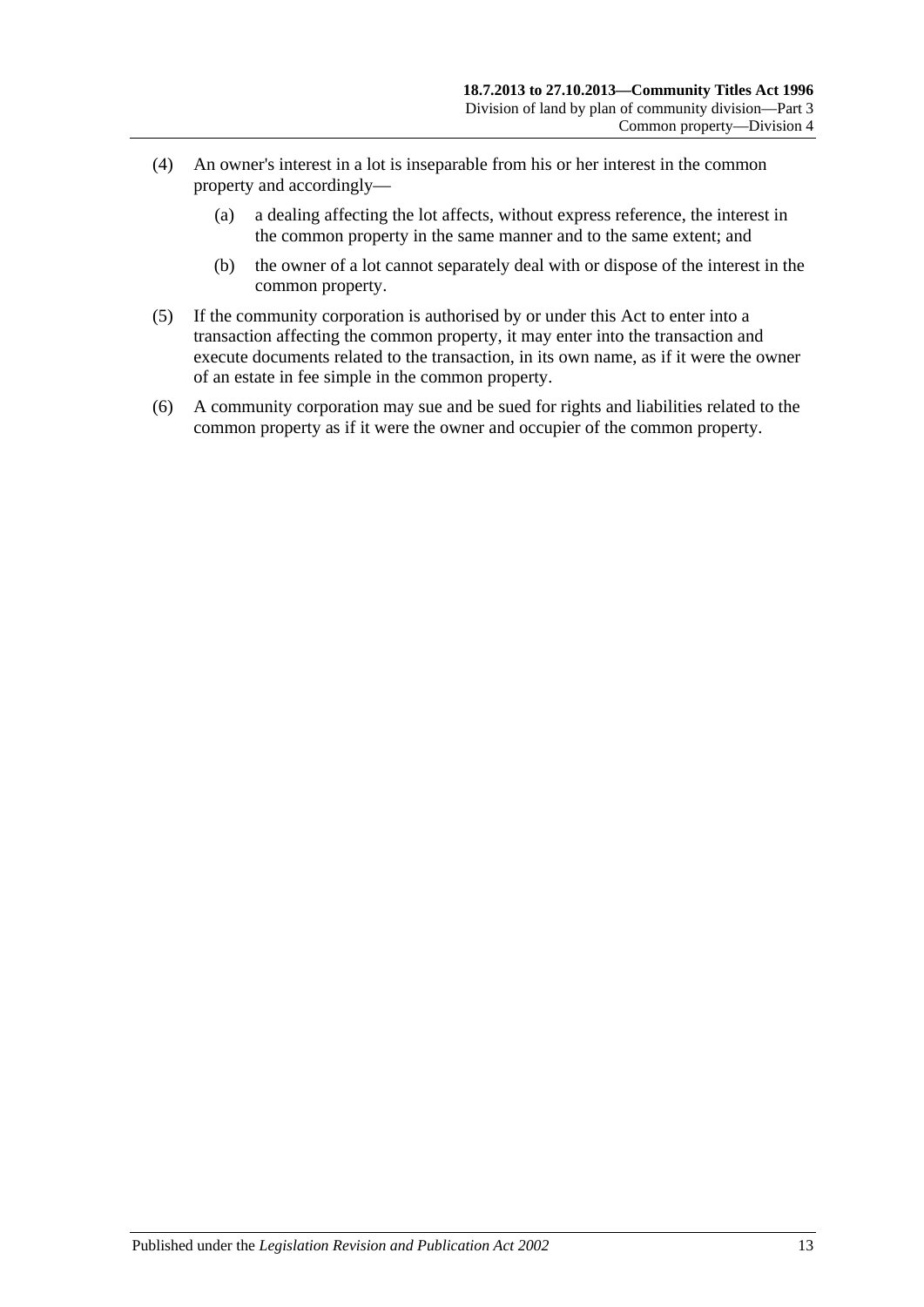(4) An owner's interest in a lot is inseparable from his or her interest in the common property and accordingly—

(a) a dealing affecting the lot affects, without express reference, the interest in the common property in the same manner and to the same extent; and

(b) the owner of a lot cannot separately deal with or dispose of the interest in the common property.

(5) If the community corporation is authorised by or under this Act to enter into a transaction affecting the common property, it may enter into the transaction and execute documents related to the transaction, in its own name, as if it were the owner of an estate in fee simple in the common property.

(6) A community corporation may sue and be sued for rights and liabilities related to the common property as if it were the owner and occupier of the common property.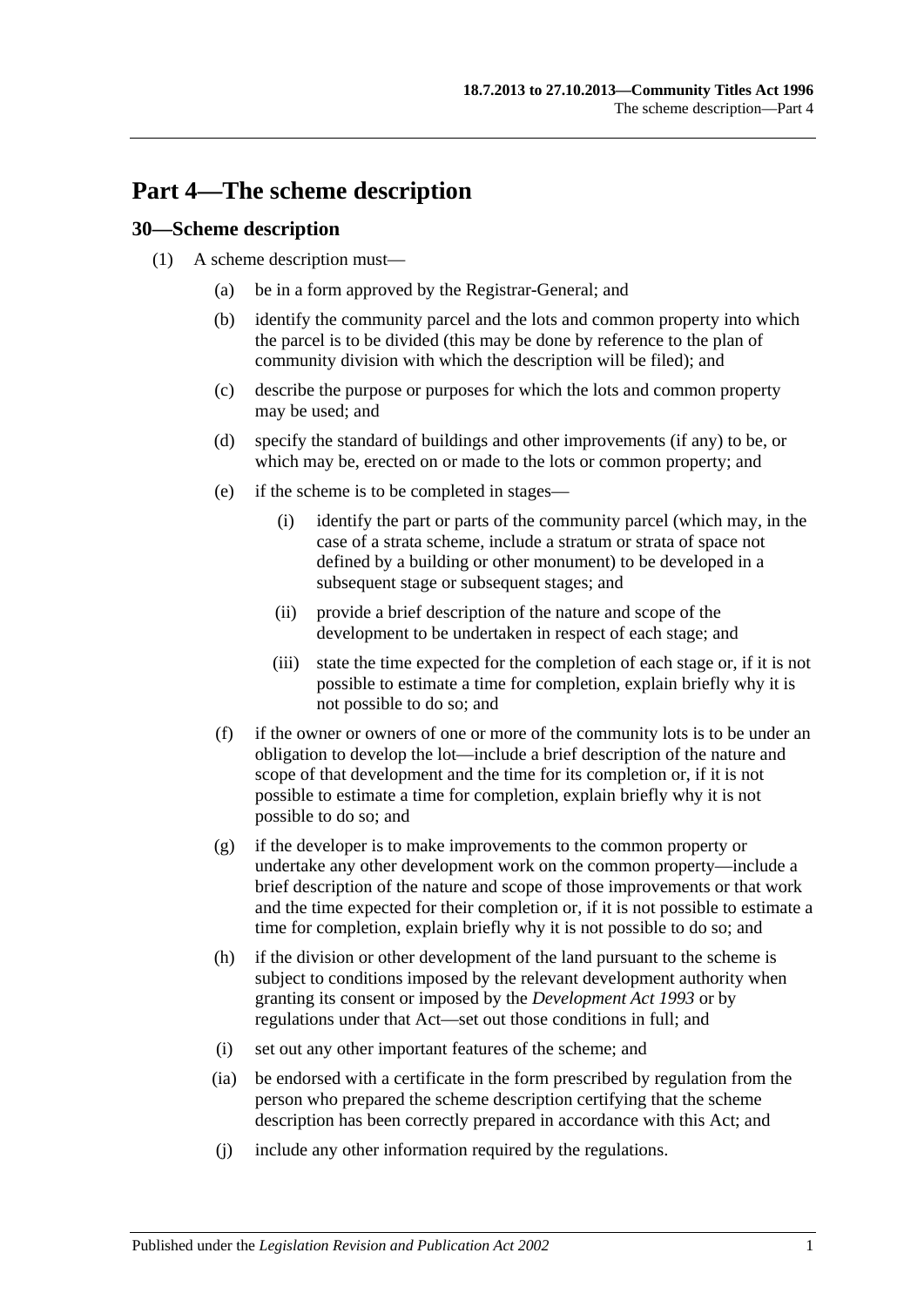# Part 4—The scheme description

## 30—Scheme description

(1) A scheme description must—

(a) be in a form approved by the Registrar-General; and

(b) identify the community parcel and the lots and common property into which the parcel is to be divided (this may be done by reference to the plan of community division with which the description will be filed); and

(c) describe the purpose or purposes for which the lots and common property may be used; and

(d) specify the standard of buildings and other improvements (if any) to be, or which may be, erected on or made to the lots or common property; and

(e) if the scheme is to be completed in stages—

(i) identify the part or parts of the community parcel (which may, in the case of a strata scheme, include a stratum or strata of space not defined by a building or other monument) to be developed in a subsequent stage or subsequent stages; and

(ii) provide a brief description of the nature and scope of the development to be undertaken in respect of each stage; and

(iii) state the time expected for the completion of each stage or, if it is not possible to estimate a time for completion, explain briefly why it is not possible to do so; and

(f) if the owner or owners of one or more of the community lots is to be under an obligation to develop the lot—include a brief description of the nature and scope of that development and the time for its completion or, if it is not possible to estimate a time for completion, explain briefly why it is not possible to do so; and

(g) if the developer is to make improvements to the common property or undertake any other development work on the common property—include a brief description of the nature and scope of those improvements or that work and the time expected for their completion or, if it is not possible to estimate a time for completion, explain briefly why it is not possible to do so; and

(h) if the division or other development of the land pursuant to the scheme is subject to conditions imposed by the relevant development authority when granting its consent or imposed by the *Development Act 1993* or by regulations under that Act—set out those conditions in full; and

(i) set out any other important features of the scheme; and

(ia) be endorsed with a certificate in the form prescribed by regulation from the person who prepared the scheme description certifying that the scheme description has been correctly prepared in accordance with this Act; and

(j) include any other information required by the regulations.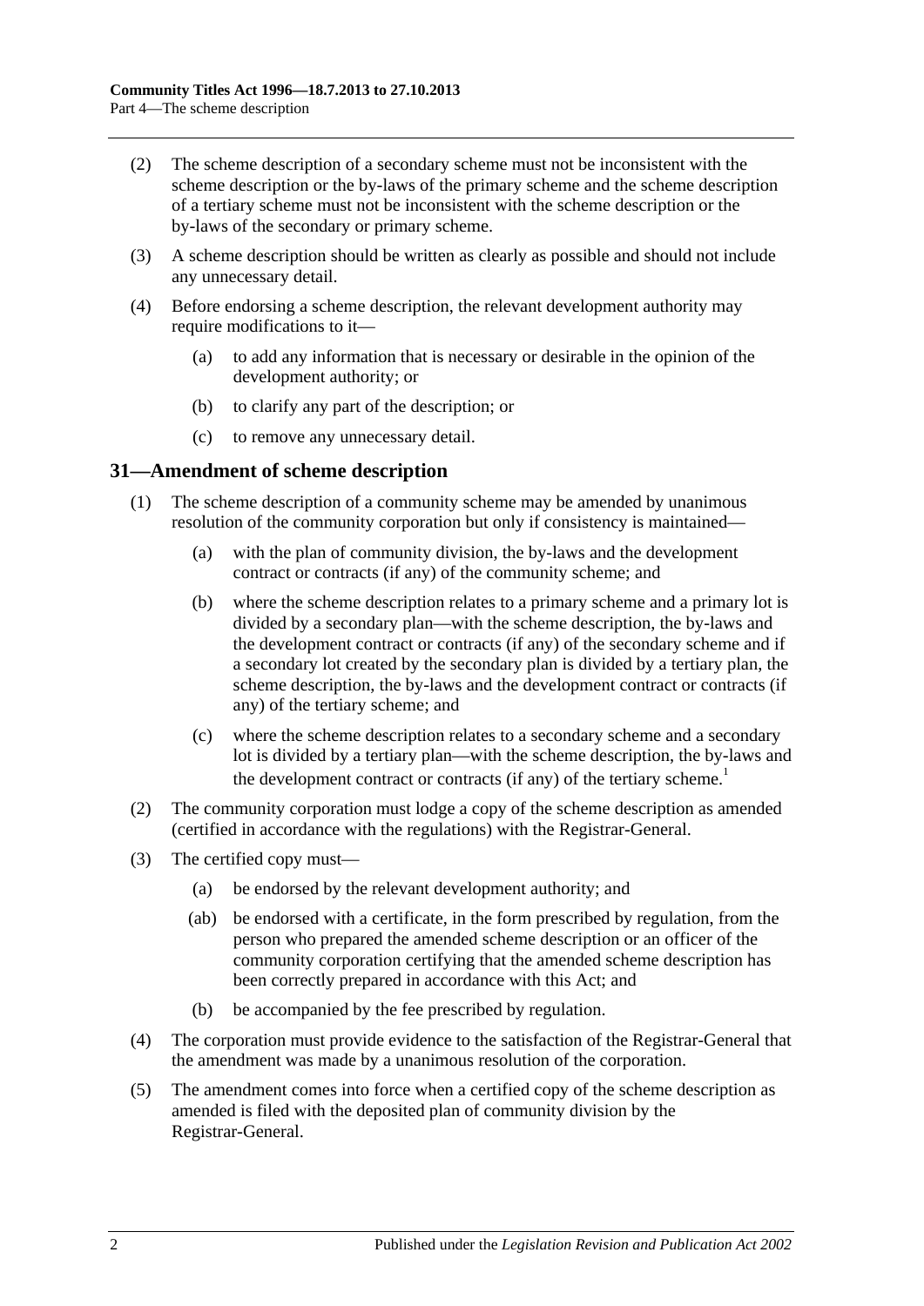(2) The scheme description of a secondary scheme must not be inconsistent with the scheme description or the by-laws of the primary scheme and the scheme description of a tertiary scheme must not be inconsistent with the scheme description or the by-laws of the secondary or primary scheme.

(3) A scheme description should be written as clearly as possible and should not include any unnecessary detail.

(4) Before endorsing a scheme description, the relevant development authority may require modifications to it—

(a) to add any information that is necessary or desirable in the opinion of the development authority; or

(b) to clarify any part of the description; or

(c) to remove any unnecessary detail.

## 31—Amendment of scheme description

(1) The scheme description of a community scheme may be amended by unanimous resolution of the community corporation but only if consistency is maintained—

(a) with the plan of community division, the by-laws and the development contract or contracts (if any) of the community scheme; and

(b) where the scheme description relates to a primary scheme and a primary lot is divided by a secondary plan—with the scheme description, the by-laws and the development contract or contracts (if any) of the secondary scheme and if a secondary lot created by the secondary plan is divided by a tertiary plan, the scheme description, the by-laws and the development contract or contracts (if any) of the tertiary scheme; and

(c) where the scheme description relates to a secondary scheme and a secondary lot is divided by a tertiary plan—with the scheme description, the by-laws and the development contract or contracts (if any) of the tertiary scheme.[1]

(2) The community corporation must lodge a copy of the scheme description as amended (certified in accordance with the regulations) with the Registrar-General.

(3) The certified copy must—

(a) be endorsed by the relevant development authority; and

(ab) be endorsed with a certificate, in the form prescribed by regulation, from the person who prepared the amended scheme description or an officer of the community corporation certifying that the amended scheme description has been correctly prepared in accordance with this Act; and

(b) be accompanied by the fee prescribed by regulation.

(4) The corporation must provide evidence to the satisfaction of the Registrar-General that the amendment was made by a unanimous resolution of the corporation.

(5) The amendment comes into force when a certified copy of the scheme description as amended is filed with the deposited plan of community division by the Registrar-General.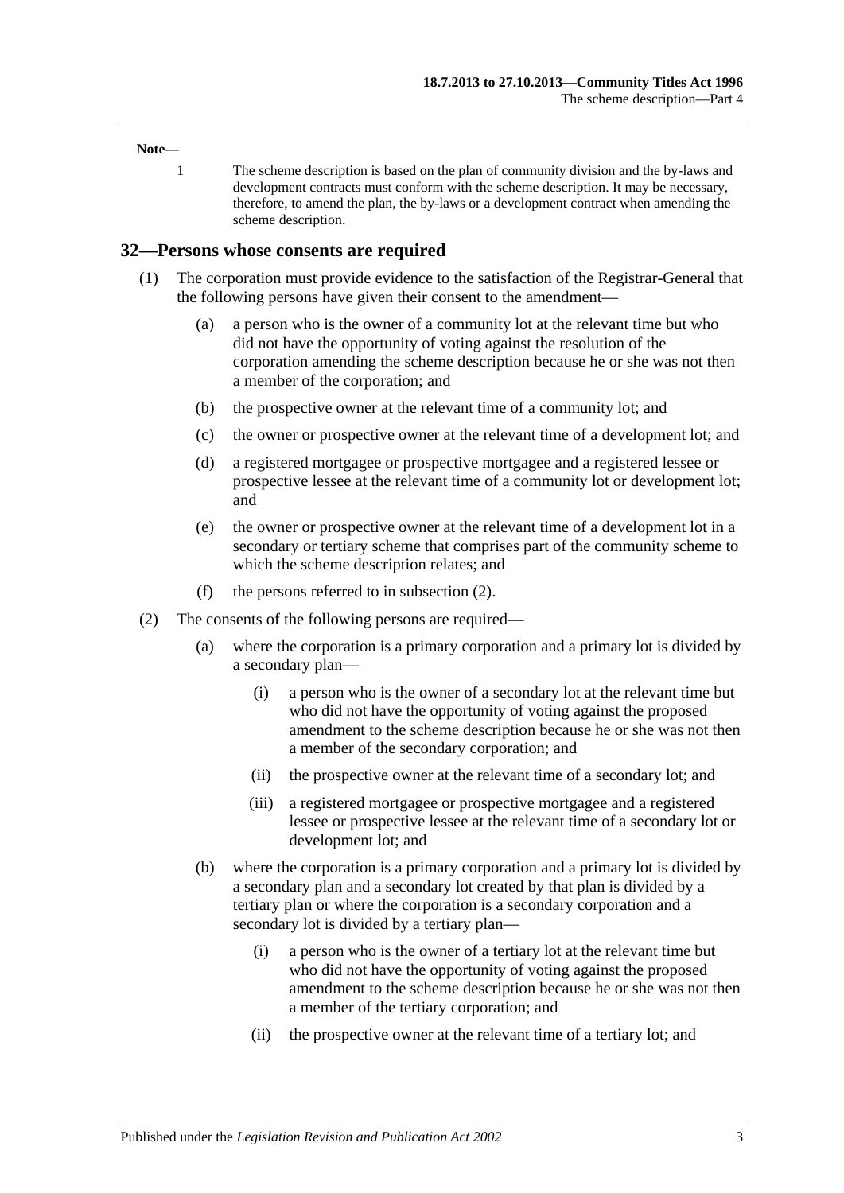**Note—**

1 The scheme description is based on the plan of community division and the by-laws and development contracts must conform with the scheme description. It may be necessary, therefore, to amend the plan, the by-laws or a development contract when amending the scheme description.

## 32—Persons whose consents are required

(1) The corporation must provide evidence to the satisfaction of the Registrar-General that the following persons have given their consent to the amendment—

(a) a person who is the owner of a community lot at the relevant time but who did not have the opportunity of voting against the resolution of the corporation amending the scheme description because he or she was not then a member of the corporation; and

(b) the prospective owner at the relevant time of a community lot; and

(c) the owner or prospective owner at the relevant time of a development lot; and

(d) a registered mortgagee or prospective mortgagee and a registered lessee or prospective lessee at the relevant time of a community lot or development lot; and

(e) the owner or prospective owner at the relevant time of a development lot in a secondary or tertiary scheme that comprises part of the community scheme to which the scheme description relates; and

(f) the persons referred to in subsection (2).

(2) The consents of the following persons are required—

(a) where the corporation is a primary corporation and a primary lot is divided by a secondary plan—

(i) a person who is the owner of a secondary lot at the relevant time but who did not have the opportunity of voting against the proposed amendment to the scheme description because he or she was not then a member of the secondary corporation; and

(ii) the prospective owner at the relevant time of a secondary lot; and

(iii) a registered mortgagee or prospective mortgagee and a registered lessee or prospective lessee at the relevant time of a secondary lot or development lot; and

(b) where the corporation is a primary corporation and a primary lot is divided by a secondary plan and a secondary lot created by that plan is divided by a tertiary plan or where the corporation is a secondary corporation and a secondary lot is divided by a tertiary plan—

(i) a person who is the owner of a tertiary lot at the relevant time but who did not have the opportunity of voting against the proposed amendment to the scheme description because he or she was not then a member of the tertiary corporation; and

(ii) the prospective owner at the relevant time of a tertiary lot; and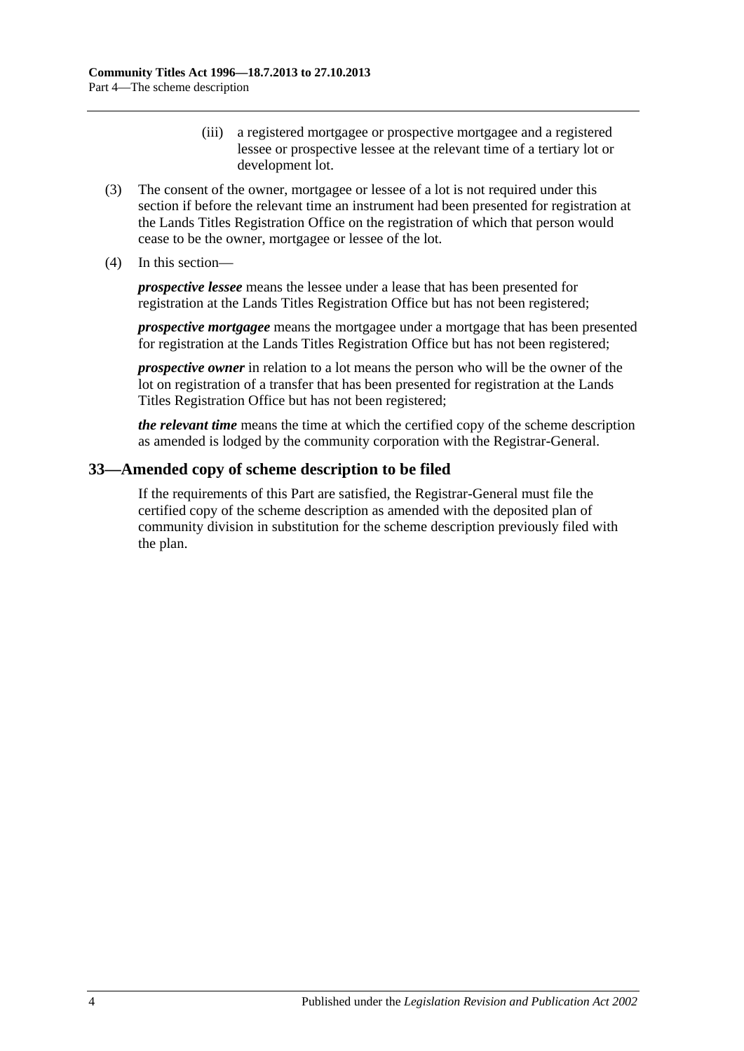(iii) a registered mortgagee or prospective mortgagee and a registered lessee or prospective lessee at the relevant time of a tertiary lot or development lot.

(3) The consent of the owner, mortgagee or lessee of a lot is not required under this section if before the relevant time an instrument had been presented for registration at the Lands Titles Registration Office on the registration of which that person would cease to be the owner, mortgagee or lessee of the lot.

(4) In this section—

***prospective lessee*** means the lessee under a lease that has been presented for registration at the Lands Titles Registration Office but has not been registered;

***prospective mortgagee*** means the mortgagee under a mortgage that has been presented for registration at the Lands Titles Registration Office but has not been registered;

***prospective owner*** in relation to a lot means the person who will be the owner of the lot on registration of a transfer that has been presented for registration at the Lands Titles Registration Office but has not been registered;

***the relevant time*** means the time at which the certified copy of the scheme description as amended is lodged by the community corporation with the Registrar-General.

## 33—Amended copy of scheme description to be filed

If the requirements of this Part are satisfied, the Registrar-General must file the certified copy of the scheme description as amended with the deposited plan of community division in substitution for the scheme description previously filed with the plan.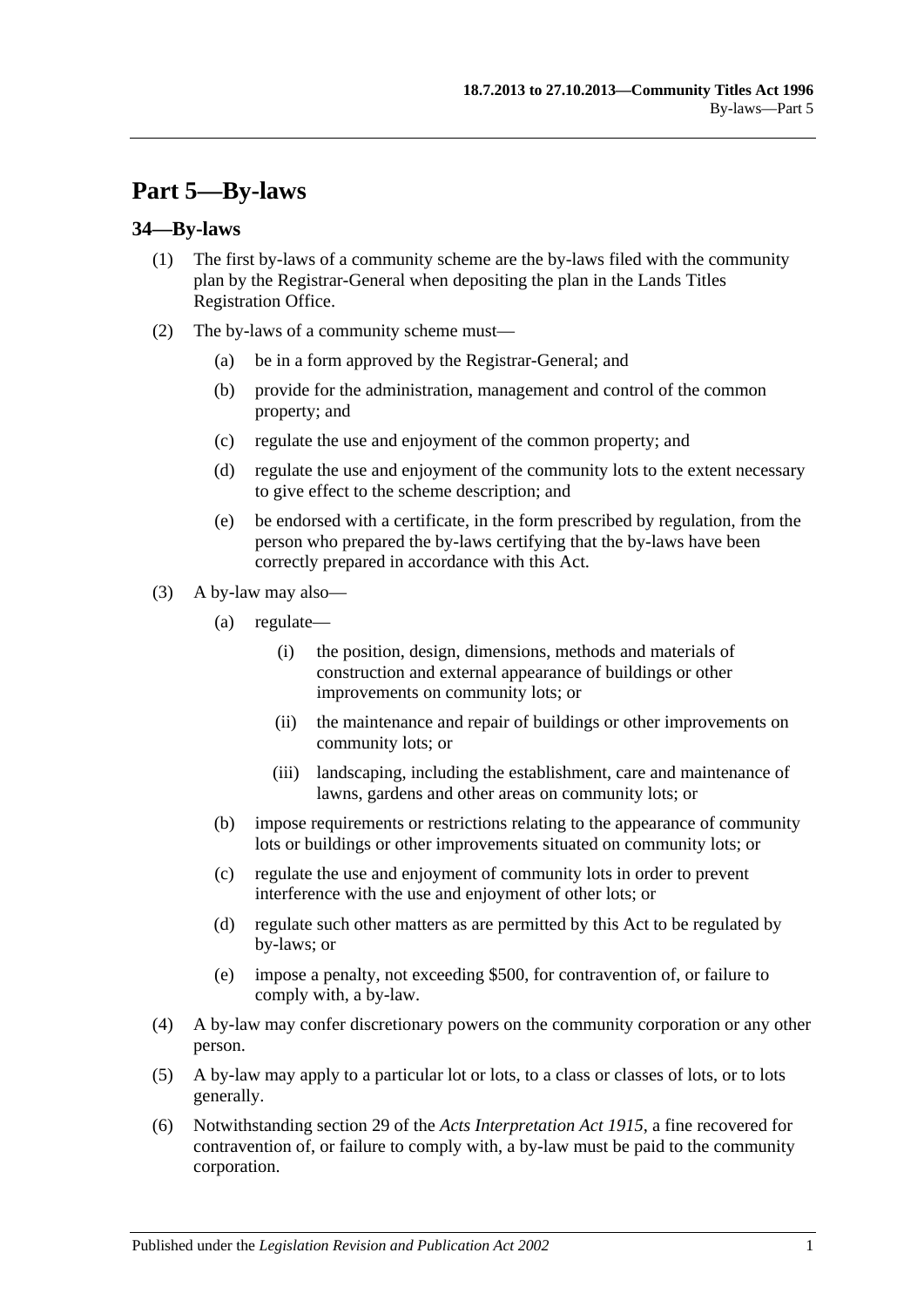# Part 5—By-laws

## 34—By-laws

(1) The first by-laws of a community scheme are the by-laws filed with the community plan by the Registrar-General when depositing the plan in the Lands Titles Registration Office.

(2) The by-laws of a community scheme must—

(a) be in a form approved by the Registrar-General; and

(b) provide for the administration, management and control of the common property; and

(c) regulate the use and enjoyment of the common property; and

(d) regulate the use and enjoyment of the community lots to the extent necessary to give effect to the scheme description; and

(e) be endorsed with a certificate, in the form prescribed by regulation, from the person who prepared the by-laws certifying that the by-laws have been correctly prepared in accordance with this Act.

(3) A by-law may also—

(a) regulate—

(i) the position, design, dimensions, methods and materials of construction and external appearance of buildings or other improvements on community lots; or

(ii) the maintenance and repair of buildings or other improvements on community lots; or

(iii) landscaping, including the establishment, care and maintenance of lawns, gardens and other areas on community lots; or

(b) impose requirements or restrictions relating to the appearance of community lots or buildings or other improvements situated on community lots; or

(c) regulate the use and enjoyment of community lots in order to prevent interference with the use and enjoyment of other lots; or

(d) regulate such other matters as are permitted by this Act to be regulated by by-laws; or

(e) impose a penalty, not exceeding $500, for contravention of, or failure to comply with, a by-law.

(4) A by-law may confer discretionary powers on the community corporation or any other person.

(5) A by-law may apply to a particular lot or lots, to a class or classes of lots, or to lots generally.

(6) Notwithstanding section 29 of the *Acts Interpretation Act 1915*, a fine recovered for contravention of, or failure to comply with, a by-law must be paid to the community corporation.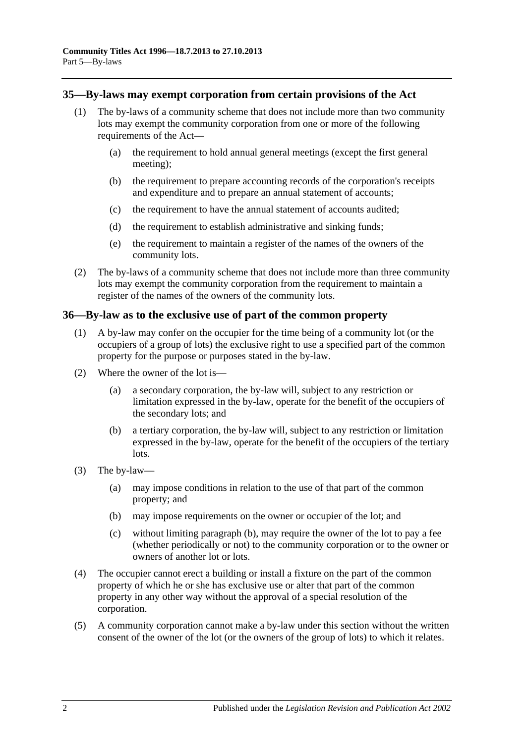## 35—By-laws may exempt corporation from certain provisions of the Act

(1) The by-laws of a community scheme that does not include more than two community lots may exempt the community corporation from one or more of the following requirements of the Act—

(a) the requirement to hold annual general meetings (except the first general meeting);

(b) the requirement to prepare accounting records of the corporation's receipts and expenditure and to prepare an annual statement of accounts;

(c) the requirement to have the annual statement of accounts audited;

(d) the requirement to establish administrative and sinking funds;

(e) the requirement to maintain a register of the names of the owners of the community lots.

(2) The by-laws of a community scheme that does not include more than three community lots may exempt the community corporation from the requirement to maintain a register of the names of the owners of the community lots.

## 36—By-law as to the exclusive use of part of the common property

(1) A by-law may confer on the occupier for the time being of a community lot (or the occupiers of a group of lots) the exclusive right to use a specified part of the common property for the purpose or purposes stated in the by-law.

(2) Where the owner of the lot is—

(a) a secondary corporation, the by-law will, subject to any restriction or limitation expressed in the by-law, operate for the benefit of the occupiers of the secondary lots; and

(b) a tertiary corporation, the by-law will, subject to any restriction or limitation expressed in the by-law, operate for the benefit of the occupiers of the tertiary lots.

(3) The by-law—

(a) may impose conditions in relation to the use of that part of the common property; and

(b) may impose requirements on the owner or occupier of the lot; and

(c) without limiting paragraph (b), may require the owner of the lot to pay a fee (whether periodically or not) to the community corporation or to the owner or owners of another lot or lots.

(4) The occupier cannot erect a building or install a fixture on the part of the common property of which he or she has exclusive use or alter that part of the common property in any other way without the approval of a special resolution of the corporation.

(5) A community corporation cannot make a by-law under this section without the written consent of the owner of the lot (or the owners of the group of lots) to which it relates.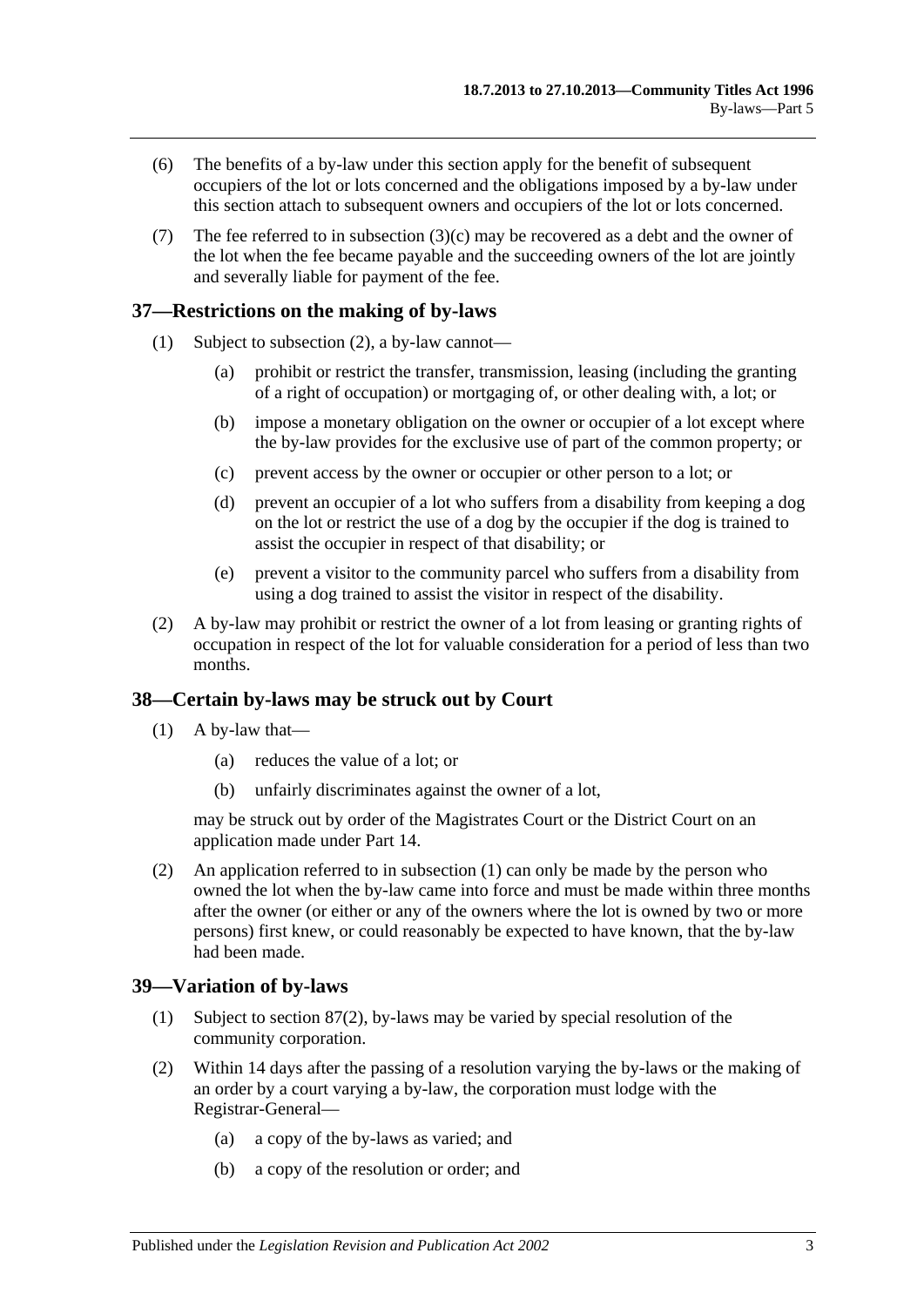(6) The benefits of a by-law under this section apply for the benefit of subsequent occupiers of the lot or lots concerned and the obligations imposed by a by-law under this section attach to subsequent owners and occupiers of the lot or lots concerned.

(7) The fee referred to in subsection (3)(c) may be recovered as a debt and the owner of the lot when the fee became payable and the succeeding owners of the lot are jointly and severally liable for payment of the fee.

## 37—Restrictions on the making of by-laws

(1) Subject to subsection (2), a by-law cannot—

(a) prohibit or restrict the transfer, transmission, leasing (including the granting of a right of occupation) or mortgaging of, or other dealing with, a lot; or

(b) impose a monetary obligation on the owner or occupier of a lot except where the by-law provides for the exclusive use of part of the common property; or

(c) prevent access by the owner or occupier or other person to a lot; or

(d) prevent an occupier of a lot who suffers from a disability from keeping a dog on the lot or restrict the use of a dog by the occupier if the dog is trained to assist the occupier in respect of that disability; or

(e) prevent a visitor to the community parcel who suffers from a disability from using a dog trained to assist the visitor in respect of the disability.

(2) A by-law may prohibit or restrict the owner of a lot from leasing or granting rights of occupation in respect of the lot for valuable consideration for a period of less than two months.

## 38—Certain by-laws may be struck out by Court

(1) A by-law that—

(a) reduces the value of a lot; or

(b) unfairly discriminates against the owner of a lot,

may be struck out by order of the Magistrates Court or the District Court on an application made under Part 14.

(2) An application referred to in subsection (1) can only be made by the person who owned the lot when the by-law came into force and must be made within three months after the owner (or either or any of the owners where the lot is owned by two or more persons) first knew, or could reasonably be expected to have known, that the by-law had been made.

## 39—Variation of by-laws

(1) Subject to section 87(2), by-laws may be varied by special resolution of the community corporation.

(2) Within 14 days after the passing of a resolution varying the by-laws or the making of an order by a court varying a by-law, the corporation must lodge with the Registrar-General—

(a) a copy of the by-laws as varied; and

(b) a copy of the resolution or order; and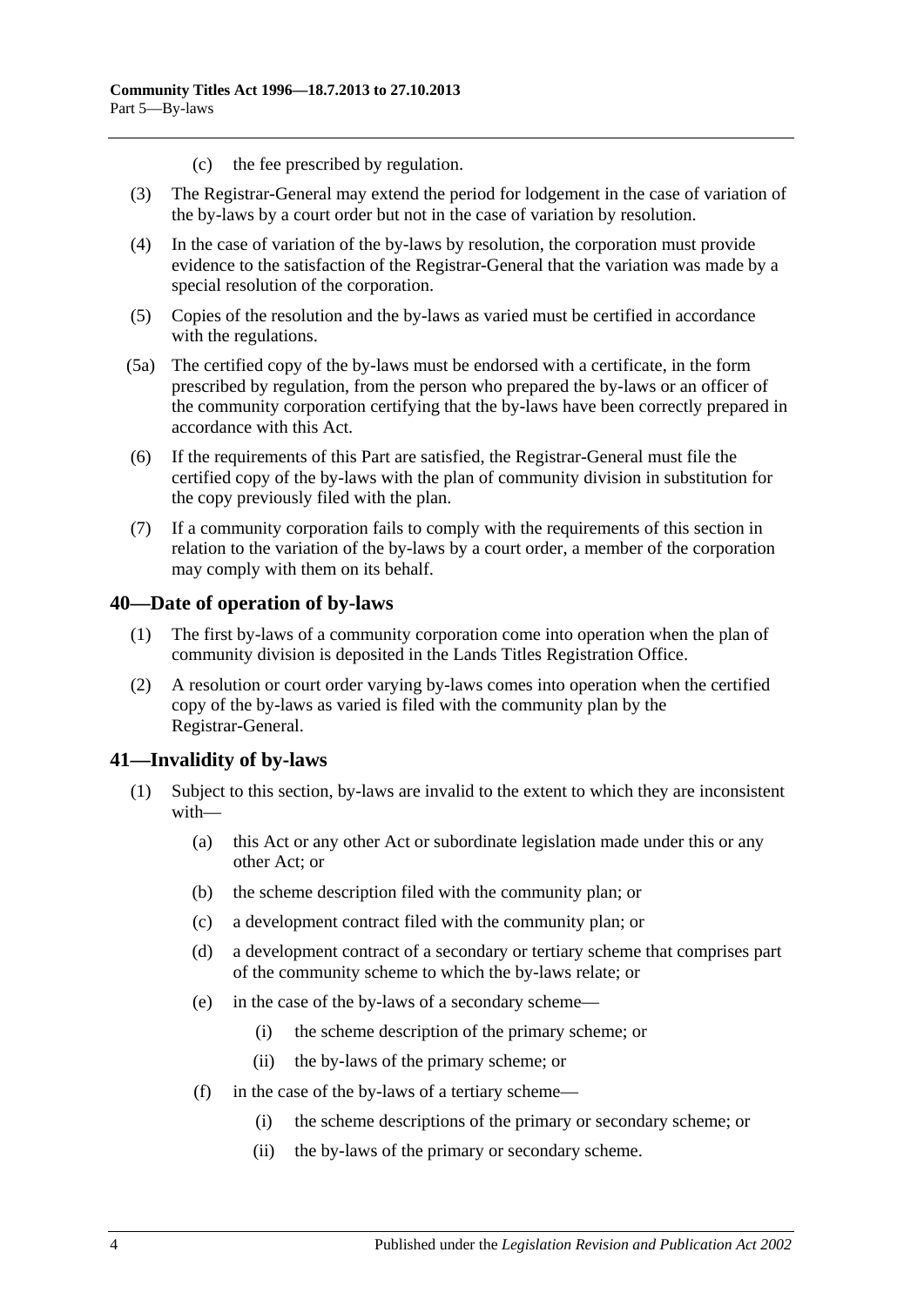(c) the fee prescribed by regulation.

(3) The Registrar-General may extend the period for lodgement in the case of variation of the by-laws by a court order but not in the case of variation by resolution.

(4) In the case of variation of the by-laws by resolution, the corporation must provide evidence to the satisfaction of the Registrar-General that the variation was made by a special resolution of the corporation.

(5) Copies of the resolution and the by-laws as varied must be certified in accordance with the regulations.

(5a) The certified copy of the by-laws must be endorsed with a certificate, in the form prescribed by regulation, from the person who prepared the by-laws or an officer of the community corporation certifying that the by-laws have been correctly prepared in accordance with this Act.

(6) If the requirements of this Part are satisfied, the Registrar-General must file the certified copy of the by-laws with the plan of community division in substitution for the copy previously filed with the plan.

(7) If a community corporation fails to comply with the requirements of this section in relation to the variation of the by-laws by a court order, a member of the corporation may comply with them on its behalf.

## 40—Date of operation of by-laws

(1) The first by-laws of a community corporation come into operation when the plan of community division is deposited in the Lands Titles Registration Office.

(2) A resolution or court order varying by-laws comes into operation when the certified copy of the by-laws as varied is filed with the community plan by the Registrar-General.

## 41—Invalidity of by-laws

(1) Subject to this section, by-laws are invalid to the extent to which they are inconsistent with—

(a) this Act or any other Act or subordinate legislation made under this or any other Act; or

(b) the scheme description filed with the community plan; or

(c) a development contract filed with the community plan; or

(d) a development contract of a secondary or tertiary scheme that comprises part of the community scheme to which the by-laws relate; or

(e) in the case of the by-laws of a secondary scheme—

(i) the scheme description of the primary scheme; or

(ii) the by-laws of the primary scheme; or

(f) in the case of the by-laws of a tertiary scheme—

(i) the scheme descriptions of the primary or secondary scheme; or

(ii) the by-laws of the primary or secondary scheme.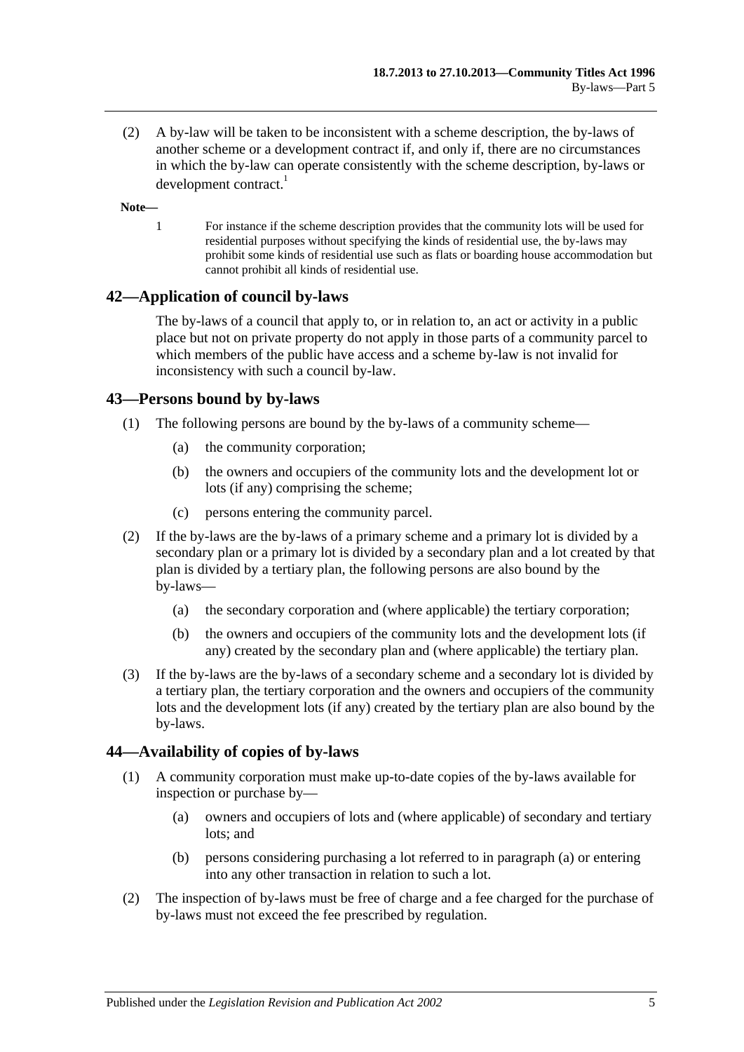(2) A by-law will be taken to be inconsistent with a scheme description, the by-laws of another scheme or a development contract if, and only if, there are no circumstances in which the by-law can operate consistently with the scheme description, by-laws or development contract.[1]

**Note—**

1 For instance if the scheme description provides that the community lots will be used for residential purposes without specifying the kinds of residential use, the by-laws may prohibit some kinds of residential use such as flats or boarding house accommodation but cannot prohibit all kinds of residential use.

## 42—Application of council by-laws

The by-laws of a council that apply to, or in relation to, an act or activity in a public place but not on private property do not apply in those parts of a community parcel to which members of the public have access and a scheme by-law is not invalid for inconsistency with such a council by-law.

## 43—Persons bound by by-laws

(1) The following persons are bound by the by-laws of a community scheme—

(a) the community corporation;

(b) the owners and occupiers of the community lots and the development lot or lots (if any) comprising the scheme;

(c) persons entering the community parcel.

(2) If the by-laws are the by-laws of a primary scheme and a primary lot is divided by a secondary plan or a primary lot is divided by a secondary plan and a lot created by that plan is divided by a tertiary plan, the following persons are also bound by the by-laws—

(a) the secondary corporation and (where applicable) the tertiary corporation;

(b) the owners and occupiers of the community lots and the development lots (if any) created by the secondary plan and (where applicable) the tertiary plan.

(3) If the by-laws are the by-laws of a secondary scheme and a secondary lot is divided by a tertiary plan, the tertiary corporation and the owners and occupiers of the community lots and the development lots (if any) created by the tertiary plan are also bound by the by-laws.

## 44—Availability of copies of by-laws

(1) A community corporation must make up-to-date copies of the by-laws available for inspection or purchase by—

(a) owners and occupiers of lots and (where applicable) of secondary and tertiary lots; and

(b) persons considering purchasing a lot referred to in paragraph (a) or entering into any other transaction in relation to such a lot.

(2) The inspection of by-laws must be free of charge and a fee charged for the purchase of by-laws must not exceed the fee prescribed by regulation.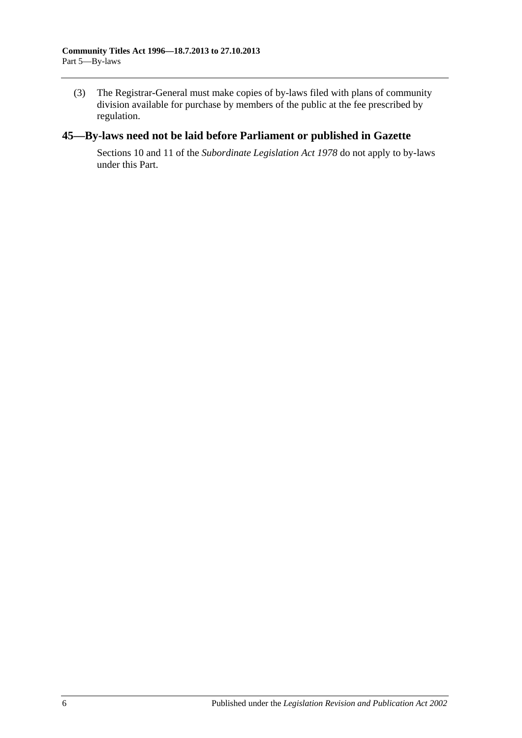(3) The Registrar-General must make copies of by-laws filed with plans of community division available for purchase by members of the public at the fee prescribed by regulation.

## 45—By-laws need not be laid before Parliament or published in Gazette

Sections 10 and 11 of the *Subordinate Legislation Act 1978* do not apply to by-laws under this Part.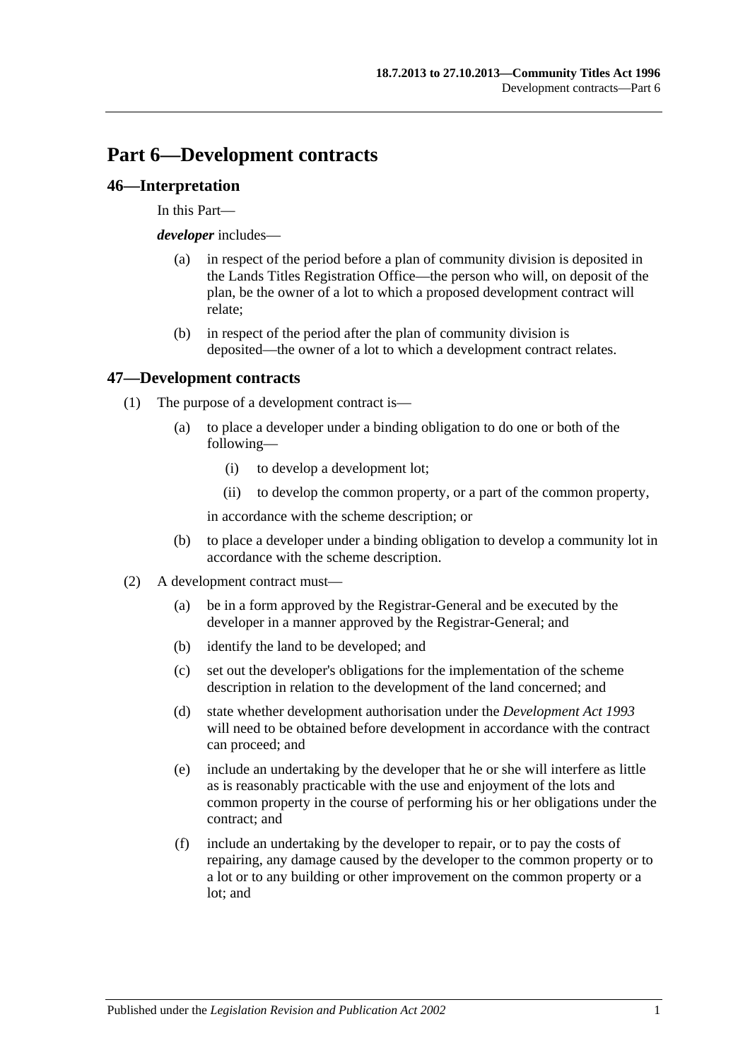# Part 6—Development contracts

## 46—Interpretation

In this Part—

***developer*** includes—

- (a) in respect of the period before a plan of community division is deposited in the Lands Titles Registration Office—the person who will, on deposit of the plan, be the owner of a lot to which a proposed development contract will relate;
- (b) in respect of the period after the plan of community division is deposited—the owner of a lot to which a development contract relates.

## 47—Development contracts

(1) The purpose of a development contract is—

- (a) to place a developer under a binding obligation to do one or both of the following—
  - (i) to develop a development lot;
  - (ii) to develop the common property, or a part of the common property,

  in accordance with the scheme description; or
- (b) to place a developer under a binding obligation to develop a community lot in accordance with the scheme description.

(2) A development contract must—

- (a) be in a form approved by the Registrar-General and be executed by the developer in a manner approved by the Registrar-General; and
- (b) identify the land to be developed; and
- (c) set out the developer's obligations for the implementation of the scheme description in relation to the development of the land concerned; and
- (d) state whether development authorisation under the *Development Act 1993* will need to be obtained before development in accordance with the contract can proceed; and
- (e) include an undertaking by the developer that he or she will interfere as little as is reasonably practicable with the use and enjoyment of the lots and common property in the course of performing his or her obligations under the contract; and
- (f) include an undertaking by the developer to repair, or to pay the costs of repairing, any damage caused by the developer to the common property or to a lot or to any building or other improvement on the common property or a lot; and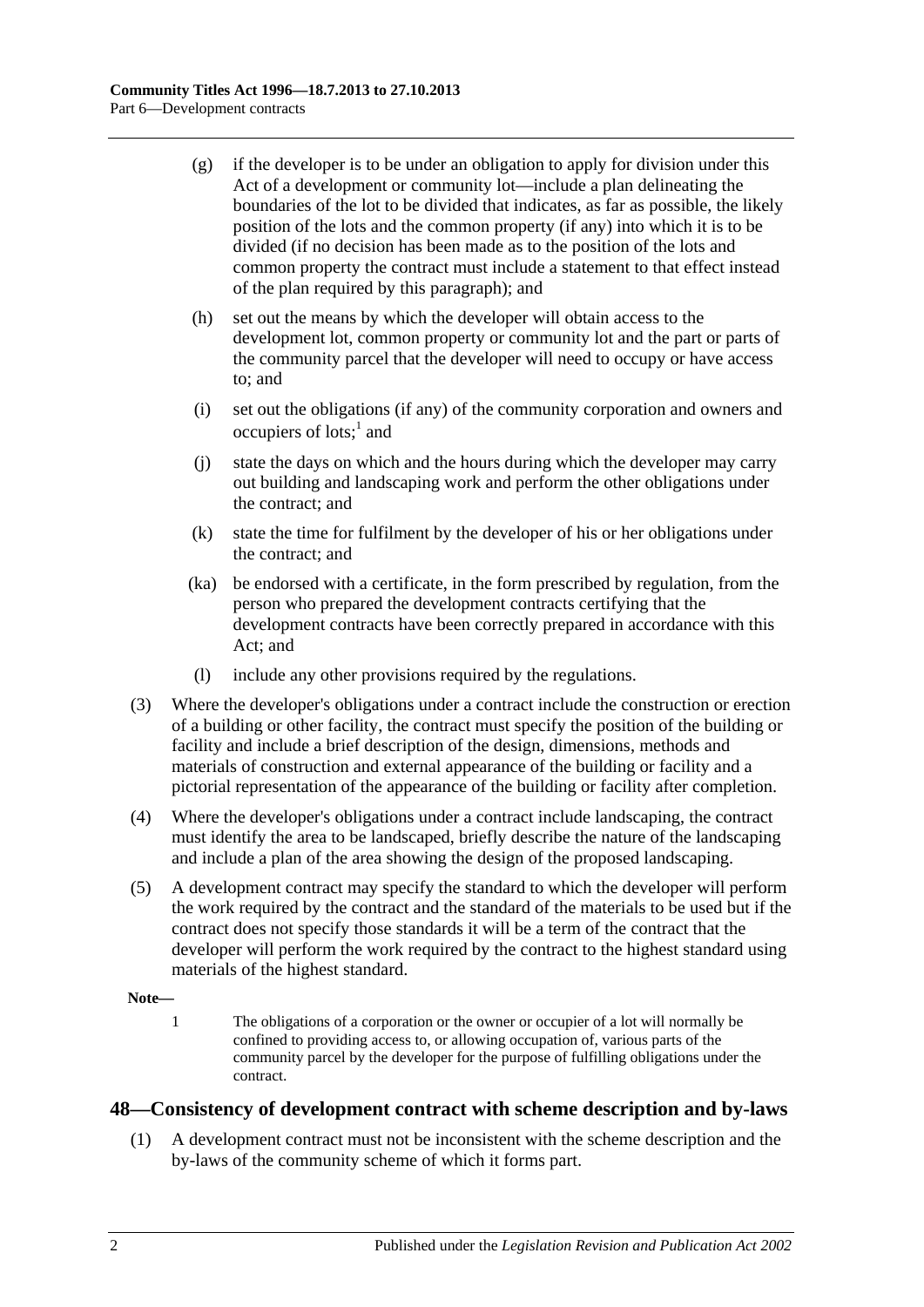(g) if the developer is to be under an obligation to apply for division under this Act of a development or community lot—include a plan delineating the boundaries of the lot to be divided that indicates, as far as possible, the likely position of the lots and the common property (if any) into which it is to be divided (if no decision has been made as to the position of the lots and common property the contract must include a statement to that effect instead of the plan required by this paragraph); and

(h) set out the means by which the developer will obtain access to the development lot, common property or community lot and the part or parts of the community parcel that the developer will need to occupy or have access to; and

(i) set out the obligations (if any) of the community corporation and owners and occupiers of lots;[1] and

(j) state the days on which and the hours during which the developer may carry out building and landscaping work and perform the other obligations under the contract; and

(k) state the time for fulfilment by the developer of his or her obligations under the contract; and

(ka) be endorsed with a certificate, in the form prescribed by regulation, from the person who prepared the development contracts certifying that the development contracts have been correctly prepared in accordance with this Act; and

(l) include any other provisions required by the regulations.

(3) Where the developer's obligations under a contract include the construction or erection of a building or other facility, the contract must specify the position of the building or facility and include a brief description of the design, dimensions, methods and materials of construction and external appearance of the building or facility and a pictorial representation of the appearance of the building or facility after completion.

(4) Where the developer's obligations under a contract include landscaping, the contract must identify the area to be landscaped, briefly describe the nature of the landscaping and include a plan of the area showing the design of the proposed landscaping.

(5) A development contract may specify the standard to which the developer will perform the work required by the contract and the standard of the materials to be used but if the contract does not specify those standards it will be a term of the contract that the developer will perform the work required by the contract to the highest standard using materials of the highest standard.

**Note—**

1 The obligations of a corporation or the owner or occupier of a lot will normally be confined to providing access to, or allowing occupation of, various parts of the community parcel by the developer for the purpose of fulfilling obligations under the contract.

## 48—Consistency of development contract with scheme description and by-laws

(1) A development contract must not be inconsistent with the scheme description and the by-laws of the community scheme of which it forms part.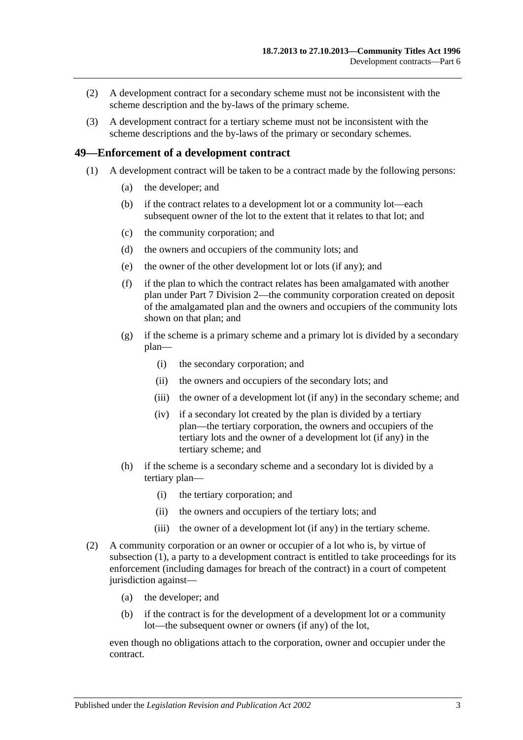(2) A development contract for a secondary scheme must not be inconsistent with the scheme description and the by-laws of the primary scheme.

(3) A development contract for a tertiary scheme must not be inconsistent with the scheme descriptions and the by-laws of the primary or secondary schemes.

## 49—Enforcement of a development contract

(1) A development contract will be taken to be a contract made by the following persons:

- (a) the developer; and
- (b) if the contract relates to a development lot or a community lot—each subsequent owner of the lot to the extent that it relates to that lot; and
- (c) the community corporation; and
- (d) the owners and occupiers of the community lots; and
- (e) the owner of the other development lot or lots (if any); and
- (f) if the plan to which the contract relates has been amalgamated with another plan under Part 7 Division 2—the community corporation created on deposit of the amalgamated plan and the owners and occupiers of the community lots shown on that plan; and
- (g) if the scheme is a primary scheme and a primary lot is divided by a secondary plan—
  - (i) the secondary corporation; and
  - (ii) the owners and occupiers of the secondary lots; and
  - (iii) the owner of a development lot (if any) in the secondary scheme; and
  - (iv) if a secondary lot created by the plan is divided by a tertiary plan—the tertiary corporation, the owners and occupiers of the tertiary lots and the owner of a development lot (if any) in the tertiary scheme; and
- (h) if the scheme is a secondary scheme and a secondary lot is divided by a tertiary plan—
  - (i) the tertiary corporation; and
  - (ii) the owners and occupiers of the tertiary lots; and
  - (iii) the owner of a development lot (if any) in the tertiary scheme.

(2) A community corporation or an owner or occupier of a lot who is, by virtue of subsection (1), a party to a development contract is entitled to take proceedings for its enforcement (including damages for breach of the contract) in a court of competent jurisdiction against—

- (a) the developer; and
- (b) if the contract is for the development of a development lot or a community lot—the subsequent owner or owners (if any) of the lot,

even though no obligations attach to the corporation, owner and occupier under the contract.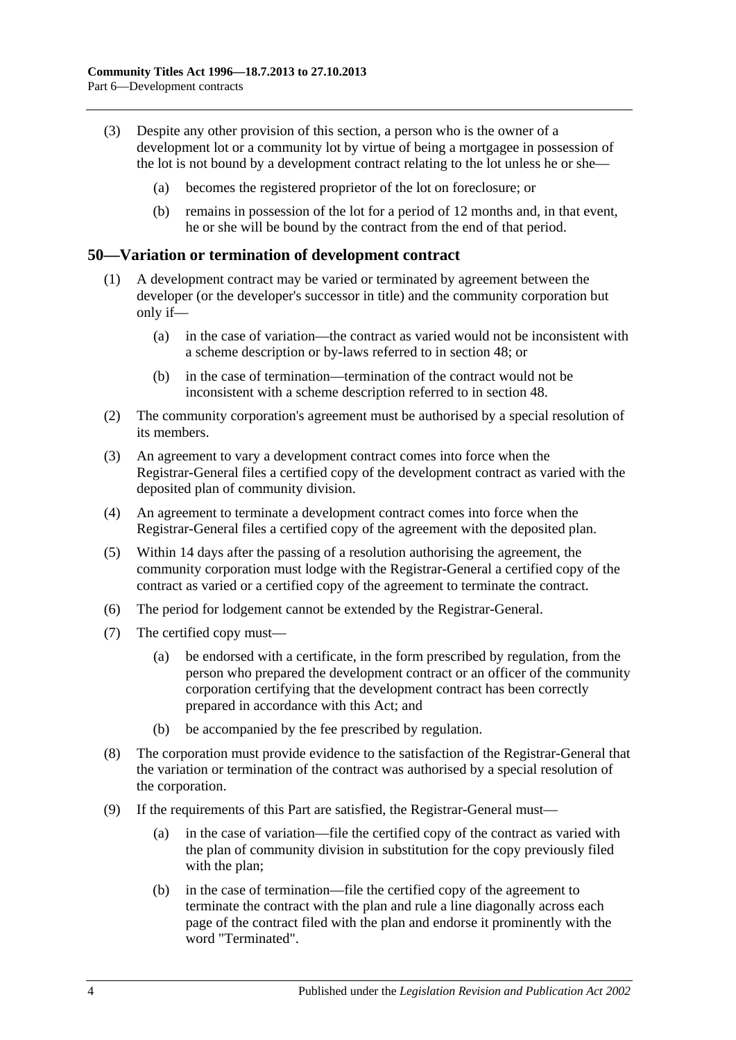(3) Despite any other provision of this section, a person who is the owner of a development lot or a community lot by virtue of being a mortgagee in possession of the lot is not bound by a development contract relating to the lot unless he or she—

  (a) becomes the registered proprietor of the lot on foreclosure; or

  (b) remains in possession of the lot for a period of 12 months and, in that event, he or she will be bound by the contract from the end of that period.

## 50—Variation or termination of development contract

(1) A development contract may be varied or terminated by agreement between the developer (or the developer's successor in title) and the community corporation but only if—

  (a) in the case of variation—the contract as varied would not be inconsistent with a scheme description or by-laws referred to in section 48; or

  (b) in the case of termination—termination of the contract would not be inconsistent with a scheme description referred to in section 48.

(2) The community corporation's agreement must be authorised by a special resolution of its members.

(3) An agreement to vary a development contract comes into force when the Registrar-General files a certified copy of the development contract as varied with the deposited plan of community division.

(4) An agreement to terminate a development contract comes into force when the Registrar-General files a certified copy of the agreement with the deposited plan.

(5) Within 14 days after the passing of a resolution authorising the agreement, the community corporation must lodge with the Registrar-General a certified copy of the contract as varied or a certified copy of the agreement to terminate the contract.

(6) The period for lodgement cannot be extended by the Registrar-General.

(7) The certified copy must—

  (a) be endorsed with a certificate, in the form prescribed by regulation, from the person who prepared the development contract or an officer of the community corporation certifying that the development contract has been correctly prepared in accordance with this Act; and

  (b) be accompanied by the fee prescribed by regulation.

(8) The corporation must provide evidence to the satisfaction of the Registrar-General that the variation or termination of the contract was authorised by a special resolution of the corporation.

(9) If the requirements of this Part are satisfied, the Registrar-General must—

  (a) in the case of variation—file the certified copy of the contract as varied with the plan of community division in substitution for the copy previously filed with the plan;

  (b) in the case of termination—file the certified copy of the agreement to terminate the contract with the plan and rule a line diagonally across each page of the contract filed with the plan and endorse it prominently with the word "Terminated".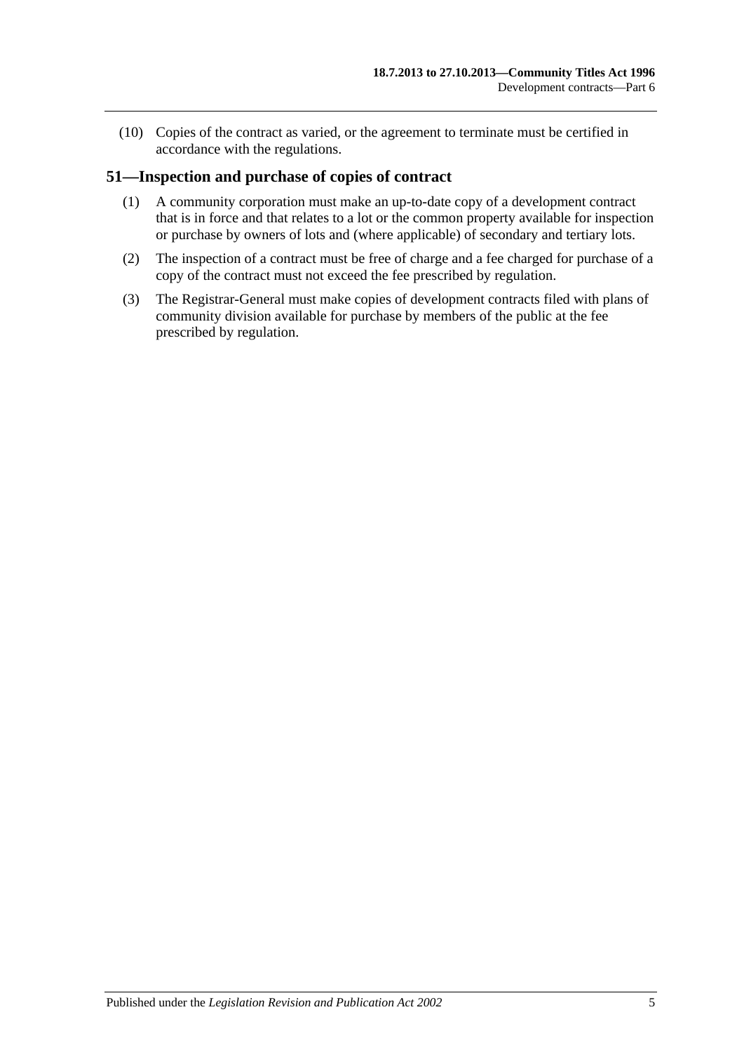(10) Copies of the contract as varied, or the agreement to terminate must be certified in accordance with the regulations.

## 51—Inspection and purchase of copies of contract

(1) A community corporation must make an up-to-date copy of a development contract that is in force and that relates to a lot or the common property available for inspection or purchase by owners of lots and (where applicable) of secondary and tertiary lots.

(2) The inspection of a contract must be free of charge and a fee charged for purchase of a copy of the contract must not exceed the fee prescribed by regulation.

(3) The Registrar-General must make copies of development contracts filed with plans of community division available for purchase by members of the public at the fee prescribed by regulation.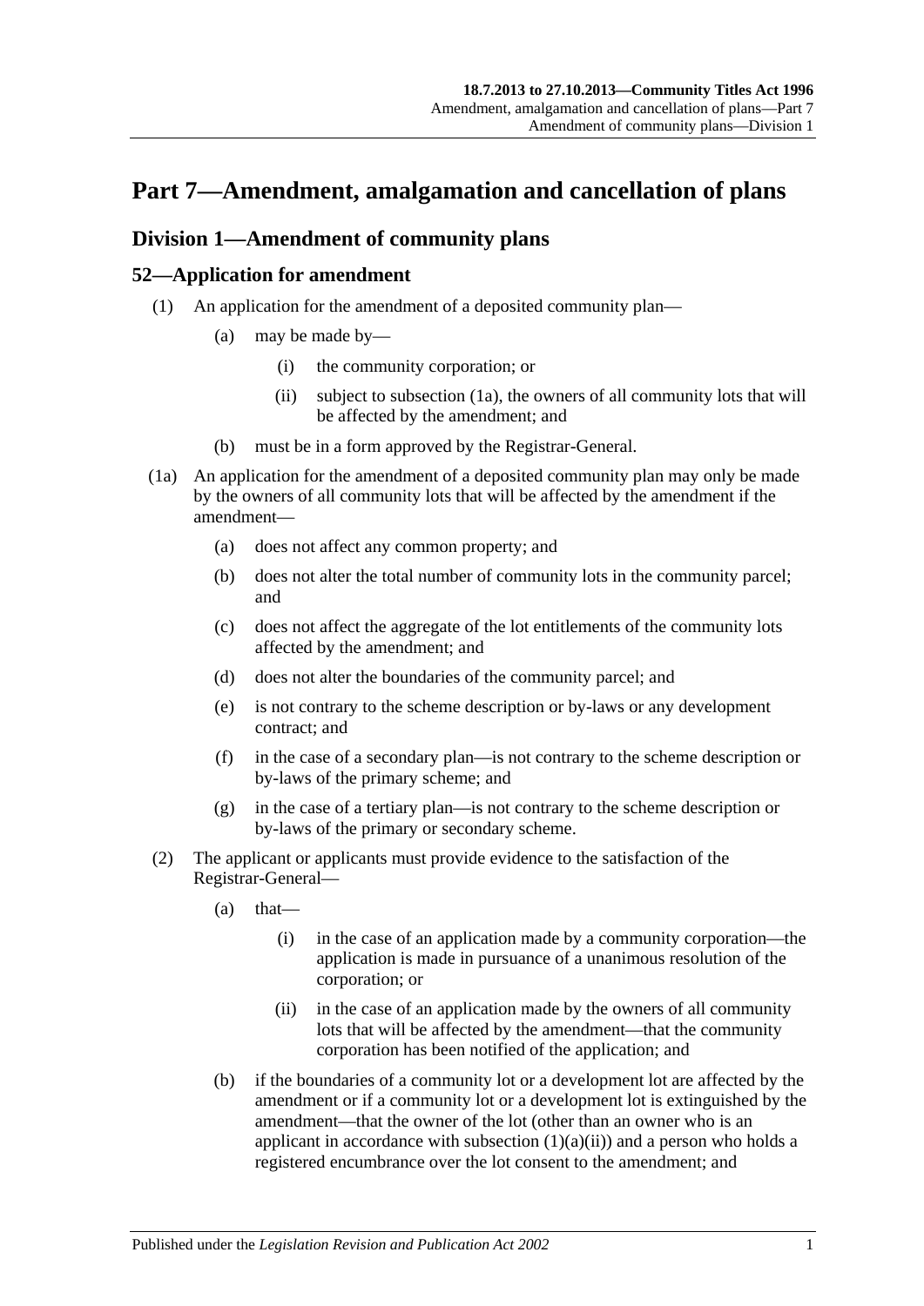# Part 7—Amendment, amalgamation and cancellation of plans

## Division 1—Amendment of community plans

### 52—Application for amendment

(1) An application for the amendment of a deposited community plan—

(a) may be made by—

(i) the community corporation; or

(ii) subject to subsection (1a), the owners of all community lots that will be affected by the amendment; and

(b) must be in a form approved by the Registrar-General.

(1a) An application for the amendment of a deposited community plan may only be made by the owners of all community lots that will be affected by the amendment if the amendment—

(a) does not affect any common property; and

(b) does not alter the total number of community lots in the community parcel; and

(c) does not affect the aggregate of the lot entitlements of the community lots affected by the amendment; and

(d) does not alter the boundaries of the community parcel; and

(e) is not contrary to the scheme description or by-laws or any development contract; and

(f) in the case of a secondary plan—is not contrary to the scheme description or by-laws of the primary scheme; and

(g) in the case of a tertiary plan—is not contrary to the scheme description or by-laws of the primary or secondary scheme.

(2) The applicant or applicants must provide evidence to the satisfaction of the Registrar-General—

(a) that—

(i) in the case of an application made by a community corporation—the application is made in pursuance of a unanimous resolution of the corporation; or

(ii) in the case of an application made by the owners of all community lots that will be affected by the amendment—that the community corporation has been notified of the application; and

(b) if the boundaries of a community lot or a development lot are affected by the amendment or if a community lot or a development lot is extinguished by the amendment—that the owner of the lot (other than an owner who is an applicant in accordance with subsection (1)(a)(ii)) and a person who holds a registered encumbrance over the lot consent to the amendment; and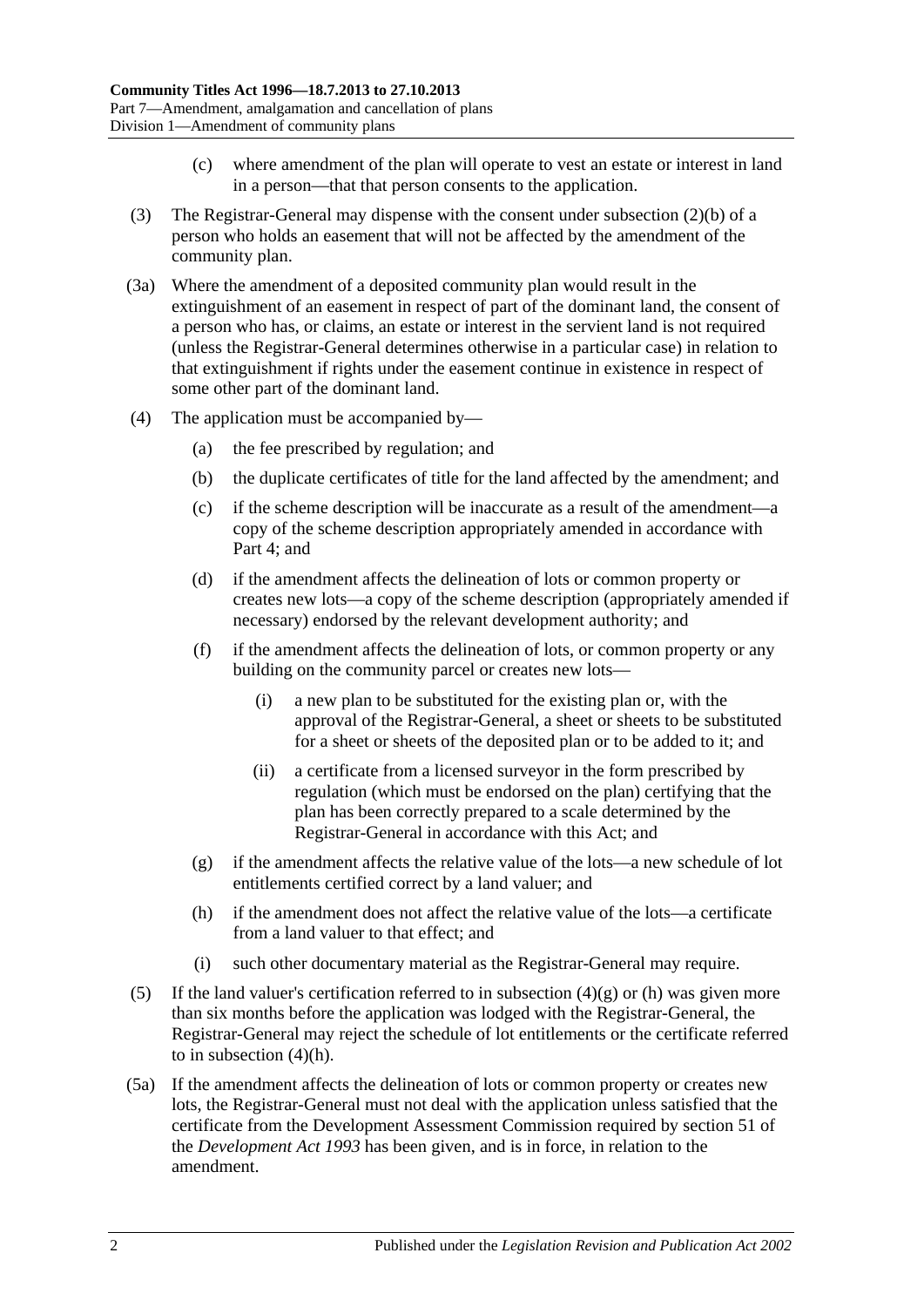(c) where amendment of the plan will operate to vest an estate or interest in land in a person—that that person consents to the application.

(3) The Registrar-General may dispense with the consent under subsection (2)(b) of a person who holds an easement that will not be affected by the amendment of the community plan.

(3a) Where the amendment of a deposited community plan would result in the extinguishment of an easement in respect of part of the dominant land, the consent of a person who has, or claims, an estate or interest in the servient land is not required (unless the Registrar-General determines otherwise in a particular case) in relation to that extinguishment if rights under the easement continue in existence in respect of some other part of the dominant land.

(4) The application must be accompanied by—

(a) the fee prescribed by regulation; and

(b) the duplicate certificates of title for the land affected by the amendment; and

(c) if the scheme description will be inaccurate as a result of the amendment—a copy of the scheme description appropriately amended in accordance with Part 4; and

(d) if the amendment affects the delineation of lots or common property or creates new lots—a copy of the scheme description (appropriately amended if necessary) endorsed by the relevant development authority; and

(f) if the amendment affects the delineation of lots, or common property or any building on the community parcel or creates new lots—

(i) a new plan to be substituted for the existing plan or, with the approval of the Registrar-General, a sheet or sheets to be substituted for a sheet or sheets of the deposited plan or to be added to it; and

(ii) a certificate from a licensed surveyor in the form prescribed by regulation (which must be endorsed on the plan) certifying that the plan has been correctly prepared to a scale determined by the Registrar-General in accordance with this Act; and

(g) if the amendment affects the relative value of the lots—a new schedule of lot entitlements certified correct by a land valuer; and

(h) if the amendment does not affect the relative value of the lots—a certificate from a land valuer to that effect; and

(i) such other documentary material as the Registrar-General may require.

(5) If the land valuer's certification referred to in subsection (4)(g) or (h) was given more than six months before the application was lodged with the Registrar-General, the Registrar-General may reject the schedule of lot entitlements or the certificate referred to in subsection (4)(h).

(5a) If the amendment affects the delineation of lots or common property or creates new lots, the Registrar-General must not deal with the application unless satisfied that the certificate from the Development Assessment Commission required by section 51 of the *Development Act 1993* has been given, and is in force, in relation to the amendment.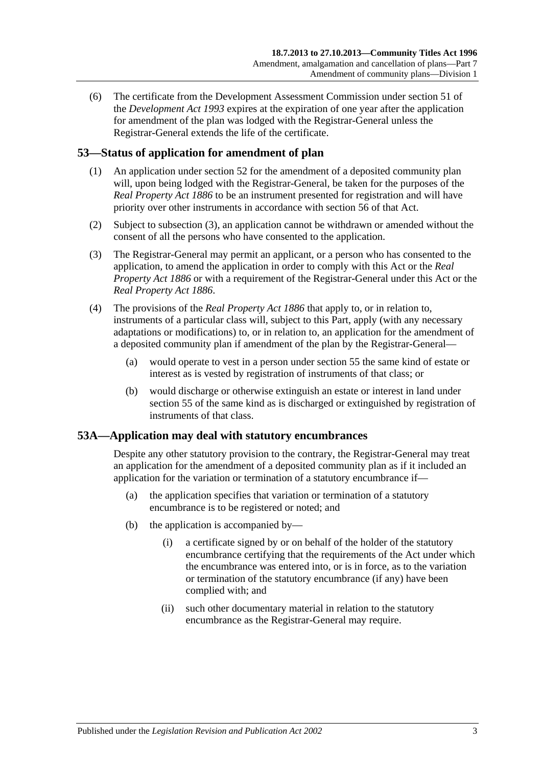(6) The certificate from the Development Assessment Commission under section 51 of the *Development Act 1993* expires at the expiration of one year after the application for amendment of the plan was lodged with the Registrar-General unless the Registrar-General extends the life of the certificate.

## 53—Status of application for amendment of plan

(1) An application under section 52 for the amendment of a deposited community plan will, upon being lodged with the Registrar-General, be taken for the purposes of the *Real Property Act 1886* to be an instrument presented for registration and will have priority over other instruments in accordance with section 56 of that Act.

(2) Subject to subsection (3), an application cannot be withdrawn or amended without the consent of all the persons who have consented to the application.

(3) The Registrar-General may permit an applicant, or a person who has consented to the application, to amend the application in order to comply with this Act or the *Real Property Act 1886* or with a requirement of the Registrar-General under this Act or the *Real Property Act 1886*.

(4) The provisions of the *Real Property Act 1886* that apply to, or in relation to, instruments of a particular class will, subject to this Part, apply (with any necessary adaptations or modifications) to, or in relation to, an application for the amendment of a deposited community plan if amendment of the plan by the Registrar-General—

(a) would operate to vest in a person under section 55 the same kind of estate or interest as is vested by registration of instruments of that class; or

(b) would discharge or otherwise extinguish an estate or interest in land under section 55 of the same kind as is discharged or extinguished by registration of instruments of that class.

## 53A—Application may deal with statutory encumbrances

Despite any other statutory provision to the contrary, the Registrar-General may treat an application for the amendment of a deposited community plan as if it included an application for the variation or termination of a statutory encumbrance if—

(a) the application specifies that variation or termination of a statutory encumbrance is to be registered or noted; and

(b) the application is accompanied by—

(i) a certificate signed by or on behalf of the holder of the statutory encumbrance certifying that the requirements of the Act under which the encumbrance was entered into, or is in force, as to the variation or termination of the statutory encumbrance (if any) have been complied with; and

(ii) such other documentary material in relation to the statutory encumbrance as the Registrar-General may require.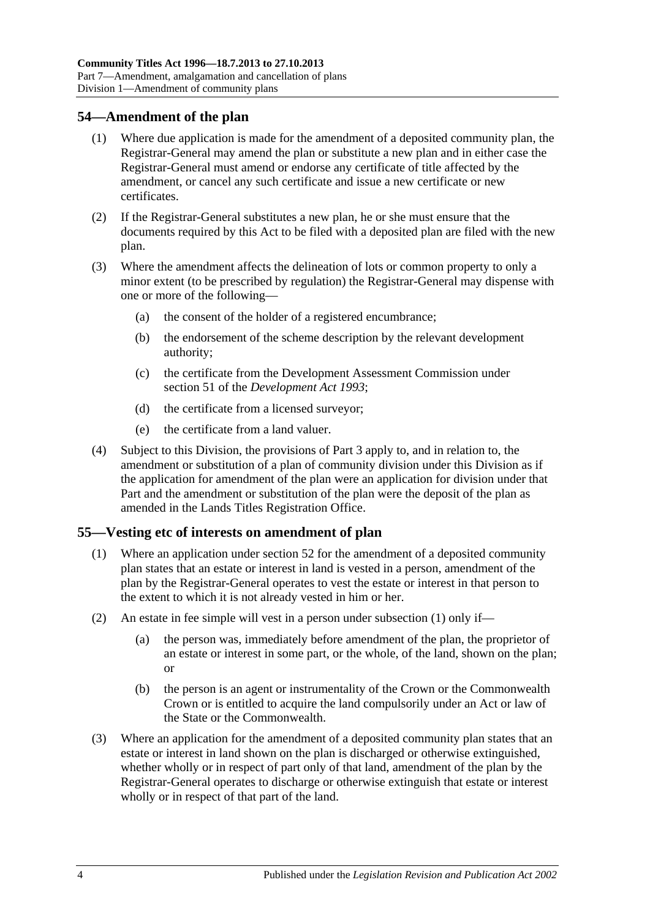## 54—Amendment of the plan

(1) Where due application is made for the amendment of a deposited community plan, the Registrar-General may amend the plan or substitute a new plan and in either case the Registrar-General must amend or endorse any certificate of title affected by the amendment, or cancel any such certificate and issue a new certificate or new certificates.

(2) If the Registrar-General substitutes a new plan, he or she must ensure that the documents required by this Act to be filed with a deposited plan are filed with the new plan.

(3) Where the amendment affects the delineation of lots or common property to only a minor extent (to be prescribed by regulation) the Registrar-General may dispense with one or more of the following—

(a) the consent of the holder of a registered encumbrance;

(b) the endorsement of the scheme description by the relevant development authority;

(c) the certificate from the Development Assessment Commission under section 51 of the *Development Act 1993*;

(d) the certificate from a licensed surveyor;

(e) the certificate from a land valuer.

(4) Subject to this Division, the provisions of Part 3 apply to, and in relation to, the amendment or substitution of a plan of community division under this Division as if the application for amendment of the plan were an application for division under that Part and the amendment or substitution of the plan were the deposit of the plan as amended in the Lands Titles Registration Office.

## 55—Vesting etc of interests on amendment of plan

(1) Where an application under section 52 for the amendment of a deposited community plan states that an estate or interest in land is vested in a person, amendment of the plan by the Registrar-General operates to vest the estate or interest in that person to the extent to which it is not already vested in him or her.

(2) An estate in fee simple will vest in a person under subsection (1) only if—

(a) the person was, immediately before amendment of the plan, the proprietor of an estate or interest in some part, or the whole, of the land, shown on the plan; or

(b) the person is an agent or instrumentality of the Crown or the Commonwealth Crown or is entitled to acquire the land compulsorily under an Act or law of the State or the Commonwealth.

(3) Where an application for the amendment of a deposited community plan states that an estate or interest in land shown on the plan is discharged or otherwise extinguished, whether wholly or in respect of part only of that land, amendment of the plan by the Registrar-General operates to discharge or otherwise extinguish that estate or interest wholly or in respect of that part of the land.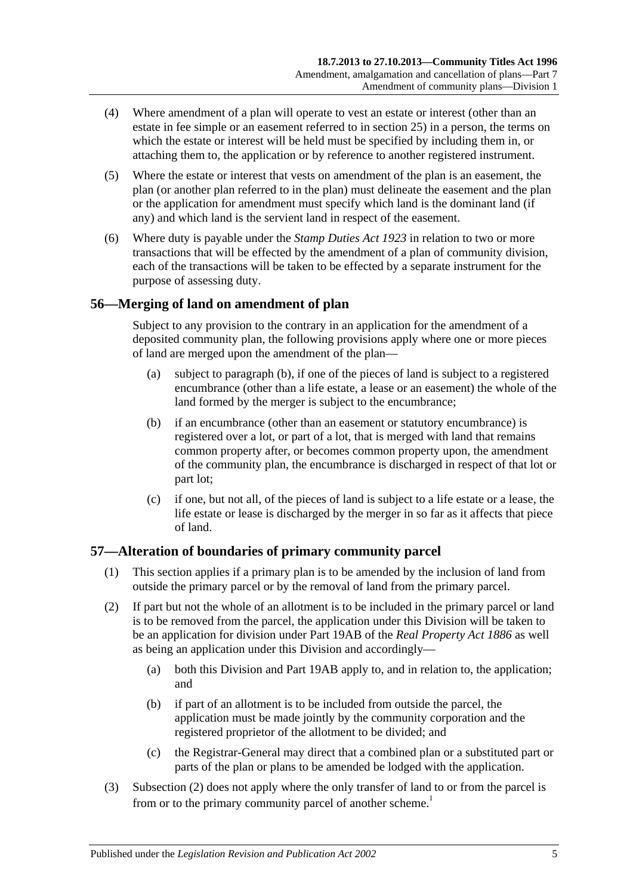(4) Where amendment of a plan will operate to vest an estate or interest (other than an estate in fee simple or an easement referred to in section 25) in a person, the terms on which the estate or interest will be held must be specified by including them in, or attaching them to, the application or by reference to another registered instrument.

(5) Where the estate or interest that vests on amendment of the plan is an easement, the plan (or another plan referred to in the plan) must delineate the easement and the plan or the application for amendment must specify which land is the dominant land (if any) and which land is the servient land in respect of the easement.

(6) Where duty is payable under the *Stamp Duties Act 1923* in relation to two or more transactions that will be effected by the amendment of a plan of community division, each of the transactions will be taken to be effected by a separate instrument for the purpose of assessing duty.

## 56—Merging of land on amendment of plan

Subject to any provision to the contrary in an application for the amendment of a deposited community plan, the following provisions apply where one or more pieces of land are merged upon the amendment of the plan—

(a) subject to paragraph (b), if one of the pieces of land is subject to a registered encumbrance (other than a life estate, a lease or an easement) the whole of the land formed by the merger is subject to the encumbrance;

(b) if an encumbrance (other than an easement or statutory encumbrance) is registered over a lot, or part of a lot, that is merged with land that remains common property after, or becomes common property upon, the amendment of the community plan, the encumbrance is discharged in respect of that lot or part lot;

(c) if one, but not all, of the pieces of land is subject to a life estate or a lease, the life estate or lease is discharged by the merger in so far as it affects that piece of land.

## 57—Alteration of boundaries of primary community parcel

(1) This section applies if a primary plan is to be amended by the inclusion of land from outside the primary parcel or by the removal of land from the primary parcel.

(2) If part but not the whole of an allotment is to be included in the primary parcel or land is to be removed from the parcel, the application under this Division will be taken to be an application for division under Part 19AB of the *Real Property Act 1886* as well as being an application under this Division and accordingly—

(a) both this Division and Part 19AB apply to, and in relation to, the application; and

(b) if part of an allotment is to be included from outside the parcel, the application must be made jointly by the community corporation and the registered proprietor of the allotment to be divided; and

(c) the Registrar-General may direct that a combined plan or a substituted part or parts of the plan or plans to be amended be lodged with the application.

(3) Subsection (2) does not apply where the only transfer of land to or from the parcel is from or to the primary community parcel of another scheme.[1]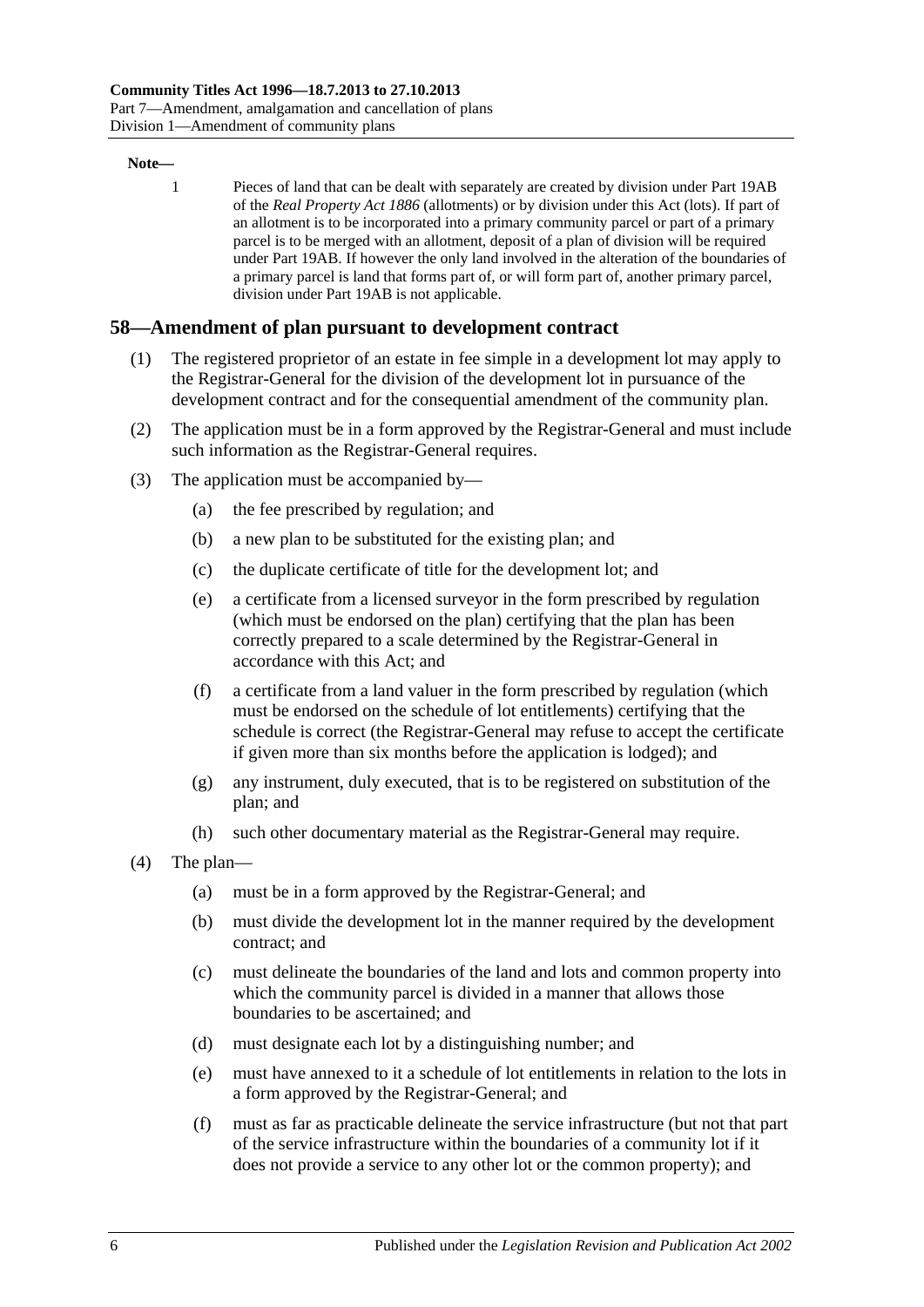**Note—**

1 Pieces of land that can be dealt with separately are created by division under Part 19AB of the *Real Property Act 1886* (allotments) or by division under this Act (lots). If part of an allotment is to be incorporated into a primary community parcel or part of a primary parcel is to be merged with an allotment, deposit of a plan of division will be required under Part 19AB. If however the only land involved in the alteration of the boundaries of a primary parcel is land that forms part of, or will form part of, another primary parcel, division under Part 19AB is not applicable.

## 58—Amendment of plan pursuant to development contract

(1) The registered proprietor of an estate in fee simple in a development lot may apply to the Registrar-General for the division of the development lot in pursuance of the development contract and for the consequential amendment of the community plan.

(2) The application must be in a form approved by the Registrar-General and must include such information as the Registrar-General requires.

(3) The application must be accompanied by—

(a) the fee prescribed by regulation; and

(b) a new plan to be substituted for the existing plan; and

(c) the duplicate certificate of title for the development lot; and

(e) a certificate from a licensed surveyor in the form prescribed by regulation (which must be endorsed on the plan) certifying that the plan has been correctly prepared to a scale determined by the Registrar-General in accordance with this Act; and

(f) a certificate from a land valuer in the form prescribed by regulation (which must be endorsed on the schedule of lot entitlements) certifying that the schedule is correct (the Registrar-General may refuse to accept the certificate if given more than six months before the application is lodged); and

(g) any instrument, duly executed, that is to be registered on substitution of the plan; and

(h) such other documentary material as the Registrar-General may require.

(4) The plan—

(a) must be in a form approved by the Registrar-General; and

(b) must divide the development lot in the manner required by the development contract; and

(c) must delineate the boundaries of the land and lots and common property into which the community parcel is divided in a manner that allows those boundaries to be ascertained; and

(d) must designate each lot by a distinguishing number; and

(e) must have annexed to it a schedule of lot entitlements in relation to the lots in a form approved by the Registrar-General; and

(f) must as far as practicable delineate the service infrastructure (but not that part of the service infrastructure within the boundaries of a community lot if it does not provide a service to any other lot or the common property); and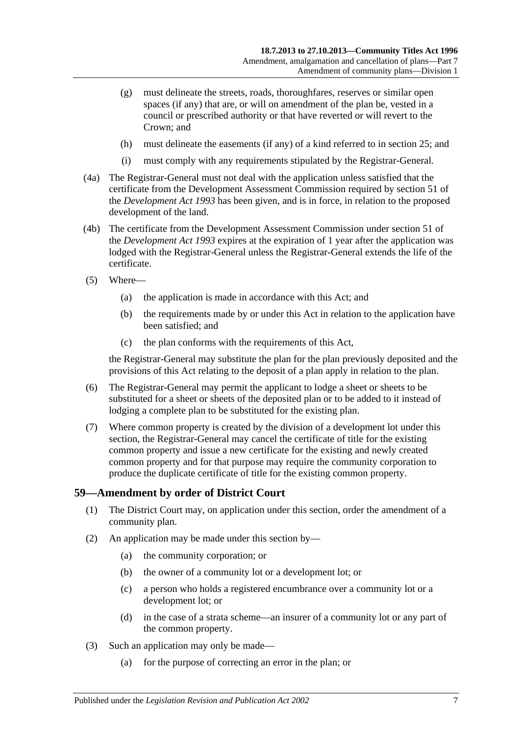(g) must delineate the streets, roads, thoroughfares, reserves or similar open spaces (if any) that are, or will on amendment of the plan be, vested in a council or prescribed authority or that have reverted or will revert to the Crown; and

(h) must delineate the easements (if any) of a kind referred to in section 25; and

(i) must comply with any requirements stipulated by the Registrar-General.

(4a) The Registrar-General must not deal with the application unless satisfied that the certificate from the Development Assessment Commission required by section 51 of the *Development Act 1993* has been given, and is in force, in relation to the proposed development of the land.

(4b) The certificate from the Development Assessment Commission under section 51 of the *Development Act 1993* expires at the expiration of 1 year after the application was lodged with the Registrar-General unless the Registrar-General extends the life of the certificate.

(5) Where—

(a) the application is made in accordance with this Act; and

(b) the requirements made by or under this Act in relation to the application have been satisfied; and

(c) the plan conforms with the requirements of this Act,

the Registrar-General may substitute the plan for the plan previously deposited and the provisions of this Act relating to the deposit of a plan apply in relation to the plan.

(6) The Registrar-General may permit the applicant to lodge a sheet or sheets to be substituted for a sheet or sheets of the deposited plan or to be added to it instead of lodging a complete plan to be substituted for the existing plan.

(7) Where common property is created by the division of a development lot under this section, the Registrar-General may cancel the certificate of title for the existing common property and issue a new certificate for the existing and newly created common property and for that purpose may require the community corporation to produce the duplicate certificate of title for the existing common property.

## 59—Amendment by order of District Court

(1) The District Court may, on application under this section, order the amendment of a community plan.

(2) An application may be made under this section by—

(a) the community corporation; or

(b) the owner of a community lot or a development lot; or

(c) a person who holds a registered encumbrance over a community lot or a development lot; or

(d) in the case of a strata scheme—an insurer of a community lot or any part of the common property.

(3) Such an application may only be made—

(a) for the purpose of correcting an error in the plan; or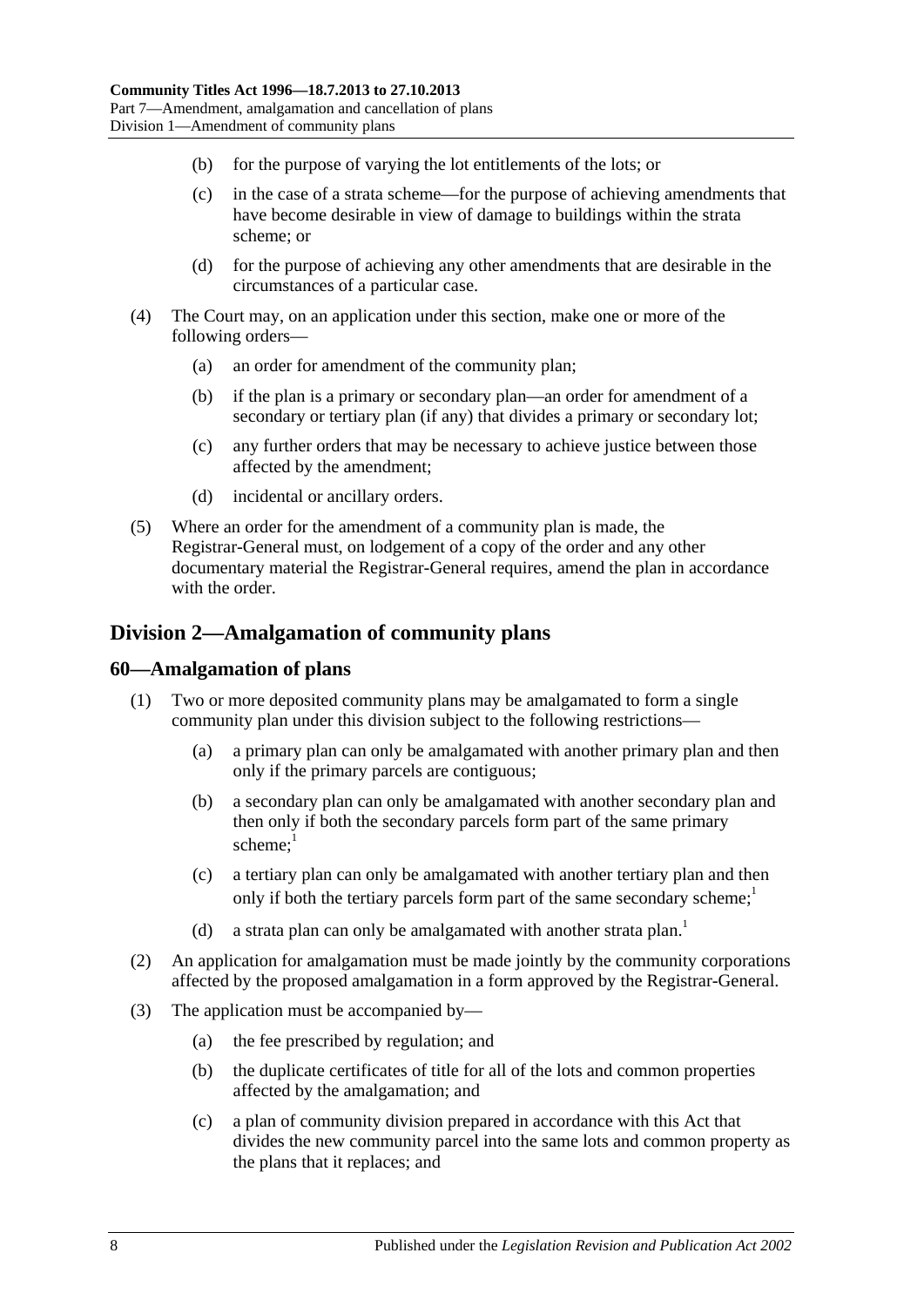(b) for the purpose of varying the lot entitlements of the lots; or

(c) in the case of a strata scheme—for the purpose of achieving amendments that have become desirable in view of damage to buildings within the strata scheme; or

(d) for the purpose of achieving any other amendments that are desirable in the circumstances of a particular case.

(4) The Court may, on an application under this section, make one or more of the following orders—

(a) an order for amendment of the community plan;

(b) if the plan is a primary or secondary plan—an order for amendment of a secondary or tertiary plan (if any) that divides a primary or secondary lot;

(c) any further orders that may be necessary to achieve justice between those affected by the amendment;

(d) incidental or ancillary orders.

(5) Where an order for the amendment of a community plan is made, the Registrar-General must, on lodgement of a copy of the order and any other documentary material the Registrar-General requires, amend the plan in accordance with the order.

## Division 2—Amalgamation of community plans

### 60—Amalgamation of plans

(1) Two or more deposited community plans may be amalgamated to form a single community plan under this division subject to the following restrictions—

(a) a primary plan can only be amalgamated with another primary plan and then only if the primary parcels are contiguous;

(b) a secondary plan can only be amalgamated with another secondary plan and then only if both the secondary parcels form part of the same primary scheme;[1]

(c) a tertiary plan can only be amalgamated with another tertiary plan and then only if both the tertiary parcels form part of the same secondary scheme;[1]

(d) a strata plan can only be amalgamated with another strata plan.[1]

(2) An application for amalgamation must be made jointly by the community corporations affected by the proposed amalgamation in a form approved by the Registrar-General.

(3) The application must be accompanied by—

(a) the fee prescribed by regulation; and

(b) the duplicate certificates of title for all of the lots and common properties affected by the amalgamation; and

(c) a plan of community division prepared in accordance with this Act that divides the new community parcel into the same lots and common property as the plans that it replaces; and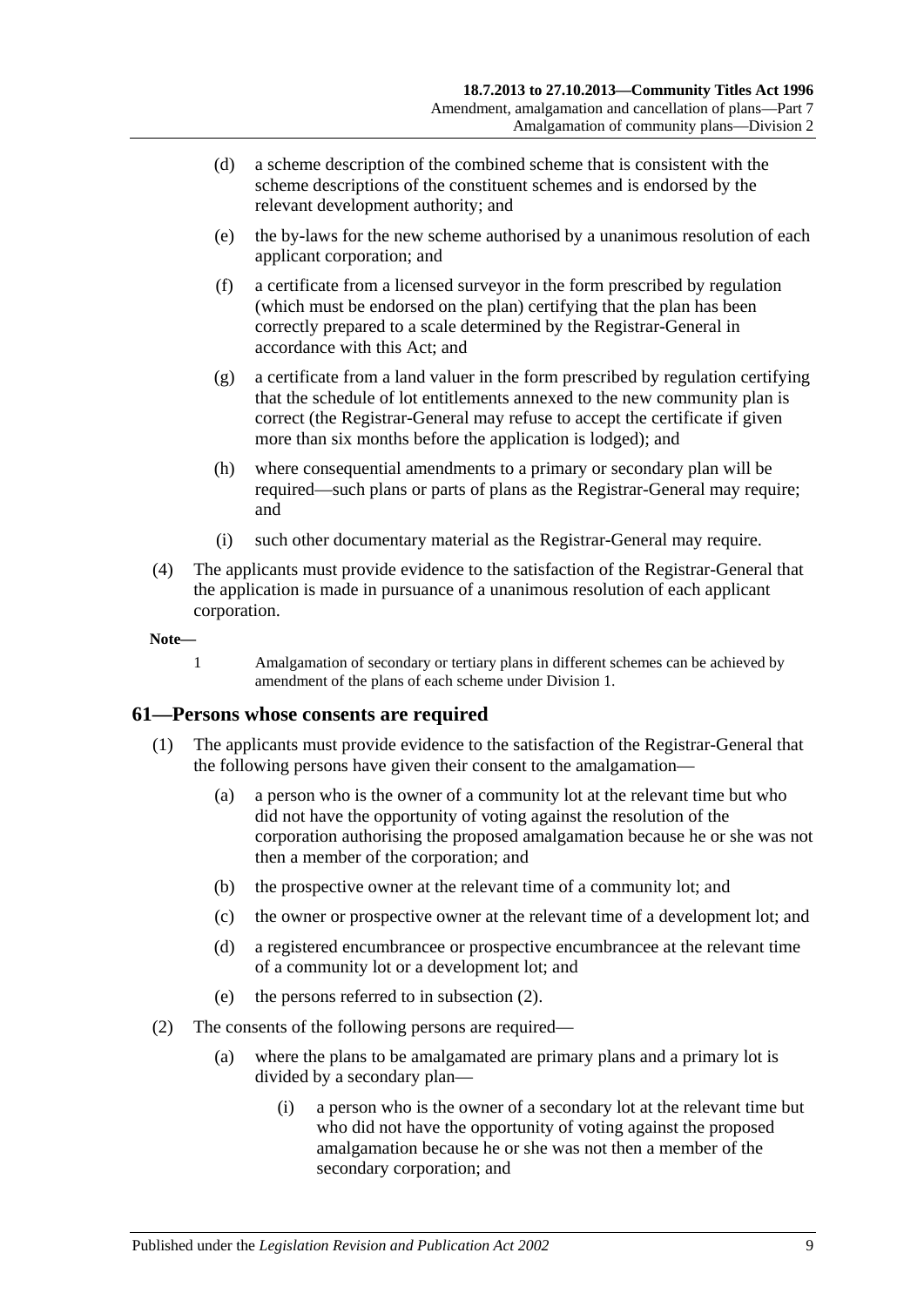(d) a scheme description of the combined scheme that is consistent with the scheme descriptions of the constituent schemes and is endorsed by the relevant development authority; and

(e) the by-laws for the new scheme authorised by a unanimous resolution of each applicant corporation; and

(f) a certificate from a licensed surveyor in the form prescribed by regulation (which must be endorsed on the plan) certifying that the plan has been correctly prepared to a scale determined by the Registrar-General in accordance with this Act; and

(g) a certificate from a land valuer in the form prescribed by regulation certifying that the schedule of lot entitlements annexed to the new community plan is correct (the Registrar-General may refuse to accept the certificate if given more than six months before the application is lodged); and

(h) where consequential amendments to a primary or secondary plan will be required—such plans or parts of plans as the Registrar-General may require; and

(i) such other documentary material as the Registrar-General may require.

(4) The applicants must provide evidence to the satisfaction of the Registrar-General that the application is made in pursuance of a unanimous resolution of each applicant corporation.

**Note—**

1 Amalgamation of secondary or tertiary plans in different schemes can be achieved by amendment of the plans of each scheme under Division 1.

## 61—Persons whose consents are required

(1) The applicants must provide evidence to the satisfaction of the Registrar-General that the following persons have given their consent to the amalgamation—

(a) a person who is the owner of a community lot at the relevant time but who did not have the opportunity of voting against the resolution of the corporation authorising the proposed amalgamation because he or she was not then a member of the corporation; and

(b) the prospective owner at the relevant time of a community lot; and

(c) the owner or prospective owner at the relevant time of a development lot; and

(d) a registered encumbrancee or prospective encumbrancee at the relevant time of a community lot or a development lot; and

(e) the persons referred to in subsection (2).

(2) The consents of the following persons are required—

(a) where the plans to be amalgamated are primary plans and a primary lot is divided by a secondary plan—

(i) a person who is the owner of a secondary lot at the relevant time but who did not have the opportunity of voting against the proposed amalgamation because he or she was not then a member of the secondary corporation; and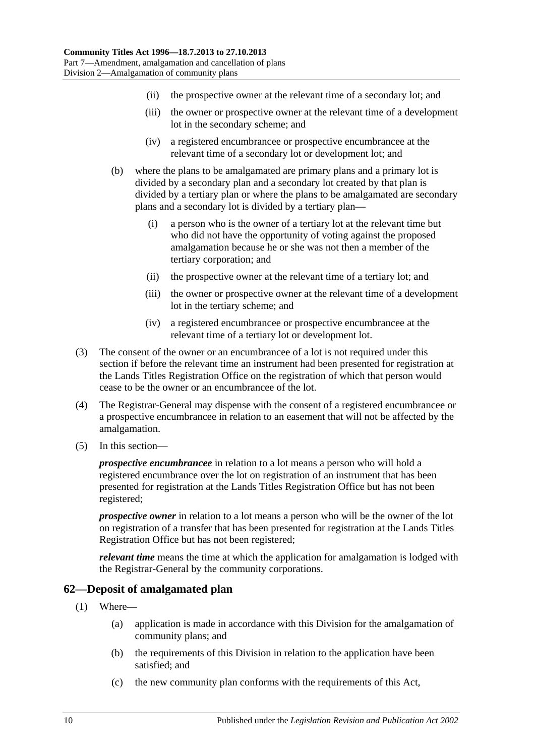(ii) the prospective owner at the relevant time of a secondary lot; and

(iii) the owner or prospective owner at the relevant time of a development lot in the secondary scheme; and

(iv) a registered encumbrancee or prospective encumbrancee at the relevant time of a secondary lot or development lot; and

(b) where the plans to be amalgamated are primary plans and a primary lot is divided by a secondary plan and a secondary lot created by that plan is divided by a tertiary plan or where the plans to be amalgamated are secondary plans and a secondary lot is divided by a tertiary plan—

(i) a person who is the owner of a tertiary lot at the relevant time but who did not have the opportunity of voting against the proposed amalgamation because he or she was not then a member of the tertiary corporation; and

(ii) the prospective owner at the relevant time of a tertiary lot; and

(iii) the owner or prospective owner at the relevant time of a development lot in the tertiary scheme; and

(iv) a registered encumbrancee or prospective encumbrancee at the relevant time of a tertiary lot or development lot.

(3) The consent of the owner or an encumbrancee of a lot is not required under this section if before the relevant time an instrument had been presented for registration at the Lands Titles Registration Office on the registration of which that person would cease to be the owner or an encumbrancee of the lot.

(4) The Registrar-General may dispense with the consent of a registered encumbrancee or a prospective encumbrancee in relation to an easement that will not be affected by the amalgamation.

(5) In this section—

***prospective encumbrancee*** in relation to a lot means a person who will hold a registered encumbrance over the lot on registration of an instrument that has been presented for registration at the Lands Titles Registration Office but has not been registered;

***prospective owner*** in relation to a lot means a person who will be the owner of the lot on registration of a transfer that has been presented for registration at the Lands Titles Registration Office but has not been registered;

***relevant time*** means the time at which the application for amalgamation is lodged with the Registrar-General by the community corporations.

## 62—Deposit of amalgamated plan

(1) Where—

(a) application is made in accordance with this Division for the amalgamation of community plans; and

(b) the requirements of this Division in relation to the application have been satisfied; and

(c) the new community plan conforms with the requirements of this Act,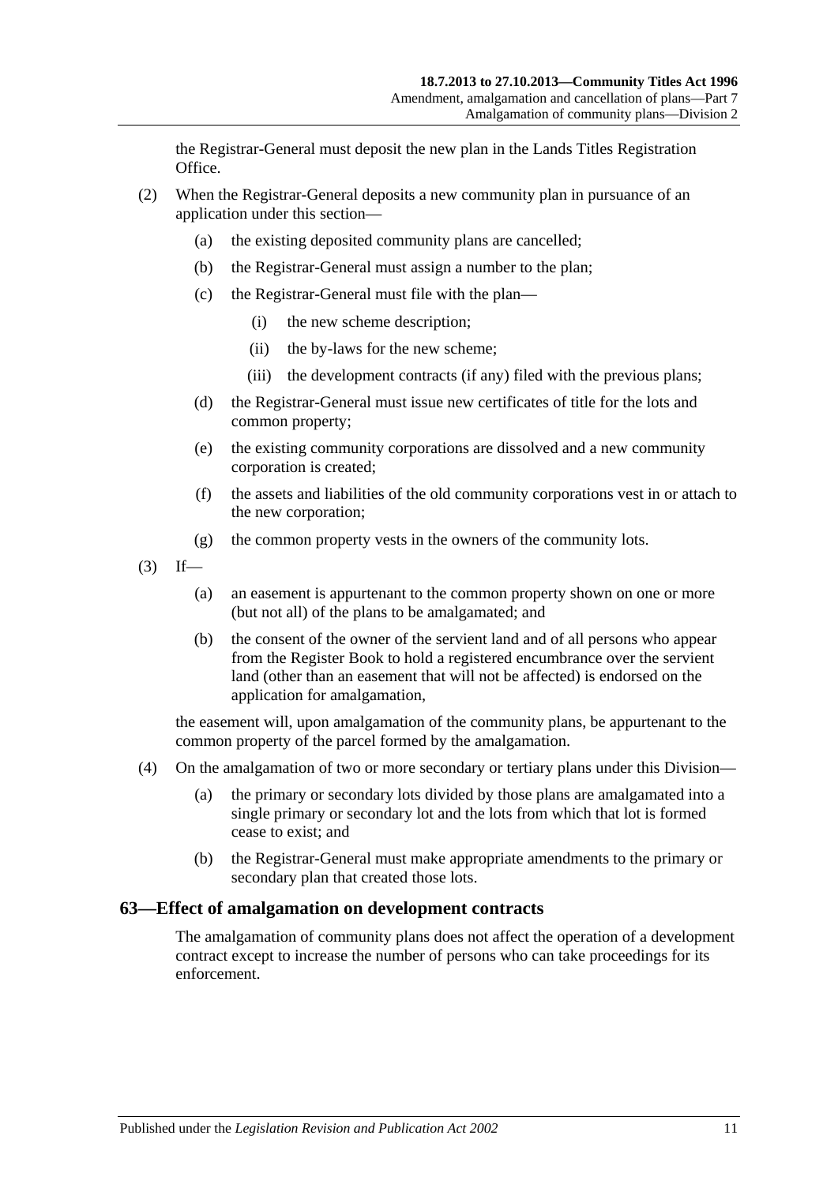the Registrar-General must deposit the new plan in the Lands Titles Registration Office.

(2) When the Registrar-General deposits a new community plan in pursuance of an application under this section—

(a) the existing deposited community plans are cancelled;

(b) the Registrar-General must assign a number to the plan;

(c) the Registrar-General must file with the plan—

(i) the new scheme description;

(ii) the by-laws for the new scheme;

(iii) the development contracts (if any) filed with the previous plans;

(d) the Registrar-General must issue new certificates of title for the lots and common property;

(e) the existing community corporations are dissolved and a new community corporation is created;

(f) the assets and liabilities of the old community corporations vest in or attach to the new corporation;

(g) the common property vests in the owners of the community lots.

(3) If—

(a) an easement is appurtenant to the common property shown on one or more (but not all) of the plans to be amalgamated; and

(b) the consent of the owner of the servient land and of all persons who appear from the Register Book to hold a registered encumbrance over the servient land (other than an easement that will not be affected) is endorsed on the application for amalgamation,

the easement will, upon amalgamation of the community plans, be appurtenant to the common property of the parcel formed by the amalgamation.

(4) On the amalgamation of two or more secondary or tertiary plans under this Division—

(a) the primary or secondary lots divided by those plans are amalgamated into a single primary or secondary lot and the lots from which that lot is formed cease to exist; and

(b) the Registrar-General must make appropriate amendments to the primary or secondary plan that created those lots.

## 63—Effect of amalgamation on development contracts

The amalgamation of community plans does not affect the operation of a development contract except to increase the number of persons who can take proceedings for its enforcement.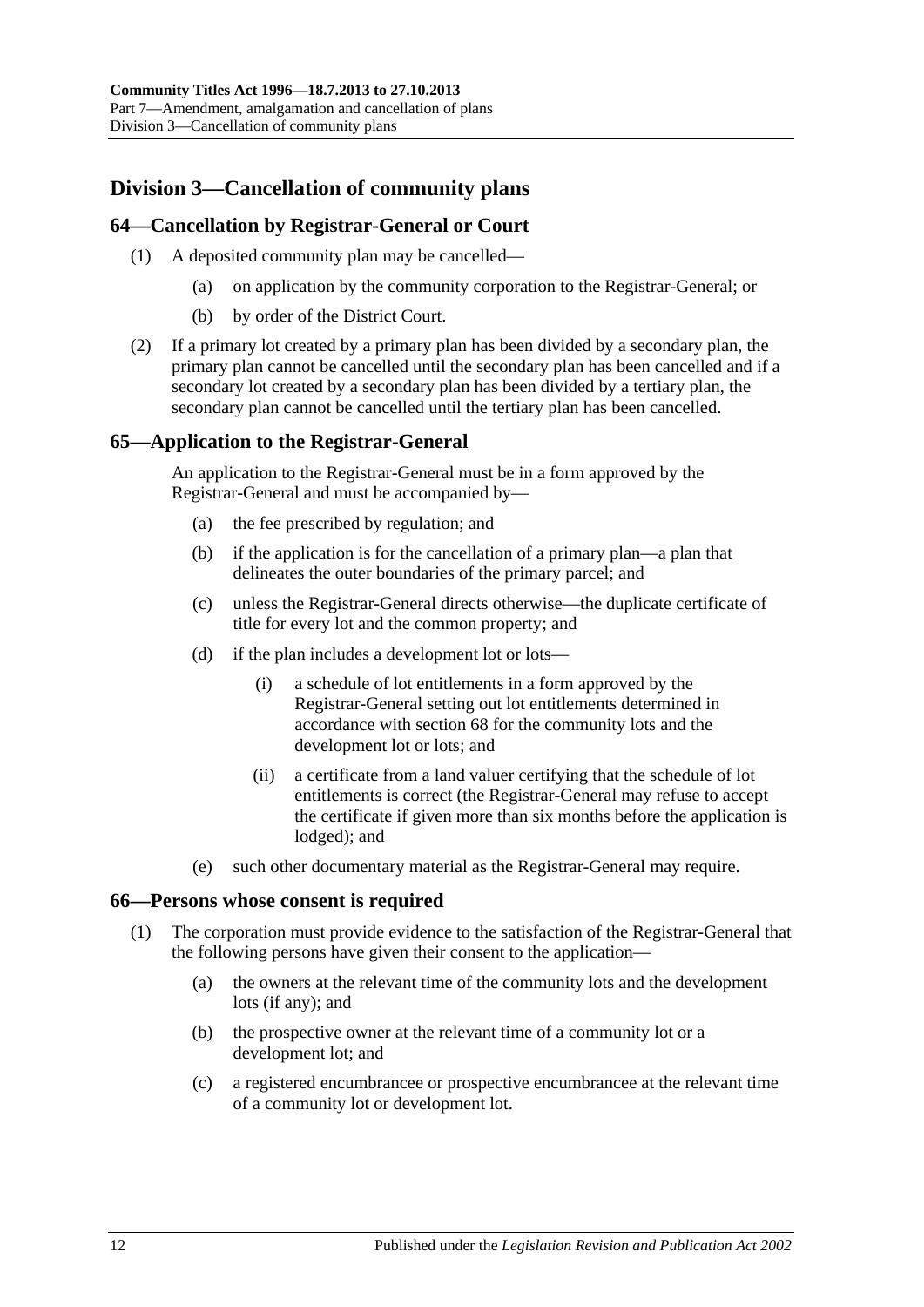## Division 3—Cancellation of community plans

### 64—Cancellation by Registrar-General or Court

(1) A deposited community plan may be cancelled—

(a) on application by the community corporation to the Registrar-General; or

(b) by order of the District Court.

(2) If a primary lot created by a primary plan has been divided by a secondary plan, the primary plan cannot be cancelled until the secondary plan has been cancelled and if a secondary lot created by a secondary plan has been divided by a tertiary plan, the secondary plan cannot be cancelled until the tertiary plan has been cancelled.

### 65—Application to the Registrar-General

An application to the Registrar-General must be in a form approved by the Registrar-General and must be accompanied by—

(a) the fee prescribed by regulation; and

(b) if the application is for the cancellation of a primary plan—a plan that delineates the outer boundaries of the primary parcel; and

(c) unless the Registrar-General directs otherwise—the duplicate certificate of title for every lot and the common property; and

(d) if the plan includes a development lot or lots—

(i) a schedule of lot entitlements in a form approved by the Registrar-General setting out lot entitlements determined in accordance with section 68 for the community lots and the development lot or lots; and

(ii) a certificate from a land valuer certifying that the schedule of lot entitlements is correct (the Registrar-General may refuse to accept the certificate if given more than six months before the application is lodged); and

(e) such other documentary material as the Registrar-General may require.

### 66—Persons whose consent is required

(1) The corporation must provide evidence to the satisfaction of the Registrar-General that the following persons have given their consent to the application—

(a) the owners at the relevant time of the community lots and the development lots (if any); and

(b) the prospective owner at the relevant time of a community lot or a development lot; and

(c) a registered encumbrancee or prospective encumbrancee at the relevant time of a community lot or development lot.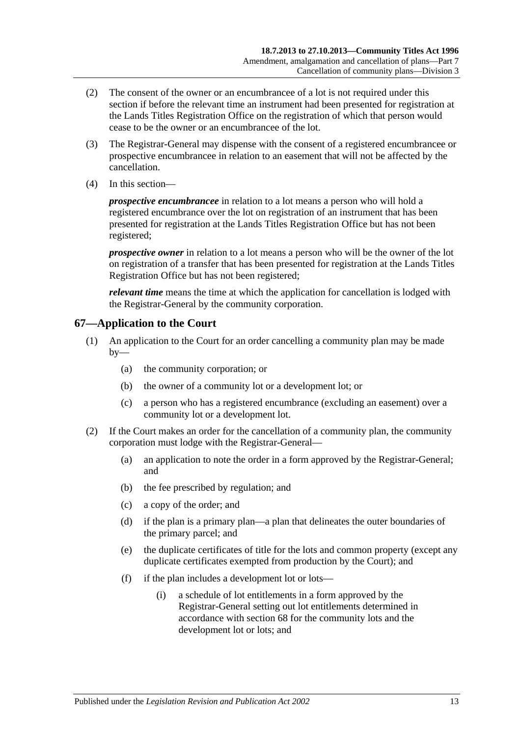(2) The consent of the owner or an encumbrancee of a lot is not required under this section if before the relevant time an instrument had been presented for registration at the Lands Titles Registration Office on the registration of which that person would cease to be the owner or an encumbrancee of the lot.

(3) The Registrar-General may dispense with the consent of a registered encumbrancee or prospective encumbrancee in relation to an easement that will not be affected by the cancellation.

(4) In this section—

***prospective encumbrancee*** in relation to a lot means a person who will hold a registered encumbrance over the lot on registration of an instrument that has been presented for registration at the Lands Titles Registration Office but has not been registered;

***prospective owner*** in relation to a lot means a person who will be the owner of the lot on registration of a transfer that has been presented for registration at the Lands Titles Registration Office but has not been registered;

***relevant time*** means the time at which the application for cancellation is lodged with the Registrar-General by the community corporation.

## 67—Application to the Court

(1) An application to the Court for an order cancelling a community plan may be made by—

(a) the community corporation; or

(b) the owner of a community lot or a development lot; or

(c) a person who has a registered encumbrance (excluding an easement) over a community lot or a development lot.

(2) If the Court makes an order for the cancellation of a community plan, the community corporation must lodge with the Registrar-General—

(a) an application to note the order in a form approved by the Registrar-General; and

(b) the fee prescribed by regulation; and

(c) a copy of the order; and

(d) if the plan is a primary plan—a plan that delineates the outer boundaries of the primary parcel; and

(e) the duplicate certificates of title for the lots and common property (except any duplicate certificates exempted from production by the Court); and

(f) if the plan includes a development lot or lots—

(i) a schedule of lot entitlements in a form approved by the Registrar-General setting out lot entitlements determined in accordance with section 68 for the community lots and the development lot or lots; and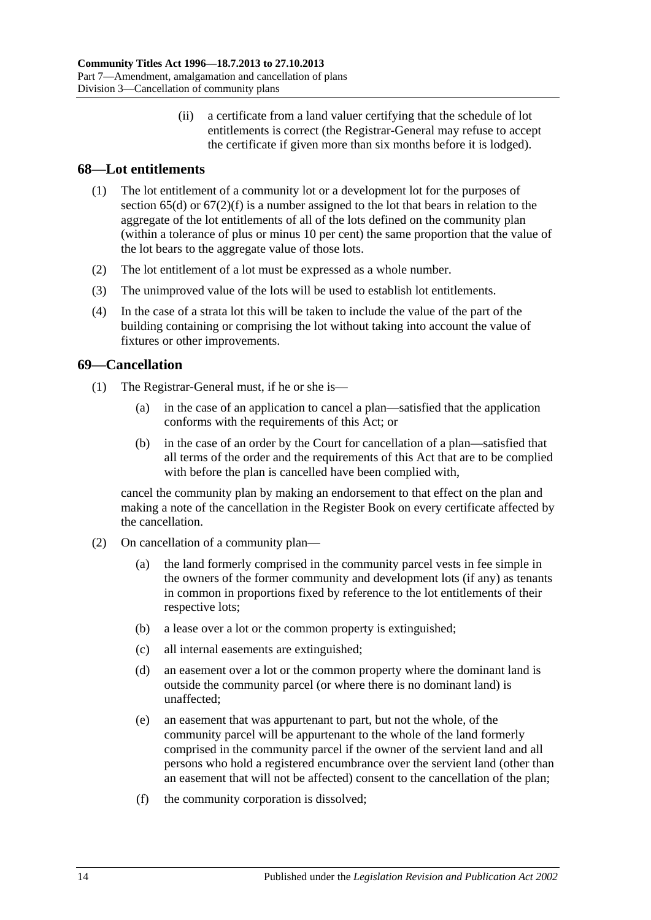(ii) a certificate from a land valuer certifying that the schedule of lot entitlements is correct (the Registrar-General may refuse to accept the certificate if given more than six months before it is lodged).

## 68—Lot entitlements

(1) The lot entitlement of a community lot or a development lot for the purposes of section 65(d) or 67(2)(f) is a number assigned to the lot that bears in relation to the aggregate of the lot entitlements of all of the lots defined on the community plan (within a tolerance of plus or minus 10 per cent) the same proportion that the value of the lot bears to the aggregate value of those lots.

(2) The lot entitlement of a lot must be expressed as a whole number.

(3) The unimproved value of the lots will be used to establish lot entitlements.

(4) In the case of a strata lot this will be taken to include the value of the part of the building containing or comprising the lot without taking into account the value of fixtures or other improvements.

## 69—Cancellation

(1) The Registrar-General must, if he or she is—

(a) in the case of an application to cancel a plan—satisfied that the application conforms with the requirements of this Act; or

(b) in the case of an order by the Court for cancellation of a plan—satisfied that all terms of the order and the requirements of this Act that are to be complied with before the plan is cancelled have been complied with,

cancel the community plan by making an endorsement to that effect on the plan and making a note of the cancellation in the Register Book on every certificate affected by the cancellation.

(2) On cancellation of a community plan—

(a) the land formerly comprised in the community parcel vests in fee simple in the owners of the former community and development lots (if any) as tenants in common in proportions fixed by reference to the lot entitlements of their respective lots;

(b) a lease over a lot or the common property is extinguished;

(c) all internal easements are extinguished;

(d) an easement over a lot or the common property where the dominant land is outside the community parcel (or where there is no dominant land) is unaffected;

(e) an easement that was appurtenant to part, but not the whole, of the community parcel will be appurtenant to the whole of the land formerly comprised in the community parcel if the owner of the servient land and all persons who hold a registered encumbrance over the servient land (other than an easement that will not be affected) consent to the cancellation of the plan;

(f) the community corporation is dissolved;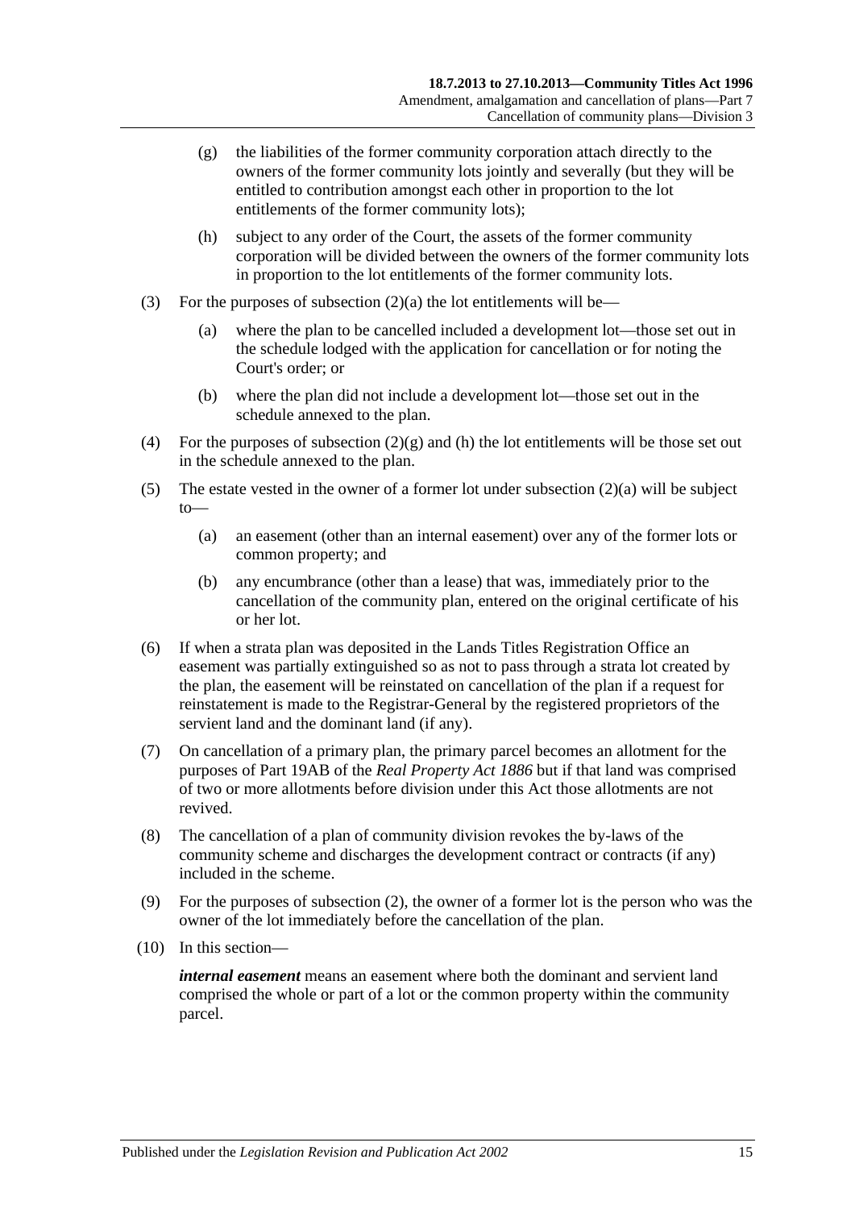(g) the liabilities of the former community corporation attach directly to the owners of the former community lots jointly and severally (but they will be entitled to contribution amongst each other in proportion to the lot entitlements of the former community lots);

(h) subject to any order of the Court, the assets of the former community corporation will be divided between the owners of the former community lots in proportion to the lot entitlements of the former community lots.

(3) For the purposes of subsection (2)(a) the lot entitlements will be—

(a) where the plan to be cancelled included a development lot—those set out in the schedule lodged with the application for cancellation or for noting the Court's order; or

(b) where the plan did not include a development lot—those set out in the schedule annexed to the plan.

(4) For the purposes of subsection (2)(g) and (h) the lot entitlements will be those set out in the schedule annexed to the plan.

(5) The estate vested in the owner of a former lot under subsection (2)(a) will be subject to—

(a) an easement (other than an internal easement) over any of the former lots or common property; and

(b) any encumbrance (other than a lease) that was, immediately prior to the cancellation of the community plan, entered on the original certificate of his or her lot.

(6) If when a strata plan was deposited in the Lands Titles Registration Office an easement was partially extinguished so as not to pass through a strata lot created by the plan, the easement will be reinstated on cancellation of the plan if a request for reinstatement is made to the Registrar-General by the registered proprietors of the servient land and the dominant land (if any).

(7) On cancellation of a primary plan, the primary parcel becomes an allotment for the purposes of Part 19AB of the *Real Property Act 1886* but if that land was comprised of two or more allotments before division under this Act those allotments are not revived.

(8) The cancellation of a plan of community division revokes the by-laws of the community scheme and discharges the development contract or contracts (if any) included in the scheme.

(9) For the purposes of subsection (2), the owner of a former lot is the person who was the owner of the lot immediately before the cancellation of the plan.

(10) In this section—

***internal easement*** means an easement where both the dominant and servient land comprised the whole or part of a lot or the common property within the community parcel.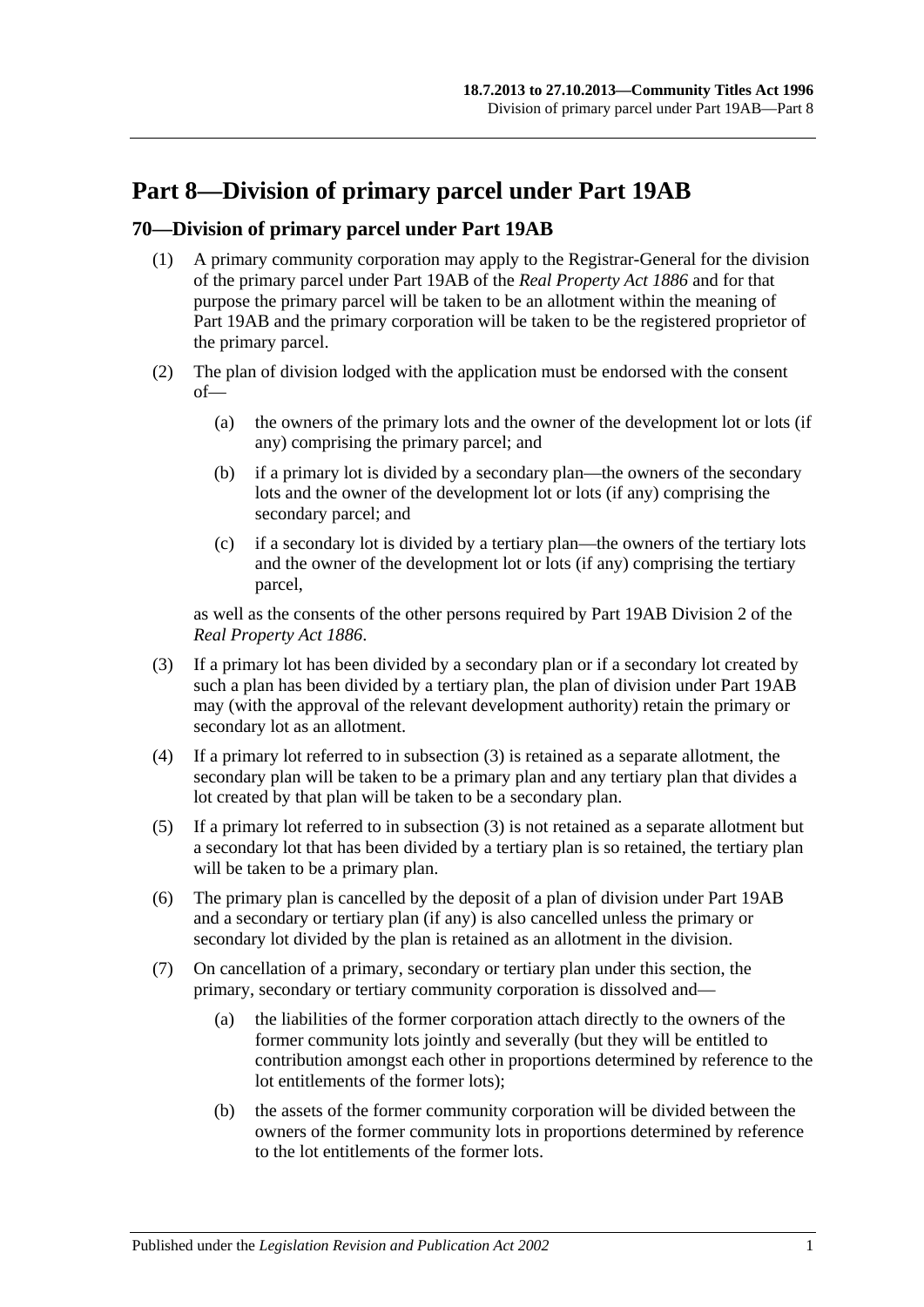# Part 8—Division of primary parcel under Part 19AB

## 70—Division of primary parcel under Part 19AB

(1) A primary community corporation may apply to the Registrar-General for the division of the primary parcel under Part 19AB of the *Real Property Act 1886* and for that purpose the primary parcel will be taken to be an allotment within the meaning of Part 19AB and the primary corporation will be taken to be the registered proprietor of the primary parcel.

(2) The plan of division lodged with the application must be endorsed with the consent of—

(a) the owners of the primary lots and the owner of the development lot or lots (if any) comprising the primary parcel; and

(b) if a primary lot is divided by a secondary plan—the owners of the secondary lots and the owner of the development lot or lots (if any) comprising the secondary parcel; and

(c) if a secondary lot is divided by a tertiary plan—the owners of the tertiary lots and the owner of the development lot or lots (if any) comprising the tertiary parcel,

as well as the consents of the other persons required by Part 19AB Division 2 of the *Real Property Act 1886*.

(3) If a primary lot has been divided by a secondary plan or if a secondary lot created by such a plan has been divided by a tertiary plan, the plan of division under Part 19AB may (with the approval of the relevant development authority) retain the primary or secondary lot as an allotment.

(4) If a primary lot referred to in subsection (3) is retained as a separate allotment, the secondary plan will be taken to be a primary plan and any tertiary plan that divides a lot created by that plan will be taken to be a secondary plan.

(5) If a primary lot referred to in subsection (3) is not retained as a separate allotment but a secondary lot that has been divided by a tertiary plan is so retained, the tertiary plan will be taken to be a primary plan.

(6) The primary plan is cancelled by the deposit of a plan of division under Part 19AB and a secondary or tertiary plan (if any) is also cancelled unless the primary or secondary lot divided by the plan is retained as an allotment in the division.

(7) On cancellation of a primary, secondary or tertiary plan under this section, the primary, secondary or tertiary community corporation is dissolved and—

(a) the liabilities of the former corporation attach directly to the owners of the former community lots jointly and severally (but they will be entitled to contribution amongst each other in proportions determined by reference to the lot entitlements of the former lots);

(b) the assets of the former community corporation will be divided between the owners of the former community lots in proportions determined by reference to the lot entitlements of the former lots.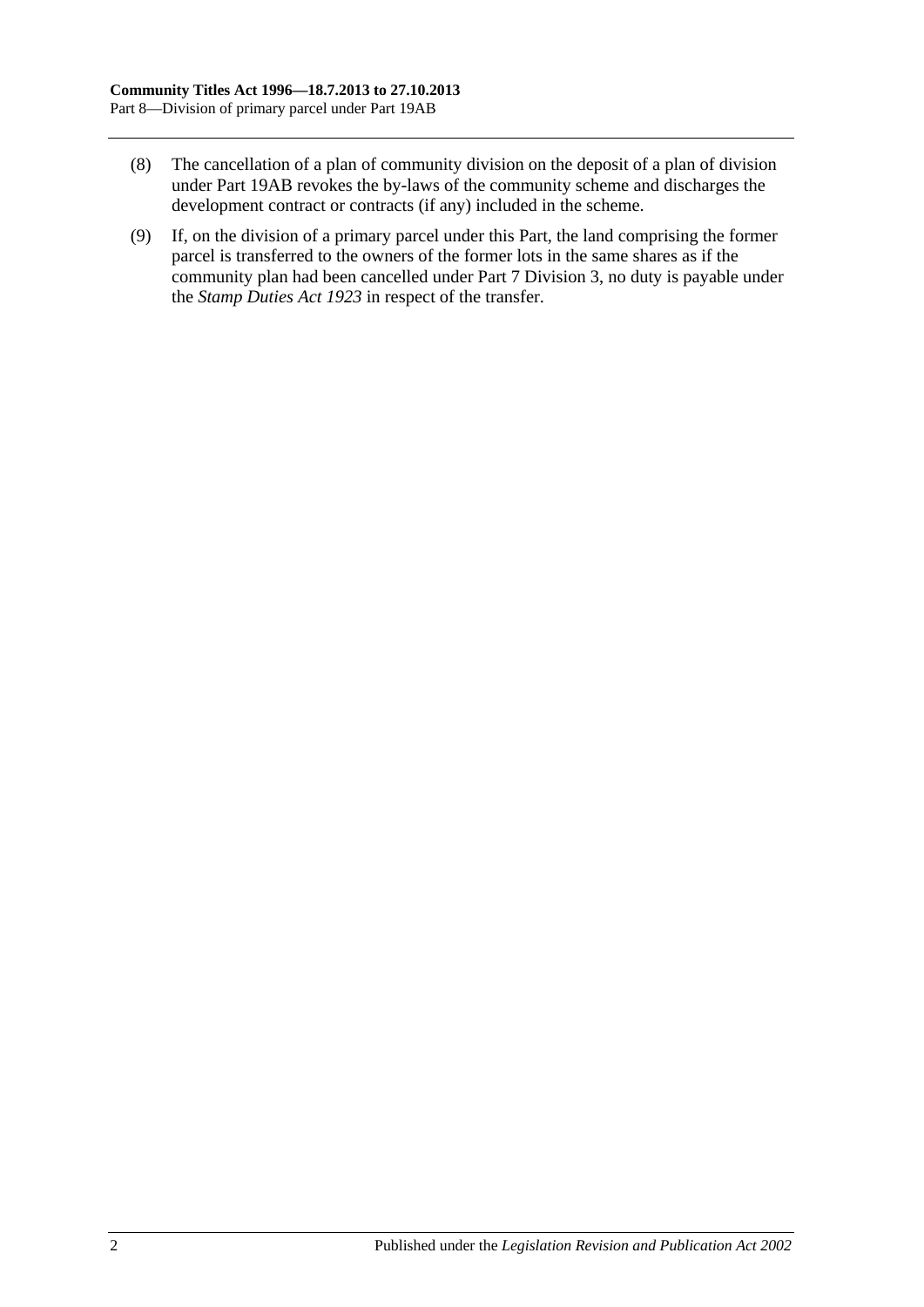(8) The cancellation of a plan of community division on the deposit of a plan of division under Part 19AB revokes the by-laws of the community scheme and discharges the development contract or contracts (if any) included in the scheme.

(9) If, on the division of a primary parcel under this Part, the land comprising the former parcel is transferred to the owners of the former lots in the same shares as if the community plan had been cancelled under Part 7 Division 3, no duty is payable under the *Stamp Duties Act 1923* in respect of the transfer.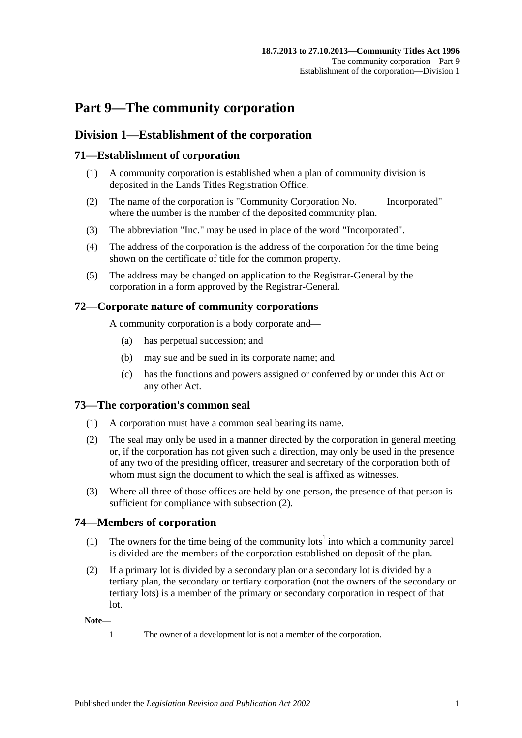# Part 9—The community corporation

## Division 1—Establishment of the corporation

### 71—Establishment of corporation

(1) A community corporation is established when a plan of community division is deposited in the Lands Titles Registration Office.

(2) The name of the corporation is "Community Corporation No.          Incorporated" where the number is the number of the deposited community plan.

(3) The abbreviation "Inc." may be used in place of the word "Incorporated".

(4) The address of the corporation is the address of the corporation for the time being shown on the certificate of title for the common property.

(5) The address may be changed on application to the Registrar-General by the corporation in a form approved by the Registrar-General.

### 72—Corporate nature of community corporations

A community corporation is a body corporate and—

(a) has perpetual succession; and

(b) may sue and be sued in its corporate name; and

(c) has the functions and powers assigned or conferred by or under this Act or any other Act.

### 73—The corporation's common seal

(1) A corporation must have a common seal bearing its name.

(2) The seal may only be used in a manner directed by the corporation in general meeting or, if the corporation has not given such a direction, may only be used in the presence of any two of the presiding officer, treasurer and secretary of the corporation both of whom must sign the document to which the seal is affixed as witnesses.

(3) Where all three of those offices are held by one person, the presence of that person is sufficient for compliance with subsection (2).

### 74—Members of corporation

(1) The owners for the time being of the community lots[1] into which a community parcel is divided are the members of the corporation established on deposit of the plan.

(2) If a primary lot is divided by a secondary plan or a secondary lot is divided by a tertiary plan, the secondary or tertiary corporation (not the owners of the secondary or tertiary lots) is a member of the primary or secondary corporation in respect of that lot.

**Note—**

1 The owner of a development lot is not a member of the corporation.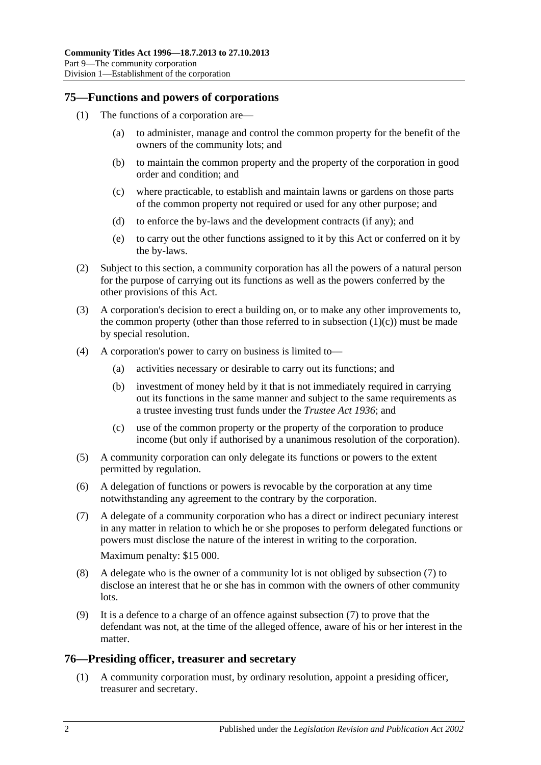## 75—Functions and powers of corporations

(1) The functions of a corporation are—

(a) to administer, manage and control the common property for the benefit of the owners of the community lots; and

(b) to maintain the common property and the property of the corporation in good order and condition; and

(c) where practicable, to establish and maintain lawns or gardens on those parts of the common property not required or used for any other purpose; and

(d) to enforce the by-laws and the development contracts (if any); and

(e) to carry out the other functions assigned to it by this Act or conferred on it by the by-laws.

(2) Subject to this section, a community corporation has all the powers of a natural person for the purpose of carrying out its functions as well as the powers conferred by the other provisions of this Act.

(3) A corporation's decision to erect a building on, or to make any other improvements to, the common property (other than those referred to in subsection (1)(c)) must be made by special resolution.

(4) A corporation's power to carry on business is limited to—

(a) activities necessary or desirable to carry out its functions; and

(b) investment of money held by it that is not immediately required in carrying out its functions in the same manner and subject to the same requirements as a trustee investing trust funds under the *Trustee Act 1936*; and

(c) use of the common property or the property of the corporation to produce income (but only if authorised by a unanimous resolution of the corporation).

(5) A community corporation can only delegate its functions or powers to the extent permitted by regulation.

(6) A delegation of functions or powers is revocable by the corporation at any time notwithstanding any agreement to the contrary by the corporation.

(7) A delegate of a community corporation who has a direct or indirect pecuniary interest in any matter in relation to which he or she proposes to perform delegated functions or powers must disclose the nature of the interest in writing to the corporation.

Maximum penalty: $15 000.

(8) A delegate who is the owner of a community lot is not obliged by subsection (7) to disclose an interest that he or she has in common with the owners of other community lots.

(9) It is a defence to a charge of an offence against subsection (7) to prove that the defendant was not, at the time of the alleged offence, aware of his or her interest in the matter.

## 76—Presiding officer, treasurer and secretary

(1) A community corporation must, by ordinary resolution, appoint a presiding officer, treasurer and secretary.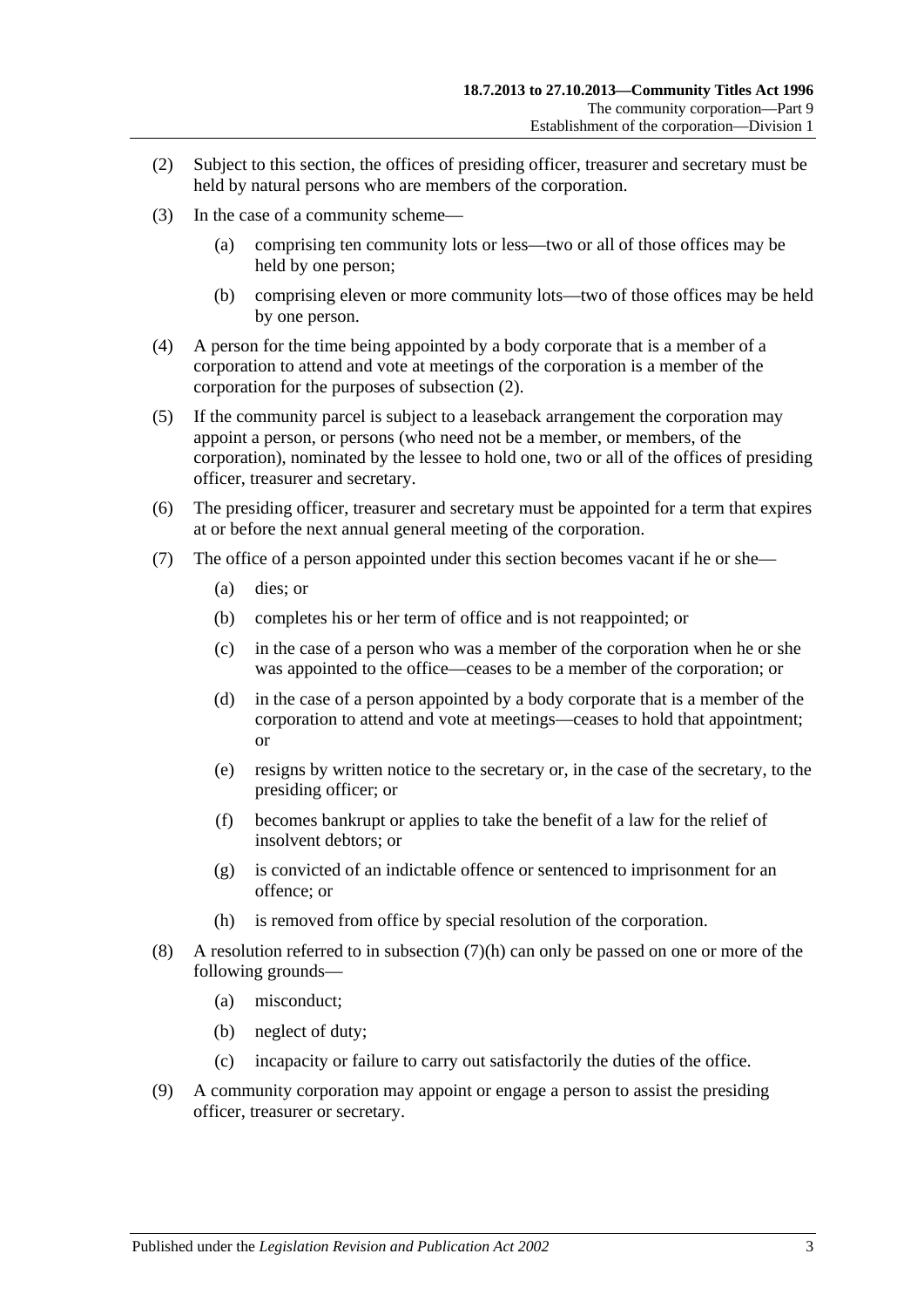(2) Subject to this section, the offices of presiding officer, treasurer and secretary must be held by natural persons who are members of the corporation.

(3) In the case of a community scheme—

(a) comprising ten community lots or less—two or all of those offices may be held by one person;

(b) comprising eleven or more community lots—two of those offices may be held by one person.

(4) A person for the time being appointed by a body corporate that is a member of a corporation to attend and vote at meetings of the corporation is a member of the corporation for the purposes of subsection (2).

(5) If the community parcel is subject to a leaseback arrangement the corporation may appoint a person, or persons (who need not be a member, or members, of the corporation), nominated by the lessee to hold one, two or all of the offices of presiding officer, treasurer and secretary.

(6) The presiding officer, treasurer and secretary must be appointed for a term that expires at or before the next annual general meeting of the corporation.

(7) The office of a person appointed under this section becomes vacant if he or she—

(a) dies; or

(b) completes his or her term of office and is not reappointed; or

(c) in the case of a person who was a member of the corporation when he or she was appointed to the office—ceases to be a member of the corporation; or

(d) in the case of a person appointed by a body corporate that is a member of the corporation to attend and vote at meetings—ceases to hold that appointment; or

(e) resigns by written notice to the secretary or, in the case of the secretary, to the presiding officer; or

(f) becomes bankrupt or applies to take the benefit of a law for the relief of insolvent debtors; or

(g) is convicted of an indictable offence or sentenced to imprisonment for an offence; or

(h) is removed from office by special resolution of the corporation.

(8) A resolution referred to in subsection (7)(h) can only be passed on one or more of the following grounds—

(a) misconduct;

(b) neglect of duty;

(c) incapacity or failure to carry out satisfactorily the duties of the office.

(9) A community corporation may appoint or engage a person to assist the presiding officer, treasurer or secretary.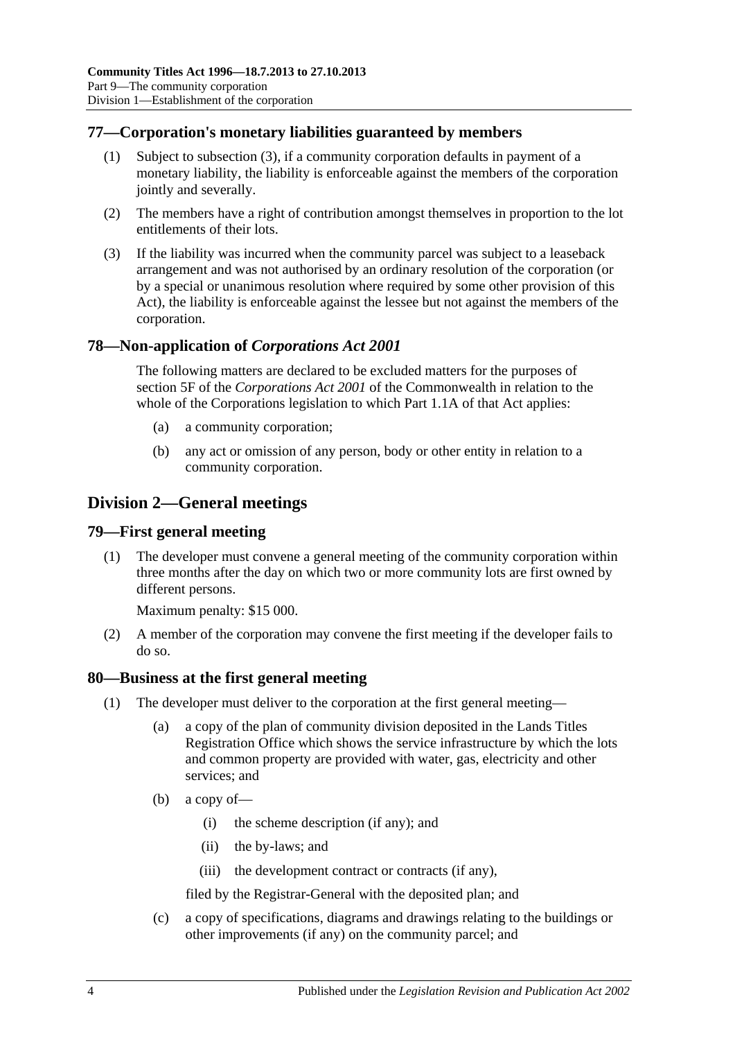## 77—Corporation's monetary liabilities guaranteed by members

(1) Subject to subsection (3), if a community corporation defaults in payment of a monetary liability, the liability is enforceable against the members of the corporation jointly and severally.

(2) The members have a right of contribution amongst themselves in proportion to the lot entitlements of their lots.

(3) If the liability was incurred when the community parcel was subject to a leaseback arrangement and was not authorised by an ordinary resolution of the corporation (or by a special or unanimous resolution where required by some other provision of this Act), the liability is enforceable against the lessee but not against the members of the corporation.

## 78—Non-application of *Corporations Act 2001*

The following matters are declared to be excluded matters for the purposes of section 5F of the *Corporations Act 2001* of the Commonwealth in relation to the whole of the Corporations legislation to which Part 1.1A of that Act applies:

(a) a community corporation;

(b) any act or omission of any person, body or other entity in relation to a community corporation.

# Division 2—General meetings

## 79—First general meeting

(1) The developer must convene a general meeting of the community corporation within three months after the day on which two or more community lots are first owned by different persons.

Maximum penalty: $15 000.

(2) A member of the corporation may convene the first meeting if the developer fails to do so.

## 80—Business at the first general meeting

(1) The developer must deliver to the corporation at the first general meeting—

(a) a copy of the plan of community division deposited in the Lands Titles Registration Office which shows the service infrastructure by which the lots and common property are provided with water, gas, electricity and other services; and

(b) a copy of—

(i) the scheme description (if any); and

(ii) the by-laws; and

(iii) the development contract or contracts (if any),

filed by the Registrar-General with the deposited plan; and

(c) a copy of specifications, diagrams and drawings relating to the buildings or other improvements (if any) on the community parcel; and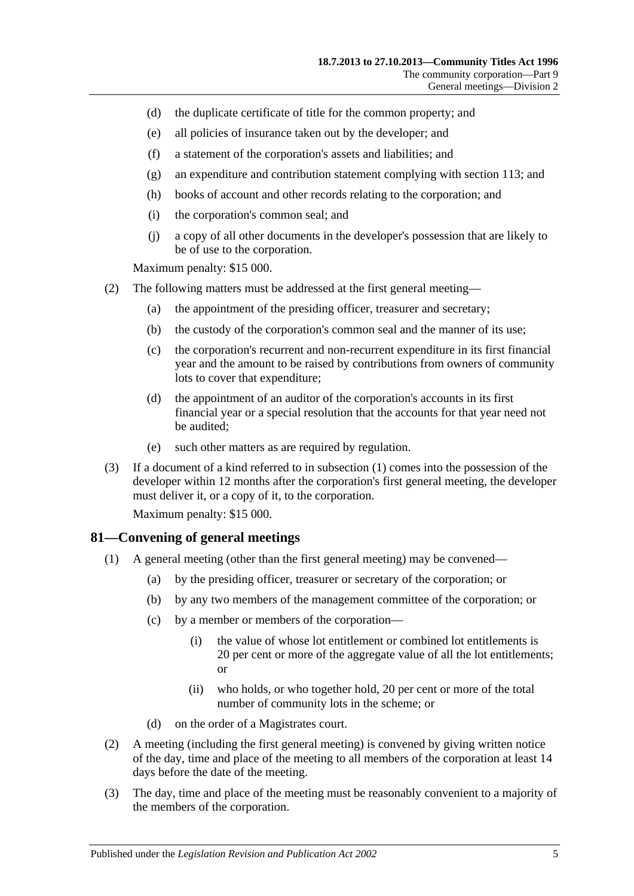(d) the duplicate certificate of title for the common property; and

(e) all policies of insurance taken out by the developer; and

(f) a statement of the corporation's assets and liabilities; and

(g) an expenditure and contribution statement complying with section 113; and

(h) books of account and other records relating to the corporation; and

(i) the corporation's common seal; and

(j) a copy of all other documents in the developer's possession that are likely to be of use to the corporation.

Maximum penalty: $15 000.

(2) The following matters must be addressed at the first general meeting—

(a) the appointment of the presiding officer, treasurer and secretary;

(b) the custody of the corporation's common seal and the manner of its use;

(c) the corporation's recurrent and non-recurrent expenditure in its first financial year and the amount to be raised by contributions from owners of community lots to cover that expenditure;

(d) the appointment of an auditor of the corporation's accounts in its first financial year or a special resolution that the accounts for that year need not be audited;

(e) such other matters as are required by regulation.

(3) If a document of a kind referred to in subsection (1) comes into the possession of the developer within 12 months after the corporation's first general meeting, the developer must deliver it, or a copy of it, to the corporation.

Maximum penalty: $15 000.

## 81—Convening of general meetings

(1) A general meeting (other than the first general meeting) may be convened—

(a) by the presiding officer, treasurer or secretary of the corporation; or

(b) by any two members of the management committee of the corporation; or

(c) by a member or members of the corporation—

(i) the value of whose lot entitlement or combined lot entitlements is 20 per cent or more of the aggregate value of all the lot entitlements; or

(ii) who holds, or who together hold, 20 per cent or more of the total number of community lots in the scheme; or

(d) on the order of a Magistrates court.

(2) A meeting (including the first general meeting) is convened by giving written notice of the day, time and place of the meeting to all members of the corporation at least 14 days before the date of the meeting.

(3) The day, time and place of the meeting must be reasonably convenient to a majority of the members of the corporation.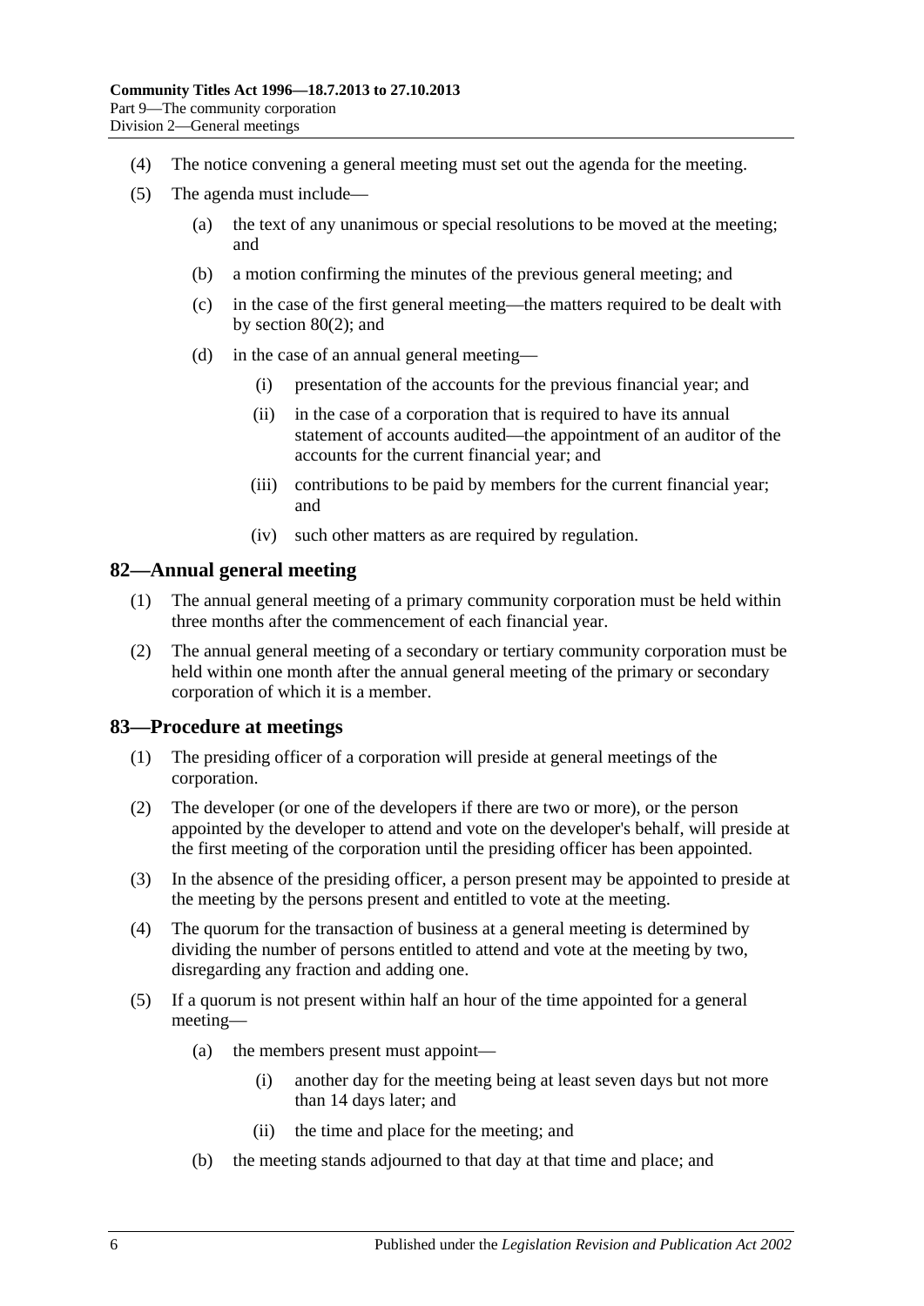(4) The notice convening a general meeting must set out the agenda for the meeting.

(5) The agenda must include—

(a) the text of any unanimous or special resolutions to be moved at the meeting; and

(b) a motion confirming the minutes of the previous general meeting; and

(c) in the case of the first general meeting—the matters required to be dealt with by section 80(2); and

(d) in the case of an annual general meeting—

(i) presentation of the accounts for the previous financial year; and

(ii) in the case of a corporation that is required to have its annual statement of accounts audited—the appointment of an auditor of the accounts for the current financial year; and

(iii) contributions to be paid by members for the current financial year; and

(iv) such other matters as are required by regulation.

## 82—Annual general meeting

(1) The annual general meeting of a primary community corporation must be held within three months after the commencement of each financial year.

(2) The annual general meeting of a secondary or tertiary community corporation must be held within one month after the annual general meeting of the primary or secondary corporation of which it is a member.

## 83—Procedure at meetings

(1) The presiding officer of a corporation will preside at general meetings of the corporation.

(2) The developer (or one of the developers if there are two or more), or the person appointed by the developer to attend and vote on the developer's behalf, will preside at the first meeting of the corporation until the presiding officer has been appointed.

(3) In the absence of the presiding officer, a person present may be appointed to preside at the meeting by the persons present and entitled to vote at the meeting.

(4) The quorum for the transaction of business at a general meeting is determined by dividing the number of persons entitled to attend and vote at the meeting by two, disregarding any fraction and adding one.

(5) If a quorum is not present within half an hour of the time appointed for a general meeting—

(a) the members present must appoint—

(i) another day for the meeting being at least seven days but not more than 14 days later; and

(ii) the time and place for the meeting; and

(b) the meeting stands adjourned to that day at that time and place; and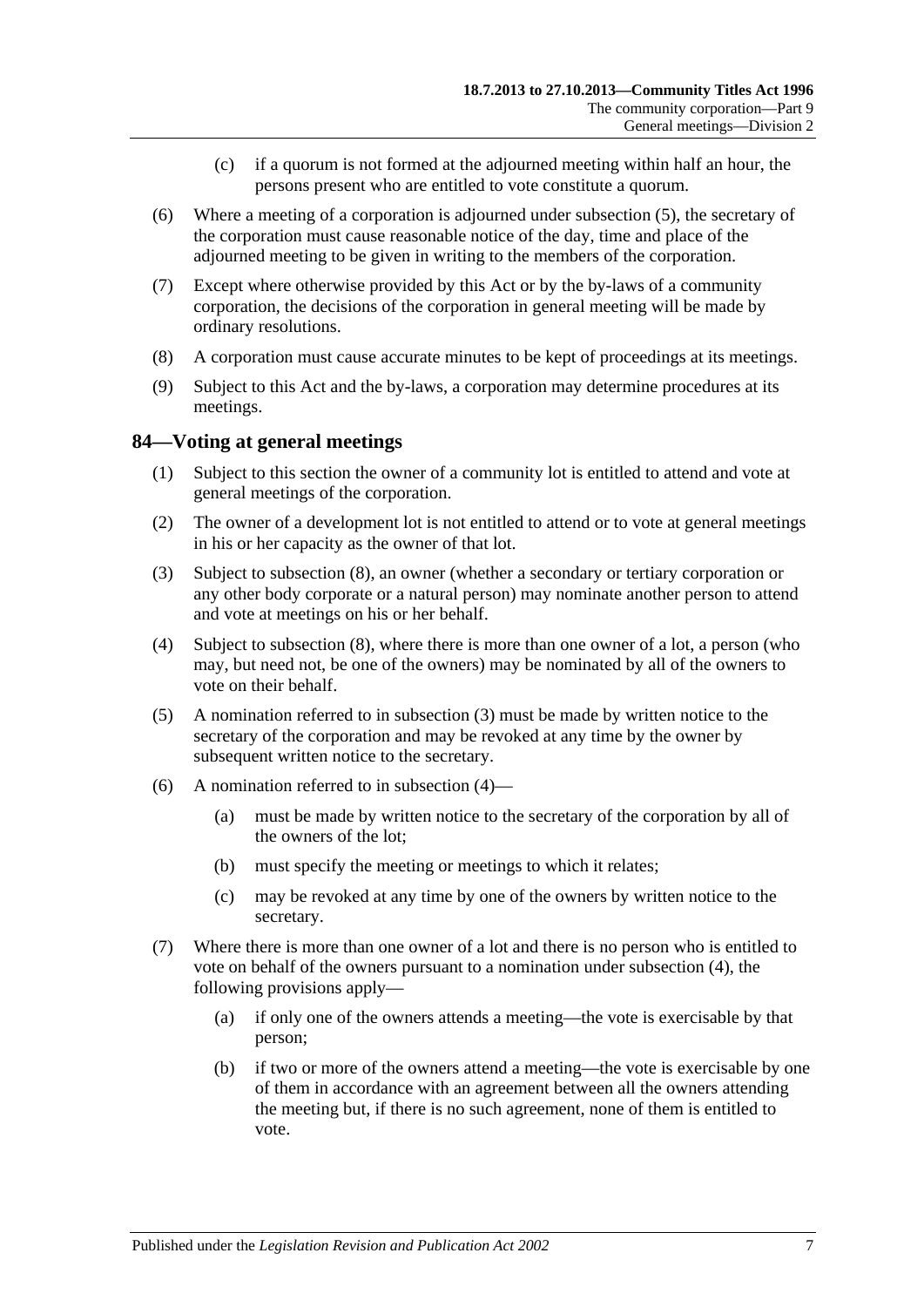(c) if a quorum is not formed at the adjourned meeting within half an hour, the persons present who are entitled to vote constitute a quorum.

(6) Where a meeting of a corporation is adjourned under subsection (5), the secretary of the corporation must cause reasonable notice of the day, time and place of the adjourned meeting to be given in writing to the members of the corporation.

(7) Except where otherwise provided by this Act or by the by-laws of a community corporation, the decisions of the corporation in general meeting will be made by ordinary resolutions.

(8) A corporation must cause accurate minutes to be kept of proceedings at its meetings.

(9) Subject to this Act and the by-laws, a corporation may determine procedures at its meetings.

## 84—Voting at general meetings

(1) Subject to this section the owner of a community lot is entitled to attend and vote at general meetings of the corporation.

(2) The owner of a development lot is not entitled to attend or to vote at general meetings in his or her capacity as the owner of that lot.

(3) Subject to subsection (8), an owner (whether a secondary or tertiary corporation or any other body corporate or a natural person) may nominate another person to attend and vote at meetings on his or her behalf.

(4) Subject to subsection (8), where there is more than one owner of a lot, a person (who may, but need not, be one of the owners) may be nominated by all of the owners to vote on their behalf.

(5) A nomination referred to in subsection (3) must be made by written notice to the secretary of the corporation and may be revoked at any time by the owner by subsequent written notice to the secretary.

(6) A nomination referred to in subsection (4)—

(a) must be made by written notice to the secretary of the corporation by all of the owners of the lot;

(b) must specify the meeting or meetings to which it relates;

(c) may be revoked at any time by one of the owners by written notice to the secretary.

(7) Where there is more than one owner of a lot and there is no person who is entitled to vote on behalf of the owners pursuant to a nomination under subsection (4), the following provisions apply—

(a) if only one of the owners attends a meeting—the vote is exercisable by that person;

(b) if two or more of the owners attend a meeting—the vote is exercisable by one of them in accordance with an agreement between all the owners attending the meeting but, if there is no such agreement, none of them is entitled to vote.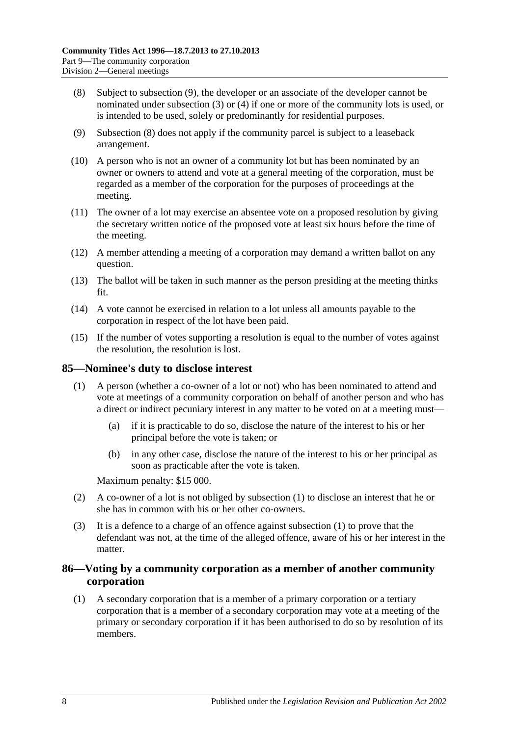(8) Subject to subsection (9), the developer or an associate of the developer cannot be nominated under subsection (3) or (4) if one or more of the community lots is used, or is intended to be used, solely or predominantly for residential purposes.

(9) Subsection (8) does not apply if the community parcel is subject to a leaseback arrangement.

(10) A person who is not an owner of a community lot but has been nominated by an owner or owners to attend and vote at a general meeting of the corporation, must be regarded as a member of the corporation for the purposes of proceedings at the meeting.

(11) The owner of a lot may exercise an absentee vote on a proposed resolution by giving the secretary written notice of the proposed vote at least six hours before the time of the meeting.

(12) A member attending a meeting of a corporation may demand a written ballot on any question.

(13) The ballot will be taken in such manner as the person presiding at the meeting thinks fit.

(14) A vote cannot be exercised in relation to a lot unless all amounts payable to the corporation in respect of the lot have been paid.

(15) If the number of votes supporting a resolution is equal to the number of votes against the resolution, the resolution is lost.

## 85—Nominee's duty to disclose interest

(1) A person (whether a co-owner of a lot or not) who has been nominated to attend and vote at meetings of a community corporation on behalf of another person and who has a direct or indirect pecuniary interest in any matter to be voted on at a meeting must—

(a) if it is practicable to do so, disclose the nature of the interest to his or her principal before the vote is taken; or

(b) in any other case, disclose the nature of the interest to his or her principal as soon as practicable after the vote is taken.

Maximum penalty: $15 000.

(2) A co-owner of a lot is not obliged by subsection (1) to disclose an interest that he or she has in common with his or her other co-owners.

(3) It is a defence to a charge of an offence against subsection (1) to prove that the defendant was not, at the time of the alleged offence, aware of his or her interest in the matter.

## 86—Voting by a community corporation as a member of another community corporation

(1) A secondary corporation that is a member of a primary corporation or a tertiary corporation that is a member of a secondary corporation may vote at a meeting of the primary or secondary corporation if it has been authorised to do so by resolution of its members.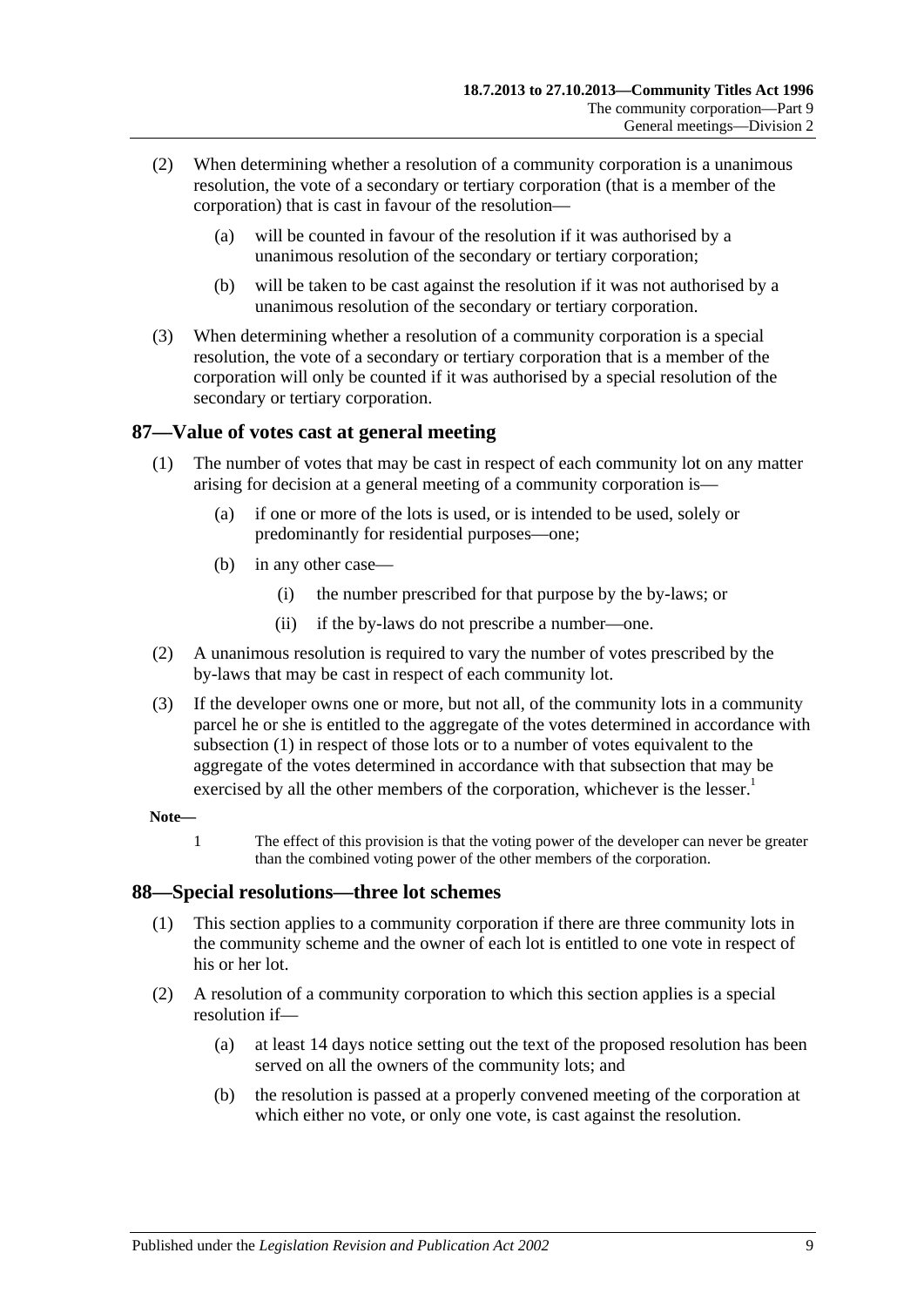(2) When determining whether a resolution of a community corporation is a unanimous resolution, the vote of a secondary or tertiary corporation (that is a member of the corporation) that is cast in favour of the resolution—

(a) will be counted in favour of the resolution if it was authorised by a unanimous resolution of the secondary or tertiary corporation;

(b) will be taken to be cast against the resolution if it was not authorised by a unanimous resolution of the secondary or tertiary corporation.

(3) When determining whether a resolution of a community corporation is a special resolution, the vote of a secondary or tertiary corporation that is a member of the corporation will only be counted if it was authorised by a special resolution of the secondary or tertiary corporation.

## 87—Value of votes cast at general meeting

(1) The number of votes that may be cast in respect of each community lot on any matter arising for decision at a general meeting of a community corporation is—

(a) if one or more of the lots is used, or is intended to be used, solely or predominantly for residential purposes—one;

(b) in any other case—

(i) the number prescribed for that purpose by the by-laws; or

(ii) if the by-laws do not prescribe a number—one.

(2) A unanimous resolution is required to vary the number of votes prescribed by the by-laws that may be cast in respect of each community lot.

(3) If the developer owns one or more, but not all, of the community lots in a community parcel he or she is entitled to the aggregate of the votes determined in accordance with subsection (1) in respect of those lots or to a number of votes equivalent to the aggregate of the votes determined in accordance with that subsection that may be exercised by all the other members of the corporation, whichever is the lesser.[1]

**Note—**

1 The effect of this provision is that the voting power of the developer can never be greater than the combined voting power of the other members of the corporation.

## 88—Special resolutions—three lot schemes

(1) This section applies to a community corporation if there are three community lots in the community scheme and the owner of each lot is entitled to one vote in respect of his or her lot.

(2) A resolution of a community corporation to which this section applies is a special resolution if—

(a) at least 14 days notice setting out the text of the proposed resolution has been served on all the owners of the community lots; and

(b) the resolution is passed at a properly convened meeting of the corporation at which either no vote, or only one vote, is cast against the resolution.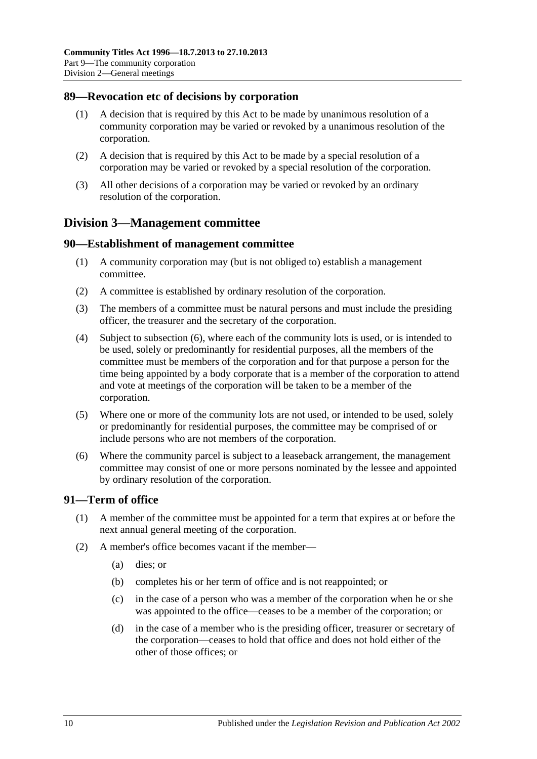## 89—Revocation etc of decisions by corporation

(1) A decision that is required by this Act to be made by unanimous resolution of a community corporation may be varied or revoked by a unanimous resolution of the corporation.

(2) A decision that is required by this Act to be made by a special resolution of a corporation may be varied or revoked by a special resolution of the corporation.

(3) All other decisions of a corporation may be varied or revoked by an ordinary resolution of the corporation.

# Division 3—Management committee

## 90—Establishment of management committee

(1) A community corporation may (but is not obliged to) establish a management committee.

(2) A committee is established by ordinary resolution of the corporation.

(3) The members of a committee must be natural persons and must include the presiding officer, the treasurer and the secretary of the corporation.

(4) Subject to subsection (6), where each of the community lots is used, or is intended to be used, solely or predominantly for residential purposes, all the members of the committee must be members of the corporation and for that purpose a person for the time being appointed by a body corporate that is a member of the corporation to attend and vote at meetings of the corporation will be taken to be a member of the corporation.

(5) Where one or more of the community lots are not used, or intended to be used, solely or predominantly for residential purposes, the committee may be comprised of or include persons who are not members of the corporation.

(6) Where the community parcel is subject to a leaseback arrangement, the management committee may consist of one or more persons nominated by the lessee and appointed by ordinary resolution of the corporation.

## 91—Term of office

(1) A member of the committee must be appointed for a term that expires at or before the next annual general meeting of the corporation.

(2) A member's office becomes vacant if the member—

(a) dies; or

(b) completes his or her term of office and is not reappointed; or

(c) in the case of a person who was a member of the corporation when he or she was appointed to the office—ceases to be a member of the corporation; or

(d) in the case of a member who is the presiding officer, treasurer or secretary of the corporation—ceases to hold that office and does not hold either of the other of those offices; or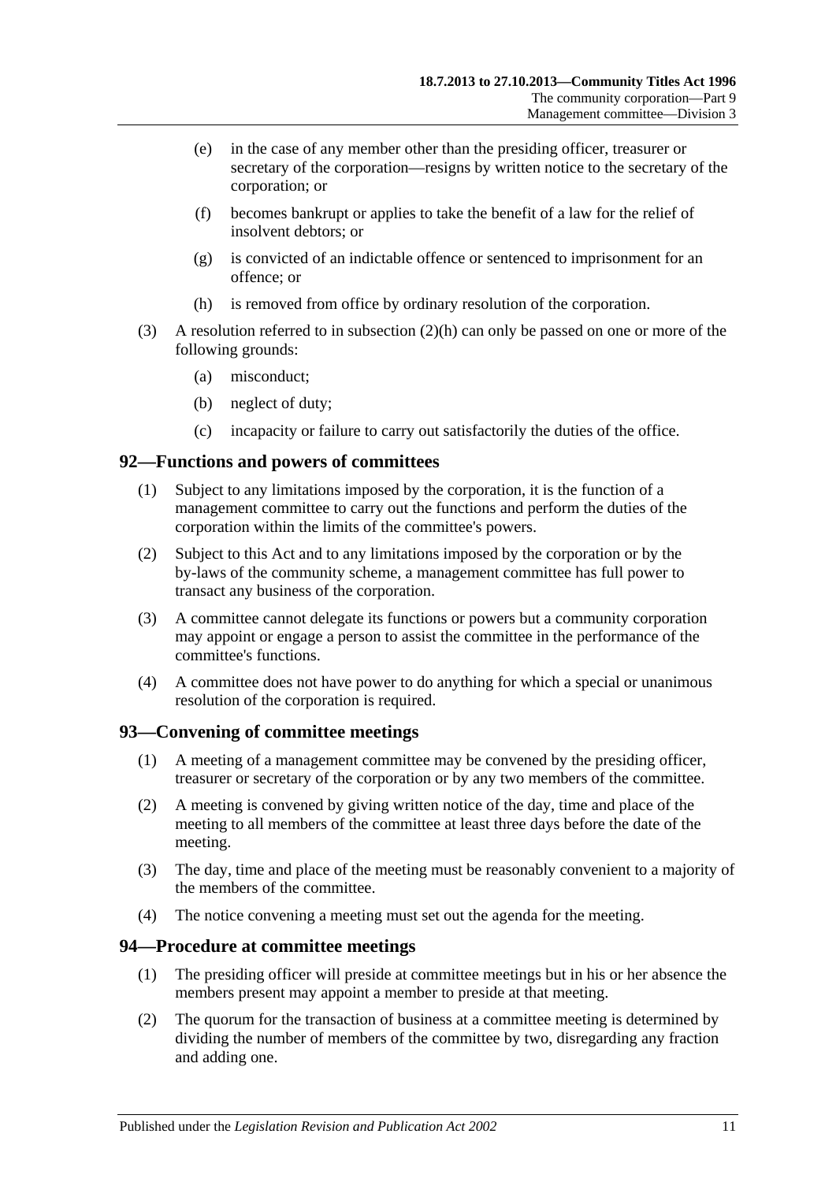(e) in the case of any member other than the presiding officer, treasurer or secretary of the corporation—resigns by written notice to the secretary of the corporation; or

(f) becomes bankrupt or applies to take the benefit of a law for the relief of insolvent debtors; or

(g) is convicted of an indictable offence or sentenced to imprisonment for an offence; or

(h) is removed from office by ordinary resolution of the corporation.

(3) A resolution referred to in subsection (2)(h) can only be passed on one or more of the following grounds:

(a) misconduct;

(b) neglect of duty;

(c) incapacity or failure to carry out satisfactorily the duties of the office.

## 92—Functions and powers of committees

(1) Subject to any limitations imposed by the corporation, it is the function of a management committee to carry out the functions and perform the duties of the corporation within the limits of the committee's powers.

(2) Subject to this Act and to any limitations imposed by the corporation or by the by-laws of the community scheme, a management committee has full power to transact any business of the corporation.

(3) A committee cannot delegate its functions or powers but a community corporation may appoint or engage a person to assist the committee in the performance of the committee's functions.

(4) A committee does not have power to do anything for which a special or unanimous resolution of the corporation is required.

## 93—Convening of committee meetings

(1) A meeting of a management committee may be convened by the presiding officer, treasurer or secretary of the corporation or by any two members of the committee.

(2) A meeting is convened by giving written notice of the day, time and place of the meeting to all members of the committee at least three days before the date of the meeting.

(3) The day, time and place of the meeting must be reasonably convenient to a majority of the members of the committee.

(4) The notice convening a meeting must set out the agenda for the meeting.

## 94—Procedure at committee meetings

(1) The presiding officer will preside at committee meetings but in his or her absence the members present may appoint a member to preside at that meeting.

(2) The quorum for the transaction of business at a committee meeting is determined by dividing the number of members of the committee by two, disregarding any fraction and adding one.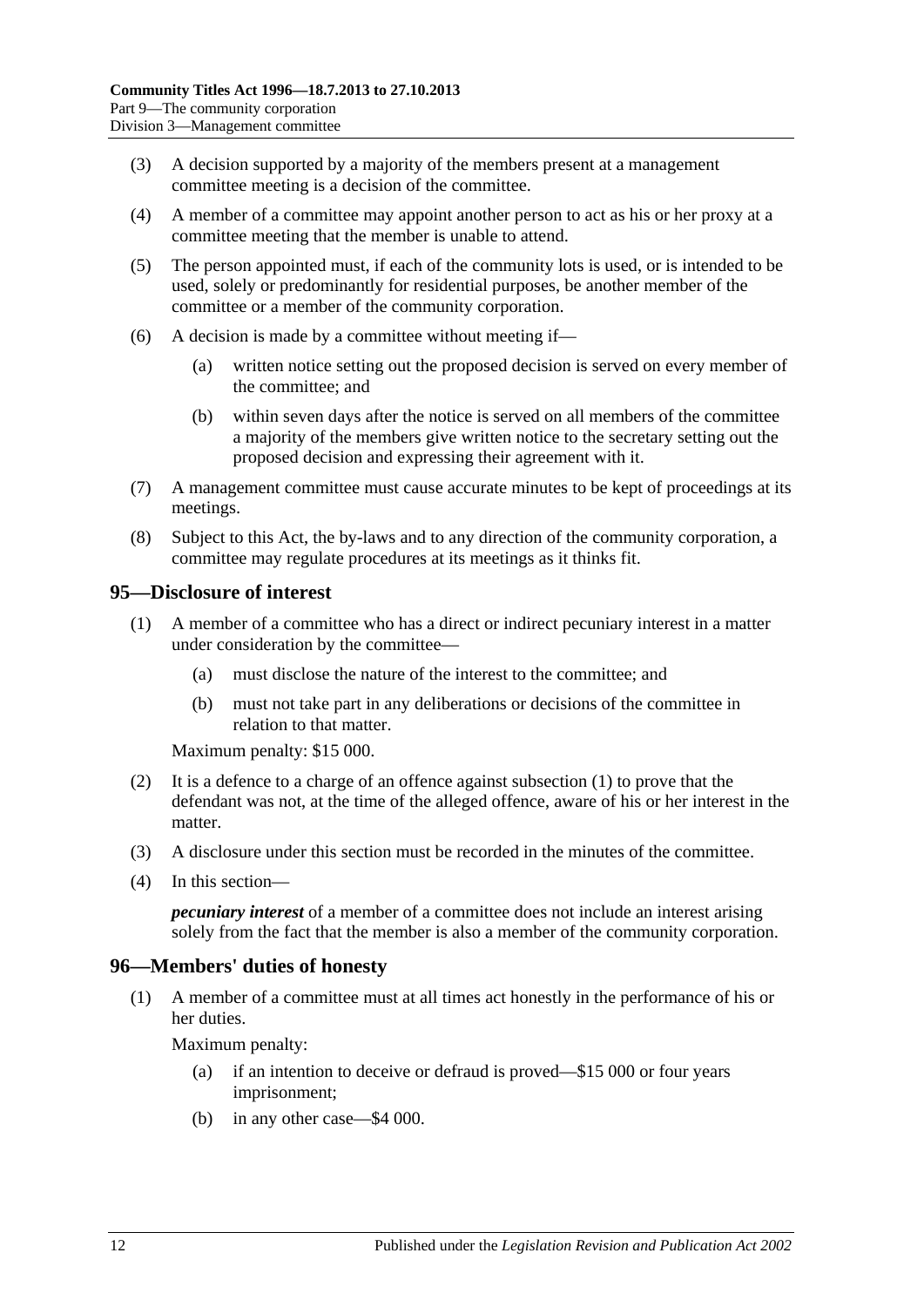(3) A decision supported by a majority of the members present at a management committee meeting is a decision of the committee.

(4) A member of a committee may appoint another person to act as his or her proxy at a committee meeting that the member is unable to attend.

(5) The person appointed must, if each of the community lots is used, or is intended to be used, solely or predominantly for residential purposes, be another member of the committee or a member of the community corporation.

(6) A decision is made by a committee without meeting if—

(a) written notice setting out the proposed decision is served on every member of the committee; and

(b) within seven days after the notice is served on all members of the committee a majority of the members give written notice to the secretary setting out the proposed decision and expressing their agreement with it.

(7) A management committee must cause accurate minutes to be kept of proceedings at its meetings.

(8) Subject to this Act, the by-laws and to any direction of the community corporation, a committee may regulate procedures at its meetings as it thinks fit.

## 95—Disclosure of interest

(1) A member of a committee who has a direct or indirect pecuniary interest in a matter under consideration by the committee—

(a) must disclose the nature of the interest to the committee; and

(b) must not take part in any deliberations or decisions of the committee in relation to that matter.

Maximum penalty: $15 000.

(2) It is a defence to a charge of an offence against subsection (1) to prove that the defendant was not, at the time of the alleged offence, aware of his or her interest in the matter.

(3) A disclosure under this section must be recorded in the minutes of the committee.

(4) In this section—

***pecuniary interest*** of a member of a committee does not include an interest arising solely from the fact that the member is also a member of the community corporation.

## 96—Members' duties of honesty

(1) A member of a committee must at all times act honestly in the performance of his or her duties.

Maximum penalty:

(a) if an intention to deceive or defraud is proved—$15 000 or four years imprisonment;

(b) in any other case—$4 000.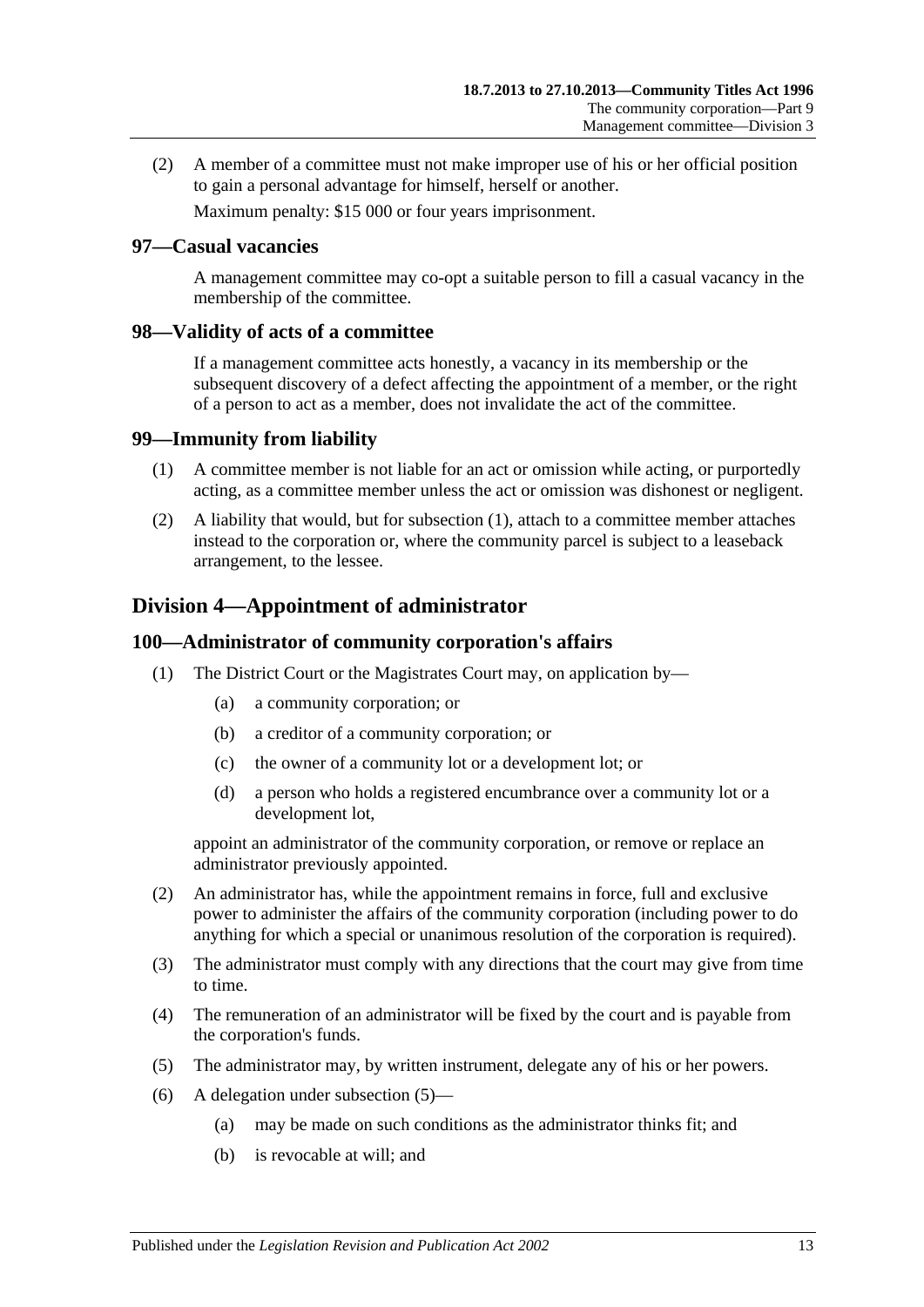(2) A member of a committee must not make improper use of his or her official position to gain a personal advantage for himself, herself or another.

Maximum penalty: $15 000 or four years imprisonment.

### 97—Casual vacancies

A management committee may co-opt a suitable person to fill a casual vacancy in the membership of the committee.

### 98—Validity of acts of a committee

If a management committee acts honestly, a vacancy in its membership or the subsequent discovery of a defect affecting the appointment of a member, or the right of a person to act as a member, does not invalidate the act of the committee.

### 99—Immunity from liability

(1) A committee member is not liable for an act or omission while acting, or purportedly acting, as a committee member unless the act or omission was dishonest or negligent.

(2) A liability that would, but for subsection (1), attach to a committee member attaches instead to the corporation or, where the community parcel is subject to a leaseback arrangement, to the lessee.

## Division 4—Appointment of administrator

### 100—Administrator of community corporation's affairs

(1) The District Court or the Magistrates Court may, on application by—

(a) a community corporation; or

(b) a creditor of a community corporation; or

(c) the owner of a community lot or a development lot; or

(d) a person who holds a registered encumbrance over a community lot or a development lot,

appoint an administrator of the community corporation, or remove or replace an administrator previously appointed.

(2) An administrator has, while the appointment remains in force, full and exclusive power to administer the affairs of the community corporation (including power to do anything for which a special or unanimous resolution of the corporation is required).

(3) The administrator must comply with any directions that the court may give from time to time.

(4) The remuneration of an administrator will be fixed by the court and is payable from the corporation's funds.

(5) The administrator may, by written instrument, delegate any of his or her powers.

(6) A delegation under subsection (5)—

(a) may be made on such conditions as the administrator thinks fit; and

(b) is revocable at will; and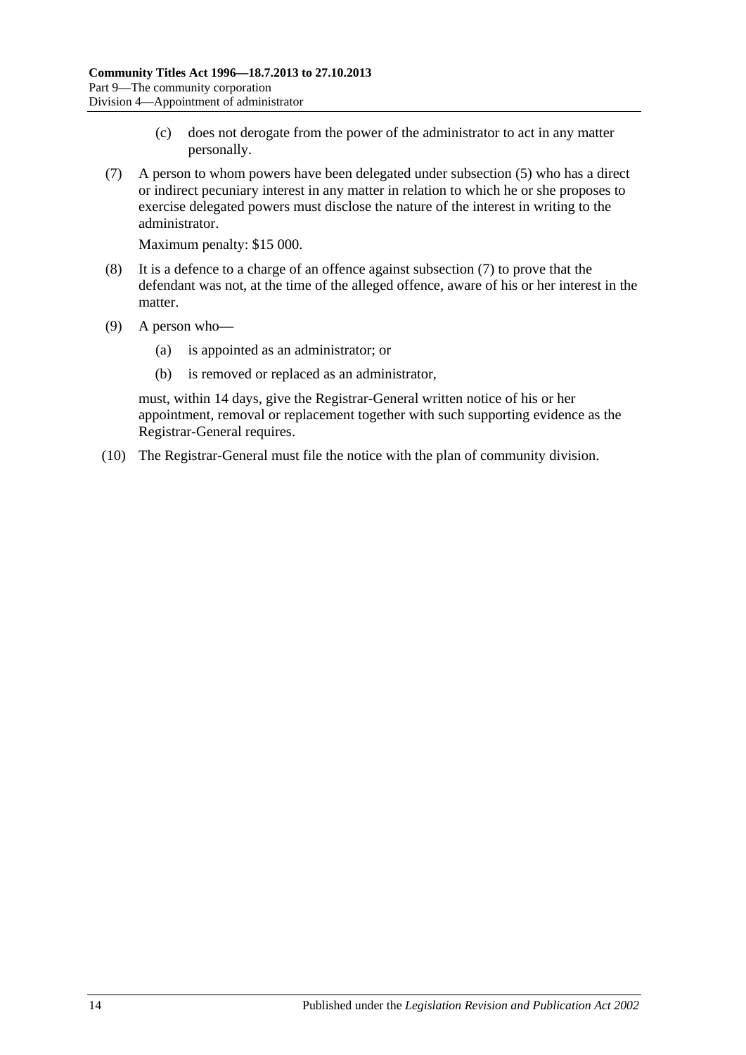(c) does not derogate from the power of the administrator to act in any matter personally.

(7) A person to whom powers have been delegated under subsection (5) who has a direct or indirect pecuniary interest in any matter in relation to which he or she proposes to exercise delegated powers must disclose the nature of the interest in writing to the administrator.

Maximum penalty: $15 000.

(8) It is a defence to a charge of an offence against subsection (7) to prove that the defendant was not, at the time of the alleged offence, aware of his or her interest in the matter.

(9) A person who—

(a) is appointed as an administrator; or

(b) is removed or replaced as an administrator,

must, within 14 days, give the Registrar-General written notice of his or her appointment, removal or replacement together with such supporting evidence as the Registrar-General requires.

(10) The Registrar-General must file the notice with the plan of community division.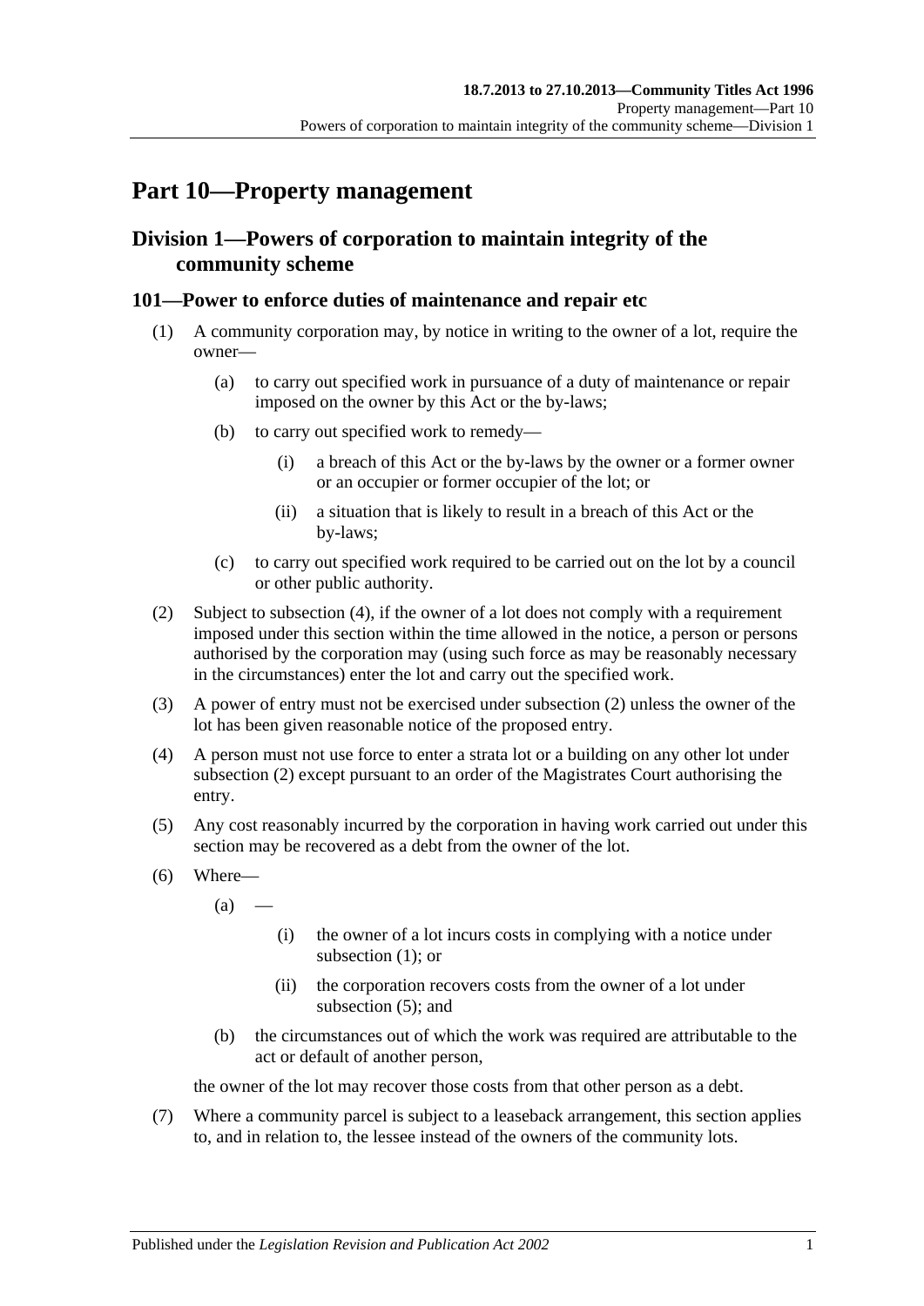# Part 10—Property management

## Division 1—Powers of corporation to maintain integrity of the community scheme

### 101—Power to enforce duties of maintenance and repair etc

(1) A community corporation may, by notice in writing to the owner of a lot, require the owner—

(a) to carry out specified work in pursuance of a duty of maintenance or repair imposed on the owner by this Act or the by-laws;

(b) to carry out specified work to remedy—

(i) a breach of this Act or the by-laws by the owner or a former owner or an occupier or former occupier of the lot; or

(ii) a situation that is likely to result in a breach of this Act or the by-laws;

(c) to carry out specified work required to be carried out on the lot by a council or other public authority.

(2) Subject to subsection (4), if the owner of a lot does not comply with a requirement imposed under this section within the time allowed in the notice, a person or persons authorised by the corporation may (using such force as may be reasonably necessary in the circumstances) enter the lot and carry out the specified work.

(3) A power of entry must not be exercised under subsection (2) unless the owner of the lot has been given reasonable notice of the proposed entry.

(4) A person must not use force to enter a strata lot or a building on any other lot under subsection (2) except pursuant to an order of the Magistrates Court authorising the entry.

(5) Any cost reasonably incurred by the corporation in having work carried out under this section may be recovered as a debt from the owner of the lot.

(6) Where—

(a) —

(i) the owner of a lot incurs costs in complying with a notice under subsection (1); or

(ii) the corporation recovers costs from the owner of a lot under subsection (5); and

(b) the circumstances out of which the work was required are attributable to the act or default of another person,

the owner of the lot may recover those costs from that other person as a debt.

(7) Where a community parcel is subject to a leaseback arrangement, this section applies to, and in relation to, the lessee instead of the owners of the community lots.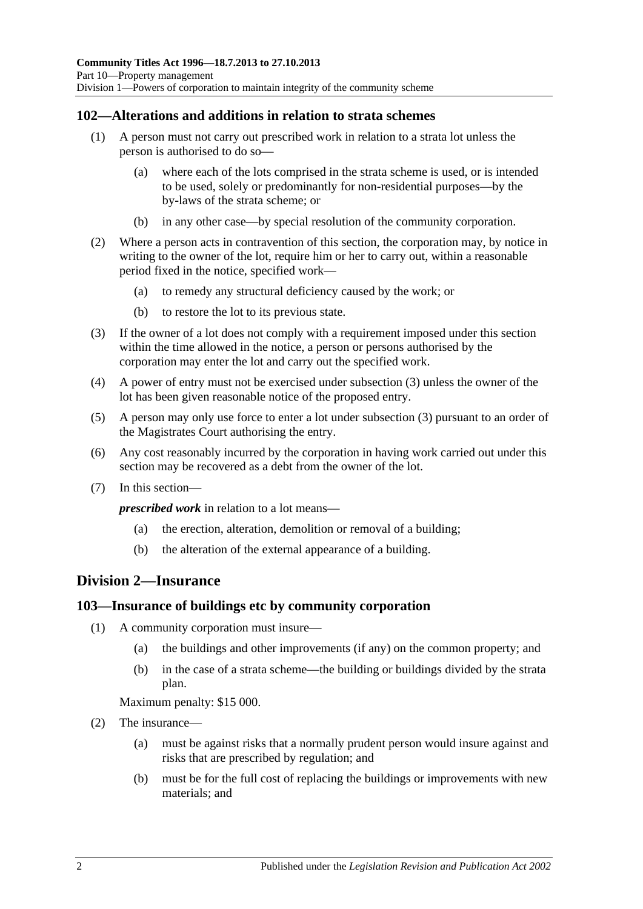## 102—Alterations and additions in relation to strata schemes

(1) A person must not carry out prescribed work in relation to a strata lot unless the person is authorised to do so—

(a) where each of the lots comprised in the strata scheme is used, or is intended to be used, solely or predominantly for non-residential purposes—by the by-laws of the strata scheme; or

(b) in any other case—by special resolution of the community corporation.

(2) Where a person acts in contravention of this section, the corporation may, by notice in writing to the owner of the lot, require him or her to carry out, within a reasonable period fixed in the notice, specified work—

(a) to remedy any structural deficiency caused by the work; or

(b) to restore the lot to its previous state.

(3) If the owner of a lot does not comply with a requirement imposed under this section within the time allowed in the notice, a person or persons authorised by the corporation may enter the lot and carry out the specified work.

(4) A power of entry must not be exercised under subsection (3) unless the owner of the lot has been given reasonable notice of the proposed entry.

(5) A person may only use force to enter a lot under subsection (3) pursuant to an order of the Magistrates Court authorising the entry.

(6) Any cost reasonably incurred by the corporation in having work carried out under this section may be recovered as a debt from the owner of the lot.

(7) In this section—

***prescribed work*** in relation to a lot means—

(a) the erection, alteration, demolition or removal of a building;

(b) the alteration of the external appearance of a building.

# Division 2—Insurance

## 103—Insurance of buildings etc by community corporation

(1) A community corporation must insure—

(a) the buildings and other improvements (if any) on the common property; and

(b) in the case of a strata scheme—the building or buildings divided by the strata plan.

Maximum penalty: $15 000.

(2) The insurance—

(a) must be against risks that a normally prudent person would insure against and risks that are prescribed by regulation; and

(b) must be for the full cost of replacing the buildings or improvements with new materials; and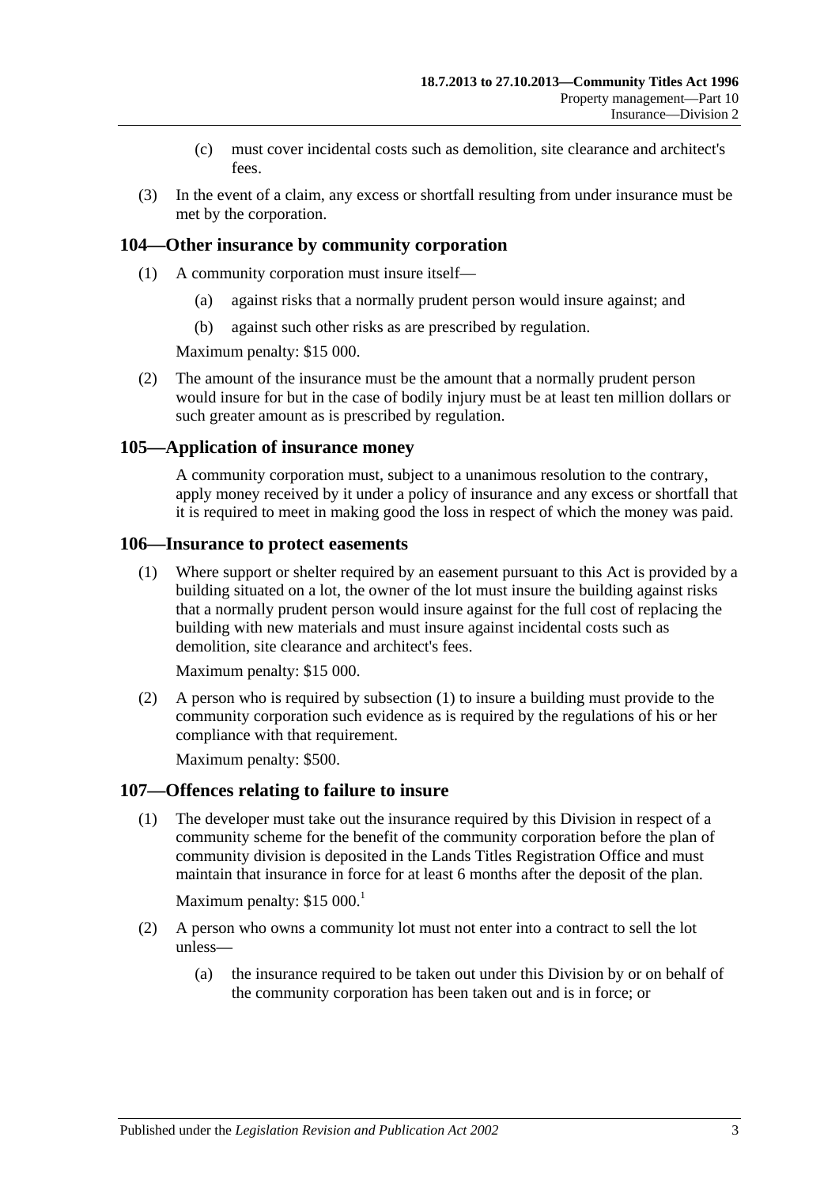(c) must cover incidental costs such as demolition, site clearance and architect's fees.

(3) In the event of a claim, any excess or shortfall resulting from under insurance must be met by the corporation.

## 104—Other insurance by community corporation

(1) A community corporation must insure itself—

(a) against risks that a normally prudent person would insure against; and

(b) against such other risks as are prescribed by regulation.

Maximum penalty: $15 000.

(2) The amount of the insurance must be the amount that a normally prudent person would insure for but in the case of bodily injury must be at least ten million dollars or such greater amount as is prescribed by regulation.

## 105—Application of insurance money

A community corporation must, subject to a unanimous resolution to the contrary, apply money received by it under a policy of insurance and any excess or shortfall that it is required to meet in making good the loss in respect of which the money was paid.

## 106—Insurance to protect easements

(1) Where support or shelter required by an easement pursuant to this Act is provided by a building situated on a lot, the owner of the lot must insure the building against risks that a normally prudent person would insure against for the full cost of replacing the building with new materials and must insure against incidental costs such as demolition, site clearance and architect's fees.

Maximum penalty: $15 000.

(2) A person who is required by subsection (1) to insure a building must provide to the community corporation such evidence as is required by the regulations of his or her compliance with that requirement.

Maximum penalty: $500.

## 107—Offences relating to failure to insure

(1) The developer must take out the insurance required by this Division in respect of a community scheme for the benefit of the community corporation before the plan of community division is deposited in the Lands Titles Registration Office and must maintain that insurance in force for at least 6 months after the deposit of the plan.

Maximum penalty: $15 000.[1]

(2) A person who owns a community lot must not enter into a contract to sell the lot unless—

(a) the insurance required to be taken out under this Division by or on behalf of the community corporation has been taken out and is in force; or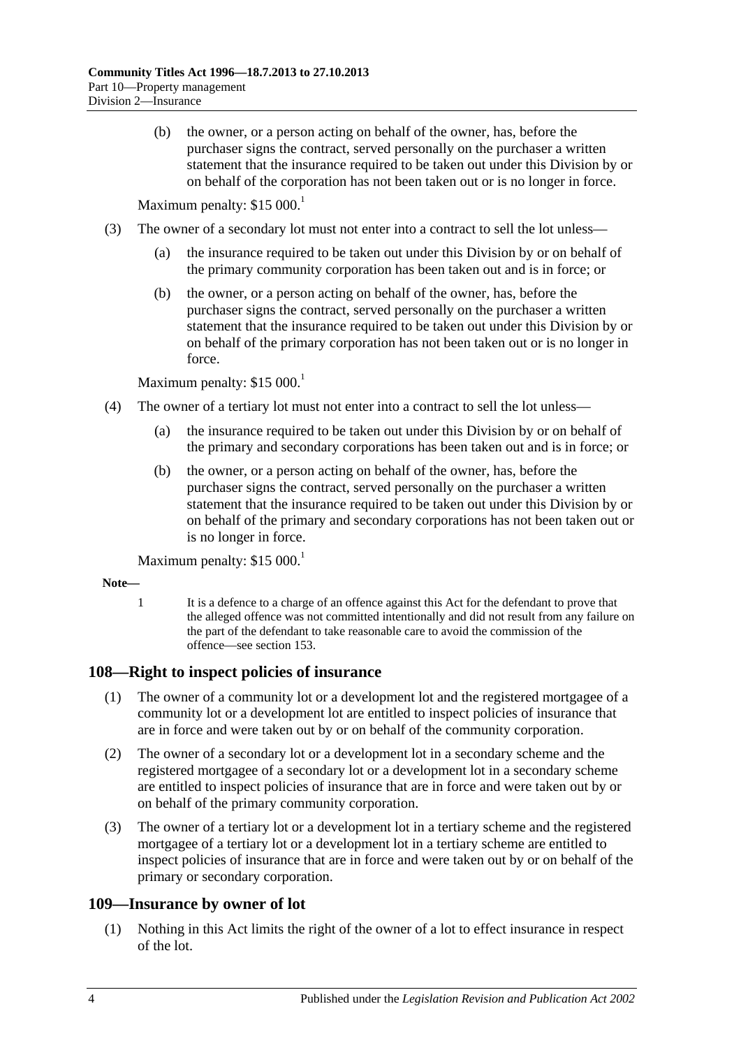(b) the owner, or a person acting on behalf of the owner, has, before the purchaser signs the contract, served personally on the purchaser a written statement that the insurance required to be taken out under this Division by or on behalf of the corporation has not been taken out or is no longer in force.

Maximum penalty: $15 000.[1]

(3) The owner of a secondary lot must not enter into a contract to sell the lot unless—

(a) the insurance required to be taken out under this Division by or on behalf of the primary community corporation has been taken out and is in force; or

(b) the owner, or a person acting on behalf of the owner, has, before the purchaser signs the contract, served personally on the purchaser a written statement that the insurance required to be taken out under this Division by or on behalf of the primary corporation has not been taken out or is no longer in force.

Maximum penalty: $15 000.[1]

(4) The owner of a tertiary lot must not enter into a contract to sell the lot unless—

(a) the insurance required to be taken out under this Division by or on behalf of the primary and secondary corporations has been taken out and is in force; or

(b) the owner, or a person acting on behalf of the owner, has, before the purchaser signs the contract, served personally on the purchaser a written statement that the insurance required to be taken out under this Division by or on behalf of the primary and secondary corporations has not been taken out or is no longer in force.

Maximum penalty: $15 000.[1]

**Note—**

1 It is a defence to a charge of an offence against this Act for the defendant to prove that the alleged offence was not committed intentionally and did not result from any failure on the part of the defendant to take reasonable care to avoid the commission of the offence—see section 153.

## 108—Right to inspect policies of insurance

(1) The owner of a community lot or a development lot and the registered mortgagee of a community lot or a development lot are entitled to inspect policies of insurance that are in force and were taken out by or on behalf of the community corporation.

(2) The owner of a secondary lot or a development lot in a secondary scheme and the registered mortgagee of a secondary lot or a development lot in a secondary scheme are entitled to inspect policies of insurance that are in force and were taken out by or on behalf of the primary community corporation.

(3) The owner of a tertiary lot or a development lot in a tertiary scheme and the registered mortgagee of a tertiary lot or a development lot in a tertiary scheme are entitled to inspect policies of insurance that are in force and were taken out by or on behalf of the primary or secondary corporation.

## 109—Insurance by owner of lot

(1) Nothing in this Act limits the right of the owner of a lot to effect insurance in respect of the lot.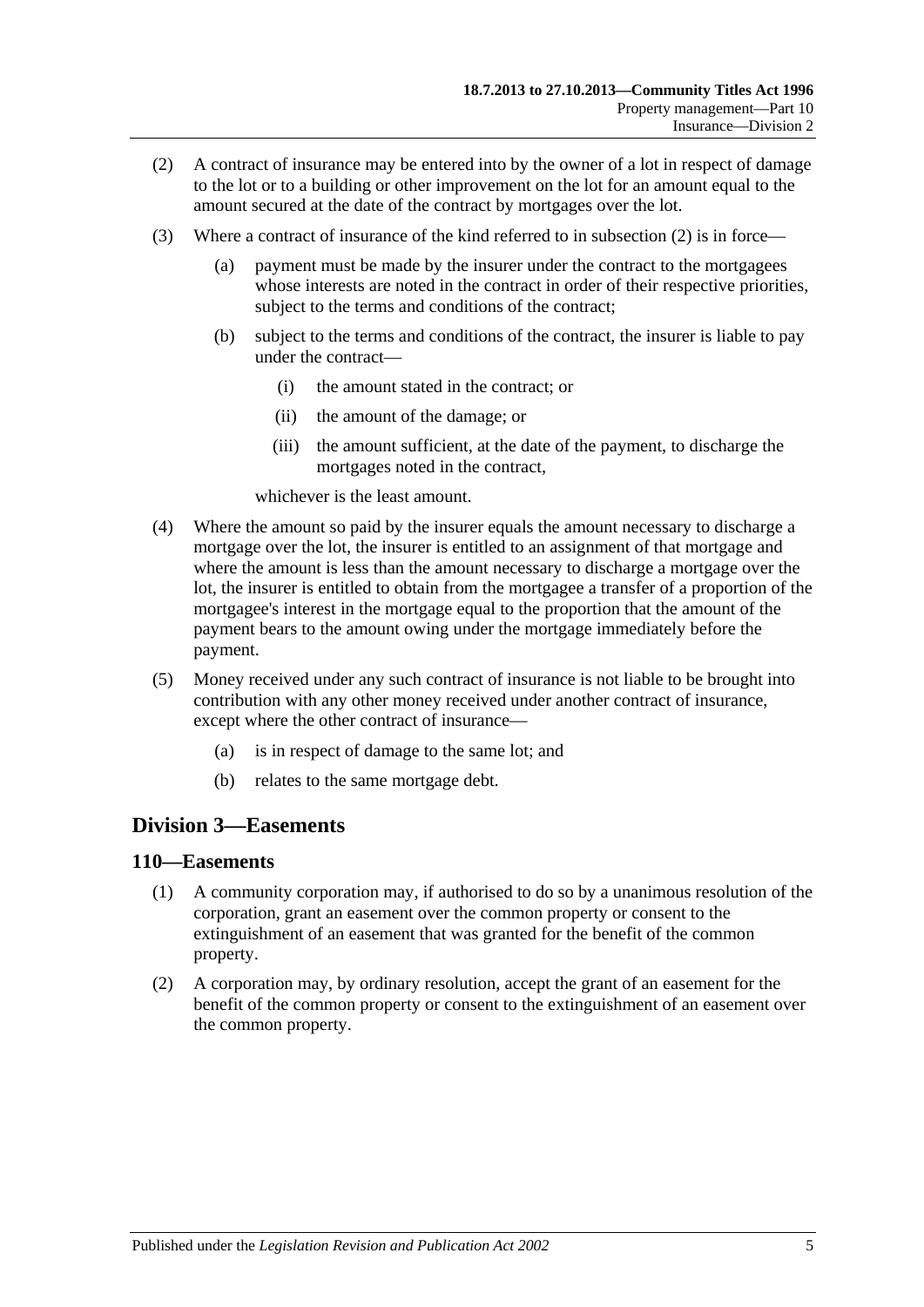(2) A contract of insurance may be entered into by the owner of a lot in respect of damage to the lot or to a building or other improvement on the lot for an amount equal to the amount secured at the date of the contract by mortgages over the lot.

(3) Where a contract of insurance of the kind referred to in subsection (2) is in force—

  (a) payment must be made by the insurer under the contract to the mortgagees whose interests are noted in the contract in order of their respective priorities, subject to the terms and conditions of the contract;

  (b) subject to the terms and conditions of the contract, the insurer is liable to pay under the contract—

    (i) the amount stated in the contract; or

    (ii) the amount of the damage; or

    (iii) the amount sufficient, at the date of the payment, to discharge the mortgages noted in the contract,

  whichever is the least amount.

(4) Where the amount so paid by the insurer equals the amount necessary to discharge a mortgage over the lot, the insurer is entitled to an assignment of that mortgage and where the amount is less than the amount necessary to discharge a mortgage over the lot, the insurer is entitled to obtain from the mortgagee a transfer of a proportion of the mortgagee's interest in the mortgage equal to the proportion that the amount of the payment bears to the amount owing under the mortgage immediately before the payment.

(5) Money received under any such contract of insurance is not liable to be brought into contribution with any other money received under another contract of insurance, except where the other contract of insurance—

  (a) is in respect of damage to the same lot; and

  (b) relates to the same mortgage debt.

## Division 3—Easements

### 110—Easements

(1) A community corporation may, if authorised to do so by a unanimous resolution of the corporation, grant an easement over the common property or consent to the extinguishment of an easement that was granted for the benefit of the common property.

(2) A corporation may, by ordinary resolution, accept the grant of an easement for the benefit of the common property or consent to the extinguishment of an easement over the common property.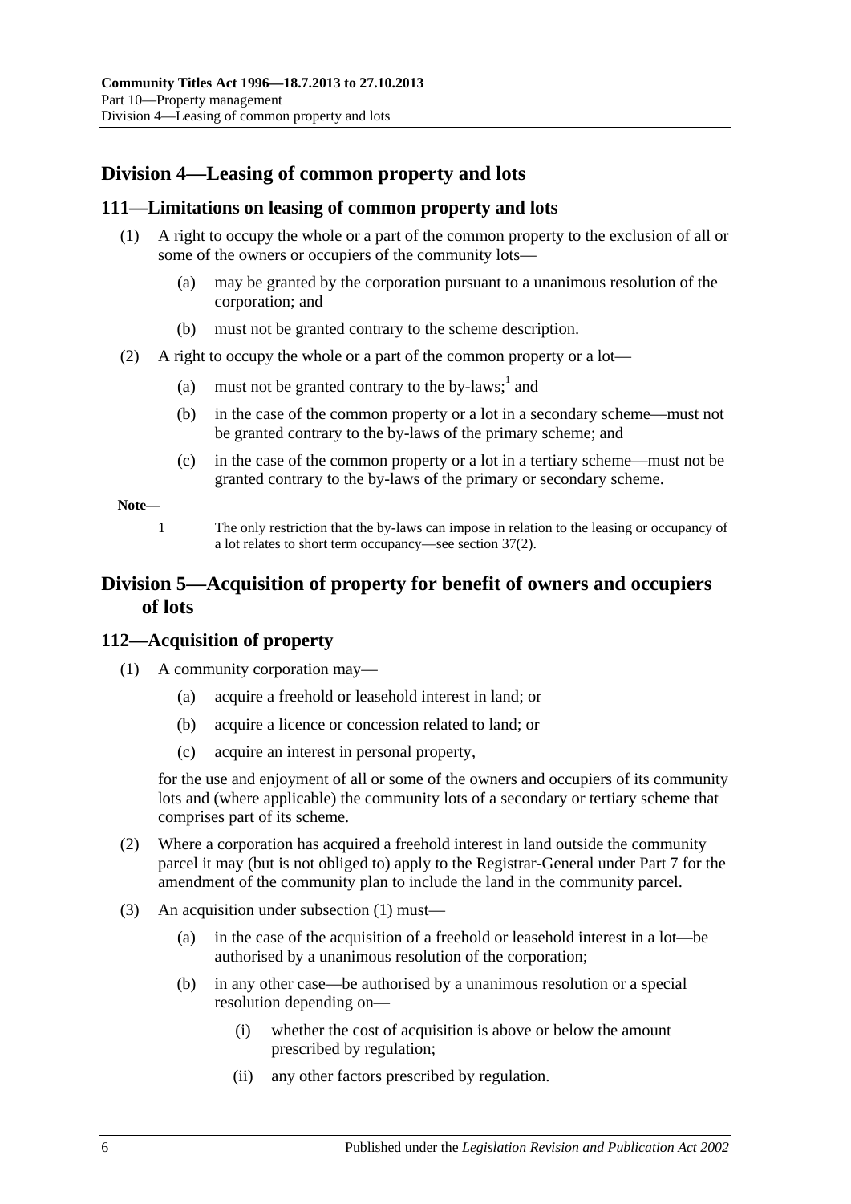## Division 4—Leasing of common property and lots

### 111—Limitations on leasing of common property and lots

(1) A right to occupy the whole or a part of the common property to the exclusion of all or some of the owners or occupiers of the community lots—

(a) may be granted by the corporation pursuant to a unanimous resolution of the corporation; and

(b) must not be granted contrary to the scheme description.

(2) A right to occupy the whole or a part of the common property or a lot—

(a) must not be granted contrary to the by-laws;[1] and

(b) in the case of the common property or a lot in a secondary scheme—must not be granted contrary to the by-laws of the primary scheme; and

(c) in the case of the common property or a lot in a tertiary scheme—must not be granted contrary to the by-laws of the primary or secondary scheme.

**Note—**

1 The only restriction that the by-laws can impose in relation to the leasing or occupancy of a lot relates to short term occupancy—see section 37(2).

## Division 5—Acquisition of property for benefit of owners and occupiers of lots

### 112—Acquisition of property

(1) A community corporation may—

(a) acquire a freehold or leasehold interest in land; or

(b) acquire a licence or concession related to land; or

(c) acquire an interest in personal property,

for the use and enjoyment of all or some of the owners and occupiers of its community lots and (where applicable) the community lots of a secondary or tertiary scheme that comprises part of its scheme.

(2) Where a corporation has acquired a freehold interest in land outside the community parcel it may (but is not obliged to) apply to the Registrar-General under Part 7 for the amendment of the community plan to include the land in the community parcel.

(3) An acquisition under subsection (1) must—

(a) in the case of the acquisition of a freehold or leasehold interest in a lot—be authorised by a unanimous resolution of the corporation;

(b) in any other case—be authorised by a unanimous resolution or a special resolution depending on—

(i) whether the cost of acquisition is above or below the amount prescribed by regulation;

(ii) any other factors prescribed by regulation.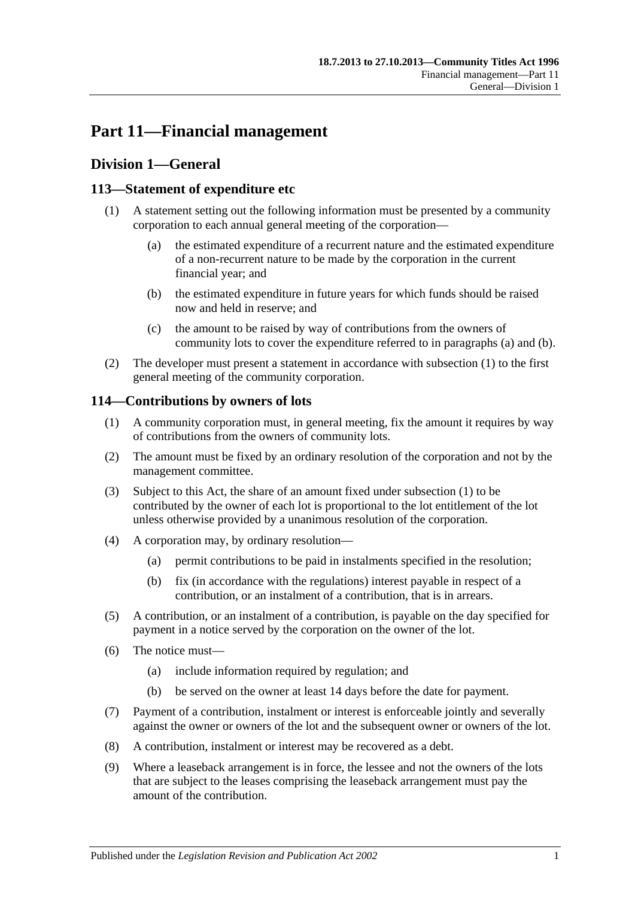# Part 11—Financial management

## Division 1—General

### 113—Statement of expenditure etc

(1) A statement setting out the following information must be presented by a community corporation to each annual general meeting of the corporation—

- (a) the estimated expenditure of a recurrent nature and the estimated expenditure of a non-recurrent nature to be made by the corporation in the current financial year; and
- (b) the estimated expenditure in future years for which funds should be raised now and held in reserve; and
- (c) the amount to be raised by way of contributions from the owners of community lots to cover the expenditure referred to in paragraphs (a) and (b).

(2) The developer must present a statement in accordance with subsection (1) to the first general meeting of the community corporation.

### 114—Contributions by owners of lots

(1) A community corporation must, in general meeting, fix the amount it requires by way of contributions from the owners of community lots.

(2) The amount must be fixed by an ordinary resolution of the corporation and not by the management committee.

(3) Subject to this Act, the share of an amount fixed under subsection (1) to be contributed by the owner of each lot is proportional to the lot entitlement of the lot unless otherwise provided by a unanimous resolution of the corporation.

(4) A corporation may, by ordinary resolution—

- (a) permit contributions to be paid in instalments specified in the resolution;
- (b) fix (in accordance with the regulations) interest payable in respect of a contribution, or an instalment of a contribution, that is in arrears.

(5) A contribution, or an instalment of a contribution, is payable on the day specified for payment in a notice served by the corporation on the owner of the lot.

(6) The notice must—

- (a) include information required by regulation; and
- (b) be served on the owner at least 14 days before the date for payment.

(7) Payment of a contribution, instalment or interest is enforceable jointly and severally against the owner or owners of the lot and the subsequent owner or owners of the lot.

(8) A contribution, instalment or interest may be recovered as a debt.

(9) Where a leaseback arrangement is in force, the lessee and not the owners of the lots that are subject to the leases comprising the leaseback arrangement must pay the amount of the contribution.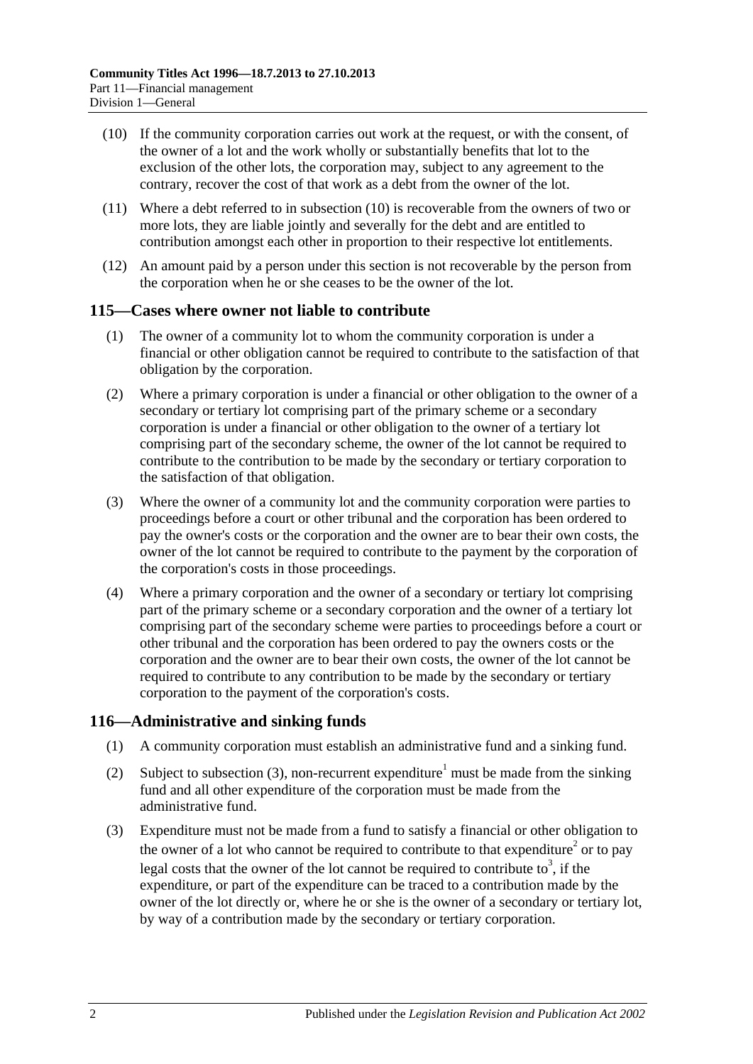(10) If the community corporation carries out work at the request, or with the consent, of the owner of a lot and the work wholly or substantially benefits that lot to the exclusion of the other lots, the corporation may, subject to any agreement to the contrary, recover the cost of that work as a debt from the owner of the lot.

(11) Where a debt referred to in subsection (10) is recoverable from the owners of two or more lots, they are liable jointly and severally for the debt and are entitled to contribution amongst each other in proportion to their respective lot entitlements.

(12) An amount paid by a person under this section is not recoverable by the person from the corporation when he or she ceases to be the owner of the lot.

## 115—Cases where owner not liable to contribute

(1) The owner of a community lot to whom the community corporation is under a financial or other obligation cannot be required to contribute to the satisfaction of that obligation by the corporation.

(2) Where a primary corporation is under a financial or other obligation to the owner of a secondary or tertiary lot comprising part of the primary scheme or a secondary corporation is under a financial or other obligation to the owner of a tertiary lot comprising part of the secondary scheme, the owner of the lot cannot be required to contribute to the contribution to be made by the secondary or tertiary corporation to the satisfaction of that obligation.

(3) Where the owner of a community lot and the community corporation were parties to proceedings before a court or other tribunal and the corporation has been ordered to pay the owner's costs or the corporation and the owner are to bear their own costs, the owner of the lot cannot be required to contribute to the payment by the corporation of the corporation's costs in those proceedings.

(4) Where a primary corporation and the owner of a secondary or tertiary lot comprising part of the primary scheme or a secondary corporation and the owner of a tertiary lot comprising part of the secondary scheme were parties to proceedings before a court or other tribunal and the corporation has been ordered to pay the owners costs or the corporation and the owner are to bear their own costs, the owner of the lot cannot be required to contribute to any contribution to be made by the secondary or tertiary corporation to the payment of the corporation's costs.

## 116—Administrative and sinking funds

(1) A community corporation must establish an administrative fund and a sinking fund.

(2) Subject to subsection (3), non-recurrent expenditure[1] must be made from the sinking fund and all other expenditure of the corporation must be made from the administrative fund.

(3) Expenditure must not be made from a fund to satisfy a financial or other obligation to the owner of a lot who cannot be required to contribute to that expenditure[2] or to pay legal costs that the owner of the lot cannot be required to contribute to[3], if the expenditure, or part of the expenditure can be traced to a contribution made by the owner of the lot directly or, where he or she is the owner of a secondary or tertiary lot, by way of a contribution made by the secondary or tertiary corporation.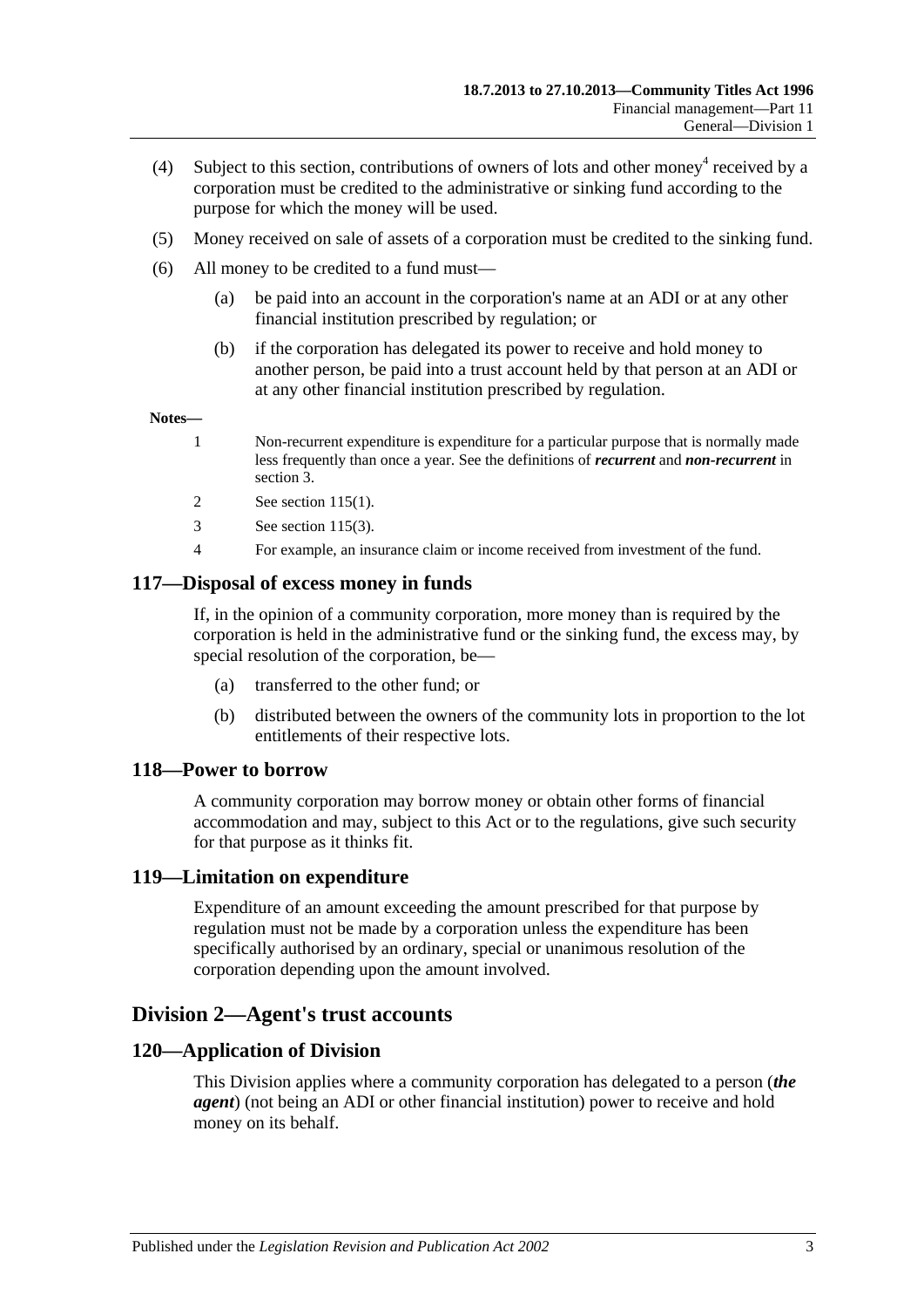(4) Subject to this section, contributions of owners of lots and other money[4] received by a corporation must be credited to the administrative or sinking fund according to the purpose for which the money will be used.

(5) Money received on sale of assets of a corporation must be credited to the sinking fund.

(6) All money to be credited to a fund must—

(a) be paid into an account in the corporation's name at an ADI or at any other financial institution prescribed by regulation; or

(b) if the corporation has delegated its power to receive and hold money to another person, be paid into a trust account held by that person at an ADI or at any other financial institution prescribed by regulation.

**Notes—**

1 Non-recurrent expenditure is expenditure for a particular purpose that is normally made less frequently than once a year. See the definitions of ***recurrent*** and ***non-recurrent*** in section 3.

2 See section 115(1).

3 See section 115(3).

4 For example, an insurance claim or income received from investment of the fund.

## 117—Disposal of excess money in funds

If, in the opinion of a community corporation, more money than is required by the corporation is held in the administrative fund or the sinking fund, the excess may, by special resolution of the corporation, be—

(a) transferred to the other fund; or

(b) distributed between the owners of the community lots in proportion to the lot entitlements of their respective lots.

## 118—Power to borrow

A community corporation may borrow money or obtain other forms of financial accommodation and may, subject to this Act or to the regulations, give such security for that purpose as it thinks fit.

## 119—Limitation on expenditure

Expenditure of an amount exceeding the amount prescribed for that purpose by regulation must not be made by a corporation unless the expenditure has been specifically authorised by an ordinary, special or unanimous resolution of the corporation depending upon the amount involved.

# Division 2—Agent's trust accounts

## 120—Application of Division

This Division applies where a community corporation has delegated to a person (***the agent***) (not being an ADI or other financial institution) power to receive and hold money on its behalf.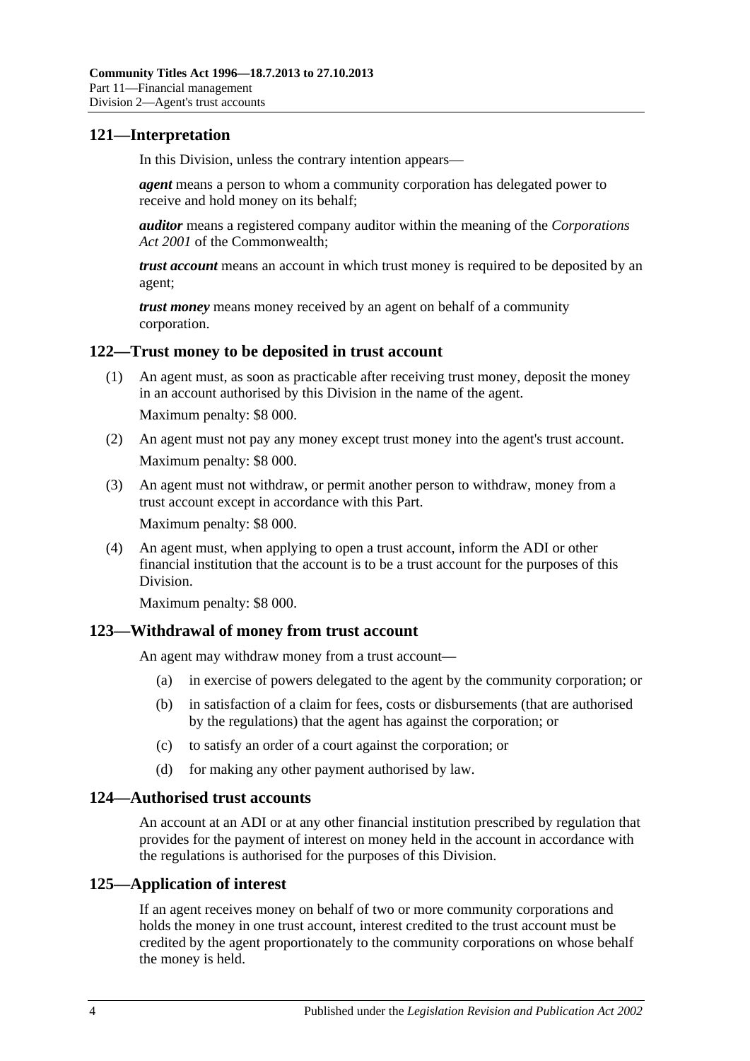## 121—Interpretation

In this Division, unless the contrary intention appears—

***agent*** means a person to whom a community corporation has delegated power to receive and hold money on its behalf;

***auditor*** means a registered company auditor within the meaning of the *Corporations Act 2001* of the Commonwealth;

***trust account*** means an account in which trust money is required to be deposited by an agent;

***trust money*** means money received by an agent on behalf of a community corporation.

## 122—Trust money to be deposited in trust account

(1) An agent must, as soon as practicable after receiving trust money, deposit the money in an account authorised by this Division in the name of the agent.

Maximum penalty: $8 000.

(2) An agent must not pay any money except trust money into the agent's trust account.

Maximum penalty: $8 000.

(3) An agent must not withdraw, or permit another person to withdraw, money from a trust account except in accordance with this Part.

Maximum penalty: $8 000.

(4) An agent must, when applying to open a trust account, inform the ADI or other financial institution that the account is to be a trust account for the purposes of this Division.

Maximum penalty: $8 000.

## 123—Withdrawal of money from trust account

An agent may withdraw money from a trust account—

(a) in exercise of powers delegated to the agent by the community corporation; or

(b) in satisfaction of a claim for fees, costs or disbursements (that are authorised by the regulations) that the agent has against the corporation; or

(c) to satisfy an order of a court against the corporation; or

(d) for making any other payment authorised by law.

## 124—Authorised trust accounts

An account at an ADI or at any other financial institution prescribed by regulation that provides for the payment of interest on money held in the account in accordance with the regulations is authorised for the purposes of this Division.

## 125—Application of interest

If an agent receives money on behalf of two or more community corporations and holds the money in one trust account, interest credited to the trust account must be credited by the agent proportionately to the community corporations on whose behalf the money is held.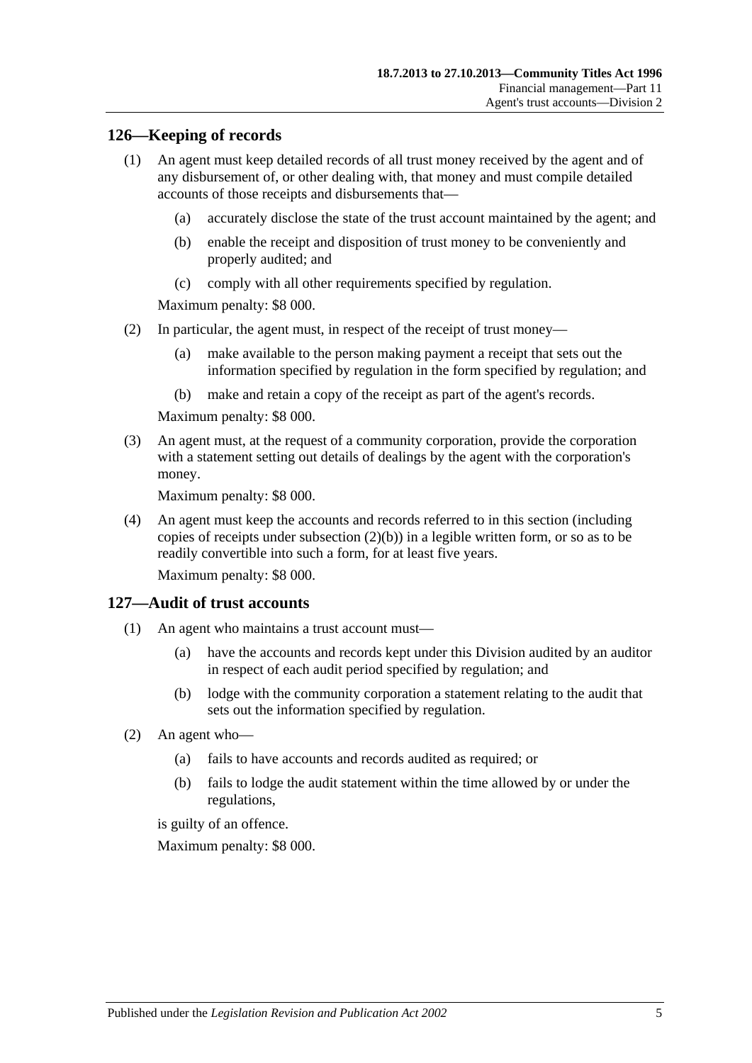## 126—Keeping of records

(1) An agent must keep detailed records of all trust money received by the agent and of any disbursement of, or other dealing with, that money and must compile detailed accounts of those receipts and disbursements that—

  (a) accurately disclose the state of the trust account maintained by the agent; and

  (b) enable the receipt and disposition of trust money to be conveniently and properly audited; and

  (c) comply with all other requirements specified by regulation.

Maximum penalty: $8 000.

(2) In particular, the agent must, in respect of the receipt of trust money—

  (a) make available to the person making payment a receipt that sets out the information specified by regulation in the form specified by regulation; and

  (b) make and retain a copy of the receipt as part of the agent's records.

Maximum penalty: $8 000.

(3) An agent must, at the request of a community corporation, provide the corporation with a statement setting out details of dealings by the agent with the corporation's money.

Maximum penalty: $8 000.

(4) An agent must keep the accounts and records referred to in this section (including copies of receipts under subsection (2)(b)) in a legible written form, or so as to be readily convertible into such a form, for at least five years.

Maximum penalty: $8 000.

## 127—Audit of trust accounts

(1) An agent who maintains a trust account must—

  (a) have the accounts and records kept under this Division audited by an auditor in respect of each audit period specified by regulation; and

  (b) lodge with the community corporation a statement relating to the audit that sets out the information specified by regulation.

(2) An agent who—

  (a) fails to have accounts and records audited as required; or

  (b) fails to lodge the audit statement within the time allowed by or under the regulations,

is guilty of an offence.

Maximum penalty: $8 000.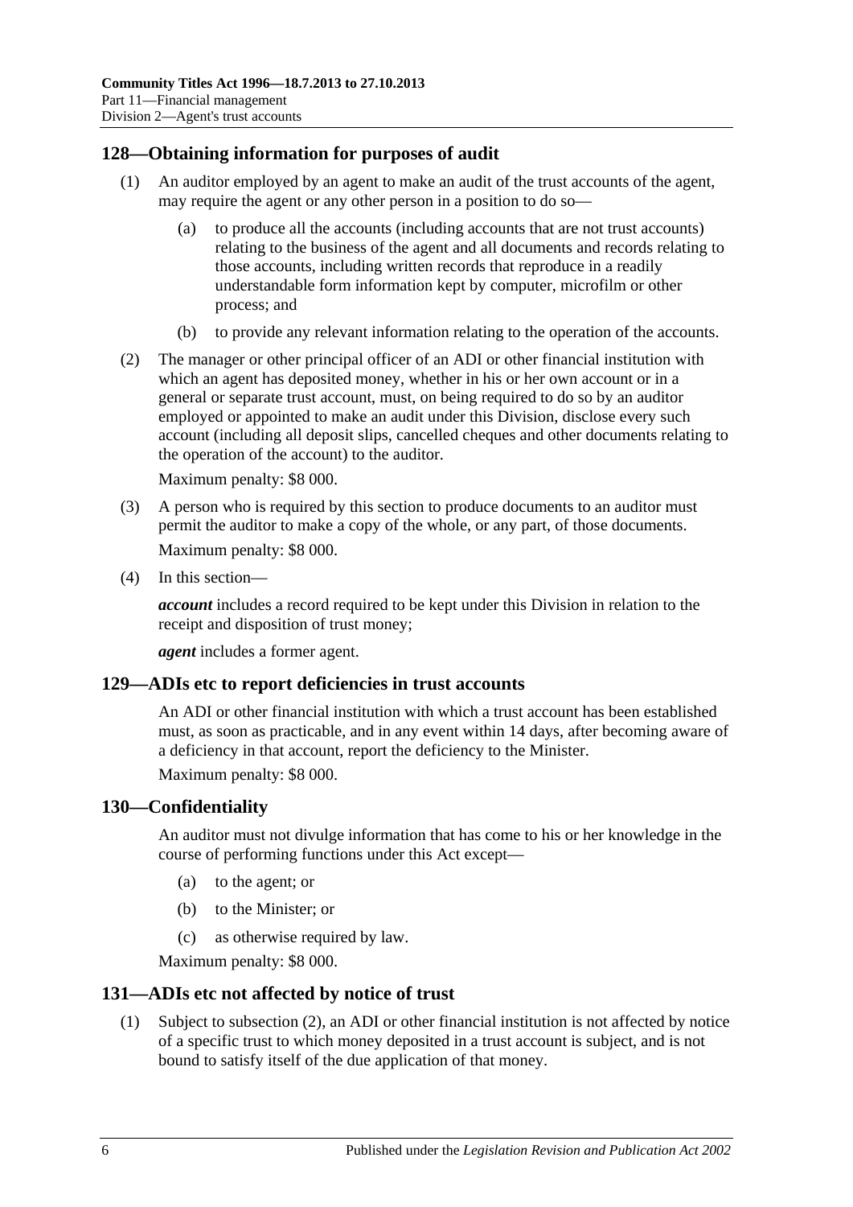## 128—Obtaining information for purposes of audit

(1) An auditor employed by an agent to make an audit of the trust accounts of the agent, may require the agent or any other person in a position to do so—

(a) to produce all the accounts (including accounts that are not trust accounts) relating to the business of the agent and all documents and records relating to those accounts, including written records that reproduce in a readily understandable form information kept by computer, microfilm or other process; and

(b) to provide any relevant information relating to the operation of the accounts.

(2) The manager or other principal officer of an ADI or other financial institution with which an agent has deposited money, whether in his or her own account or in a general or separate trust account, must, on being required to do so by an auditor employed or appointed to make an audit under this Division, disclose every such account (including all deposit slips, cancelled cheques and other documents relating to the operation of the account) to the auditor.

Maximum penalty: $8 000.

(3) A person who is required by this section to produce documents to an auditor must permit the auditor to make a copy of the whole, or any part, of those documents.

Maximum penalty: $8 000.

(4) In this section—

***account*** includes a record required to be kept under this Division in relation to the receipt and disposition of trust money;

***agent*** includes a former agent.

## 129—ADIs etc to report deficiencies in trust accounts

An ADI or other financial institution with which a trust account has been established must, as soon as practicable, and in any event within 14 days, after becoming aware of a deficiency in that account, report the deficiency to the Minister.

Maximum penalty: $8 000.

## 130—Confidentiality

An auditor must not divulge information that has come to his or her knowledge in the course of performing functions under this Act except—

(a) to the agent; or

(b) to the Minister; or

(c) as otherwise required by law.

Maximum penalty: $8 000.

## 131—ADIs etc not affected by notice of trust

(1) Subject to subsection (2), an ADI or other financial institution is not affected by notice of a specific trust to which money deposited in a trust account is subject, and is not bound to satisfy itself of the due application of that money.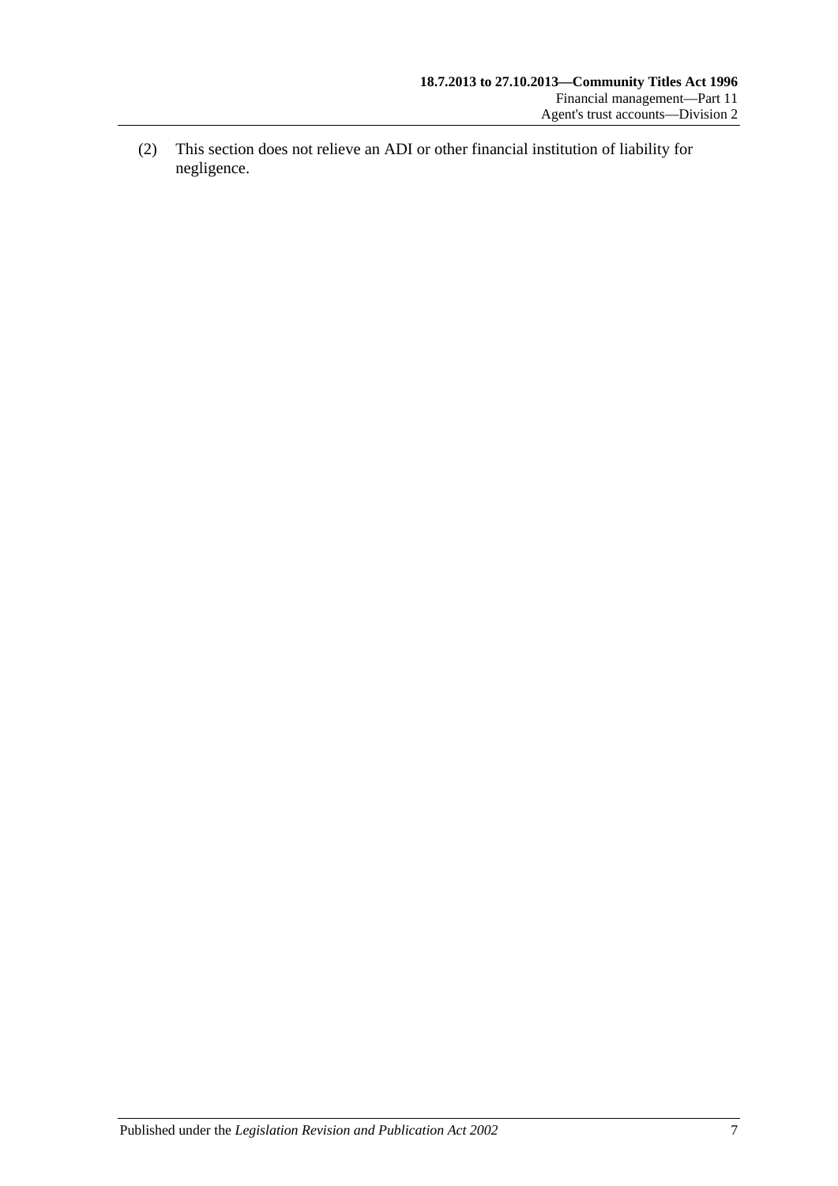(2) This section does not relieve an ADI or other financial institution of liability for negligence.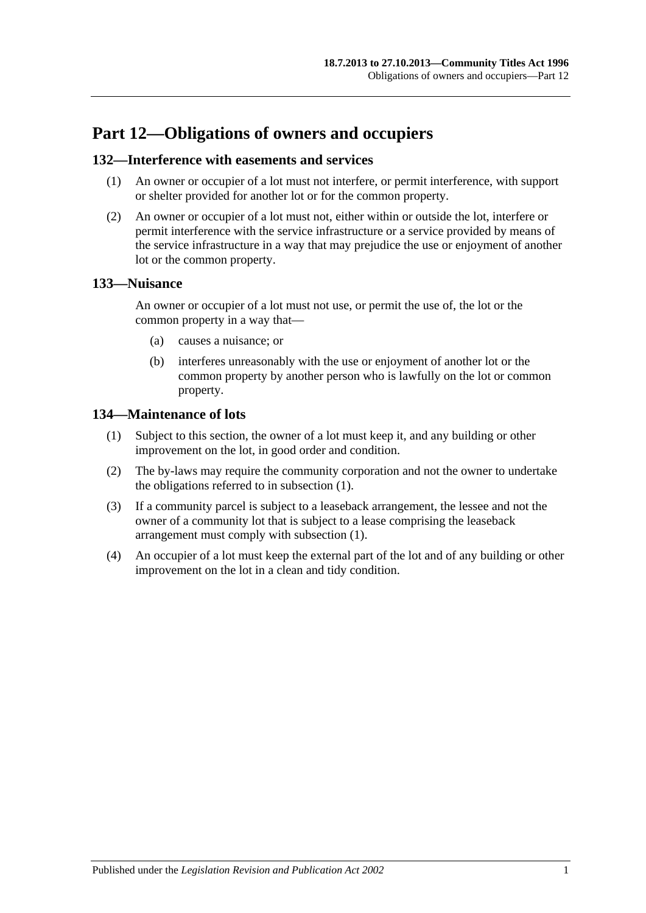# Part 12—Obligations of owners and occupiers

## 132—Interference with easements and services

(1) An owner or occupier of a lot must not interfere, or permit interference, with support or shelter provided for another lot or for the common property.

(2) An owner or occupier of a lot must not, either within or outside the lot, interfere or permit interference with the service infrastructure or a service provided by means of the service infrastructure in a way that may prejudice the use or enjoyment of another lot or the common property.

## 133—Nuisance

An owner or occupier of a lot must not use, or permit the use of, the lot or the common property in a way that—

(a) causes a nuisance; or

(b) interferes unreasonably with the use or enjoyment of another lot or the common property by another person who is lawfully on the lot or common property.

## 134—Maintenance of lots

(1) Subject to this section, the owner of a lot must keep it, and any building or other improvement on the lot, in good order and condition.

(2) The by-laws may require the community corporation and not the owner to undertake the obligations referred to in subsection (1).

(3) If a community parcel is subject to a leaseback arrangement, the lessee and not the owner of a community lot that is subject to a lease comprising the leaseback arrangement must comply with subsection (1).

(4) An occupier of a lot must keep the external part of the lot and of any building or other improvement on the lot in a clean and tidy condition.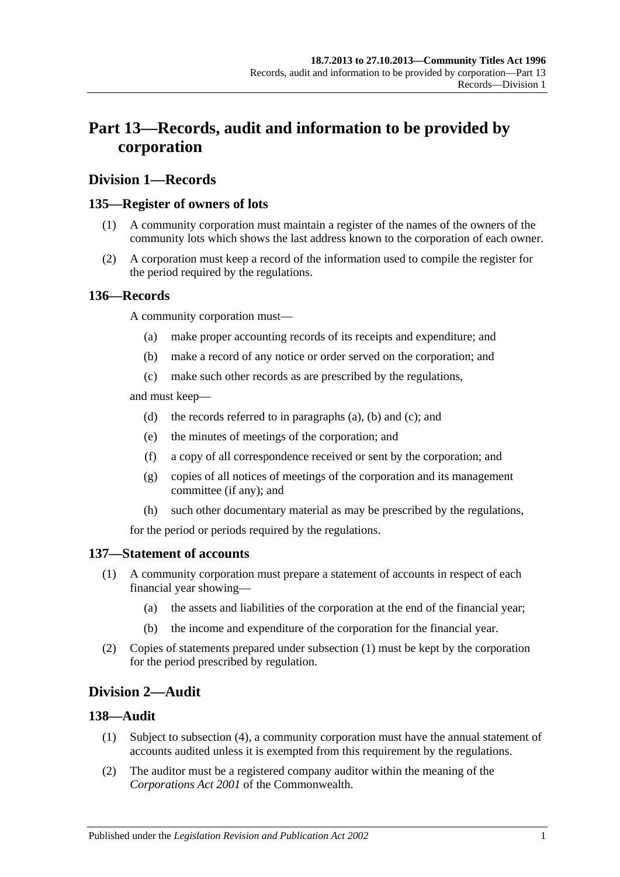# Part 13—Records, audit and information to be provided by corporation

## Division 1—Records

### 135—Register of owners of lots

(1) A community corporation must maintain a register of the names of the owners of the community lots which shows the last address known to the corporation of each owner.

(2) A corporation must keep a record of the information used to compile the register for the period required by the regulations.

### 136—Records

A community corporation must—

(a) make proper accounting records of its receipts and expenditure; and

(b) make a record of any notice or order served on the corporation; and

(c) make such other records as are prescribed by the regulations,

and must keep—

(d) the records referred to in paragraphs (a), (b) and (c); and

(e) the minutes of meetings of the corporation; and

(f) a copy of all correspondence received or sent by the corporation; and

(g) copies of all notices of meetings of the corporation and its management committee (if any); and

(h) such other documentary material as may be prescribed by the regulations,

for the period or periods required by the regulations.

### 137—Statement of accounts

(1) A community corporation must prepare a statement of accounts in respect of each financial year showing—

(a) the assets and liabilities of the corporation at the end of the financial year;

(b) the income and expenditure of the corporation for the financial year.

(2) Copies of statements prepared under subsection (1) must be kept by the corporation for the period prescribed by regulation.

## Division 2—Audit

### 138—Audit

(1) Subject to subsection (4), a community corporation must have the annual statement of accounts audited unless it is exempted from this requirement by the regulations.

(2) The auditor must be a registered company auditor within the meaning of the *Corporations Act 2001* of the Commonwealth.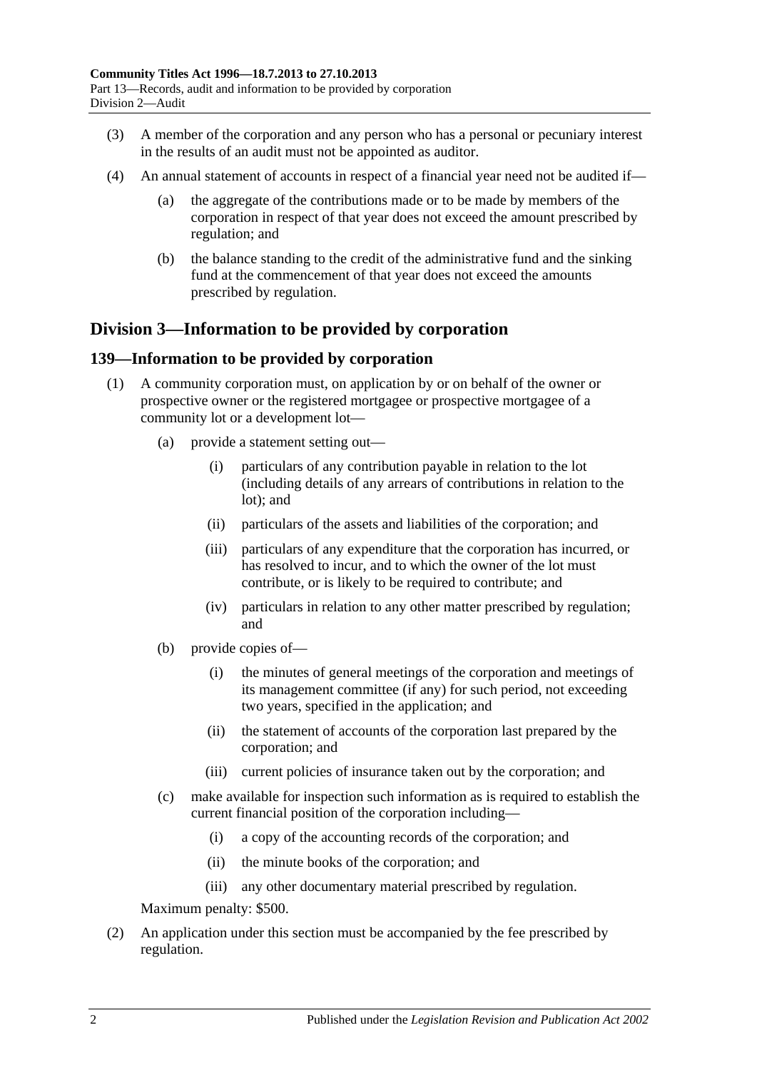(3) A member of the corporation and any person who has a personal or pecuniary interest in the results of an audit must not be appointed as auditor.

(4) An annual statement of accounts in respect of a financial year need not be audited if—

(a) the aggregate of the contributions made or to be made by members of the corporation in respect of that year does not exceed the amount prescribed by regulation; and

(b) the balance standing to the credit of the administrative fund and the sinking fund at the commencement of that year does not exceed the amounts prescribed by regulation.

## Division 3—Information to be provided by corporation

### 139—Information to be provided by corporation

(1) A community corporation must, on application by or on behalf of the owner or prospective owner or the registered mortgagee or prospective mortgagee of a community lot or a development lot—

(a) provide a statement setting out—

(i) particulars of any contribution payable in relation to the lot (including details of any arrears of contributions in relation to the lot); and

(ii) particulars of the assets and liabilities of the corporation; and

(iii) particulars of any expenditure that the corporation has incurred, or has resolved to incur, and to which the owner of the lot must contribute, or is likely to be required to contribute; and

(iv) particulars in relation to any other matter prescribed by regulation; and

(b) provide copies of—

(i) the minutes of general meetings of the corporation and meetings of its management committee (if any) for such period, not exceeding two years, specified in the application; and

(ii) the statement of accounts of the corporation last prepared by the corporation; and

(iii) current policies of insurance taken out by the corporation; and

(c) make available for inspection such information as is required to establish the current financial position of the corporation including—

(i) a copy of the accounting records of the corporation; and

(ii) the minute books of the corporation; and

(iii) any other documentary material prescribed by regulation.

Maximum penalty: $500.

(2) An application under this section must be accompanied by the fee prescribed by regulation.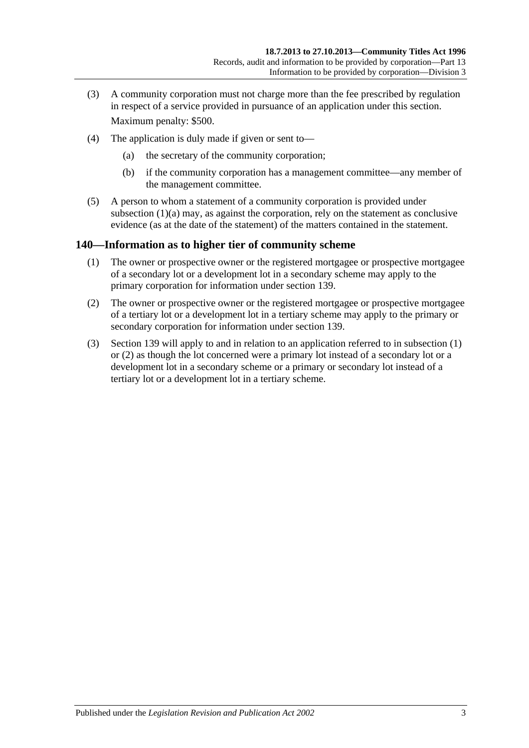(3) A community corporation must not charge more than the fee prescribed by regulation in respect of a service provided in pursuance of an application under this section.

Maximum penalty: $500.

(4) The application is duly made if given or sent to—

(a) the secretary of the community corporation;

(b) if the community corporation has a management committee—any member of the management committee.

(5) A person to whom a statement of a community corporation is provided under subsection (1)(a) may, as against the corporation, rely on the statement as conclusive evidence (as at the date of the statement) of the matters contained in the statement.

## 140—Information as to higher tier of community scheme

(1) The owner or prospective owner or the registered mortgagee or prospective mortgagee of a secondary lot or a development lot in a secondary scheme may apply to the primary corporation for information under section 139.

(2) The owner or prospective owner or the registered mortgagee or prospective mortgagee of a tertiary lot or a development lot in a tertiary scheme may apply to the primary or secondary corporation for information under section 139.

(3) Section 139 will apply to and in relation to an application referred to in subsection (1) or (2) as though the lot concerned were a primary lot instead of a secondary lot or a development lot in a secondary scheme or a primary or secondary lot instead of a tertiary lot or a development lot in a tertiary scheme.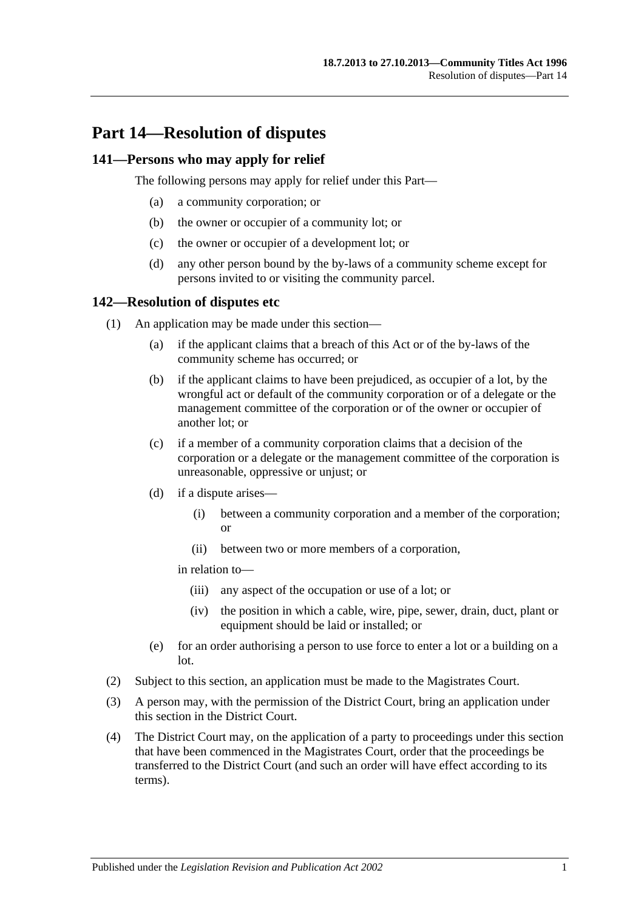# Part 14—Resolution of disputes

## 141—Persons who may apply for relief

The following persons may apply for relief under this Part—

(a) a community corporation; or

(b) the owner or occupier of a community lot; or

(c) the owner or occupier of a development lot; or

(d) any other person bound by the by-laws of a community scheme except for persons invited to or visiting the community parcel.

## 142—Resolution of disputes etc

(1) An application may be made under this section—

(a) if the applicant claims that a breach of this Act or of the by-laws of the community scheme has occurred; or

(b) if the applicant claims to have been prejudiced, as occupier of a lot, by the wrongful act or default of the community corporation or of a delegate or the management committee of the corporation or of the owner or occupier of another lot; or

(c) if a member of a community corporation claims that a decision of the corporation or a delegate or the management committee of the corporation is unreasonable, oppressive or unjust; or

(d) if a dispute arises—

(i) between a community corporation and a member of the corporation; or

(ii) between two or more members of a corporation,

in relation to—

(iii) any aspect of the occupation or use of a lot; or

(iv) the position in which a cable, wire, pipe, sewer, drain, duct, plant or equipment should be laid or installed; or

(e) for an order authorising a person to use force to enter a lot or a building on a lot.

(2) Subject to this section, an application must be made to the Magistrates Court.

(3) A person may, with the permission of the District Court, bring an application under this section in the District Court.

(4) The District Court may, on the application of a party to proceedings under this section that have been commenced in the Magistrates Court, order that the proceedings be transferred to the District Court (and such an order will have effect according to its terms).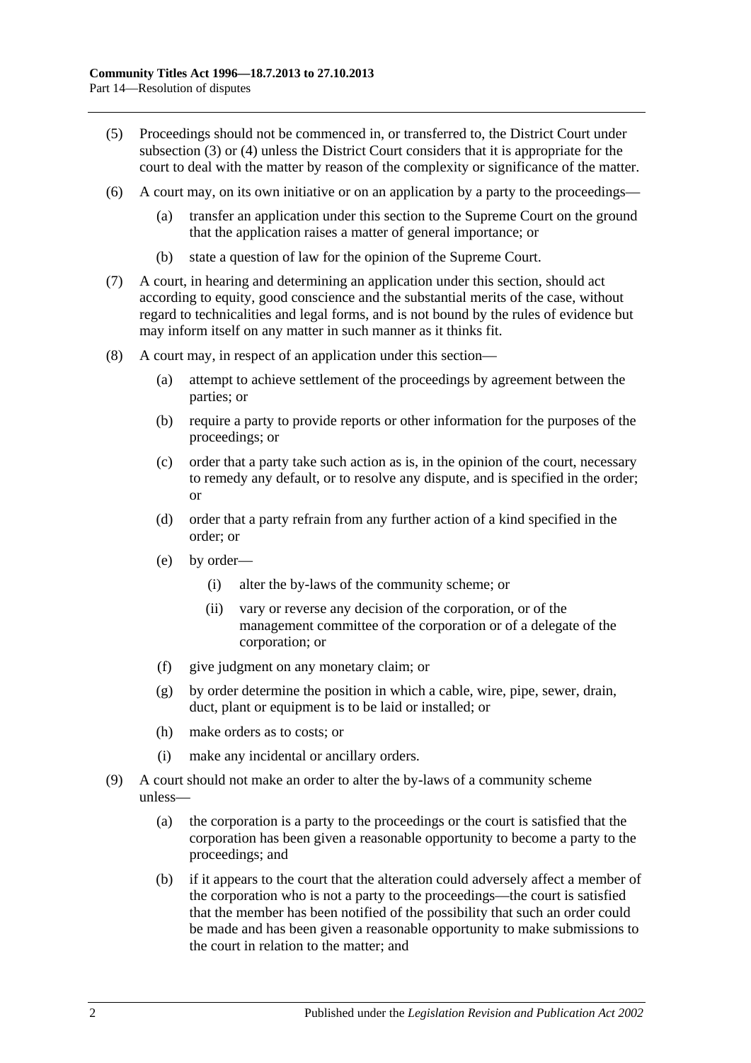(5) Proceedings should not be commenced in, or transferred to, the District Court under subsection (3) or (4) unless the District Court considers that it is appropriate for the court to deal with the matter by reason of the complexity or significance of the matter.

(6) A court may, on its own initiative or on an application by a party to the proceedings—

 (a) transfer an application under this section to the Supreme Court on the ground that the application raises a matter of general importance; or

 (b) state a question of law for the opinion of the Supreme Court.

(7) A court, in hearing and determining an application under this section, should act according to equity, good conscience and the substantial merits of the case, without regard to technicalities and legal forms, and is not bound by the rules of evidence but may inform itself on any matter in such manner as it thinks fit.

(8) A court may, in respect of an application under this section—

 (a) attempt to achieve settlement of the proceedings by agreement between the parties; or

 (b) require a party to provide reports or other information for the purposes of the proceedings; or

 (c) order that a party take such action as is, in the opinion of the court, necessary to remedy any default, or to resolve any dispute, and is specified in the order; or

 (d) order that a party refrain from any further action of a kind specified in the order; or

 (e) by order—

  (i) alter the by-laws of the community scheme; or

  (ii) vary or reverse any decision of the corporation, or of the management committee of the corporation or of a delegate of the corporation; or

 (f) give judgment on any monetary claim; or

 (g) by order determine the position in which a cable, wire, pipe, sewer, drain, duct, plant or equipment is to be laid or installed; or

 (h) make orders as to costs; or

 (i) make any incidental or ancillary orders.

(9) A court should not make an order to alter the by-laws of a community scheme unless—

 (a) the corporation is a party to the proceedings or the court is satisfied that the corporation has been given a reasonable opportunity to become a party to the proceedings; and

 (b) if it appears to the court that the alteration could adversely affect a member of the corporation who is not a party to the proceedings—the court is satisfied that the member has been notified of the possibility that such an order could be made and has been given a reasonable opportunity to make submissions to the court in relation to the matter; and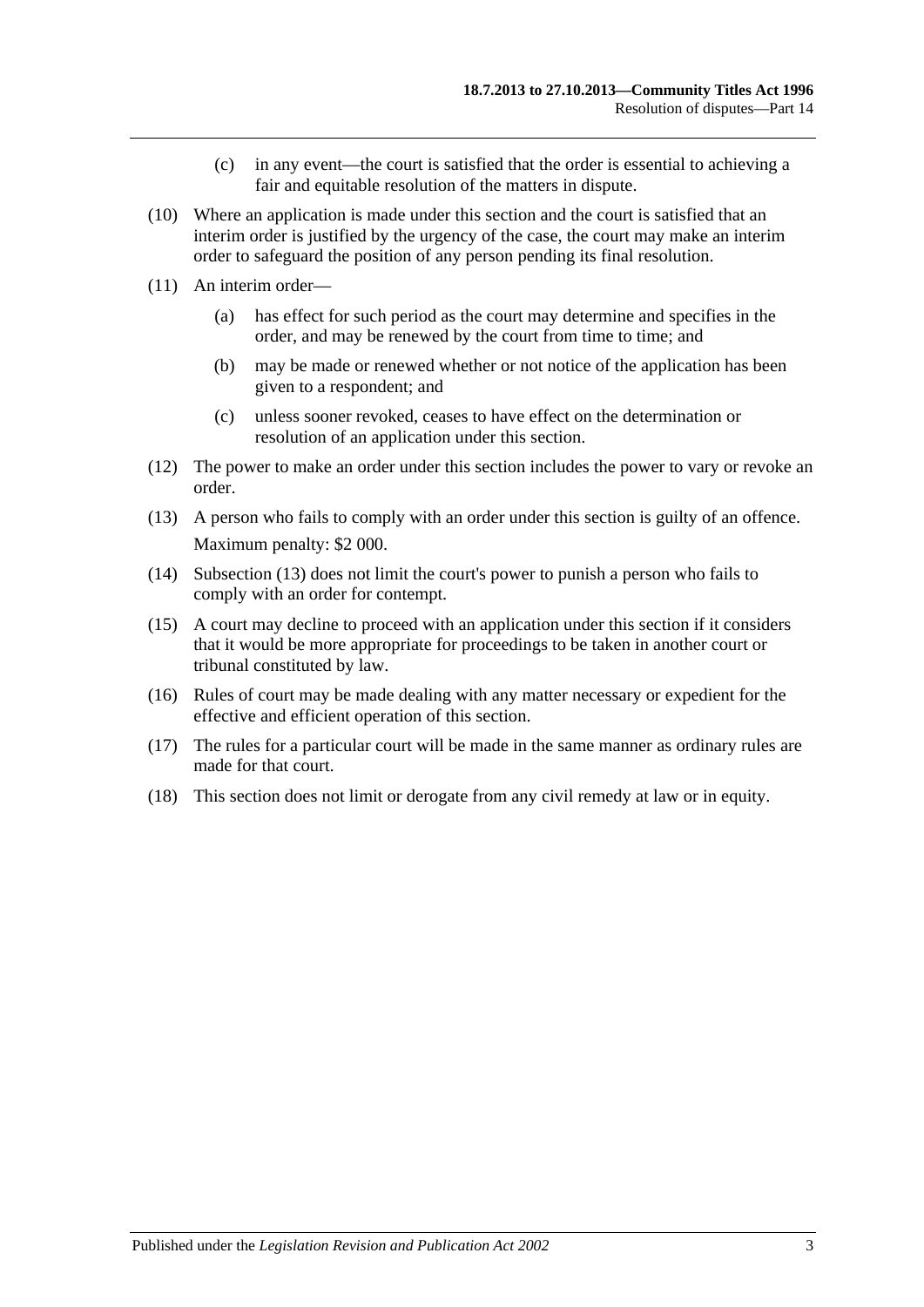(c) in any event—the court is satisfied that the order is essential to achieving a fair and equitable resolution of the matters in dispute.

(10) Where an application is made under this section and the court is satisfied that an interim order is justified by the urgency of the case, the court may make an interim order to safeguard the position of any person pending its final resolution.

(11) An interim order—

(a) has effect for such period as the court may determine and specifies in the order, and may be renewed by the court from time to time; and

(b) may be made or renewed whether or not notice of the application has been given to a respondent; and

(c) unless sooner revoked, ceases to have effect on the determination or resolution of an application under this section.

(12) The power to make an order under this section includes the power to vary or revoke an order.

(13) A person who fails to comply with an order under this section is guilty of an offence.

Maximum penalty: $2 000.

(14) Subsection (13) does not limit the court's power to punish a person who fails to comply with an order for contempt.

(15) A court may decline to proceed with an application under this section if it considers that it would be more appropriate for proceedings to be taken in another court or tribunal constituted by law.

(16) Rules of court may be made dealing with any matter necessary or expedient for the effective and efficient operation of this section.

(17) The rules for a particular court will be made in the same manner as ordinary rules are made for that court.

(18) This section does not limit or derogate from any civil remedy at law or in equity.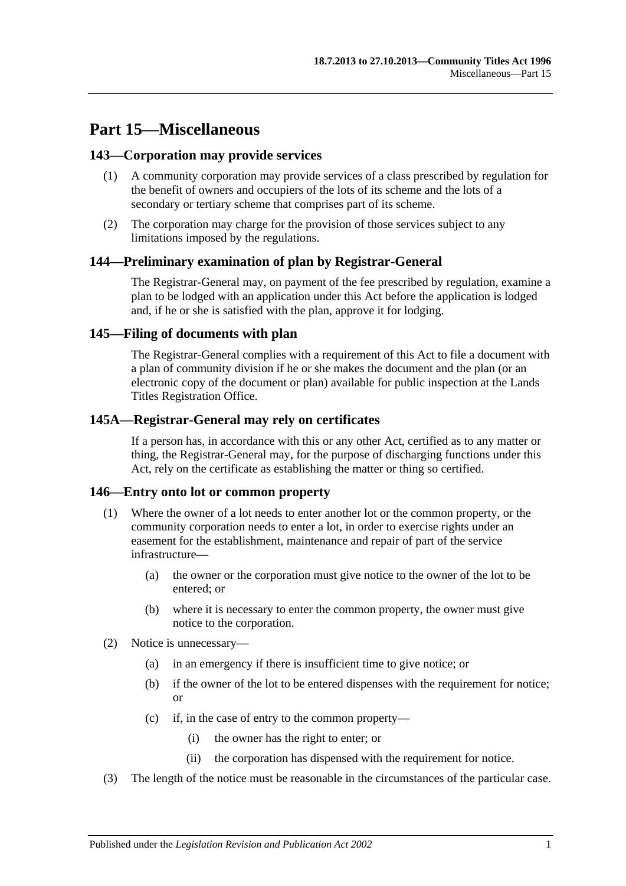# Part 15—Miscellaneous

## 143—Corporation may provide services

(1) A community corporation may provide services of a class prescribed by regulation for the benefit of owners and occupiers of the lots of its scheme and the lots of a secondary or tertiary scheme that comprises part of its scheme.

(2) The corporation may charge for the provision of those services subject to any limitations imposed by the regulations.

## 144—Preliminary examination of plan by Registrar-General

The Registrar-General may, on payment of the fee prescribed by regulation, examine a plan to be lodged with an application under this Act before the application is lodged and, if he or she is satisfied with the plan, approve it for lodging.

## 145—Filing of documents with plan

The Registrar-General complies with a requirement of this Act to file a document with a plan of community division if he or she makes the document and the plan (or an electronic copy of the document or plan) available for public inspection at the Lands Titles Registration Office.

## 145A—Registrar-General may rely on certificates

If a person has, in accordance with this or any other Act, certified as to any matter or thing, the Registrar-General may, for the purpose of discharging functions under this Act, rely on the certificate as establishing the matter or thing so certified.

## 146—Entry onto lot or common property

(1) Where the owner of a lot needs to enter another lot or the common property, or the community corporation needs to enter a lot, in order to exercise rights under an easement for the establishment, maintenance and repair of part of the service infrastructure—

(a) the owner or the corporation must give notice to the owner of the lot to be entered; or

(b) where it is necessary to enter the common property, the owner must give notice to the corporation.

(2) Notice is unnecessary—

(a) in an emergency if there is insufficient time to give notice; or

(b) if the owner of the lot to be entered dispenses with the requirement for notice; or

(c) if, in the case of entry to the common property—

(i) the owner has the right to enter; or

(ii) the corporation has dispensed with the requirement for notice.

(3) The length of the notice must be reasonable in the circumstances of the particular case.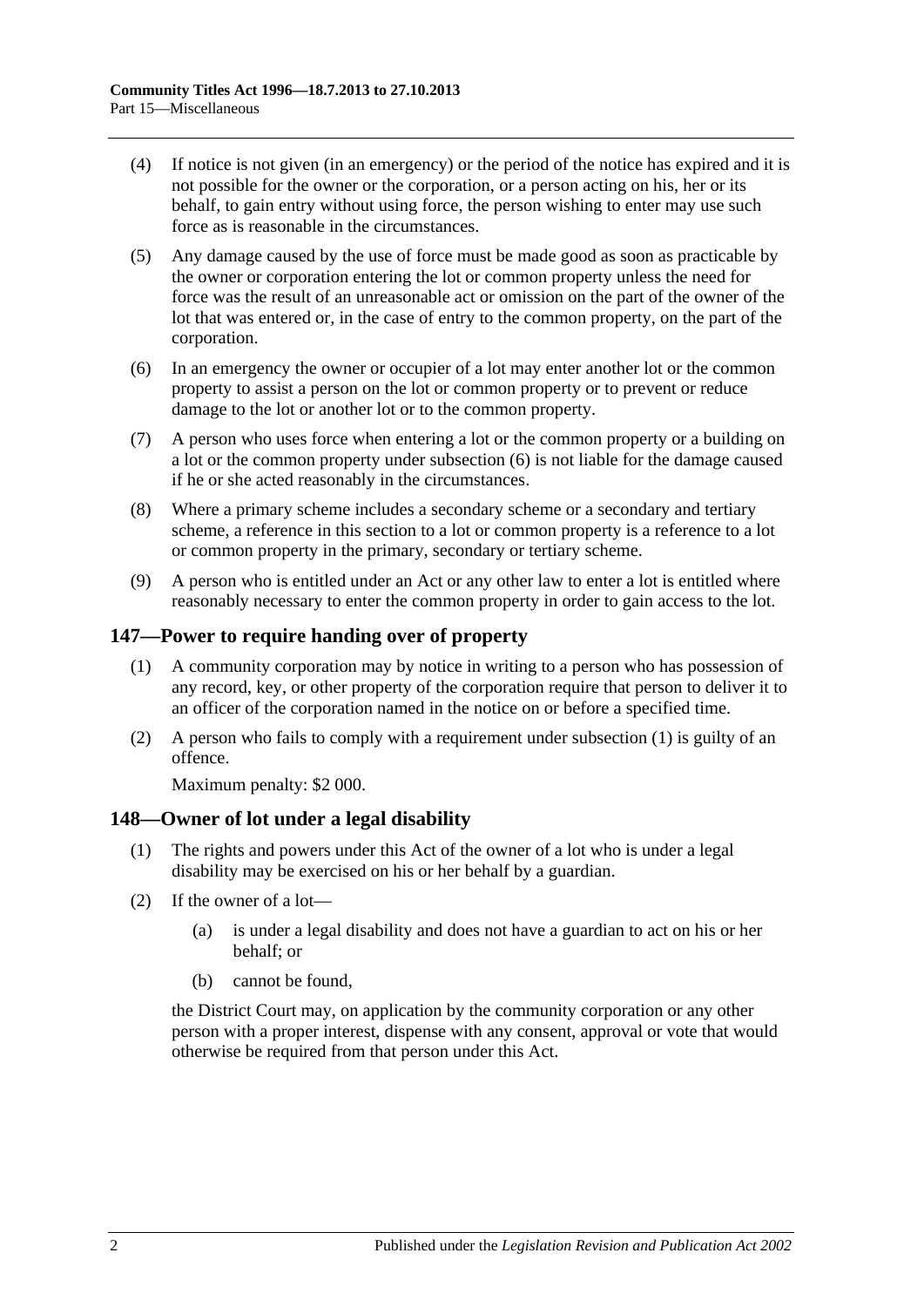(4) If notice is not given (in an emergency) or the period of the notice has expired and it is not possible for the owner or the corporation, or a person acting on his, her or its behalf, to gain entry without using force, the person wishing to enter may use such force as is reasonable in the circumstances.

(5) Any damage caused by the use of force must be made good as soon as practicable by the owner or corporation entering the lot or common property unless the need for force was the result of an unreasonable act or omission on the part of the owner of the lot that was entered or, in the case of entry to the common property, on the part of the corporation.

(6) In an emergency the owner or occupier of a lot may enter another lot or the common property to assist a person on the lot or common property or to prevent or reduce damage to the lot or another lot or to the common property.

(7) A person who uses force when entering a lot or the common property or a building on a lot or the common property under subsection (6) is not liable for the damage caused if he or she acted reasonably in the circumstances.

(8) Where a primary scheme includes a secondary scheme or a secondary and tertiary scheme, a reference in this section to a lot or common property is a reference to a lot or common property in the primary, secondary or tertiary scheme.

(9) A person who is entitled under an Act or any other law to enter a lot is entitled where reasonably necessary to enter the common property in order to gain access to the lot.

## 147—Power to require handing over of property

(1) A community corporation may by notice in writing to a person who has possession of any record, key, or other property of the corporation require that person to deliver it to an officer of the corporation named in the notice on or before a specified time.

(2) A person who fails to comply with a requirement under subsection (1) is guilty of an offence.

Maximum penalty: $2 000.

## 148—Owner of lot under a legal disability

(1) The rights and powers under this Act of the owner of a lot who is under a legal disability may be exercised on his or her behalf by a guardian.

(2) If the owner of a lot—

(a) is under a legal disability and does not have a guardian to act on his or her behalf; or

(b) cannot be found,

the District Court may, on application by the community corporation or any other person with a proper interest, dispense with any consent, approval or vote that would otherwise be required from that person under this Act.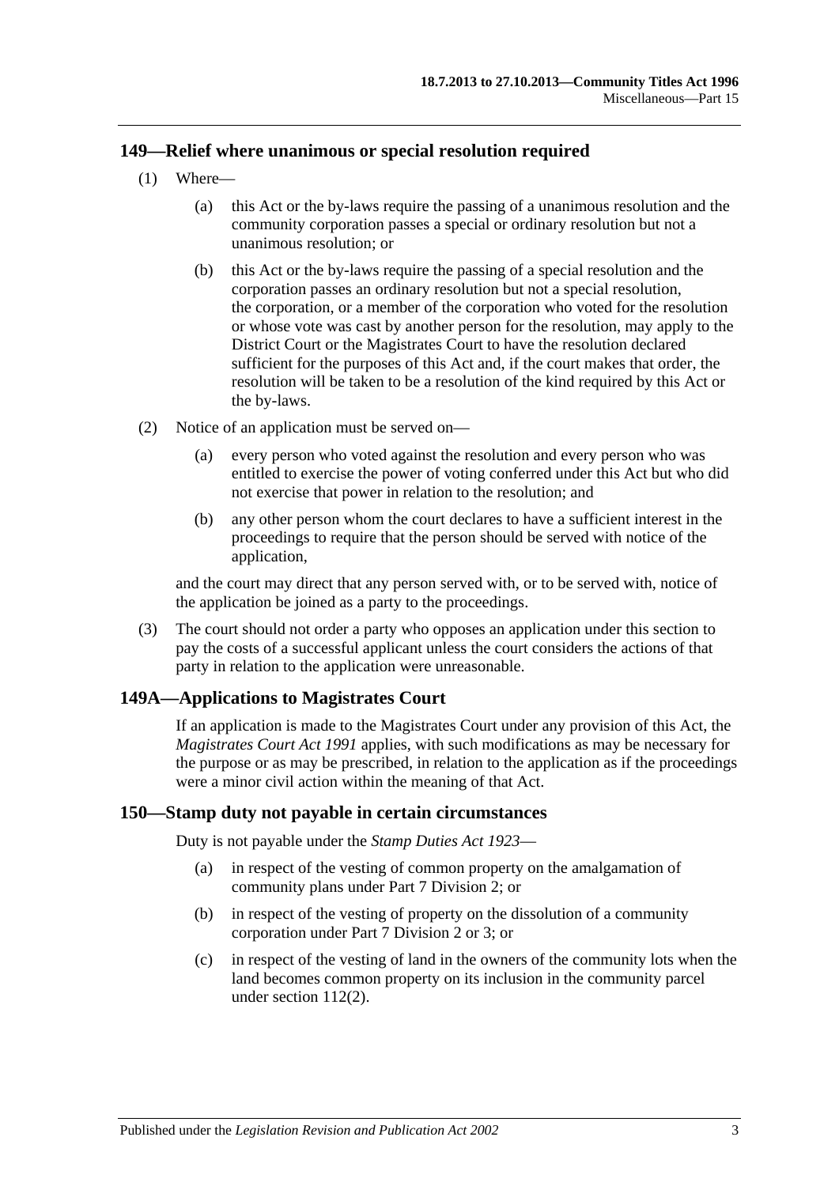## 149—Relief where unanimous or special resolution required

(1) Where—

(a) this Act or the by-laws require the passing of a unanimous resolution and the community corporation passes a special or ordinary resolution but not a unanimous resolution; or

(b) this Act or the by-laws require the passing of a special resolution and the corporation passes an ordinary resolution but not a special resolution,

the corporation, or a member of the corporation who voted for the resolution or whose vote was cast by another person for the resolution, may apply to the District Court or the Magistrates Court to have the resolution declared sufficient for the purposes of this Act and, if the court makes that order, the resolution will be taken to be a resolution of the kind required by this Act or the by-laws.

(2) Notice of an application must be served on—

(a) every person who voted against the resolution and every person who was entitled to exercise the power of voting conferred under this Act but who did not exercise that power in relation to the resolution; and

(b) any other person whom the court declares to have a sufficient interest in the proceedings to require that the person should be served with notice of the application,

and the court may direct that any person served with, or to be served with, notice of the application be joined as a party to the proceedings.

(3) The court should not order a party who opposes an application under this section to pay the costs of a successful applicant unless the court considers the actions of that party in relation to the application were unreasonable.

## 149A—Applications to Magistrates Court

If an application is made to the Magistrates Court under any provision of this Act, the *Magistrates Court Act 1991* applies, with such modifications as may be necessary for the purpose or as may be prescribed, in relation to the application as if the proceedings were a minor civil action within the meaning of that Act.

## 150—Stamp duty not payable in certain circumstances

Duty is not payable under the *Stamp Duties Act 1923*—

(a) in respect of the vesting of common property on the amalgamation of community plans under Part 7 Division 2; or

(b) in respect of the vesting of property on the dissolution of a community corporation under Part 7 Division 2 or 3; or

(c) in respect of the vesting of land in the owners of the community lots when the land becomes common property on its inclusion in the community parcel under section 112(2).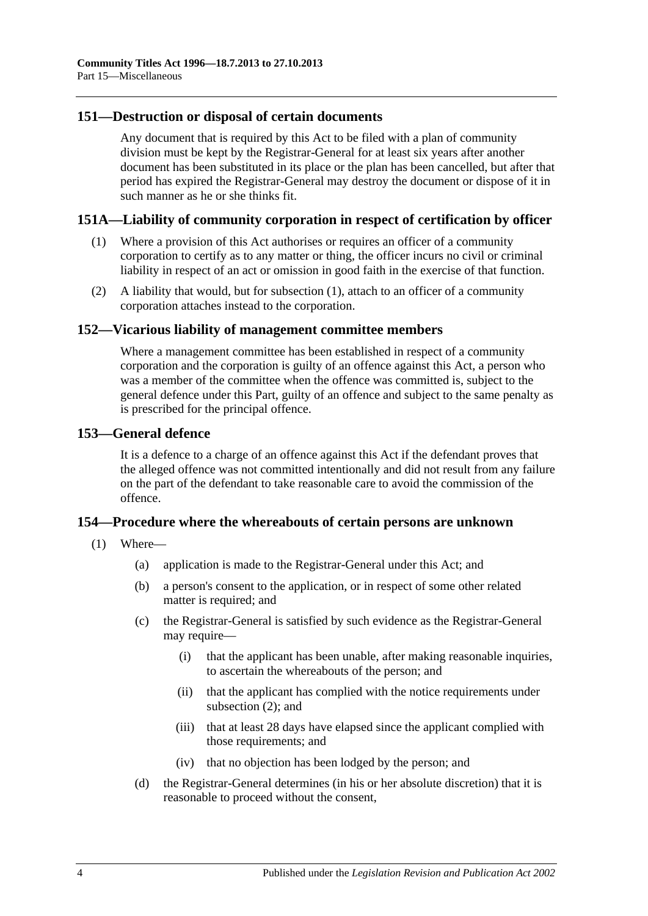## 151—Destruction or disposal of certain documents

Any document that is required by this Act to be filed with a plan of community division must be kept by the Registrar-General for at least six years after another document has been substituted in its place or the plan has been cancelled, but after that period has expired the Registrar-General may destroy the document or dispose of it in such manner as he or she thinks fit.

## 151A—Liability of community corporation in respect of certification by officer

(1) Where a provision of this Act authorises or requires an officer of a community corporation to certify as to any matter or thing, the officer incurs no civil or criminal liability in respect of an act or omission in good faith in the exercise of that function.

(2) A liability that would, but for subsection (1), attach to an officer of a community corporation attaches instead to the corporation.

## 152—Vicarious liability of management committee members

Where a management committee has been established in respect of a community corporation and the corporation is guilty of an offence against this Act, a person who was a member of the committee when the offence was committed is, subject to the general defence under this Part, guilty of an offence and subject to the same penalty as is prescribed for the principal offence.

## 153—General defence

It is a defence to a charge of an offence against this Act if the defendant proves that the alleged offence was not committed intentionally and did not result from any failure on the part of the defendant to take reasonable care to avoid the commission of the offence.

## 154—Procedure where the whereabouts of certain persons are unknown

(1) Where—

(a) application is made to the Registrar-General under this Act; and

(b) a person's consent to the application, or in respect of some other related matter is required; and

(c) the Registrar-General is satisfied by such evidence as the Registrar-General may require—

(i) that the applicant has been unable, after making reasonable inquiries, to ascertain the whereabouts of the person; and

(ii) that the applicant has complied with the notice requirements under subsection (2); and

(iii) that at least 28 days have elapsed since the applicant complied with those requirements; and

(iv) that no objection has been lodged by the person; and

(d) the Registrar-General determines (in his or her absolute discretion) that it is reasonable to proceed without the consent,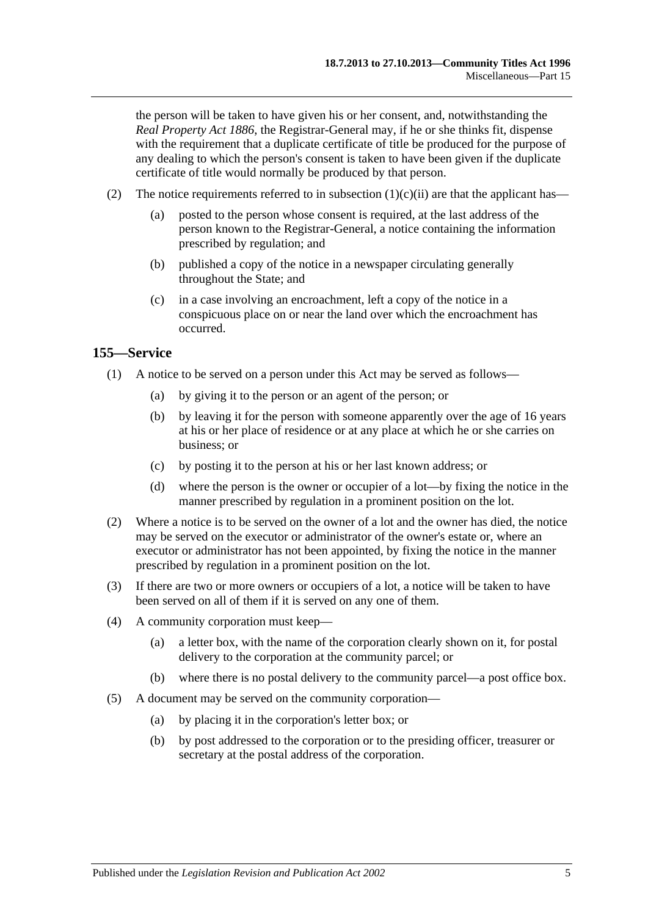the person will be taken to have given his or her consent, and, notwithstanding the *Real Property Act 1886*, the Registrar-General may, if he or she thinks fit, dispense with the requirement that a duplicate certificate of title be produced for the purpose of any dealing to which the person's consent is taken to have been given if the duplicate certificate of title would normally be produced by that person.

(2) The notice requirements referred to in subsection (1)(c)(ii) are that the applicant has—

(a) posted to the person whose consent is required, at the last address of the person known to the Registrar-General, a notice containing the information prescribed by regulation; and

(b) published a copy of the notice in a newspaper circulating generally throughout the State; and

(c) in a case involving an encroachment, left a copy of the notice in a conspicuous place on or near the land over which the encroachment has occurred.

## 155—Service

(1) A notice to be served on a person under this Act may be served as follows—

(a) by giving it to the person or an agent of the person; or

(b) by leaving it for the person with someone apparently over the age of 16 years at his or her place of residence or at any place at which he or she carries on business; or

(c) by posting it to the person at his or her last known address; or

(d) where the person is the owner or occupier of a lot—by fixing the notice in the manner prescribed by regulation in a prominent position on the lot.

(2) Where a notice is to be served on the owner of a lot and the owner has died, the notice may be served on the executor or administrator of the owner's estate or, where an executor or administrator has not been appointed, by fixing the notice in the manner prescribed by regulation in a prominent position on the lot.

(3) If there are two or more owners or occupiers of a lot, a notice will be taken to have been served on all of them if it is served on any one of them.

(4) A community corporation must keep—

(a) a letter box, with the name of the corporation clearly shown on it, for postal delivery to the corporation at the community parcel; or

(b) where there is no postal delivery to the community parcel—a post office box.

(5) A document may be served on the community corporation—

(a) by placing it in the corporation's letter box; or

(b) by post addressed to the corporation or to the presiding officer, treasurer or secretary at the postal address of the corporation.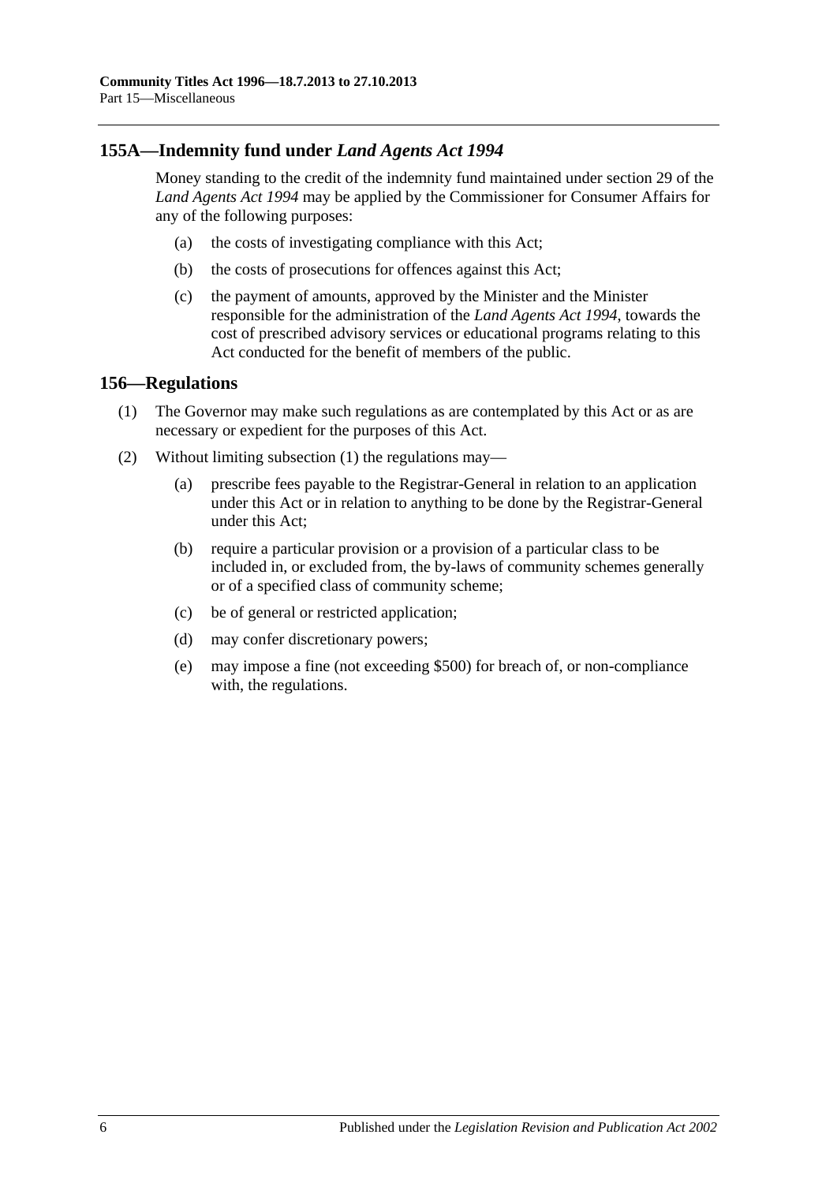## 155A—Indemnity fund under *Land Agents Act 1994*

Money standing to the credit of the indemnity fund maintained under section 29 of the *Land Agents Act 1994* may be applied by the Commissioner for Consumer Affairs for any of the following purposes:

(a) the costs of investigating compliance with this Act;

(b) the costs of prosecutions for offences against this Act;

(c) the payment of amounts, approved by the Minister and the Minister responsible for the administration of the *Land Agents Act 1994*, towards the cost of prescribed advisory services or educational programs relating to this Act conducted for the benefit of members of the public.

## 156—Regulations

(1) The Governor may make such regulations as are contemplated by this Act or as are necessary or expedient for the purposes of this Act.

(2) Without limiting subsection (1) the regulations may—

(a) prescribe fees payable to the Registrar-General in relation to an application under this Act or in relation to anything to be done by the Registrar-General under this Act;

(b) require a particular provision or a provision of a particular class to be included in, or excluded from, the by-laws of community schemes generally or of a specified class of community scheme;

(c) be of general or restricted application;

(d) may confer discretionary powers;

(e) may impose a fine (not exceeding $500) for breach of, or non-compliance with, the regulations.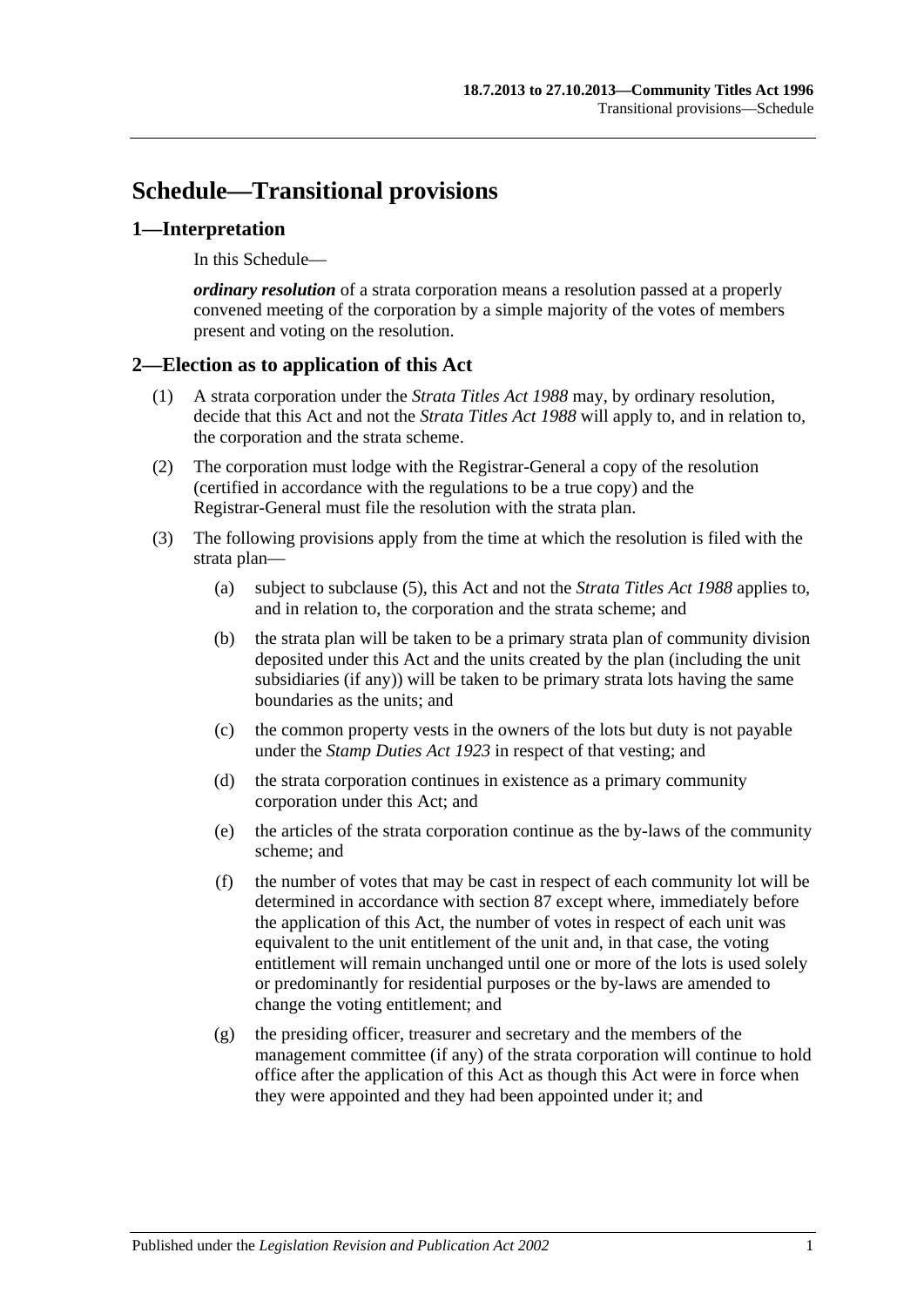# Schedule—Transitional provisions

## 1—Interpretation

In this Schedule—

***ordinary resolution*** of a strata corporation means a resolution passed at a properly convened meeting of the corporation by a simple majority of the votes of members present and voting on the resolution.

## 2—Election as to application of this Act

(1) A strata corporation under the *Strata Titles Act 1988* may, by ordinary resolution, decide that this Act and not the *Strata Titles Act 1988* will apply to, and in relation to, the corporation and the strata scheme.

(2) The corporation must lodge with the Registrar-General a copy of the resolution (certified in accordance with the regulations to be a true copy) and the Registrar-General must file the resolution with the strata plan.

(3) The following provisions apply from the time at which the resolution is filed with the strata plan—

(a) subject to subclause (5), this Act and not the *Strata Titles Act 1988* applies to, and in relation to, the corporation and the strata scheme; and

(b) the strata plan will be taken to be a primary strata plan of community division deposited under this Act and the units created by the plan (including the unit subsidiaries (if any)) will be taken to be primary strata lots having the same boundaries as the units; and

(c) the common property vests in the owners of the lots but duty is not payable under the *Stamp Duties Act 1923* in respect of that vesting; and

(d) the strata corporation continues in existence as a primary community corporation under this Act; and

(e) the articles of the strata corporation continue as the by-laws of the community scheme; and

(f) the number of votes that may be cast in respect of each community lot will be determined in accordance with section 87 except where, immediately before the application of this Act, the number of votes in respect of each unit was equivalent to the unit entitlement of the unit and, in that case, the voting entitlement will remain unchanged until one or more of the lots is used solely or predominantly for residential purposes or the by-laws are amended to change the voting entitlement; and

(g) the presiding officer, treasurer and secretary and the members of the management committee (if any) of the strata corporation will continue to hold office after the application of this Act as though this Act were in force when they were appointed and they had been appointed under it; and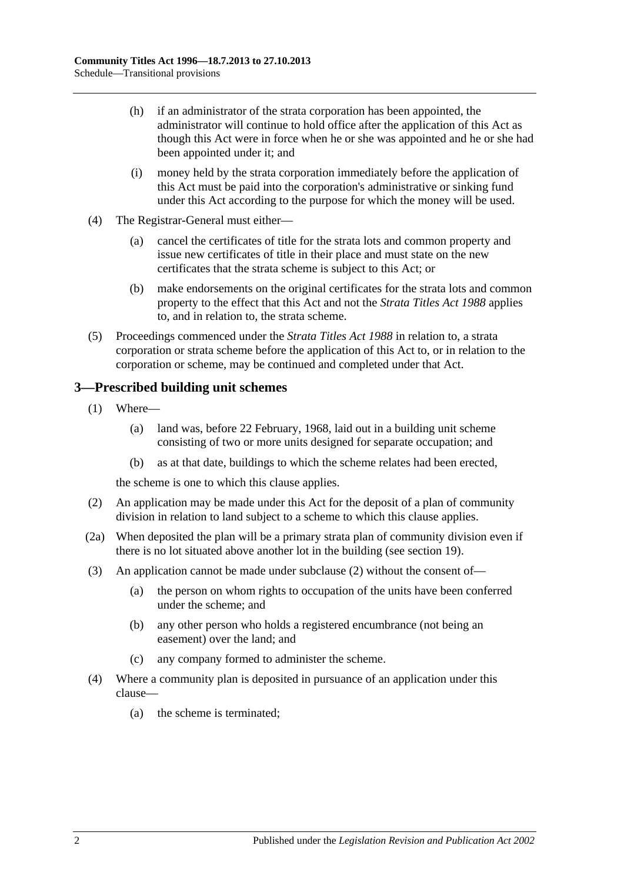(h) if an administrator of the strata corporation has been appointed, the administrator will continue to hold office after the application of this Act as though this Act were in force when he or she was appointed and he or she had been appointed under it; and

(i) money held by the strata corporation immediately before the application of this Act must be paid into the corporation's administrative or sinking fund under this Act according to the purpose for which the money will be used.

(4) The Registrar-General must either—

(a) cancel the certificates of title for the strata lots and common property and issue new certificates of title in their place and must state on the new certificates that the strata scheme is subject to this Act; or

(b) make endorsements on the original certificates for the strata lots and common property to the effect that this Act and not the *Strata Titles Act 1988* applies to, and in relation to, the strata scheme.

(5) Proceedings commenced under the *Strata Titles Act 1988* in relation to, a strata corporation or strata scheme before the application of this Act to, or in relation to the corporation or scheme, may be continued and completed under that Act.

## 3—Prescribed building unit schemes

(1) Where—

(a) land was, before 22 February, 1968, laid out in a building unit scheme consisting of two or more units designed for separate occupation; and

(b) as at that date, buildings to which the scheme relates had been erected,

the scheme is one to which this clause applies.

(2) An application may be made under this Act for the deposit of a plan of community division in relation to land subject to a scheme to which this clause applies.

(2a) When deposited the plan will be a primary strata plan of community division even if there is no lot situated above another lot in the building (see section 19).

(3) An application cannot be made under subclause (2) without the consent of—

(a) the person on whom rights to occupation of the units have been conferred under the scheme; and

(b) any other person who holds a registered encumbrance (not being an easement) over the land; and

(c) any company formed to administer the scheme.

(4) Where a community plan is deposited in pursuance of an application under this clause—

(a) the scheme is terminated;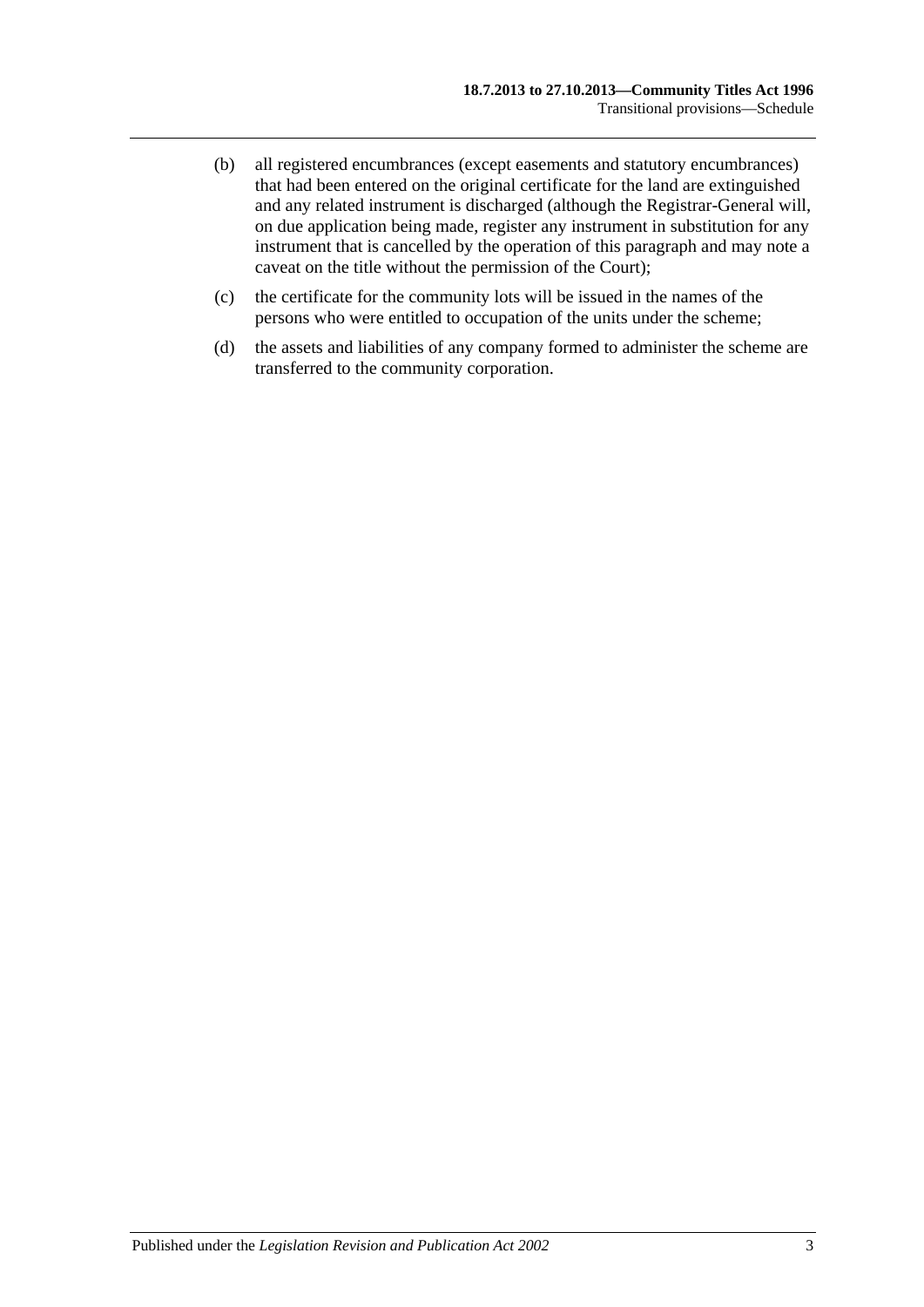(b) all registered encumbrances (except easements and statutory encumbrances) that had been entered on the original certificate for the land are extinguished and any related instrument is discharged (although the Registrar-General will, on due application being made, register any instrument in substitution for any instrument that is cancelled by the operation of this paragraph and may note a caveat on the title without the permission of the Court);

(c) the certificate for the community lots will be issued in the names of the persons who were entitled to occupation of the units under the scheme;

(d) the assets and liabilities of any company formed to administer the scheme are transferred to the community corporation.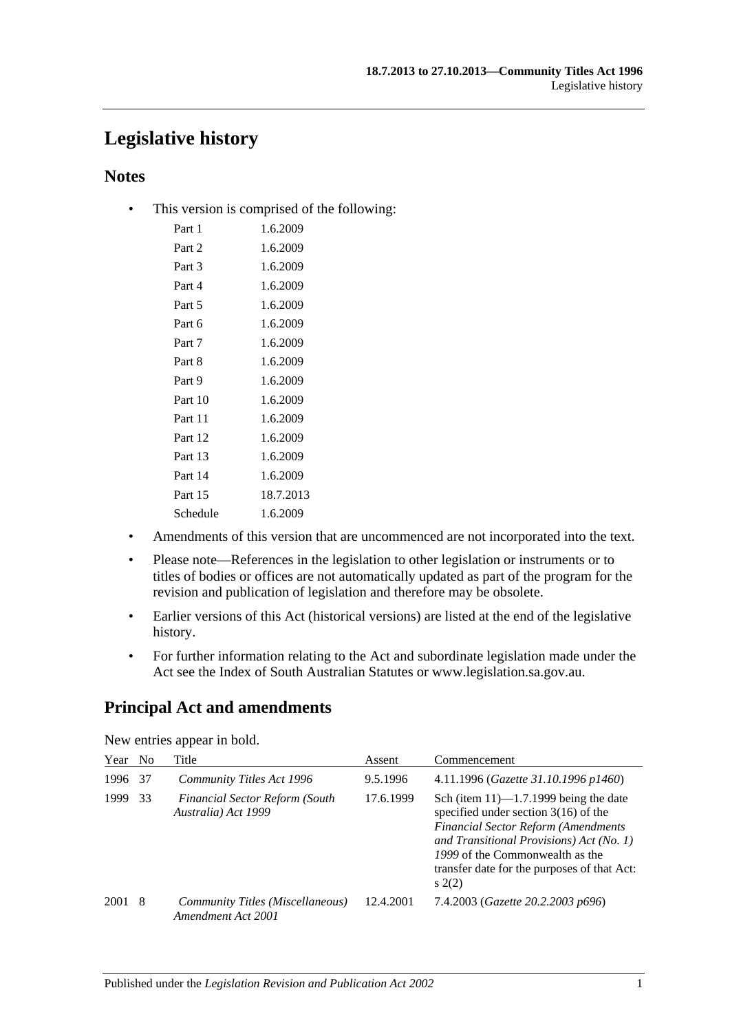# Legislative history

## Notes

- This version is comprised of the following:

| | |
|---|---|
| Part 1 | 1.6.2009 |
| Part 2 | 1.6.2009 |
| Part 3 | 1.6.2009 |
| Part 4 | 1.6.2009 |
| Part 5 | 1.6.2009 |
| Part 6 | 1.6.2009 |
| Part 7 | 1.6.2009 |
| Part 8 | 1.6.2009 |
| Part 9 | 1.6.2009 |
| Part 10 | 1.6.2009 |
| Part 11 | 1.6.2009 |
| Part 12 | 1.6.2009 |
| Part 13 | 1.6.2009 |
| Part 14 | 1.6.2009 |
| Part 15 | 18.7.2013 |
| Schedule | 1.6.2009 |

- Amendments of this version that are uncommenced are not incorporated into the text.
- Please note—References in the legislation to other legislation or instruments or to titles of bodies or offices are not automatically updated as part of the program for the revision and publication of legislation and therefore may be obsolete.
- Earlier versions of this Act (historical versions) are listed at the end of the legislative history.
- For further information relating to the Act and subordinate legislation made under the Act see the Index of South Australian Statutes or www.legislation.sa.gov.au.

## Principal Act and amendments

New entries appear in bold.

| Year | No | Title | Assent | Commencement |
|---|---|---|---|---|
| 1996 | 37 | *Community Titles Act 1996* | 9.5.1996 | 4.11.1996 (*Gazette 31.10.1996 p1460*) |
| 1999 | 33 | *Financial Sector Reform (South Australia) Act 1999* | 17.6.1999 | Sch (item 11)—1.7.1999 being the date specified under section 3(16) of the *Financial Sector Reform (Amendments and Transitional Provisions) Act (No. 1) 1999* of the Commonwealth as the transfer date for the purposes of that Act: s 2(2) |
| 2001 | 8 | *Community Titles (Miscellaneous) Amendment Act 2001* | 12.4.2001 | 7.4.2003 (*Gazette 20.2.2003 p696*) |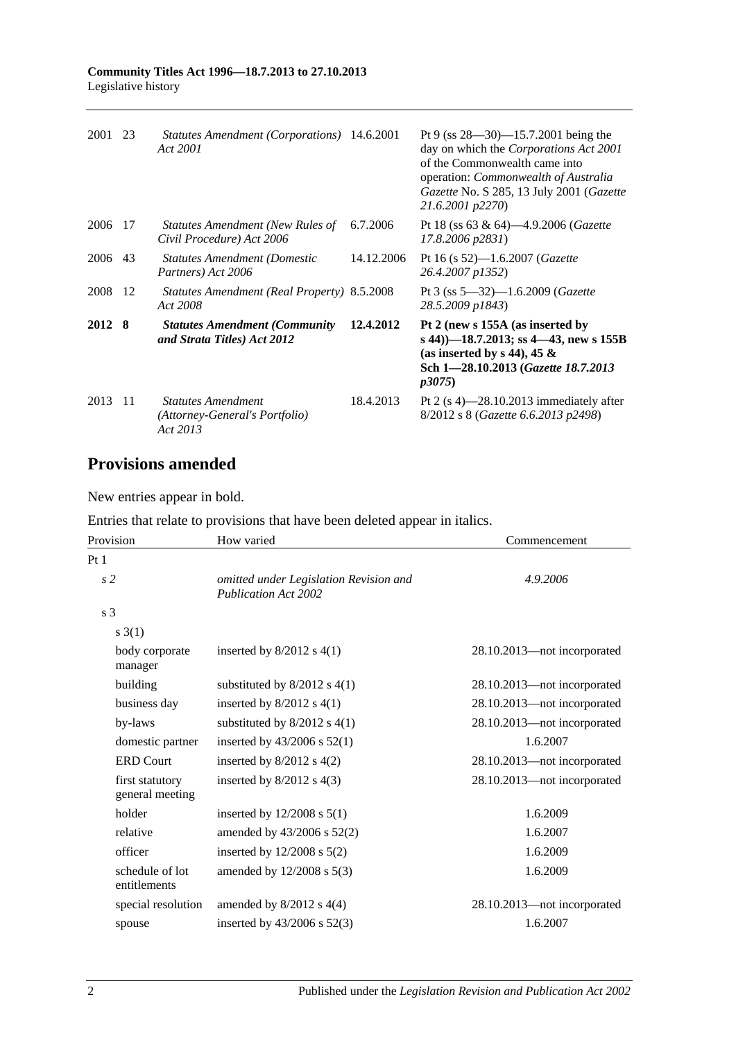| | | | | |
|---|---|---|---|---|
| 2001 | 23 | *Statutes Amendment (Corporations) Act 2001* | 14.6.2001 | Pt 9 (ss 28—30)—15.7.2001 being the day on which the *Corporations Act 2001* of the Commonwealth came into operation: *Commonwealth of Australia Gazette* No. S 285, 13 July 2001 (*Gazette 21.6.2001 p2270*) |
| 2006 | 17 | *Statutes Amendment (New Rules of Civil Procedure) Act 2006* | 6.7.2006 | Pt 18 (ss 63 & 64)—4.9.2006 (*Gazette 17.8.2006 p2831*) |
| 2006 | 43 | *Statutes Amendment (Domestic Partners) Act 2006* | 14.12.2006 | Pt 16 (s 52)—1.6.2007 (*Gazette 26.4.2007 p1352*) |
| 2008 | 12 | *Statutes Amendment (Real Property) Act 2008* | 8.5.2008 | Pt 3 (ss 5—32)—1.6.2009 (*Gazette 28.5.2009 p1843*) |
| **2012** | **8** | ***Statutes Amendment (Community and Strata Titles) Act 2012*** | **12.4.2012** | **Pt 2 (new s 155A (as inserted by s 44))—18.7.2013; ss 4—43, new s 155B (as inserted by s 44), 45 & Sch 1—28.10.2013 (*Gazette 18.7.2013 p3075*)** |
| 2013 | 11 | *Statutes Amendment (Attorney-General's Portfolio) Act 2013* | 18.4.2013 | Pt 2 (s 4)—28.10.2013 immediately after 8/2012 s 8 (*Gazette 6.6.2013 p2498*) |

## Provisions amended

New entries appear in bold.

Entries that relate to provisions that have been deleted appear in italics.

| Provision | How varied | Commencement |
|---|---|---|
| Pt 1 | | |
| *s 2* | *omitted under Legislation Revision and Publication Act 2002* | *4.9.2006* |
| s 3 | | |
| s 3(1) | | |
| body corporate manager | inserted by 8/2012 s 4(1) | 28.10.2013—not incorporated |
| building | substituted by 8/2012 s 4(1) | 28.10.2013—not incorporated |
| business day | inserted by 8/2012 s 4(1) | 28.10.2013—not incorporated |
| by-laws | substituted by 8/2012 s 4(1) | 28.10.2013—not incorporated |
| domestic partner | inserted by 43/2006 s 52(1) | 1.6.2007 |
| ERD Court | inserted by 8/2012 s 4(2) | 28.10.2013—not incorporated |
| first statutory general meeting | inserted by 8/2012 s 4(3) | 28.10.2013—not incorporated |
| holder | inserted by 12/2008 s 5(1) | 1.6.2009 |
| relative | amended by 43/2006 s 52(2) | 1.6.2007 |
| officer | inserted by 12/2008 s 5(2) | 1.6.2009 |
| schedule of lot entitlements | amended by 12/2008 s 5(3) | 1.6.2009 |
| special resolution | amended by 8/2012 s 4(4) | 28.10.2013—not incorporated |
| spouse | inserted by 43/2006 s 52(3) | 1.6.2007 |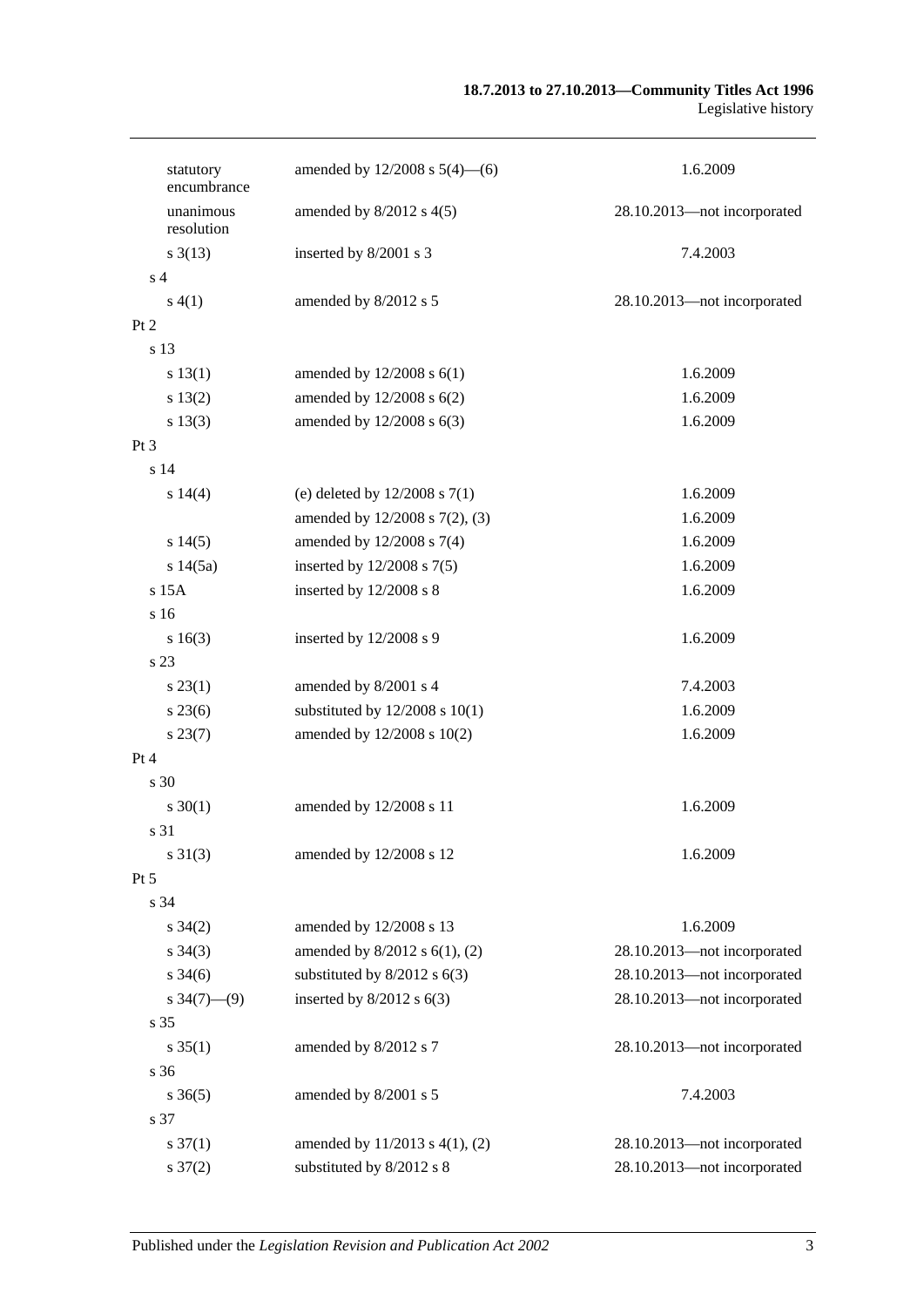| | | |
|---|---|---|
| statutory encumbrance | amended by 12/2008 s 5(4)—(6) | 1.6.2009 |
| unanimous resolution | amended by 8/2012 s 4(5) | 28.10.2013—not incorporated |
| s 3(13) | inserted by 8/2001 s 3 | 7.4.2003 |
| s 4 | | |
| s 4(1) | amended by 8/2012 s 5 | 28.10.2013—not incorporated |
| Pt 2 | | |
| s 13 | | |
| s 13(1) | amended by 12/2008 s 6(1) | 1.6.2009 |
| s 13(2) | amended by 12/2008 s 6(2) | 1.6.2009 |
| s 13(3) | amended by 12/2008 s 6(3) | 1.6.2009 |
| Pt 3 | | |
| s 14 | | |
| s 14(4) | (e) deleted by 12/2008 s 7(1) | 1.6.2009 |
| | amended by 12/2008 s 7(2), (3) | 1.6.2009 |
| s 14(5) | amended by 12/2008 s 7(4) | 1.6.2009 |
| s 14(5a) | inserted by 12/2008 s 7(5) | 1.6.2009 |
| s 15A | inserted by 12/2008 s 8 | 1.6.2009 |
| s 16 | | |
| s 16(3) | inserted by 12/2008 s 9 | 1.6.2009 |
| s 23 | | |
| s 23(1) | amended by 8/2001 s 4 | 7.4.2003 |
| s 23(6) | substituted by 12/2008 s 10(1) | 1.6.2009 |
| s 23(7) | amended by 12/2008 s 10(2) | 1.6.2009 |
| Pt 4 | | |
| s 30 | | |
| s 30(1) | amended by 12/2008 s 11 | 1.6.2009 |
| s 31 | | |
| s 31(3) | amended by 12/2008 s 12 | 1.6.2009 |
| Pt 5 | | |
| s 34 | | |
| s 34(2) | amended by 12/2008 s 13 | 1.6.2009 |
| s 34(3) | amended by 8/2012 s 6(1), (2) | 28.10.2013—not incorporated |
| s 34(6) | substituted by 8/2012 s 6(3) | 28.10.2013—not incorporated |
| s 34(7)—(9) | inserted by 8/2012 s 6(3) | 28.10.2013—not incorporated |
| s 35 | | |
| s 35(1) | amended by 8/2012 s 7 | 28.10.2013—not incorporated |
| s 36 | | |
| s 36(5) | amended by 8/2001 s 5 | 7.4.2003 |
| s 37 | | |
| s 37(1) | amended by 11/2013 s 4(1), (2) | 28.10.2013—not incorporated |
| s 37(2) | substituted by 8/2012 s 8 | 28.10.2013—not incorporated |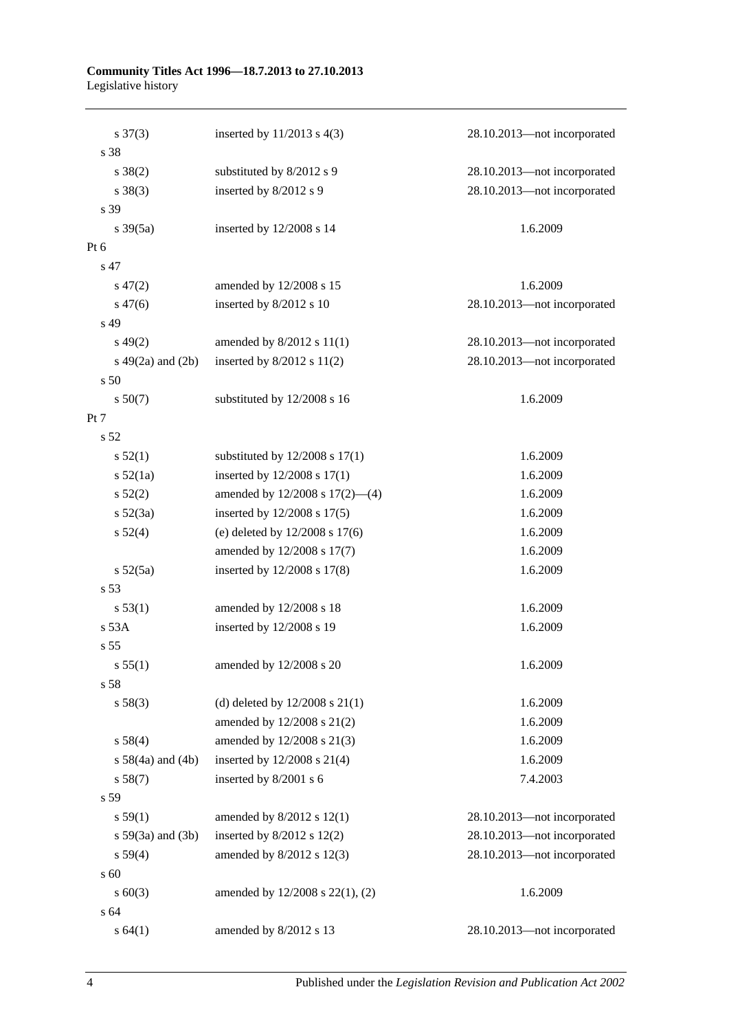| | | |
|---|---|---|
| s 37(3) | inserted by 11/2013 s 4(3) | 28.10.2013—not incorporated |
| s 38 | | |
| s 38(2) | substituted by 8/2012 s 9 | 28.10.2013—not incorporated |
| s 38(3) | inserted by 8/2012 s 9 | 28.10.2013—not incorporated |
| s 39 | | |
| s 39(5a) | inserted by 12/2008 s 14 | 1.6.2009 |
| Pt 6 | | |
| s 47 | | |
| s 47(2) | amended by 12/2008 s 15 | 1.6.2009 |
| s 47(6) | inserted by 8/2012 s 10 | 28.10.2013—not incorporated |
| s 49 | | |
| s 49(2) | amended by 8/2012 s 11(1) | 28.10.2013—not incorporated |
| s 49(2a) and (2b) | inserted by 8/2012 s 11(2) | 28.10.2013—not incorporated |
| s 50 | | |
| s 50(7) | substituted by 12/2008 s 16 | 1.6.2009 |
| Pt 7 | | |
| s 52 | | |
| s 52(1) | substituted by 12/2008 s 17(1) | 1.6.2009 |
| s 52(1a) | inserted by 12/2008 s 17(1) | 1.6.2009 |
| s 52(2) | amended by 12/2008 s 17(2)—(4) | 1.6.2009 |
| s 52(3a) | inserted by 12/2008 s 17(5) | 1.6.2009 |
| s 52(4) | (e) deleted by 12/2008 s 17(6) | 1.6.2009 |
| | amended by 12/2008 s 17(7) | 1.6.2009 |
| s 52(5a) | inserted by 12/2008 s 17(8) | 1.6.2009 |
| s 53 | | |
| s 53(1) | amended by 12/2008 s 18 | 1.6.2009 |
| s 53A | inserted by 12/2008 s 19 | 1.6.2009 |
| s 55 | | |
| s 55(1) | amended by 12/2008 s 20 | 1.6.2009 |
| s 58 | | |
| s 58(3) | (d) deleted by 12/2008 s 21(1) | 1.6.2009 |
| | amended by 12/2008 s 21(2) | 1.6.2009 |
| s 58(4) | amended by 12/2008 s 21(3) | 1.6.2009 |
| s 58(4a) and (4b) | inserted by 12/2008 s 21(4) | 1.6.2009 |
| s 58(7) | inserted by 8/2001 s 6 | 7.4.2003 |
| s 59 | | |
| s 59(1) | amended by 8/2012 s 12(1) | 28.10.2013—not incorporated |
| s 59(3a) and (3b) | inserted by 8/2012 s 12(2) | 28.10.2013—not incorporated |
| s 59(4) | amended by 8/2012 s 12(3) | 28.10.2013—not incorporated |
| s 60 | | |
| s 60(3) | amended by 12/2008 s 22(1), (2) | 1.6.2009 |
| s 64 | | |
| s 64(1) | amended by 8/2012 s 13 | 28.10.2013—not incorporated |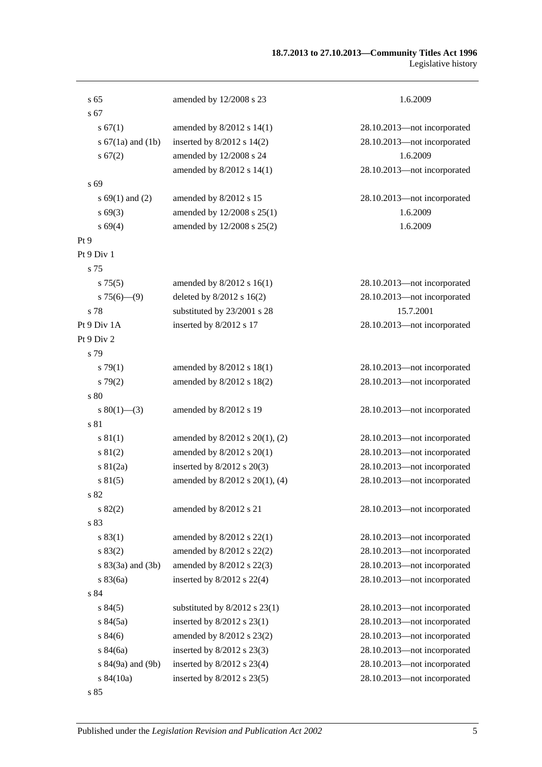| | | |
|---|---|---|
| s 65 | amended by 12/2008 s 23 | 1.6.2009 |
| s 67 | | |
| s 67(1) | amended by 8/2012 s 14(1) | 28.10.2013—not incorporated |
| s 67(1a) and (1b) | inserted by 8/2012 s 14(2) | 28.10.2013—not incorporated |
| s 67(2) | amended by 12/2008 s 24 | 1.6.2009 |
| | amended by 8/2012 s 14(1) | 28.10.2013—not incorporated |
| s 69 | | |
| s 69(1) and (2) | amended by 8/2012 s 15 | 28.10.2013—not incorporated |
| s 69(3) | amended by 12/2008 s 25(1) | 1.6.2009 |
| s 69(4) | amended by 12/2008 s 25(2) | 1.6.2009 |
| Pt 9 | | |
| Pt 9 Div 1 | | |
| s 75 | | |
| s 75(5) | amended by 8/2012 s 16(1) | 28.10.2013—not incorporated |
| s 75(6)—(9) | deleted by 8/2012 s 16(2) | 28.10.2013—not incorporated |
| s 78 | substituted by 23/2001 s 28 | 15.7.2001 |
| Pt 9 Div 1A | inserted by 8/2012 s 17 | 28.10.2013—not incorporated |
| Pt 9 Div 2 | | |
| s 79 | | |
| s 79(1) | amended by 8/2012 s 18(1) | 28.10.2013—not incorporated |
| s 79(2) | amended by 8/2012 s 18(2) | 28.10.2013—not incorporated |
| s 80 | | |
| s 80(1)—(3) | amended by 8/2012 s 19 | 28.10.2013—not incorporated |
| s 81 | | |
| s 81(1) | amended by 8/2012 s 20(1), (2) | 28.10.2013—not incorporated |
| s 81(2) | amended by 8/2012 s 20(1) | 28.10.2013—not incorporated |
| s 81(2a) | inserted by 8/2012 s 20(3) | 28.10.2013—not incorporated |
| s 81(5) | amended by 8/2012 s 20(1), (4) | 28.10.2013—not incorporated |
| s 82 | | |
| s 82(2) | amended by 8/2012 s 21 | 28.10.2013—not incorporated |
| s 83 | | |
| s 83(1) | amended by 8/2012 s 22(1) | 28.10.2013—not incorporated |
| s 83(2) | amended by 8/2012 s 22(2) | 28.10.2013—not incorporated |
| s 83(3a) and (3b) | amended by 8/2012 s 22(3) | 28.10.2013—not incorporated |
| s 83(6a) | inserted by 8/2012 s 22(4) | 28.10.2013—not incorporated |
| s 84 | | |
| s 84(5) | substituted by 8/2012 s 23(1) | 28.10.2013—not incorporated |
| s 84(5a) | inserted by 8/2012 s 23(1) | 28.10.2013—not incorporated |
| s 84(6) | amended by 8/2012 s 23(2) | 28.10.2013—not incorporated |
| s 84(6a) | inserted by 8/2012 s 23(3) | 28.10.2013—not incorporated |
| s 84(9a) and (9b) | inserted by 8/2012 s 23(4) | 28.10.2013—not incorporated |
| s 84(10a) | inserted by 8/2012 s 23(5) | 28.10.2013—not incorporated |
| s 85 | | |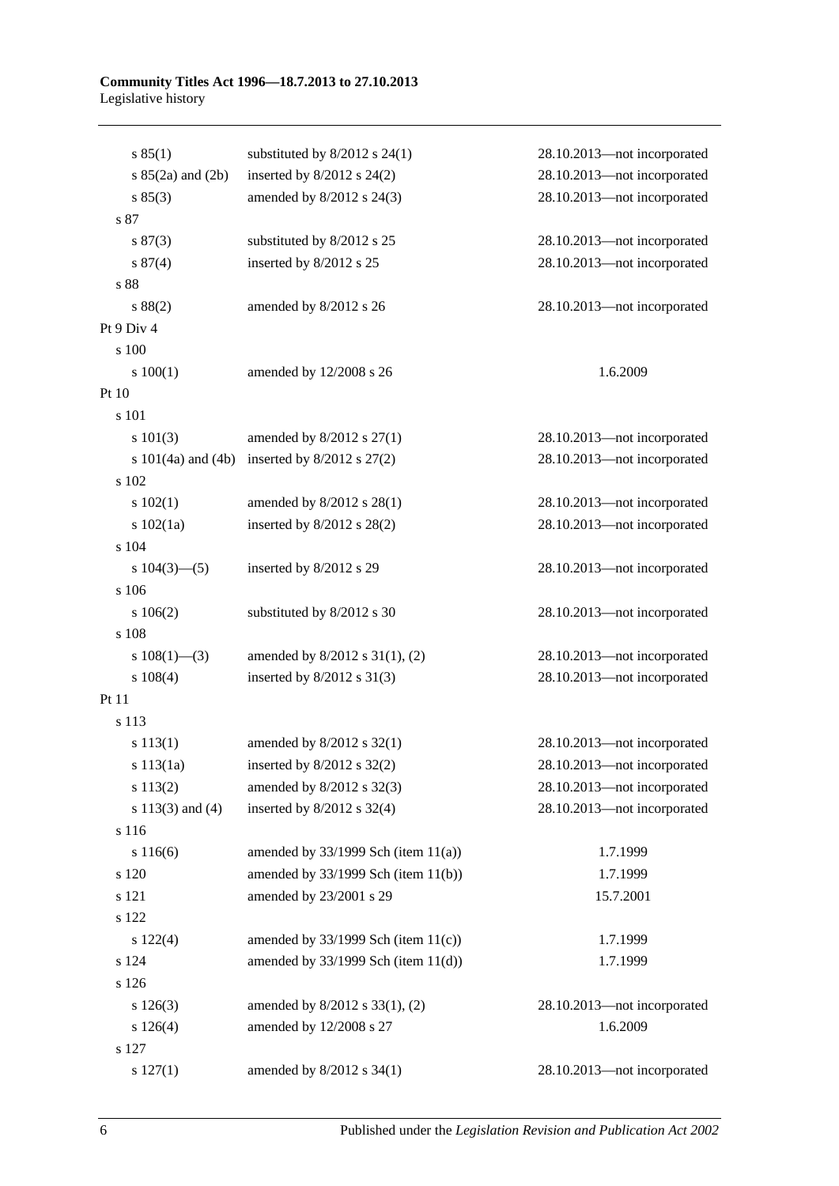| | | |
|---|---|---|
| s 85(1) | substituted by 8/2012 s 24(1) | 28.10.2013—not incorporated |
| s 85(2a) and (2b) | inserted by 8/2012 s 24(2) | 28.10.2013—not incorporated |
| s 85(3) | amended by 8/2012 s 24(3) | 28.10.2013—not incorporated |
| s 87 | | |
| s 87(3) | substituted by 8/2012 s 25 | 28.10.2013—not incorporated |
| s 87(4) | inserted by 8/2012 s 25 | 28.10.2013—not incorporated |
| s 88 | | |
| s 88(2) | amended by 8/2012 s 26 | 28.10.2013—not incorporated |
| Pt 9 Div 4 | | |
| s 100 | | |
| s 100(1) | amended by 12/2008 s 26 | 1.6.2009 |
| Pt 10 | | |
| s 101 | | |
| s 101(3) | amended by 8/2012 s 27(1) | 28.10.2013—not incorporated |
| s 101(4a) and (4b) | inserted by 8/2012 s 27(2) | 28.10.2013—not incorporated |
| s 102 | | |
| s 102(1) | amended by 8/2012 s 28(1) | 28.10.2013—not incorporated |
| s 102(1a) | inserted by 8/2012 s 28(2) | 28.10.2013—not incorporated |
| s 104 | | |
| s 104(3)—(5) | inserted by 8/2012 s 29 | 28.10.2013—not incorporated |
| s 106 | | |
| s 106(2) | substituted by 8/2012 s 30 | 28.10.2013—not incorporated |
| s 108 | | |
| s 108(1)—(3) | amended by 8/2012 s 31(1), (2) | 28.10.2013—not incorporated |
| s 108(4) | inserted by 8/2012 s 31(3) | 28.10.2013—not incorporated |
| Pt 11 | | |
| s 113 | | |
| s 113(1) | amended by 8/2012 s 32(1) | 28.10.2013—not incorporated |
| s 113(1a) | inserted by 8/2012 s 32(2) | 28.10.2013—not incorporated |
| s 113(2) | amended by 8/2012 s 32(3) | 28.10.2013—not incorporated |
| s 113(3) and (4) | inserted by 8/2012 s 32(4) | 28.10.2013—not incorporated |
| s 116 | | |
| s 116(6) | amended by 33/1999 Sch (item 11(a)) | 1.7.1999 |
| s 120 | amended by 33/1999 Sch (item 11(b)) | 1.7.1999 |
| s 121 | amended by 23/2001 s 29 | 15.7.2001 |
| s 122 | | |
| s 122(4) | amended by 33/1999 Sch (item 11(c)) | 1.7.1999 |
| s 124 | amended by 33/1999 Sch (item 11(d)) | 1.7.1999 |
| s 126 | | |
| s 126(3) | amended by 8/2012 s 33(1), (2) | 28.10.2013—not incorporated |
| s 126(4) | amended by 12/2008 s 27 | 1.6.2009 |
| s 127 | | |
| s 127(1) | amended by 8/2012 s 34(1) | 28.10.2013—not incorporated |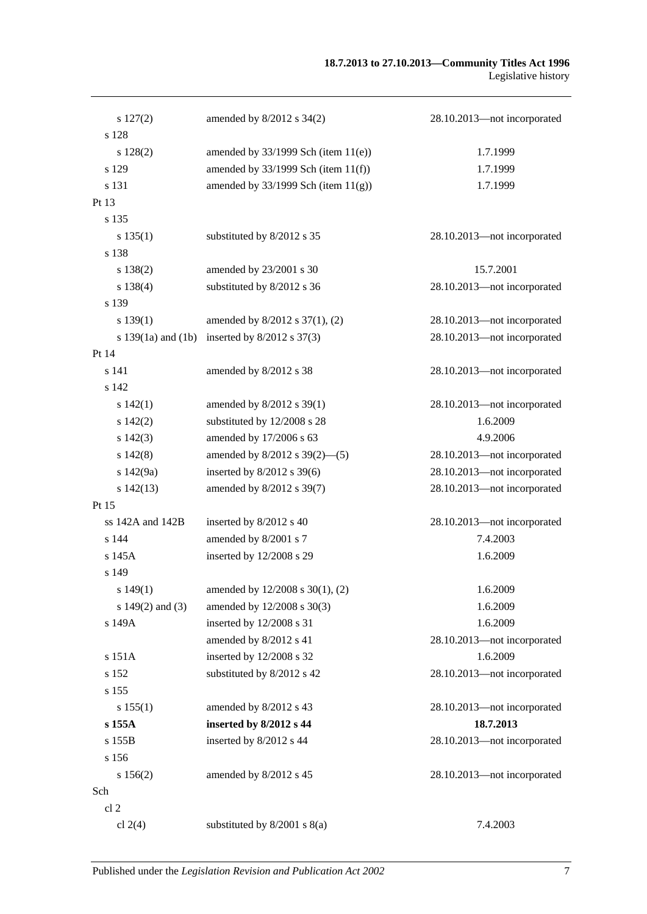| | | |
|---|---|---|
| s 127(2) | amended by 8/2012 s 34(2) | 28.10.2013—not incorporated |
| s 128 | | |
| s 128(2) | amended by 33/1999 Sch (item 11(e)) | 1.7.1999 |
| s 129 | amended by 33/1999 Sch (item 11(f)) | 1.7.1999 |
| s 131 | amended by 33/1999 Sch (item 11(g)) | 1.7.1999 |
| Pt 13 | | |
| s 135 | | |
| s 135(1) | substituted by 8/2012 s 35 | 28.10.2013—not incorporated |
| s 138 | | |
| s 138(2) | amended by 23/2001 s 30 | 15.7.2001 |
| s 138(4) | substituted by 8/2012 s 36 | 28.10.2013—not incorporated |
| s 139 | | |
| s 139(1) | amended by 8/2012 s 37(1), (2) | 28.10.2013—not incorporated |
| s 139(1a) and (1b) | inserted by 8/2012 s 37(3) | 28.10.2013—not incorporated |
| Pt 14 | | |
| s 141 | amended by 8/2012 s 38 | 28.10.2013—not incorporated |
| s 142 | | |
| s 142(1) | amended by 8/2012 s 39(1) | 28.10.2013—not incorporated |
| s 142(2) | substituted by 12/2008 s 28 | 1.6.2009 |
| s 142(3) | amended by 17/2006 s 63 | 4.9.2006 |
| s 142(8) | amended by 8/2012 s 39(2)—(5) | 28.10.2013—not incorporated |
| s 142(9a) | inserted by 8/2012 s 39(6) | 28.10.2013—not incorporated |
| s 142(13) | amended by 8/2012 s 39(7) | 28.10.2013—not incorporated |
| Pt 15 | | |
| ss 142A and 142B | inserted by 8/2012 s 40 | 28.10.2013—not incorporated |
| s 144 | amended by 8/2001 s 7 | 7.4.2003 |
| s 145A | inserted by 12/2008 s 29 | 1.6.2009 |
| s 149 | | |
| s 149(1) | amended by 12/2008 s 30(1), (2) | 1.6.2009 |
| s 149(2) and (3) | amended by 12/2008 s 30(3) | 1.6.2009 |
| s 149A | inserted by 12/2008 s 31 | 1.6.2009 |
| | amended by 8/2012 s 41 | 28.10.2013—not incorporated |
| s 151A | inserted by 12/2008 s 32 | 1.6.2009 |
| s 152 | substituted by 8/2012 s 42 | 28.10.2013—not incorporated |
| s 155 | | |
| s 155(1) | amended by 8/2012 s 43 | 28.10.2013—not incorporated |
| **s 155A** | **inserted by 8/2012 s 44** | **18.7.2013** |
| s 155B | inserted by 8/2012 s 44 | 28.10.2013—not incorporated |
| s 156 | | |
| s 156(2) | amended by 8/2012 s 45 | 28.10.2013—not incorporated |
| Sch | | |
| cl 2 | | |
| cl 2(4) | substituted by 8/2001 s 8(a) | 7.4.2003 |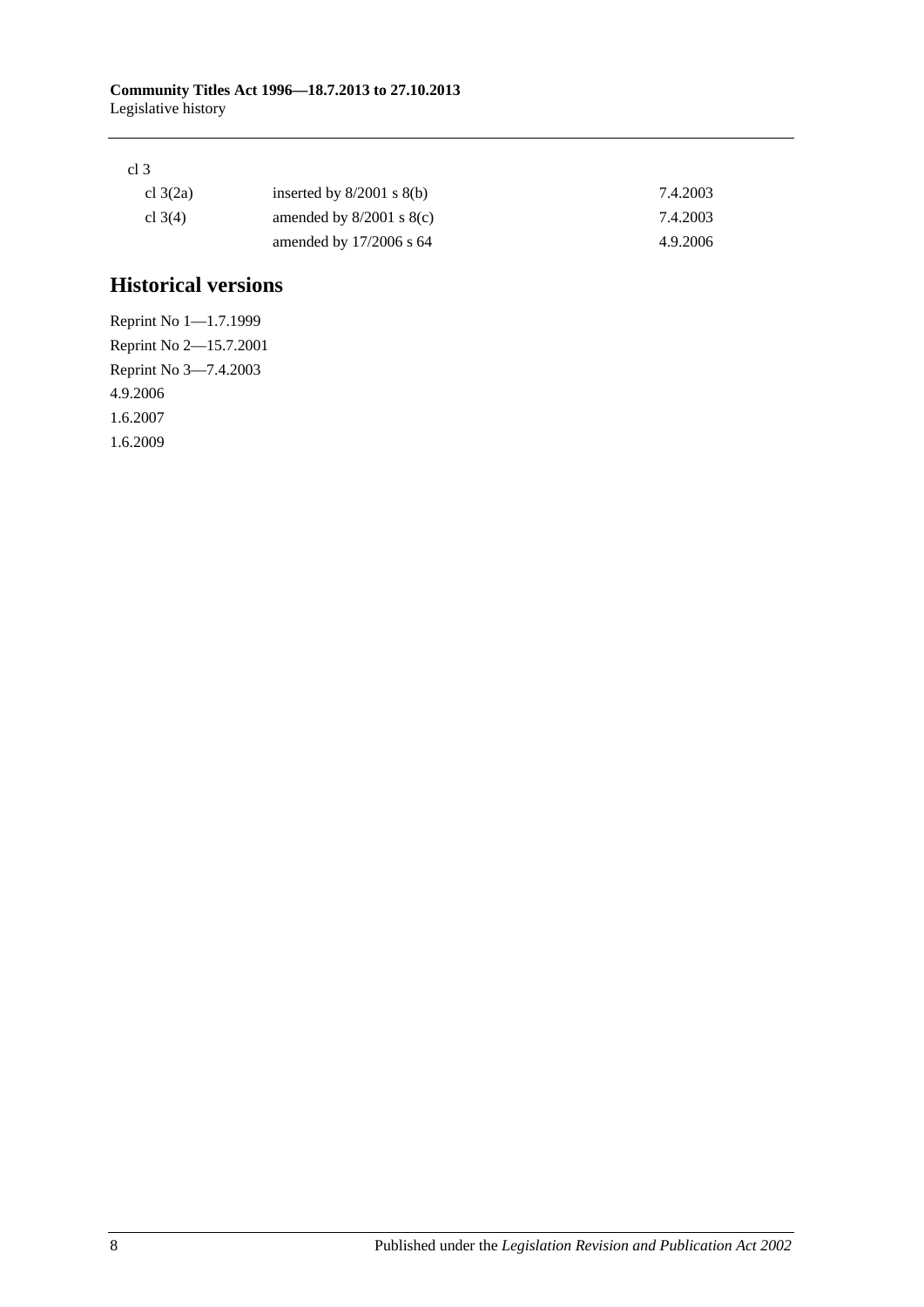| | | |
|---|---|---|
| cl 3 | | |
| cl 3(2a) | inserted by 8/2001 s 8(b) | 7.4.2003 |
| cl 3(4) | amended by 8/2001 s 8(c) | 7.4.2003 |
| | amended by 17/2006 s 64 | 4.9.2006 |

## Historical versions

Reprint No 1—1.7.1999

Reprint No 2—15.7.2001

Reprint No 3—7.4.2003

4.9.2006

1.6.2007

1.6.2009